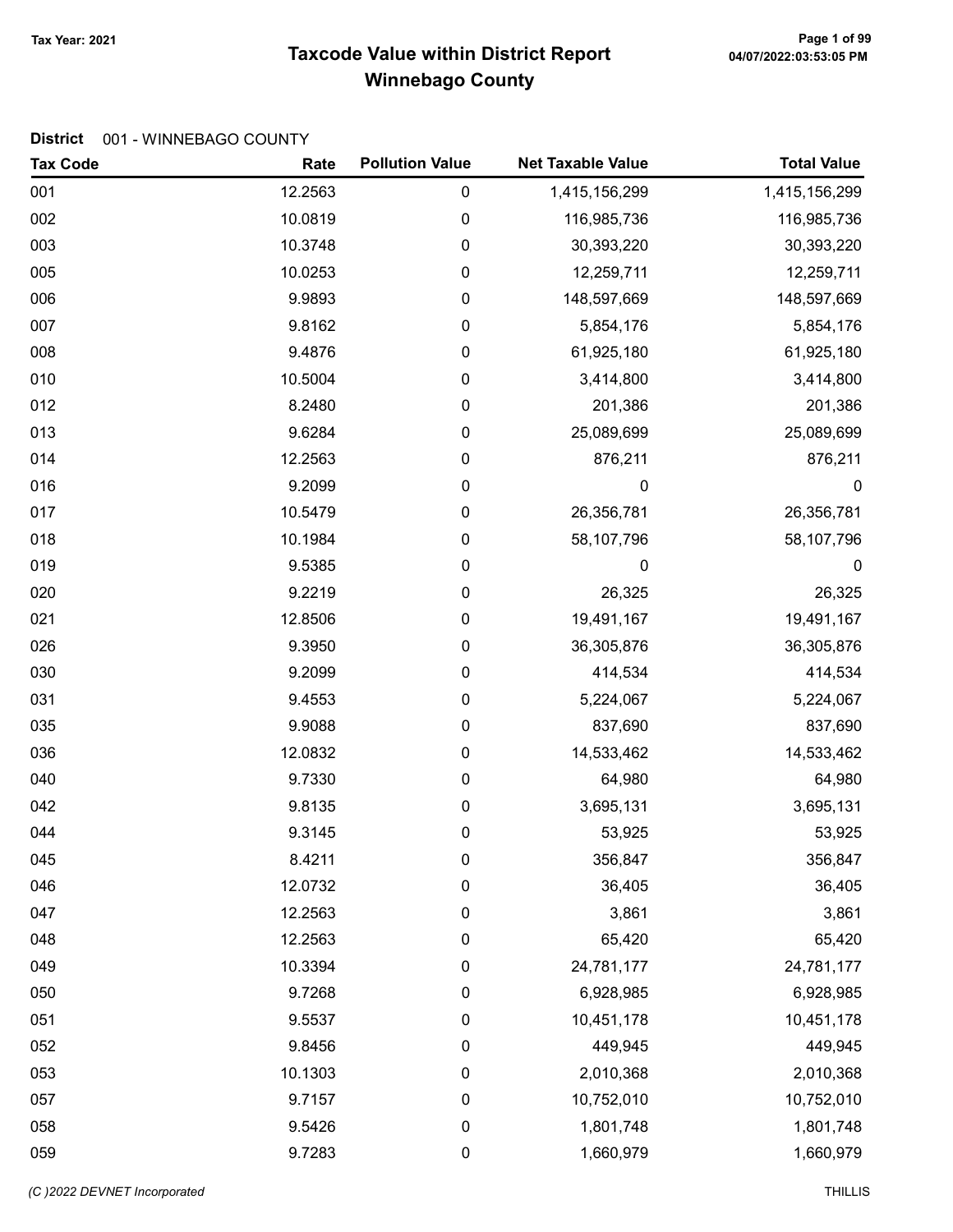# Taxcode Value within District Report
## Winnebago County

Tax Year: 2021

**District** 001 - WINNEBAGO COUNTY

| Tax Code | Rate | Pollution Value | Net Taxable Value | Total Value |
|---|---|---|---|---|
| 001 | 12.2563 | 0 | 1,415,156,299 | 1,415,156,299 |
| 002 | 10.0819 | 0 | 116,985,736 | 116,985,736 |
| 003 | 10.3748 | 0 | 30,393,220 | 30,393,220 |
| 005 | 10.0253 | 0 | 12,259,711 | 12,259,711 |
| 006 | 9.9893 | 0 | 148,597,669 | 148,597,669 |
| 007 | 9.8162 | 0 | 5,854,176 | 5,854,176 |
| 008 | 9.4876 | 0 | 61,925,180 | 61,925,180 |
| 010 | 10.5004 | 0 | 3,414,800 | 3,414,800 |
| 012 | 8.2480 | 0 | 201,386 | 201,386 |
| 013 | 9.6284 | 0 | 25,089,699 | 25,089,699 |
| 014 | 12.2563 | 0 | 876,211 | 876,211 |
| 016 | 9.2099 | 0 | 0 | 0 |
| 017 | 10.5479 | 0 | 26,356,781 | 26,356,781 |
| 018 | 10.1984 | 0 | 58,107,796 | 58,107,796 |
| 019 | 9.5385 | 0 | 0 | 0 |
| 020 | 9.2219 | 0 | 26,325 | 26,325 |
| 021 | 12.8506 | 0 | 19,491,167 | 19,491,167 |
| 026 | 9.3950 | 0 | 36,305,876 | 36,305,876 |
| 030 | 9.2099 | 0 | 414,534 | 414,534 |
| 031 | 9.4553 | 0 | 5,224,067 | 5,224,067 |
| 035 | 9.9088 | 0 | 837,690 | 837,690 |
| 036 | 12.0832 | 0 | 14,533,462 | 14,533,462 |
| 040 | 9.7330 | 0 | 64,980 | 64,980 |
| 042 | 9.8135 | 0 | 3,695,131 | 3,695,131 |
| 044 | 9.3145 | 0 | 53,925 | 53,925 |
| 045 | 8.4211 | 0 | 356,847 | 356,847 |
| 046 | 12.0732 | 0 | 36,405 | 36,405 |
| 047 | 12.2563 | 0 | 3,861 | 3,861 |
| 048 | 12.2563 | 0 | 65,420 | 65,420 |
| 049 | 10.3394 | 0 | 24,781,177 | 24,781,177 |
| 050 | 9.7268 | 0 | 6,928,985 | 6,928,985 |
| 051 | 9.5537 | 0 | 10,451,178 | 10,451,178 |
| 052 | 9.8456 | 0 | 449,945 | 449,945 |
| 053 | 10.1303 | 0 | 2,010,368 | 2,010,368 |
| 057 | 9.7157 | 0 | 10,752,010 | 10,752,010 |
| 058 | 9.5426 | 0 | 1,801,748 | 1,801,748 |
| 059 | 9.7283 | 0 | 1,660,979 | 1,660,979 |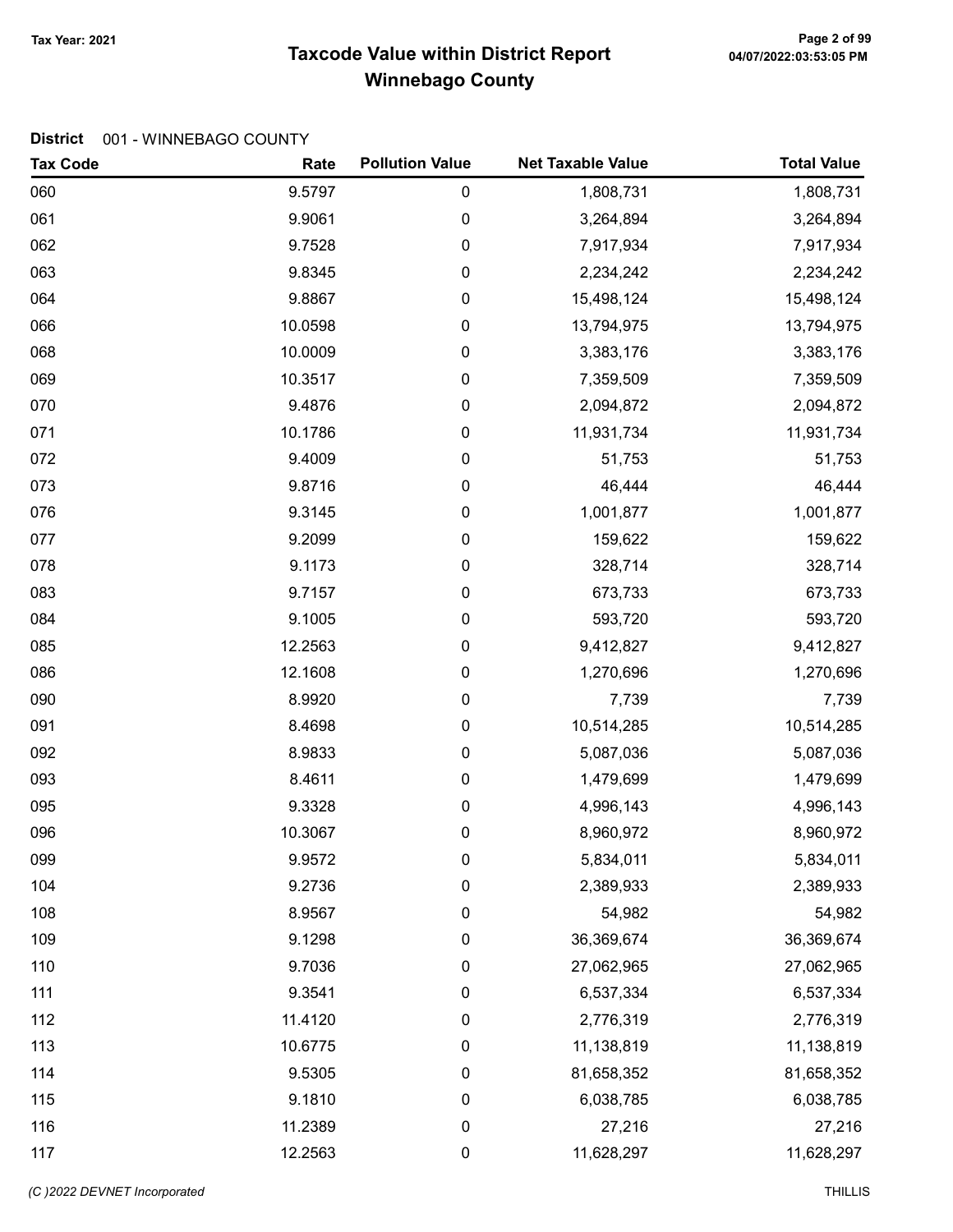Tax Year: 2021

# Taxcode Value within District Report
## Winnebago County

**District** 001 - WINNEBAGO COUNTY

| Tax Code | Rate | Pollution Value | Net Taxable Value | Total Value |
|---|---|---|---|---|
| 060 | 9.5797 | 0 | 1,808,731 | 1,808,731 |
| 061 | 9.9061 | 0 | 3,264,894 | 3,264,894 |
| 062 | 9.7528 | 0 | 7,917,934 | 7,917,934 |
| 063 | 9.8345 | 0 | 2,234,242 | 2,234,242 |
| 064 | 9.8867 | 0 | 15,498,124 | 15,498,124 |
| 066 | 10.0598 | 0 | 13,794,975 | 13,794,975 |
| 068 | 10.0009 | 0 | 3,383,176 | 3,383,176 |
| 069 | 10.3517 | 0 | 7,359,509 | 7,359,509 |
| 070 | 9.4876 | 0 | 2,094,872 | 2,094,872 |
| 071 | 10.1786 | 0 | 11,931,734 | 11,931,734 |
| 072 | 9.4009 | 0 | 51,753 | 51,753 |
| 073 | 9.8716 | 0 | 46,444 | 46,444 |
| 076 | 9.3145 | 0 | 1,001,877 | 1,001,877 |
| 077 | 9.2099 | 0 | 159,622 | 159,622 |
| 078 | 9.1173 | 0 | 328,714 | 328,714 |
| 083 | 9.7157 | 0 | 673,733 | 673,733 |
| 084 | 9.1005 | 0 | 593,720 | 593,720 |
| 085 | 12.2563 | 0 | 9,412,827 | 9,412,827 |
| 086 | 12.1608 | 0 | 1,270,696 | 1,270,696 |
| 090 | 8.9920 | 0 | 7,739 | 7,739 |
| 091 | 8.4698 | 0 | 10,514,285 | 10,514,285 |
| 092 | 8.9833 | 0 | 5,087,036 | 5,087,036 |
| 093 | 8.4611 | 0 | 1,479,699 | 1,479,699 |
| 095 | 9.3328 | 0 | 4,996,143 | 4,996,143 |
| 096 | 10.3067 | 0 | 8,960,972 | 8,960,972 |
| 099 | 9.9572 | 0 | 5,834,011 | 5,834,011 |
| 104 | 9.2736 | 0 | 2,389,933 | 2,389,933 |
| 108 | 8.9567 | 0 | 54,982 | 54,982 |
| 109 | 9.1298 | 0 | 36,369,674 | 36,369,674 |
| 110 | 9.7036 | 0 | 27,062,965 | 27,062,965 |
| 111 | 9.3541 | 0 | 6,537,334 | 6,537,334 |
| 112 | 11.4120 | 0 | 2,776,319 | 2,776,319 |
| 113 | 10.6775 | 0 | 11,138,819 | 11,138,819 |
| 114 | 9.5305 | 0 | 81,658,352 | 81,658,352 |
| 115 | 9.1810 | 0 | 6,038,785 | 6,038,785 |
| 116 | 11.2389 | 0 | 27,216 | 27,216 |
| 117 | 12.2563 | 0 | 11,628,297 | 11,628,297 |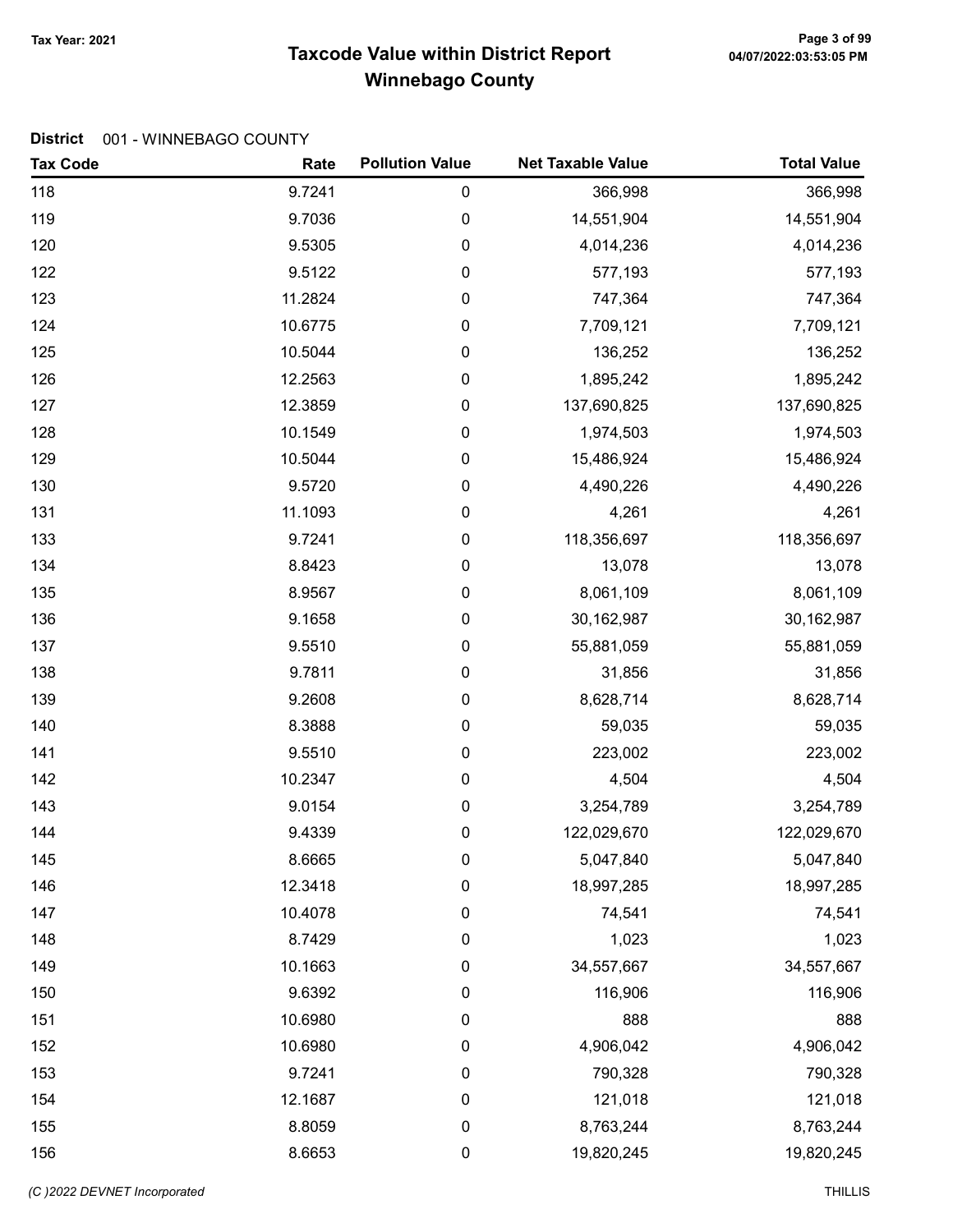# Taxcode Value within District Report

## Winnebago County

Tax Year: 2021

**District** 001 - WINNEBAGO COUNTY

| Tax Code | Rate | Pollution Value | Net Taxable Value | Total Value |
|---|---|---|---|---|
| 118 | 9.7241 | 0 | 366,998 | 366,998 |
| 119 | 9.7036 | 0 | 14,551,904 | 14,551,904 |
| 120 | 9.5305 | 0 | 4,014,236 | 4,014,236 |
| 122 | 9.5122 | 0 | 577,193 | 577,193 |
| 123 | 11.2824 | 0 | 747,364 | 747,364 |
| 124 | 10.6775 | 0 | 7,709,121 | 7,709,121 |
| 125 | 10.5044 | 0 | 136,252 | 136,252 |
| 126 | 12.2563 | 0 | 1,895,242 | 1,895,242 |
| 127 | 12.3859 | 0 | 137,690,825 | 137,690,825 |
| 128 | 10.1549 | 0 | 1,974,503 | 1,974,503 |
| 129 | 10.5044 | 0 | 15,486,924 | 15,486,924 |
| 130 | 9.5720 | 0 | 4,490,226 | 4,490,226 |
| 131 | 11.1093 | 0 | 4,261 | 4,261 |
| 133 | 9.7241 | 0 | 118,356,697 | 118,356,697 |
| 134 | 8.8423 | 0 | 13,078 | 13,078 |
| 135 | 8.9567 | 0 | 8,061,109 | 8,061,109 |
| 136 | 9.1658 | 0 | 30,162,987 | 30,162,987 |
| 137 | 9.5510 | 0 | 55,881,059 | 55,881,059 |
| 138 | 9.7811 | 0 | 31,856 | 31,856 |
| 139 | 9.2608 | 0 | 8,628,714 | 8,628,714 |
| 140 | 8.3888 | 0 | 59,035 | 59,035 |
| 141 | 9.5510 | 0 | 223,002 | 223,002 |
| 142 | 10.2347 | 0 | 4,504 | 4,504 |
| 143 | 9.0154 | 0 | 3,254,789 | 3,254,789 |
| 144 | 9.4339 | 0 | 122,029,670 | 122,029,670 |
| 145 | 8.6665 | 0 | 5,047,840 | 5,047,840 |
| 146 | 12.3418 | 0 | 18,997,285 | 18,997,285 |
| 147 | 10.4078 | 0 | 74,541 | 74,541 |
| 148 | 8.7429 | 0 | 1,023 | 1,023 |
| 149 | 10.1663 | 0 | 34,557,667 | 34,557,667 |
| 150 | 9.6392 | 0 | 116,906 | 116,906 |
| 151 | 10.6980 | 0 | 888 | 888 |
| 152 | 10.6980 | 0 | 4,906,042 | 4,906,042 |
| 153 | 9.7241 | 0 | 790,328 | 790,328 |
| 154 | 12.1687 | 0 | 121,018 | 121,018 |
| 155 | 8.8059 | 0 | 8,763,244 | 8,763,244 |
| 156 | 8.6653 | 0 | 19,820,245 | 19,820,245 |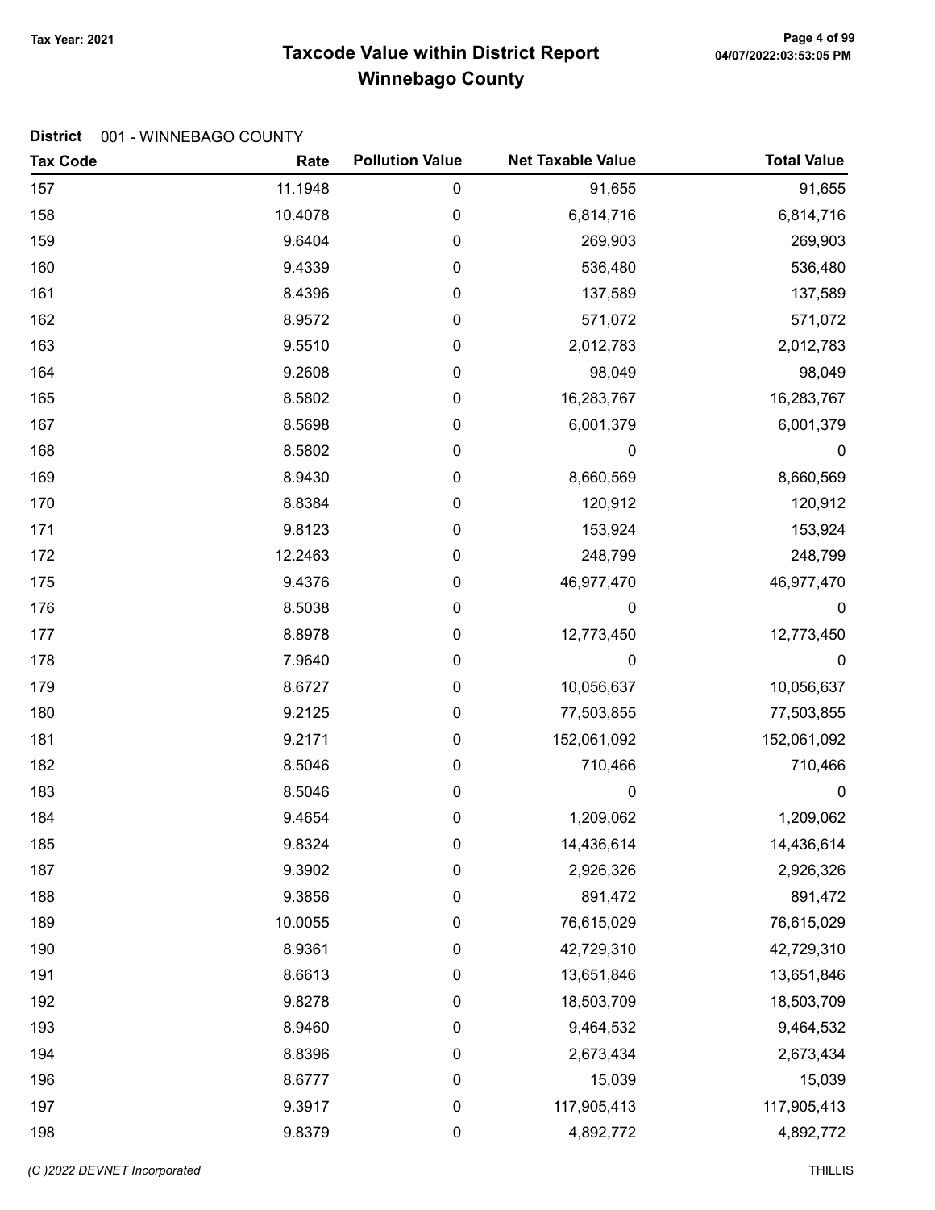# Taxcode Value within District Report
## Winnebago County

Tax Year: 2021

**District** 001 - WINNEBAGO COUNTY

| Tax Code | Rate | Pollution Value | Net Taxable Value | Total Value |
|---|---|---|---|---|
| 157 | 11.1948 | 0 | 91,655 | 91,655 |
| 158 | 10.4078 | 0 | 6,814,716 | 6,814,716 |
| 159 | 9.6404 | 0 | 269,903 | 269,903 |
| 160 | 9.4339 | 0 | 536,480 | 536,480 |
| 161 | 8.4396 | 0 | 137,589 | 137,589 |
| 162 | 8.9572 | 0 | 571,072 | 571,072 |
| 163 | 9.5510 | 0 | 2,012,783 | 2,012,783 |
| 164 | 9.2608 | 0 | 98,049 | 98,049 |
| 165 | 8.5802 | 0 | 16,283,767 | 16,283,767 |
| 167 | 8.5698 | 0 | 6,001,379 | 6,001,379 |
| 168 | 8.5802 | 0 | 0 | 0 |
| 169 | 8.9430 | 0 | 8,660,569 | 8,660,569 |
| 170 | 8.8384 | 0 | 120,912 | 120,912 |
| 171 | 9.8123 | 0 | 153,924 | 153,924 |
| 172 | 12.2463 | 0 | 248,799 | 248,799 |
| 175 | 9.4376 | 0 | 46,977,470 | 46,977,470 |
| 176 | 8.5038 | 0 | 0 | 0 |
| 177 | 8.8978 | 0 | 12,773,450 | 12,773,450 |
| 178 | 7.9640 | 0 | 0 | 0 |
| 179 | 8.6727 | 0 | 10,056,637 | 10,056,637 |
| 180 | 9.2125 | 0 | 77,503,855 | 77,503,855 |
| 181 | 9.2171 | 0 | 152,061,092 | 152,061,092 |
| 182 | 8.5046 | 0 | 710,466 | 710,466 |
| 183 | 8.5046 | 0 | 0 | 0 |
| 184 | 9.4654 | 0 | 1,209,062 | 1,209,062 |
| 185 | 9.8324 | 0 | 14,436,614 | 14,436,614 |
| 187 | 9.3902 | 0 | 2,926,326 | 2,926,326 |
| 188 | 9.3856 | 0 | 891,472 | 891,472 |
| 189 | 10.0055 | 0 | 76,615,029 | 76,615,029 |
| 190 | 8.9361 | 0 | 42,729,310 | 42,729,310 |
| 191 | 8.6613 | 0 | 13,651,846 | 13,651,846 |
| 192 | 9.8278 | 0 | 18,503,709 | 18,503,709 |
| 193 | 8.9460 | 0 | 9,464,532 | 9,464,532 |
| 194 | 8.8396 | 0 | 2,673,434 | 2,673,434 |
| 196 | 8.6777 | 0 | 15,039 | 15,039 |
| 197 | 9.3917 | 0 | 117,905,413 | 117,905,413 |
| 198 | 9.8379 | 0 | 4,892,772 | 4,892,772 |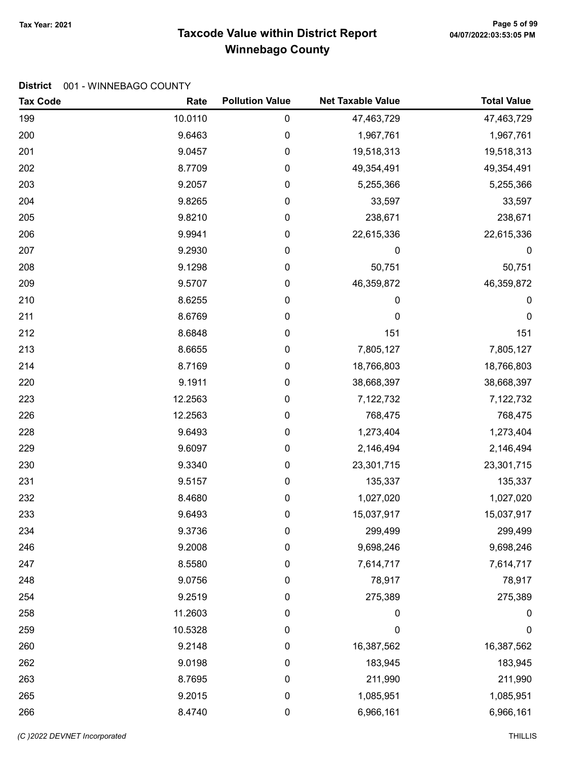**Tax Year: 2021**

# Taxcode Value within District Report
## Winnebago County

**District** 001 - WINNEBAGO COUNTY

| Tax Code | Rate | Pollution Value | Net Taxable Value | Total Value |
|---|---|---|---|---|
| 199 | 10.0110 | 0 | 47,463,729 | 47,463,729 |
| 200 | 9.6463 | 0 | 1,967,761 | 1,967,761 |
| 201 | 9.0457 | 0 | 19,518,313 | 19,518,313 |
| 202 | 8.7709 | 0 | 49,354,491 | 49,354,491 |
| 203 | 9.2057 | 0 | 5,255,366 | 5,255,366 |
| 204 | 9.8265 | 0 | 33,597 | 33,597 |
| 205 | 9.8210 | 0 | 238,671 | 238,671 |
| 206 | 9.9941 | 0 | 22,615,336 | 22,615,336 |
| 207 | 9.2930 | 0 | 0 | 0 |
| 208 | 9.1298 | 0 | 50,751 | 50,751 |
| 209 | 9.5707 | 0 | 46,359,872 | 46,359,872 |
| 210 | 8.6255 | 0 | 0 | 0 |
| 211 | 8.6769 | 0 | 0 | 0 |
| 212 | 8.6848 | 0 | 151 | 151 |
| 213 | 8.6655 | 0 | 7,805,127 | 7,805,127 |
| 214 | 8.7169 | 0 | 18,766,803 | 18,766,803 |
| 220 | 9.1911 | 0 | 38,668,397 | 38,668,397 |
| 223 | 12.2563 | 0 | 7,122,732 | 7,122,732 |
| 226 | 12.2563 | 0 | 768,475 | 768,475 |
| 228 | 9.6493 | 0 | 1,273,404 | 1,273,404 |
| 229 | 9.6097 | 0 | 2,146,494 | 2,146,494 |
| 230 | 9.3340 | 0 | 23,301,715 | 23,301,715 |
| 231 | 9.5157 | 0 | 135,337 | 135,337 |
| 232 | 8.4680 | 0 | 1,027,020 | 1,027,020 |
| 233 | 9.6493 | 0 | 15,037,917 | 15,037,917 |
| 234 | 9.3736 | 0 | 299,499 | 299,499 |
| 246 | 9.2008 | 0 | 9,698,246 | 9,698,246 |
| 247 | 8.5580 | 0 | 7,614,717 | 7,614,717 |
| 248 | 9.0756 | 0 | 78,917 | 78,917 |
| 254 | 9.2519 | 0 | 275,389 | 275,389 |
| 258 | 11.2603 | 0 | 0 | 0 |
| 259 | 10.5328 | 0 | 0 | 0 |
| 260 | 9.2148 | 0 | 16,387,562 | 16,387,562 |
| 262 | 9.0198 | 0 | 183,945 | 183,945 |
| 263 | 8.7695 | 0 | 211,990 | 211,990 |
| 265 | 9.2015 | 0 | 1,085,951 | 1,085,951 |
| 266 | 8.4740 | 0 | 6,966,161 | 6,966,161 |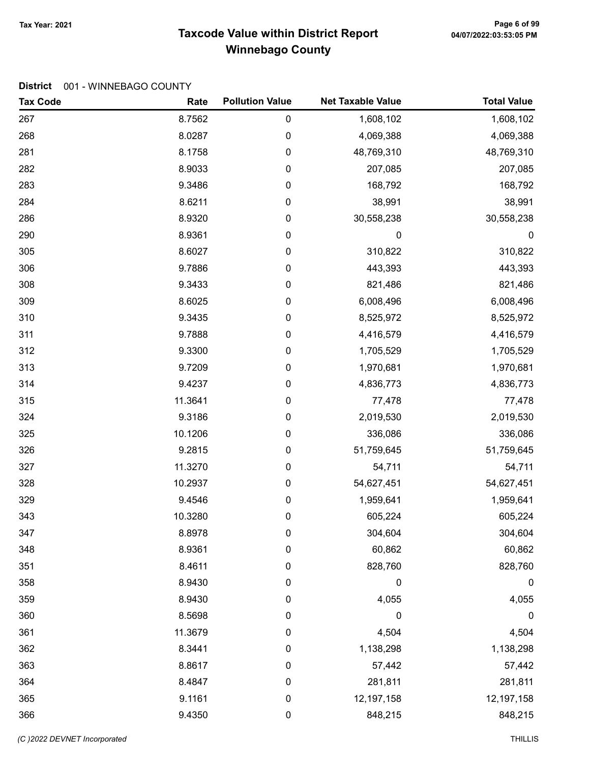# Taxcode Value within District Report
## Winnebago County

Tax Year: 2021

**District** 001 - WINNEBAGO COUNTY

| Tax Code | Rate | Pollution Value | Net Taxable Value | Total Value |
|---|---|---|---|---|
| 267 | 8.7562 | 0 | 1,608,102 | 1,608,102 |
| 268 | 8.0287 | 0 | 4,069,388 | 4,069,388 |
| 281 | 8.1758 | 0 | 48,769,310 | 48,769,310 |
| 282 | 8.9033 | 0 | 207,085 | 207,085 |
| 283 | 9.3486 | 0 | 168,792 | 168,792 |
| 284 | 8.6211 | 0 | 38,991 | 38,991 |
| 286 | 8.9320 | 0 | 30,558,238 | 30,558,238 |
| 290 | 8.9361 | 0 | 0 | 0 |
| 305 | 8.6027 | 0 | 310,822 | 310,822 |
| 306 | 9.7886 | 0 | 443,393 | 443,393 |
| 308 | 9.3433 | 0 | 821,486 | 821,486 |
| 309 | 8.6025 | 0 | 6,008,496 | 6,008,496 |
| 310 | 9.3435 | 0 | 8,525,972 | 8,525,972 |
| 311 | 9.7888 | 0 | 4,416,579 | 4,416,579 |
| 312 | 9.3300 | 0 | 1,705,529 | 1,705,529 |
| 313 | 9.7209 | 0 | 1,970,681 | 1,970,681 |
| 314 | 9.4237 | 0 | 4,836,773 | 4,836,773 |
| 315 | 11.3641 | 0 | 77,478 | 77,478 |
| 324 | 9.3186 | 0 | 2,019,530 | 2,019,530 |
| 325 | 10.1206 | 0 | 336,086 | 336,086 |
| 326 | 9.2815 | 0 | 51,759,645 | 51,759,645 |
| 327 | 11.3270 | 0 | 54,711 | 54,711 |
| 328 | 10.2937 | 0 | 54,627,451 | 54,627,451 |
| 329 | 9.4546 | 0 | 1,959,641 | 1,959,641 |
| 343 | 10.3280 | 0 | 605,224 | 605,224 |
| 347 | 8.8978 | 0 | 304,604 | 304,604 |
| 348 | 8.9361 | 0 | 60,862 | 60,862 |
| 351 | 8.4611 | 0 | 828,760 | 828,760 |
| 358 | 8.9430 | 0 | 0 | 0 |
| 359 | 8.9430 | 0 | 4,055 | 4,055 |
| 360 | 8.5698 | 0 | 0 | 0 |
| 361 | 11.3679 | 0 | 4,504 | 4,504 |
| 362 | 8.3441 | 0 | 1,138,298 | 1,138,298 |
| 363 | 8.8617 | 0 | 57,442 | 57,442 |
| 364 | 8.4847 | 0 | 281,811 | 281,811 |
| 365 | 9.1161 | 0 | 12,197,158 | 12,197,158 |
| 366 | 9.4350 | 0 | 848,215 | 848,215 |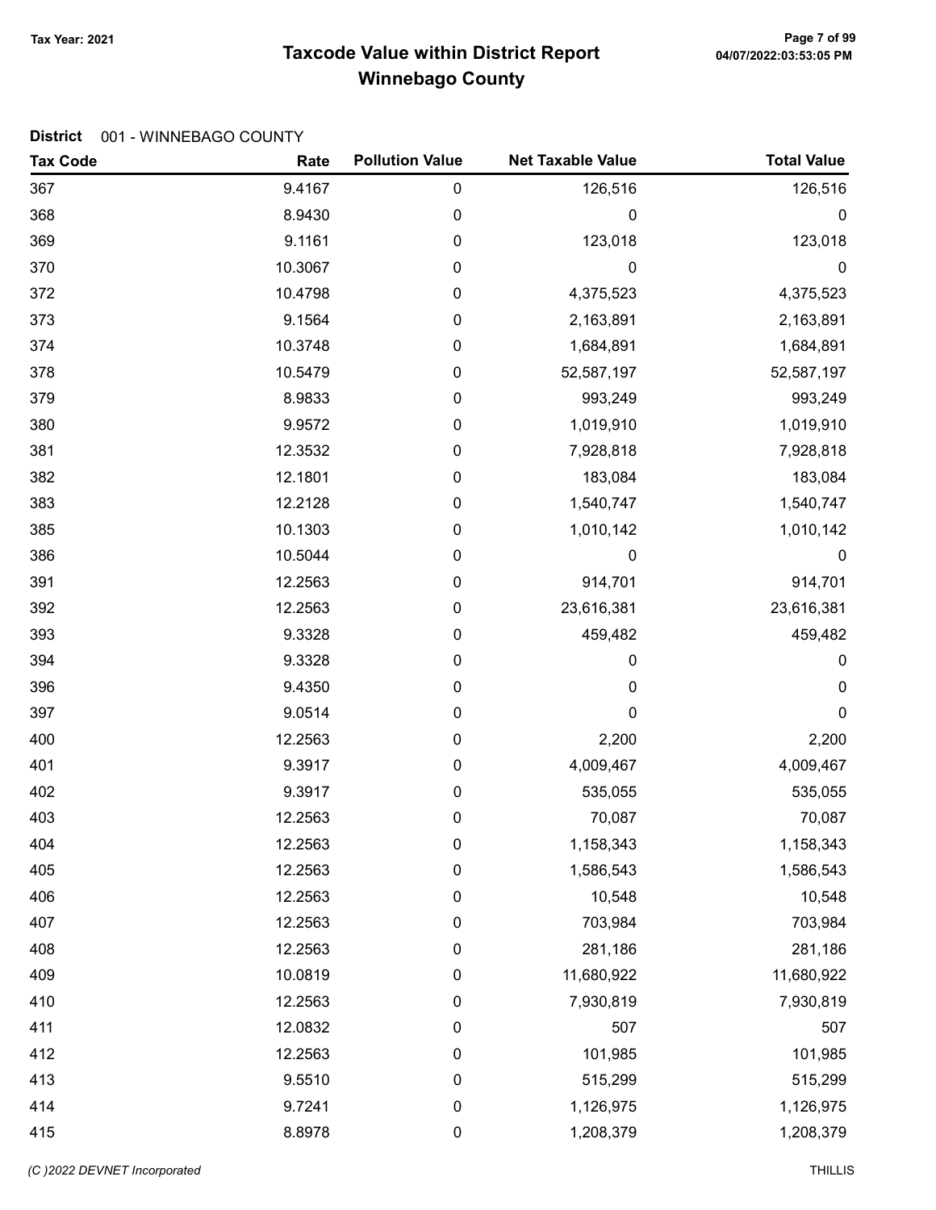# Taxcode Value within District Report
## Winnebago County

Tax Year: 2021

**District** 001 - WINNEBAGO COUNTY

| Tax Code | Rate | Pollution Value | Net Taxable Value | Total Value |
|---|---|---|---|---|
| 367 | 9.4167 | 0 | 126,516 | 126,516 |
| 368 | 8.9430 | 0 | 0 | 0 |
| 369 | 9.1161 | 0 | 123,018 | 123,018 |
| 370 | 10.3067 | 0 | 0 | 0 |
| 372 | 10.4798 | 0 | 4,375,523 | 4,375,523 |
| 373 | 9.1564 | 0 | 2,163,891 | 2,163,891 |
| 374 | 10.3748 | 0 | 1,684,891 | 1,684,891 |
| 378 | 10.5479 | 0 | 52,587,197 | 52,587,197 |
| 379 | 8.9833 | 0 | 993,249 | 993,249 |
| 380 | 9.9572 | 0 | 1,019,910 | 1,019,910 |
| 381 | 12.3532 | 0 | 7,928,818 | 7,928,818 |
| 382 | 12.1801 | 0 | 183,084 | 183,084 |
| 383 | 12.2128 | 0 | 1,540,747 | 1,540,747 |
| 385 | 10.1303 | 0 | 1,010,142 | 1,010,142 |
| 386 | 10.5044 | 0 | 0 | 0 |
| 391 | 12.2563 | 0 | 914,701 | 914,701 |
| 392 | 12.2563 | 0 | 23,616,381 | 23,616,381 |
| 393 | 9.3328 | 0 | 459,482 | 459,482 |
| 394 | 9.3328 | 0 | 0 | 0 |
| 396 | 9.4350 | 0 | 0 | 0 |
| 397 | 9.0514 | 0 | 0 | 0 |
| 400 | 12.2563 | 0 | 2,200 | 2,200 |
| 401 | 9.3917 | 0 | 4,009,467 | 4,009,467 |
| 402 | 9.3917 | 0 | 535,055 | 535,055 |
| 403 | 12.2563 | 0 | 70,087 | 70,087 |
| 404 | 12.2563 | 0 | 1,158,343 | 1,158,343 |
| 405 | 12.2563 | 0 | 1,586,543 | 1,586,543 |
| 406 | 12.2563 | 0 | 10,548 | 10,548 |
| 407 | 12.2563 | 0 | 703,984 | 703,984 |
| 408 | 12.2563 | 0 | 281,186 | 281,186 |
| 409 | 10.0819 | 0 | 11,680,922 | 11,680,922 |
| 410 | 12.2563 | 0 | 7,930,819 | 7,930,819 |
| 411 | 12.0832 | 0 | 507 | 507 |
| 412 | 12.2563 | 0 | 101,985 | 101,985 |
| 413 | 9.5510 | 0 | 515,299 | 515,299 |
| 414 | 9.7241 | 0 | 1,126,975 | 1,126,975 |
| 415 | 8.8978 | 0 | 1,208,379 | 1,208,379 |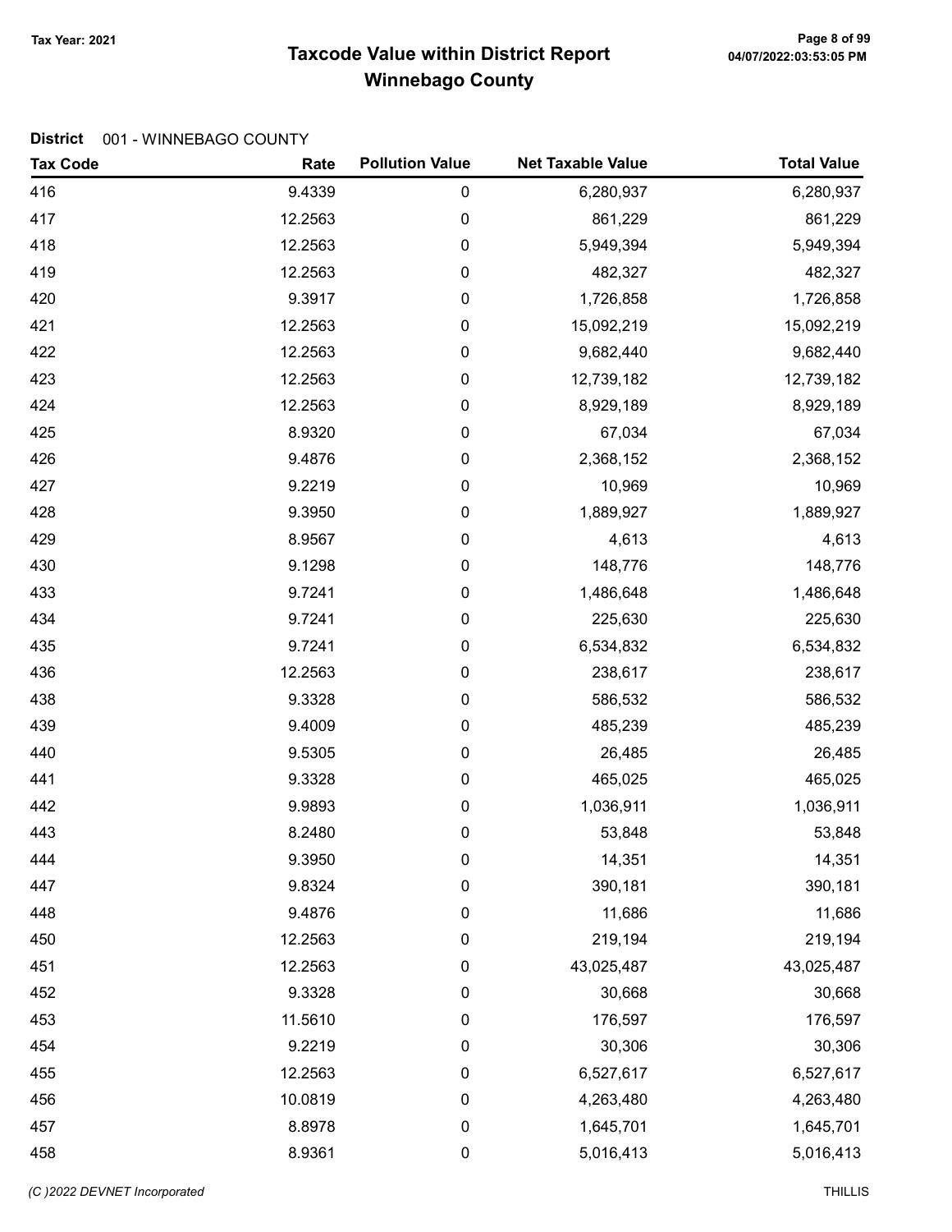Tax Year: 2021

# Taxcode Value within District Report
## Winnebago County

**District** 001 - WINNEBAGO COUNTY

| Tax Code | Rate | Pollution Value | Net Taxable Value | Total Value |
|---|---|---|---|---|
| 416 | 9.4339 | 0 | 6,280,937 | 6,280,937 |
| 417 | 12.2563 | 0 | 861,229 | 861,229 |
| 418 | 12.2563 | 0 | 5,949,394 | 5,949,394 |
| 419 | 12.2563 | 0 | 482,327 | 482,327 |
| 420 | 9.3917 | 0 | 1,726,858 | 1,726,858 |
| 421 | 12.2563 | 0 | 15,092,219 | 15,092,219 |
| 422 | 12.2563 | 0 | 9,682,440 | 9,682,440 |
| 423 | 12.2563 | 0 | 12,739,182 | 12,739,182 |
| 424 | 12.2563 | 0 | 8,929,189 | 8,929,189 |
| 425 | 8.9320 | 0 | 67,034 | 67,034 |
| 426 | 9.4876 | 0 | 2,368,152 | 2,368,152 |
| 427 | 9.2219 | 0 | 10,969 | 10,969 |
| 428 | 9.3950 | 0 | 1,889,927 | 1,889,927 |
| 429 | 8.9567 | 0 | 4,613 | 4,613 |
| 430 | 9.1298 | 0 | 148,776 | 148,776 |
| 433 | 9.7241 | 0 | 1,486,648 | 1,486,648 |
| 434 | 9.7241 | 0 | 225,630 | 225,630 |
| 435 | 9.7241 | 0 | 6,534,832 | 6,534,832 |
| 436 | 12.2563 | 0 | 238,617 | 238,617 |
| 438 | 9.3328 | 0 | 586,532 | 586,532 |
| 439 | 9.4009 | 0 | 485,239 | 485,239 |
| 440 | 9.5305 | 0 | 26,485 | 26,485 |
| 441 | 9.3328 | 0 | 465,025 | 465,025 |
| 442 | 9.9893 | 0 | 1,036,911 | 1,036,911 |
| 443 | 8.2480 | 0 | 53,848 | 53,848 |
| 444 | 9.3950 | 0 | 14,351 | 14,351 |
| 447 | 9.8324 | 0 | 390,181 | 390,181 |
| 448 | 9.4876 | 0 | 11,686 | 11,686 |
| 450 | 12.2563 | 0 | 219,194 | 219,194 |
| 451 | 12.2563 | 0 | 43,025,487 | 43,025,487 |
| 452 | 9.3328 | 0 | 30,668 | 30,668 |
| 453 | 11.5610 | 0 | 176,597 | 176,597 |
| 454 | 9.2219 | 0 | 30,306 | 30,306 |
| 455 | 12.2563 | 0 | 6,527,617 | 6,527,617 |
| 456 | 10.0819 | 0 | 4,263,480 | 4,263,480 |
| 457 | 8.8978 | 0 | 1,645,701 | 1,645,701 |
| 458 | 8.9361 | 0 | 5,016,413 | 5,016,413 |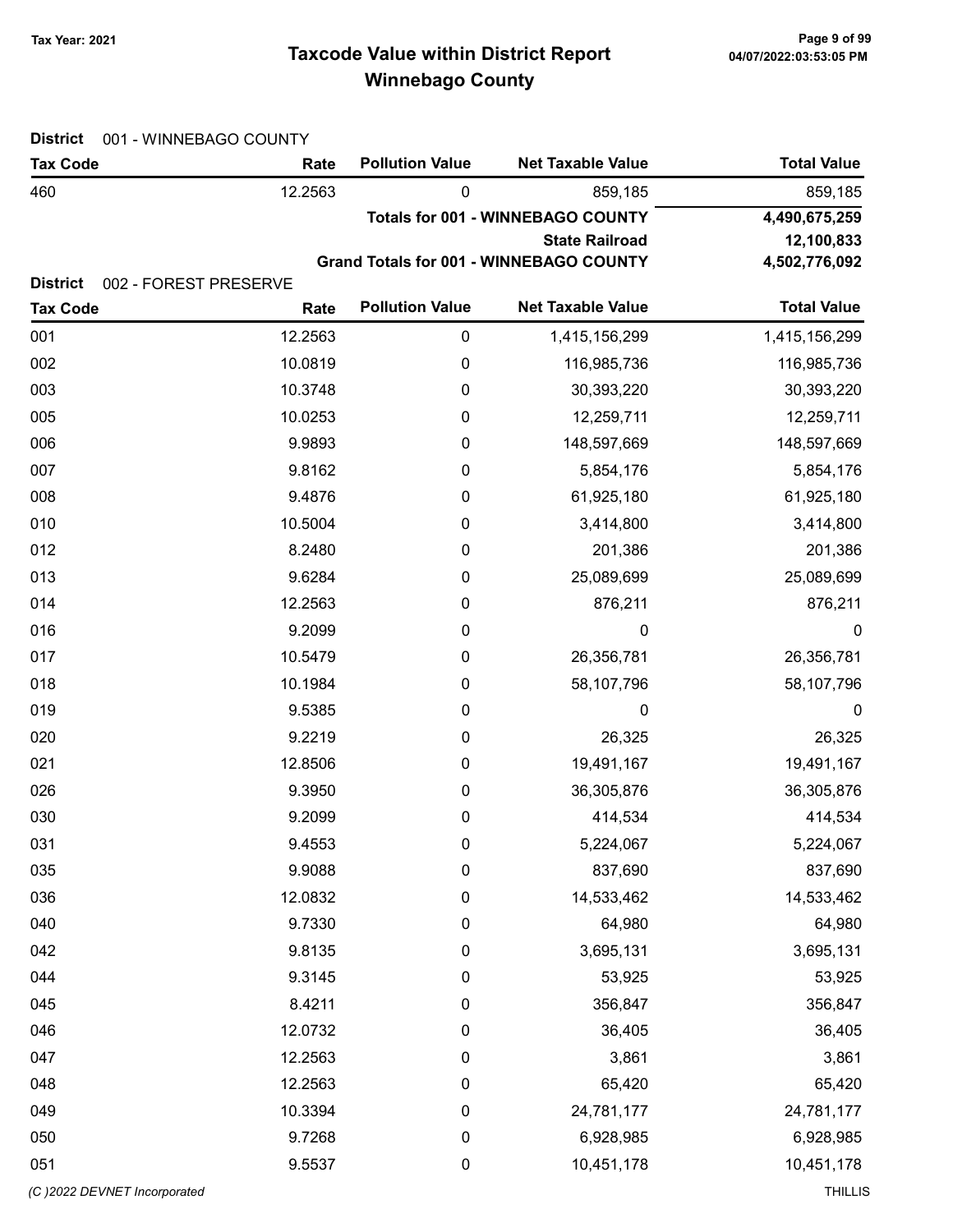# Taxcode Value within District Report
## Winnebago County

Tax Year: 2021

**District** 001 - WINNEBAGO COUNTY

| Tax Code | Rate | Pollution Value | Net Taxable Value | Total Value |
|---|---|---|---|---|
| 460 | 12.2563 | 0 | 859,185 | 859,185 |
| | | | **Totals for 001 - WINNEBAGO COUNTY** | **4,490,675,259** |
| | | | **State Railroad** | **12,100,833** |
| | | | **Grand Totals for 001 - WINNEBAGO COUNTY** | **4,502,776,092** |

**District** 002 - FOREST PRESERVE

| Tax Code | Rate | Pollution Value | Net Taxable Value | Total Value |
|---|---|---|---|---|
| 001 | 12.2563 | 0 | 1,415,156,299 | 1,415,156,299 |
| 002 | 10.0819 | 0 | 116,985,736 | 116,985,736 |
| 003 | 10.3748 | 0 | 30,393,220 | 30,393,220 |
| 005 | 10.0253 | 0 | 12,259,711 | 12,259,711 |
| 006 | 9.9893 | 0 | 148,597,669 | 148,597,669 |
| 007 | 9.8162 | 0 | 5,854,176 | 5,854,176 |
| 008 | 9.4876 | 0 | 61,925,180 | 61,925,180 |
| 010 | 10.5004 | 0 | 3,414,800 | 3,414,800 |
| 012 | 8.2480 | 0 | 201,386 | 201,386 |
| 013 | 9.6284 | 0 | 25,089,699 | 25,089,699 |
| 014 | 12.2563 | 0 | 876,211 | 876,211 |
| 016 | 9.2099 | 0 | 0 | 0 |
| 017 | 10.5479 | 0 | 26,356,781 | 26,356,781 |
| 018 | 10.1984 | 0 | 58,107,796 | 58,107,796 |
| 019 | 9.5385 | 0 | 0 | 0 |
| 020 | 9.2219 | 0 | 26,325 | 26,325 |
| 021 | 12.8506 | 0 | 19,491,167 | 19,491,167 |
| 026 | 9.3950 | 0 | 36,305,876 | 36,305,876 |
| 030 | 9.2099 | 0 | 414,534 | 414,534 |
| 031 | 9.4553 | 0 | 5,224,067 | 5,224,067 |
| 035 | 9.9088 | 0 | 837,690 | 837,690 |
| 036 | 12.0832 | 0 | 14,533,462 | 14,533,462 |
| 040 | 9.7330 | 0 | 64,980 | 64,980 |
| 042 | 9.8135 | 0 | 3,695,131 | 3,695,131 |
| 044 | 9.3145 | 0 | 53,925 | 53,925 |
| 045 | 8.4211 | 0 | 356,847 | 356,847 |
| 046 | 12.0732 | 0 | 36,405 | 36,405 |
| 047 | 12.2563 | 0 | 3,861 | 3,861 |
| 048 | 12.2563 | 0 | 65,420 | 65,420 |
| 049 | 10.3394 | 0 | 24,781,177 | 24,781,177 |
| 050 | 9.7268 | 0 | 6,928,985 | 6,928,985 |
| 051 | 9.5537 | 0 | 10,451,178 | 10,451,178 |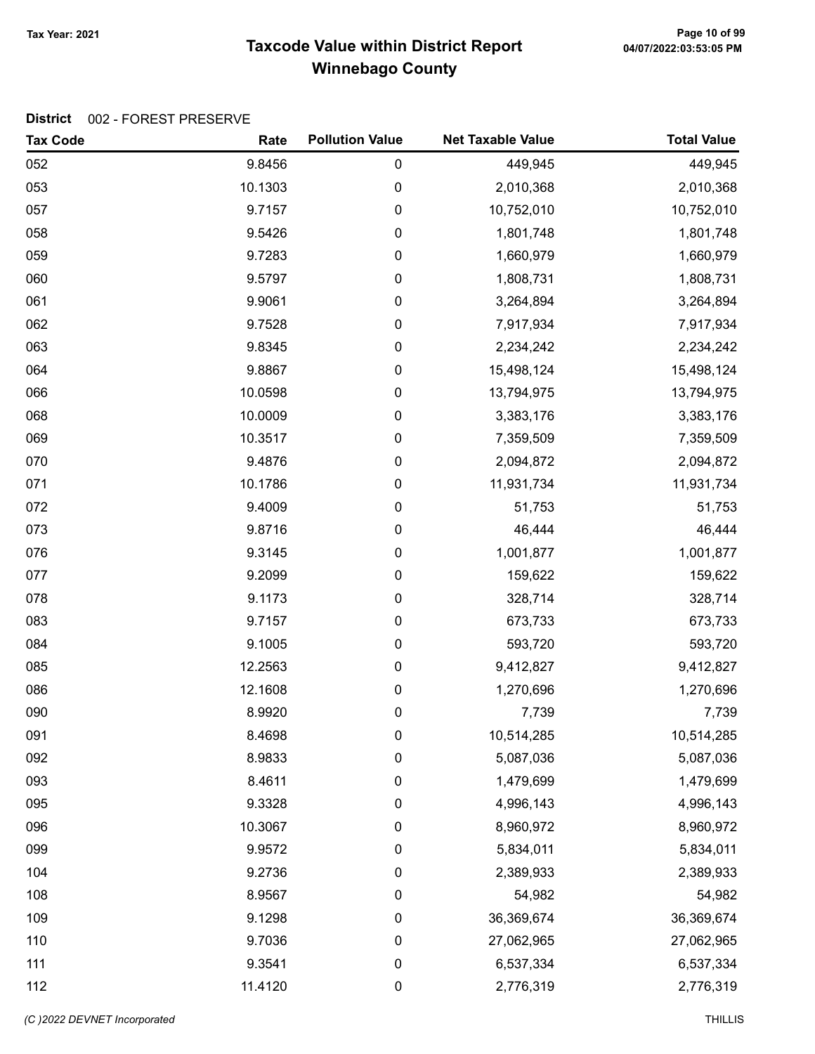# Taxcode Value within District Report
## Winnebago County

Tax Year: 2021

**District** 002 - FOREST PRESERVE

| Tax Code | Rate | Pollution Value | Net Taxable Value | Total Value |
|---|---|---|---|---|
| 052 | 9.8456 | 0 | 449,945 | 449,945 |
| 053 | 10.1303 | 0 | 2,010,368 | 2,010,368 |
| 057 | 9.7157 | 0 | 10,752,010 | 10,752,010 |
| 058 | 9.5426 | 0 | 1,801,748 | 1,801,748 |
| 059 | 9.7283 | 0 | 1,660,979 | 1,660,979 |
| 060 | 9.5797 | 0 | 1,808,731 | 1,808,731 |
| 061 | 9.9061 | 0 | 3,264,894 | 3,264,894 |
| 062 | 9.7528 | 0 | 7,917,934 | 7,917,934 |
| 063 | 9.8345 | 0 | 2,234,242 | 2,234,242 |
| 064 | 9.8867 | 0 | 15,498,124 | 15,498,124 |
| 066 | 10.0598 | 0 | 13,794,975 | 13,794,975 |
| 068 | 10.0009 | 0 | 3,383,176 | 3,383,176 |
| 069 | 10.3517 | 0 | 7,359,509 | 7,359,509 |
| 070 | 9.4876 | 0 | 2,094,872 | 2,094,872 |
| 071 | 10.1786 | 0 | 11,931,734 | 11,931,734 |
| 072 | 9.4009 | 0 | 51,753 | 51,753 |
| 073 | 9.8716 | 0 | 46,444 | 46,444 |
| 076 | 9.3145 | 0 | 1,001,877 | 1,001,877 |
| 077 | 9.2099 | 0 | 159,622 | 159,622 |
| 078 | 9.1173 | 0 | 328,714 | 328,714 |
| 083 | 9.7157 | 0 | 673,733 | 673,733 |
| 084 | 9.1005 | 0 | 593,720 | 593,720 |
| 085 | 12.2563 | 0 | 9,412,827 | 9,412,827 |
| 086 | 12.1608 | 0 | 1,270,696 | 1,270,696 |
| 090 | 8.9920 | 0 | 7,739 | 7,739 |
| 091 | 8.4698 | 0 | 10,514,285 | 10,514,285 |
| 092 | 8.9833 | 0 | 5,087,036 | 5,087,036 |
| 093 | 8.4611 | 0 | 1,479,699 | 1,479,699 |
| 095 | 9.3328 | 0 | 4,996,143 | 4,996,143 |
| 096 | 10.3067 | 0 | 8,960,972 | 8,960,972 |
| 099 | 9.9572 | 0 | 5,834,011 | 5,834,011 |
| 104 | 9.2736 | 0 | 2,389,933 | 2,389,933 |
| 108 | 8.9567 | 0 | 54,982 | 54,982 |
| 109 | 9.1298 | 0 | 36,369,674 | 36,369,674 |
| 110 | 9.7036 | 0 | 27,062,965 | 27,062,965 |
| 111 | 9.3541 | 0 | 6,537,334 | 6,537,334 |
| 112 | 11.4120 | 0 | 2,776,319 | 2,776,319 |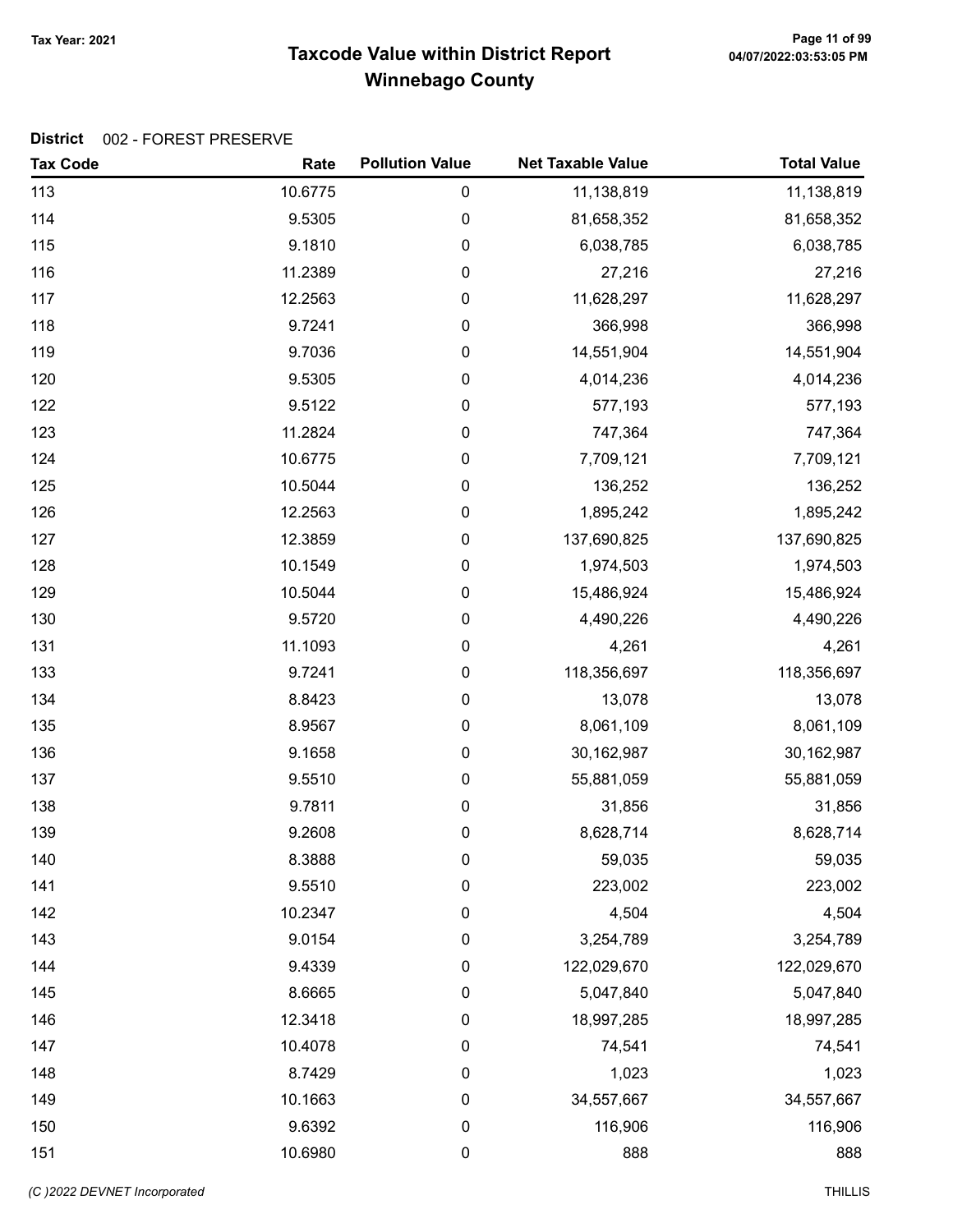**Tax Year: 2021**

# Taxcode Value within District Report
## Winnebago County

**District** 002 - FOREST PRESERVE

| Tax Code | Rate | Pollution Value | Net Taxable Value | Total Value |
|---|---|---|---|---|
| 113 | 10.6775 | 0 | 11,138,819 | 11,138,819 |
| 114 | 9.5305 | 0 | 81,658,352 | 81,658,352 |
| 115 | 9.1810 | 0 | 6,038,785 | 6,038,785 |
| 116 | 11.2389 | 0 | 27,216 | 27,216 |
| 117 | 12.2563 | 0 | 11,628,297 | 11,628,297 |
| 118 | 9.7241 | 0 | 366,998 | 366,998 |
| 119 | 9.7036 | 0 | 14,551,904 | 14,551,904 |
| 120 | 9.5305 | 0 | 4,014,236 | 4,014,236 |
| 122 | 9.5122 | 0 | 577,193 | 577,193 |
| 123 | 11.2824 | 0 | 747,364 | 747,364 |
| 124 | 10.6775 | 0 | 7,709,121 | 7,709,121 |
| 125 | 10.5044 | 0 | 136,252 | 136,252 |
| 126 | 12.2563 | 0 | 1,895,242 | 1,895,242 |
| 127 | 12.3859 | 0 | 137,690,825 | 137,690,825 |
| 128 | 10.1549 | 0 | 1,974,503 | 1,974,503 |
| 129 | 10.5044 | 0 | 15,486,924 | 15,486,924 |
| 130 | 9.5720 | 0 | 4,490,226 | 4,490,226 |
| 131 | 11.1093 | 0 | 4,261 | 4,261 |
| 133 | 9.7241 | 0 | 118,356,697 | 118,356,697 |
| 134 | 8.8423 | 0 | 13,078 | 13,078 |
| 135 | 8.9567 | 0 | 8,061,109 | 8,061,109 |
| 136 | 9.1658 | 0 | 30,162,987 | 30,162,987 |
| 137 | 9.5510 | 0 | 55,881,059 | 55,881,059 |
| 138 | 9.7811 | 0 | 31,856 | 31,856 |
| 139 | 9.2608 | 0 | 8,628,714 | 8,628,714 |
| 140 | 8.3888 | 0 | 59,035 | 59,035 |
| 141 | 9.5510 | 0 | 223,002 | 223,002 |
| 142 | 10.2347 | 0 | 4,504 | 4,504 |
| 143 | 9.0154 | 0 | 3,254,789 | 3,254,789 |
| 144 | 9.4339 | 0 | 122,029,670 | 122,029,670 |
| 145 | 8.6665 | 0 | 5,047,840 | 5,047,840 |
| 146 | 12.3418 | 0 | 18,997,285 | 18,997,285 |
| 147 | 10.4078 | 0 | 74,541 | 74,541 |
| 148 | 8.7429 | 0 | 1,023 | 1,023 |
| 149 | 10.1663 | 0 | 34,557,667 | 34,557,667 |
| 150 | 9.6392 | 0 | 116,906 | 116,906 |
| 151 | 10.6980 | 0 | 888 | 888 |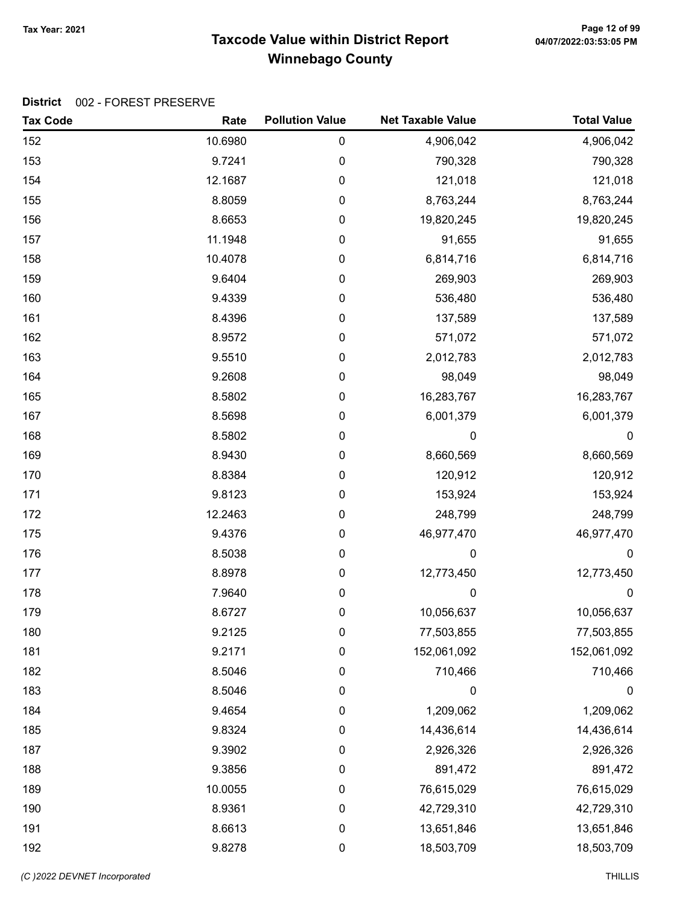# Taxcode Value within District Report
## Winnebago County

Tax Year: 2021

**District** 002 - FOREST PRESERVE

| Tax Code | Rate | Pollution Value | Net Taxable Value | Total Value |
|---|---|---|---|---|
| 152 | 10.6980 | 0 | 4,906,042 | 4,906,042 |
| 153 | 9.7241 | 0 | 790,328 | 790,328 |
| 154 | 12.1687 | 0 | 121,018 | 121,018 |
| 155 | 8.8059 | 0 | 8,763,244 | 8,763,244 |
| 156 | 8.6653 | 0 | 19,820,245 | 19,820,245 |
| 157 | 11.1948 | 0 | 91,655 | 91,655 |
| 158 | 10.4078 | 0 | 6,814,716 | 6,814,716 |
| 159 | 9.6404 | 0 | 269,903 | 269,903 |
| 160 | 9.4339 | 0 | 536,480 | 536,480 |
| 161 | 8.4396 | 0 | 137,589 | 137,589 |
| 162 | 8.9572 | 0 | 571,072 | 571,072 |
| 163 | 9.5510 | 0 | 2,012,783 | 2,012,783 |
| 164 | 9.2608 | 0 | 98,049 | 98,049 |
| 165 | 8.5802 | 0 | 16,283,767 | 16,283,767 |
| 167 | 8.5698 | 0 | 6,001,379 | 6,001,379 |
| 168 | 8.5802 | 0 | 0 | 0 |
| 169 | 8.9430 | 0 | 8,660,569 | 8,660,569 |
| 170 | 8.8384 | 0 | 120,912 | 120,912 |
| 171 | 9.8123 | 0 | 153,924 | 153,924 |
| 172 | 12.2463 | 0 | 248,799 | 248,799 |
| 175 | 9.4376 | 0 | 46,977,470 | 46,977,470 |
| 176 | 8.5038 | 0 | 0 | 0 |
| 177 | 8.8978 | 0 | 12,773,450 | 12,773,450 |
| 178 | 7.9640 | 0 | 0 | 0 |
| 179 | 8.6727 | 0 | 10,056,637 | 10,056,637 |
| 180 | 9.2125 | 0 | 77,503,855 | 77,503,855 |
| 181 | 9.2171 | 0 | 152,061,092 | 152,061,092 |
| 182 | 8.5046 | 0 | 710,466 | 710,466 |
| 183 | 8.5046 | 0 | 0 | 0 |
| 184 | 9.4654 | 0 | 1,209,062 | 1,209,062 |
| 185 | 9.8324 | 0 | 14,436,614 | 14,436,614 |
| 187 | 9.3902 | 0 | 2,926,326 | 2,926,326 |
| 188 | 9.3856 | 0 | 891,472 | 891,472 |
| 189 | 10.0055 | 0 | 76,615,029 | 76,615,029 |
| 190 | 8.9361 | 0 | 42,729,310 | 42,729,310 |
| 191 | 8.6613 | 0 | 13,651,846 | 13,651,846 |
| 192 | 9.8278 | 0 | 18,503,709 | 18,503,709 |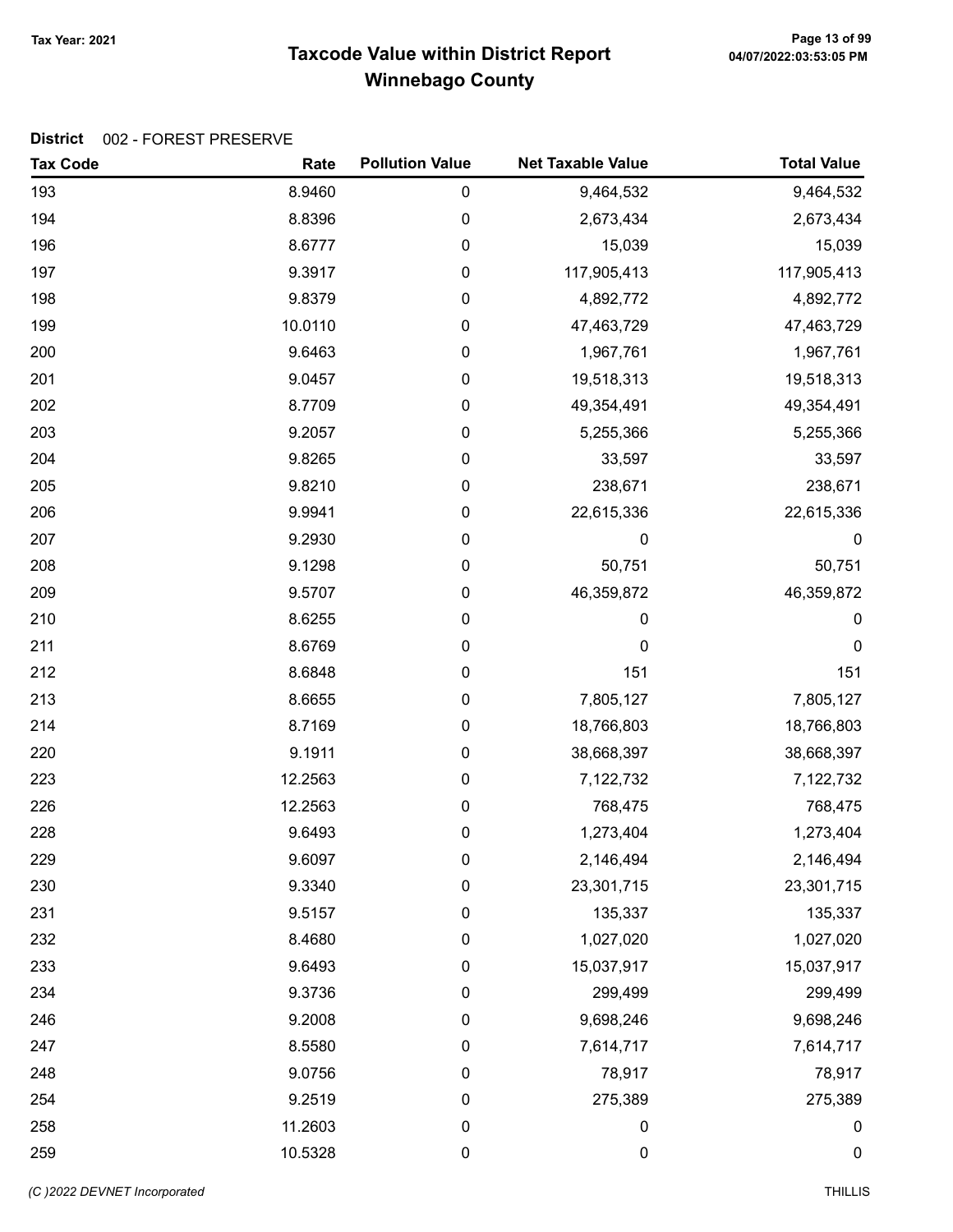# Taxcode Value within District Report
## Winnebago County

Tax Year: 2021

**District** 002 - FOREST PRESERVE

| Tax Code | Rate | Pollution Value | Net Taxable Value | Total Value |
|---|---|---|---|---|
| 193 | 8.9460 | 0 | 9,464,532 | 9,464,532 |
| 194 | 8.8396 | 0 | 2,673,434 | 2,673,434 |
| 196 | 8.6777 | 0 | 15,039 | 15,039 |
| 197 | 9.3917 | 0 | 117,905,413 | 117,905,413 |
| 198 | 9.8379 | 0 | 4,892,772 | 4,892,772 |
| 199 | 10.0110 | 0 | 47,463,729 | 47,463,729 |
| 200 | 9.6463 | 0 | 1,967,761 | 1,967,761 |
| 201 | 9.0457 | 0 | 19,518,313 | 19,518,313 |
| 202 | 8.7709 | 0 | 49,354,491 | 49,354,491 |
| 203 | 9.2057 | 0 | 5,255,366 | 5,255,366 |
| 204 | 9.8265 | 0 | 33,597 | 33,597 |
| 205 | 9.8210 | 0 | 238,671 | 238,671 |
| 206 | 9.9941 | 0 | 22,615,336 | 22,615,336 |
| 207 | 9.2930 | 0 | 0 | 0 |
| 208 | 9.1298 | 0 | 50,751 | 50,751 |
| 209 | 9.5707 | 0 | 46,359,872 | 46,359,872 |
| 210 | 8.6255 | 0 | 0 | 0 |
| 211 | 8.6769 | 0 | 0 | 0 |
| 212 | 8.6848 | 0 | 151 | 151 |
| 213 | 8.6655 | 0 | 7,805,127 | 7,805,127 |
| 214 | 8.7169 | 0 | 18,766,803 | 18,766,803 |
| 220 | 9.1911 | 0 | 38,668,397 | 38,668,397 |
| 223 | 12.2563 | 0 | 7,122,732 | 7,122,732 |
| 226 | 12.2563 | 0 | 768,475 | 768,475 |
| 228 | 9.6493 | 0 | 1,273,404 | 1,273,404 |
| 229 | 9.6097 | 0 | 2,146,494 | 2,146,494 |
| 230 | 9.3340 | 0 | 23,301,715 | 23,301,715 |
| 231 | 9.5157 | 0 | 135,337 | 135,337 |
| 232 | 8.4680 | 0 | 1,027,020 | 1,027,020 |
| 233 | 9.6493 | 0 | 15,037,917 | 15,037,917 |
| 234 | 9.3736 | 0 | 299,499 | 299,499 |
| 246 | 9.2008 | 0 | 9,698,246 | 9,698,246 |
| 247 | 8.5580 | 0 | 7,614,717 | 7,614,717 |
| 248 | 9.0756 | 0 | 78,917 | 78,917 |
| 254 | 9.2519 | 0 | 275,389 | 275,389 |
| 258 | 11.2603 | 0 | 0 | 0 |
| 259 | 10.5328 | 0 | 0 | 0 |

*(C )2022 DEVNET Incorporated* THILLIS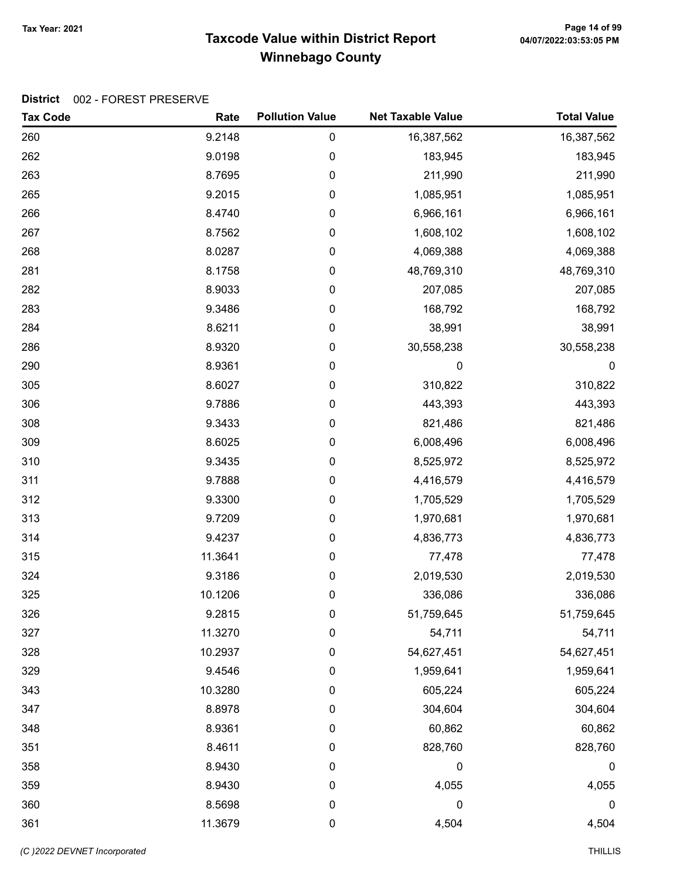**Tax Year: 2021**

# Taxcode Value within District Report
## Winnebago County

**District** 002 - FOREST PRESERVE

| Tax Code | Rate | Pollution Value | Net Taxable Value | Total Value |
|---|---|---|---|---|
| 260 | 9.2148 | 0 | 16,387,562 | 16,387,562 |
| 262 | 9.0198 | 0 | 183,945 | 183,945 |
| 263 | 8.7695 | 0 | 211,990 | 211,990 |
| 265 | 9.2015 | 0 | 1,085,951 | 1,085,951 |
| 266 | 8.4740 | 0 | 6,966,161 | 6,966,161 |
| 267 | 8.7562 | 0 | 1,608,102 | 1,608,102 |
| 268 | 8.0287 | 0 | 4,069,388 | 4,069,388 |
| 281 | 8.1758 | 0 | 48,769,310 | 48,769,310 |
| 282 | 8.9033 | 0 | 207,085 | 207,085 |
| 283 | 9.3486 | 0 | 168,792 | 168,792 |
| 284 | 8.6211 | 0 | 38,991 | 38,991 |
| 286 | 8.9320 | 0 | 30,558,238 | 30,558,238 |
| 290 | 8.9361 | 0 | 0 | 0 |
| 305 | 8.6027 | 0 | 310,822 | 310,822 |
| 306 | 9.7886 | 0 | 443,393 | 443,393 |
| 308 | 9.3433 | 0 | 821,486 | 821,486 |
| 309 | 8.6025 | 0 | 6,008,496 | 6,008,496 |
| 310 | 9.3435 | 0 | 8,525,972 | 8,525,972 |
| 311 | 9.7888 | 0 | 4,416,579 | 4,416,579 |
| 312 | 9.3300 | 0 | 1,705,529 | 1,705,529 |
| 313 | 9.7209 | 0 | 1,970,681 | 1,970,681 |
| 314 | 9.4237 | 0 | 4,836,773 | 4,836,773 |
| 315 | 11.3641 | 0 | 77,478 | 77,478 |
| 324 | 9.3186 | 0 | 2,019,530 | 2,019,530 |
| 325 | 10.1206 | 0 | 336,086 | 336,086 |
| 326 | 9.2815 | 0 | 51,759,645 | 51,759,645 |
| 327 | 11.3270 | 0 | 54,711 | 54,711 |
| 328 | 10.2937 | 0 | 54,627,451 | 54,627,451 |
| 329 | 9.4546 | 0 | 1,959,641 | 1,959,641 |
| 343 | 10.3280 | 0 | 605,224 | 605,224 |
| 347 | 8.8978 | 0 | 304,604 | 304,604 |
| 348 | 8.9361 | 0 | 60,862 | 60,862 |
| 351 | 8.4611 | 0 | 828,760 | 828,760 |
| 358 | 8.9430 | 0 | 0 | 0 |
| 359 | 8.9430 | 0 | 4,055 | 4,055 |
| 360 | 8.5698 | 0 | 0 | 0 |
| 361 | 11.3679 | 0 | 4,504 | 4,504 |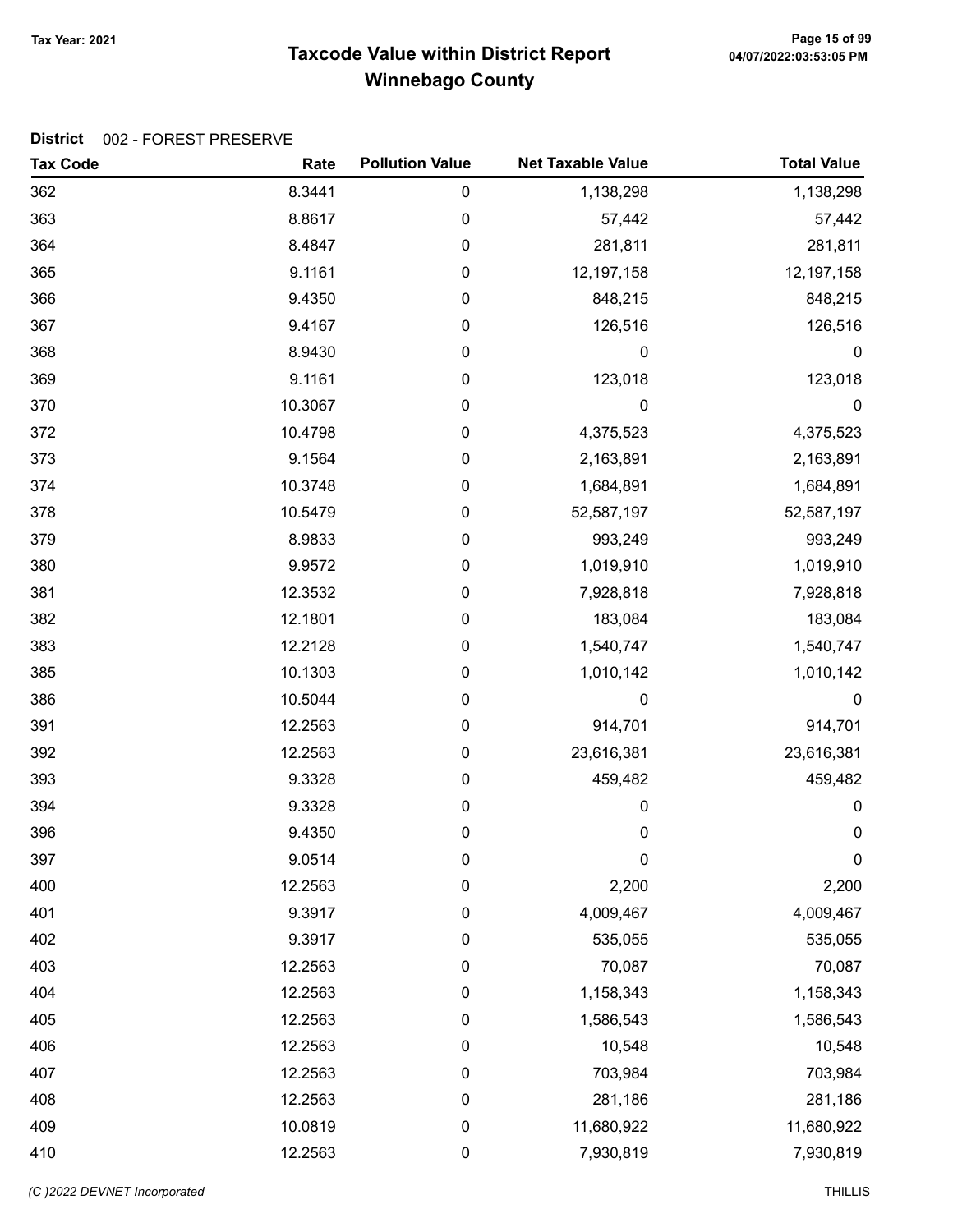**Tax Year: 2021**

# Taxcode Value within District Report
## Winnebago County

**District** 002 - FOREST PRESERVE

| Tax Code | Rate | Pollution Value | Net Taxable Value | Total Value |
|---|---|---|---|---|
| 362 | 8.3441 | 0 | 1,138,298 | 1,138,298 |
| 363 | 8.8617 | 0 | 57,442 | 57,442 |
| 364 | 8.4847 | 0 | 281,811 | 281,811 |
| 365 | 9.1161 | 0 | 12,197,158 | 12,197,158 |
| 366 | 9.4350 | 0 | 848,215 | 848,215 |
| 367 | 9.4167 | 0 | 126,516 | 126,516 |
| 368 | 8.9430 | 0 | 0 | 0 |
| 369 | 9.1161 | 0 | 123,018 | 123,018 |
| 370 | 10.3067 | 0 | 0 | 0 |
| 372 | 10.4798 | 0 | 4,375,523 | 4,375,523 |
| 373 | 9.1564 | 0 | 2,163,891 | 2,163,891 |
| 374 | 10.3748 | 0 | 1,684,891 | 1,684,891 |
| 378 | 10.5479 | 0 | 52,587,197 | 52,587,197 |
| 379 | 8.9833 | 0 | 993,249 | 993,249 |
| 380 | 9.9572 | 0 | 1,019,910 | 1,019,910 |
| 381 | 12.3532 | 0 | 7,928,818 | 7,928,818 |
| 382 | 12.1801 | 0 | 183,084 | 183,084 |
| 383 | 12.2128 | 0 | 1,540,747 | 1,540,747 |
| 385 | 10.1303 | 0 | 1,010,142 | 1,010,142 |
| 386 | 10.5044 | 0 | 0 | 0 |
| 391 | 12.2563 | 0 | 914,701 | 914,701 |
| 392 | 12.2563 | 0 | 23,616,381 | 23,616,381 |
| 393 | 9.3328 | 0 | 459,482 | 459,482 |
| 394 | 9.3328 | 0 | 0 | 0 |
| 396 | 9.4350 | 0 | 0 | 0 |
| 397 | 9.0514 | 0 | 0 | 0 |
| 400 | 12.2563 | 0 | 2,200 | 2,200 |
| 401 | 9.3917 | 0 | 4,009,467 | 4,009,467 |
| 402 | 9.3917 | 0 | 535,055 | 535,055 |
| 403 | 12.2563 | 0 | 70,087 | 70,087 |
| 404 | 12.2563 | 0 | 1,158,343 | 1,158,343 |
| 405 | 12.2563 | 0 | 1,586,543 | 1,586,543 |
| 406 | 12.2563 | 0 | 10,548 | 10,548 |
| 407 | 12.2563 | 0 | 703,984 | 703,984 |
| 408 | 12.2563 | 0 | 281,186 | 281,186 |
| 409 | 10.0819 | 0 | 11,680,922 | 11,680,922 |
| 410 | 12.2563 | 0 | 7,930,819 | 7,930,819 |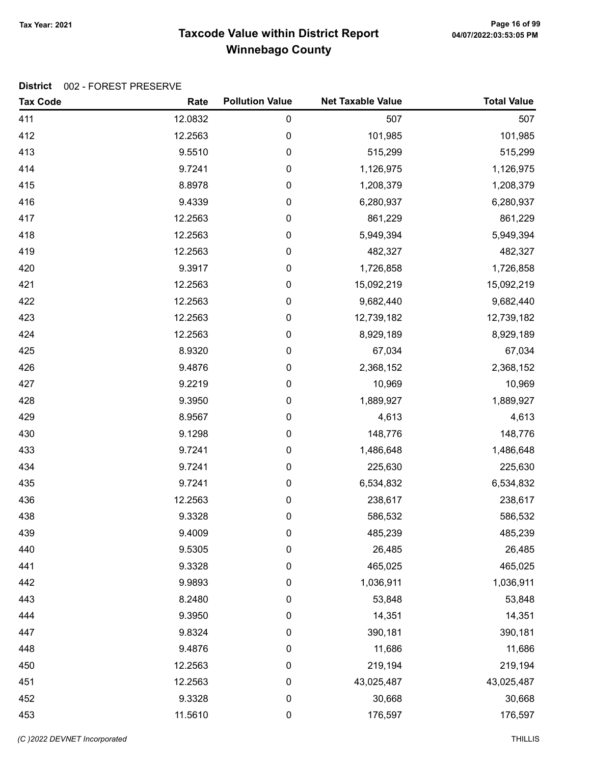# Taxcode Value within District Report
## Winnebago County

Tax Year: 2021

**District** 002 - FOREST PRESERVE

| Tax Code | Rate | Pollution Value | Net Taxable Value | Total Value |
|---|---|---|---|---|
| 411 | 12.0832 | 0 | 507 | 507 |
| 412 | 12.2563 | 0 | 101,985 | 101,985 |
| 413 | 9.5510 | 0 | 515,299 | 515,299 |
| 414 | 9.7241 | 0 | 1,126,975 | 1,126,975 |
| 415 | 8.8978 | 0 | 1,208,379 | 1,208,379 |
| 416 | 9.4339 | 0 | 6,280,937 | 6,280,937 |
| 417 | 12.2563 | 0 | 861,229 | 861,229 |
| 418 | 12.2563 | 0 | 5,949,394 | 5,949,394 |
| 419 | 12.2563 | 0 | 482,327 | 482,327 |
| 420 | 9.3917 | 0 | 1,726,858 | 1,726,858 |
| 421 | 12.2563 | 0 | 15,092,219 | 15,092,219 |
| 422 | 12.2563 | 0 | 9,682,440 | 9,682,440 |
| 423 | 12.2563 | 0 | 12,739,182 | 12,739,182 |
| 424 | 12.2563 | 0 | 8,929,189 | 8,929,189 |
| 425 | 8.9320 | 0 | 67,034 | 67,034 |
| 426 | 9.4876 | 0 | 2,368,152 | 2,368,152 |
| 427 | 9.2219 | 0 | 10,969 | 10,969 |
| 428 | 9.3950 | 0 | 1,889,927 | 1,889,927 |
| 429 | 8.9567 | 0 | 4,613 | 4,613 |
| 430 | 9.1298 | 0 | 148,776 | 148,776 |
| 433 | 9.7241 | 0 | 1,486,648 | 1,486,648 |
| 434 | 9.7241 | 0 | 225,630 | 225,630 |
| 435 | 9.7241 | 0 | 6,534,832 | 6,534,832 |
| 436 | 12.2563 | 0 | 238,617 | 238,617 |
| 438 | 9.3328 | 0 | 586,532 | 586,532 |
| 439 | 9.4009 | 0 | 485,239 | 485,239 |
| 440 | 9.5305 | 0 | 26,485 | 26,485 |
| 441 | 9.3328 | 0 | 465,025 | 465,025 |
| 442 | 9.9893 | 0 | 1,036,911 | 1,036,911 |
| 443 | 8.2480 | 0 | 53,848 | 53,848 |
| 444 | 9.3950 | 0 | 14,351 | 14,351 |
| 447 | 9.8324 | 0 | 390,181 | 390,181 |
| 448 | 9.4876 | 0 | 11,686 | 11,686 |
| 450 | 12.2563 | 0 | 219,194 | 219,194 |
| 451 | 12.2563 | 0 | 43,025,487 | 43,025,487 |
| 452 | 9.3328 | 0 | 30,668 | 30,668 |
| 453 | 11.5610 | 0 | 176,597 | 176,597 |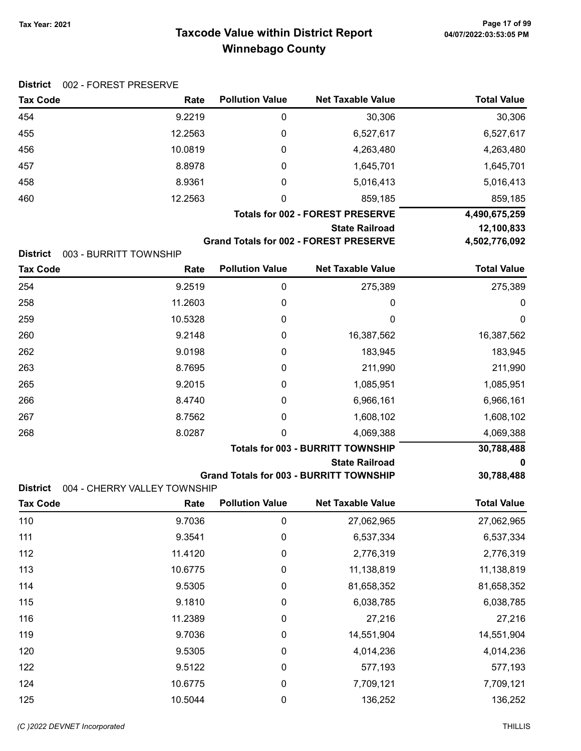# Taxcode Value within District Report
## Winnebago County

Tax Year: 2021

**District** 002 - FOREST PRESERVE

| Tax Code | Rate | Pollution Value | Net Taxable Value | Total Value |
|---|---|---|---|---|
| 454 | 9.2219 | 0 | 30,306 | 30,306 |
| 455 | 12.2563 | 0 | 6,527,617 | 6,527,617 |
| 456 | 10.0819 | 0 | 4,263,480 | 4,263,480 |
| 457 | 8.8978 | 0 | 1,645,701 | 1,645,701 |
| 458 | 8.9361 | 0 | 5,016,413 | 5,016,413 |
| 460 | 12.2563 | 0 | 859,185 | 859,185 |
| | | | **Totals for 002 - FOREST PRESERVE** | **4,490,675,259** |
| | | | **State Railroad** | **12,100,833** |
| | | | **Grand Totals for 002 - FOREST PRESERVE** | **4,502,776,092** |

**District** 003 - BURRITT TOWNSHIP

| Tax Code | Rate | Pollution Value | Net Taxable Value | Total Value |
|---|---|---|---|---|
| 254 | 9.2519 | 0 | 275,389 | 275,389 |
| 258 | 11.2603 | 0 | 0 | 0 |
| 259 | 10.5328 | 0 | 0 | 0 |
| 260 | 9.2148 | 0 | 16,387,562 | 16,387,562 |
| 262 | 9.0198 | 0 | 183,945 | 183,945 |
| 263 | 8.7695 | 0 | 211,990 | 211,990 |
| 265 | 9.2015 | 0 | 1,085,951 | 1,085,951 |
| 266 | 8.4740 | 0 | 6,966,161 | 6,966,161 |
| 267 | 8.7562 | 0 | 1,608,102 | 1,608,102 |
| 268 | 8.0287 | 0 | 4,069,388 | 4,069,388 |
| | | | **Totals for 003 - BURRITT TOWNSHIP** | **30,788,488** |
| | | | **State Railroad** | **0** |
| | | | **Grand Totals for 003 - BURRITT TOWNSHIP** | **30,788,488** |

**District** 004 - CHERRY VALLEY TOWNSHIP

| Tax Code | Rate | Pollution Value | Net Taxable Value | Total Value |
|---|---|---|---|---|
| 110 | 9.7036 | 0 | 27,062,965 | 27,062,965 |
| 111 | 9.3541 | 0 | 6,537,334 | 6,537,334 |
| 112 | 11.4120 | 0 | 2,776,319 | 2,776,319 |
| 113 | 10.6775 | 0 | 11,138,819 | 11,138,819 |
| 114 | 9.5305 | 0 | 81,658,352 | 81,658,352 |
| 115 | 9.1810 | 0 | 6,038,785 | 6,038,785 |
| 116 | 11.2389 | 0 | 27,216 | 27,216 |
| 119 | 9.7036 | 0 | 14,551,904 | 14,551,904 |
| 120 | 9.5305 | 0 | 4,014,236 | 4,014,236 |
| 122 | 9.5122 | 0 | 577,193 | 577,193 |
| 124 | 10.6775 | 0 | 7,709,121 | 7,709,121 |
| 125 | 10.5044 | 0 | 136,252 | 136,252 |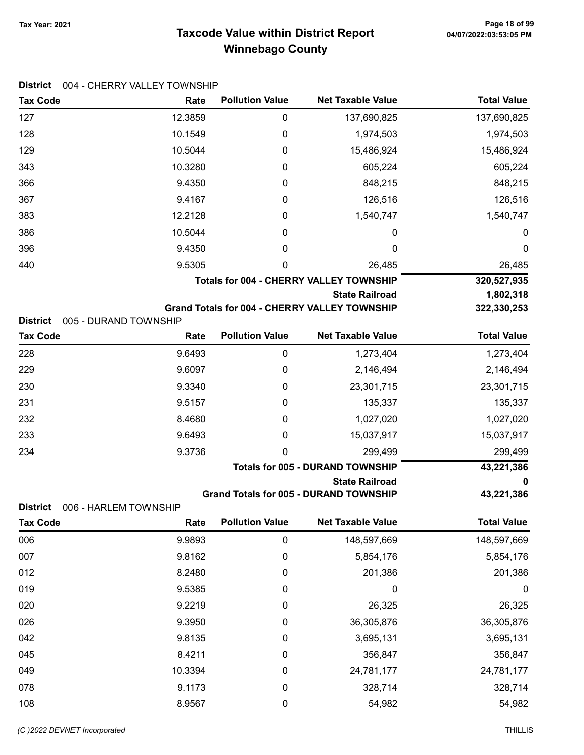# Taxcode Value within District Report
# Winnebago County

Tax Year: 2021

**District** 004 - CHERRY VALLEY TOWNSHIP

| Tax Code | Rate | Pollution Value | Net Taxable Value | Total Value |
|---|---|---|---|---|
| 127 | 12.3859 | 0 | 137,690,825 | 137,690,825 |
| 128 | 10.1549 | 0 | 1,974,503 | 1,974,503 |
| 129 | 10.5044 | 0 | 15,486,924 | 15,486,924 |
| 343 | 10.3280 | 0 | 605,224 | 605,224 |
| 366 | 9.4350 | 0 | 848,215 | 848,215 |
| 367 | 9.4167 | 0 | 126,516 | 126,516 |
| 383 | 12.2128 | 0 | 1,540,747 | 1,540,747 |
| 386 | 10.5044 | 0 | 0 | 0 |
| 396 | 9.4350 | 0 | 0 | 0 |
| 440 | 9.5305 | 0 | 26,485 | 26,485 |
| | | | **Totals for 004 - CHERRY VALLEY TOWNSHIP** | **320,527,935** |
| | | | **State Railroad** | **1,802,318** |
| | | | **Grand Totals for 004 - CHERRY VALLEY TOWNSHIP** | **322,330,253** |

**District** 005 - DURAND TOWNSHIP

| Tax Code | Rate | Pollution Value | Net Taxable Value | Total Value |
|---|---|---|---|---|
| 228 | 9.6493 | 0 | 1,273,404 | 1,273,404 |
| 229 | 9.6097 | 0 | 2,146,494 | 2,146,494 |
| 230 | 9.3340 | 0 | 23,301,715 | 23,301,715 |
| 231 | 9.5157 | 0 | 135,337 | 135,337 |
| 232 | 8.4680 | 0 | 1,027,020 | 1,027,020 |
| 233 | 9.6493 | 0 | 15,037,917 | 15,037,917 |
| 234 | 9.3736 | 0 | 299,499 | 299,499 |
| | | | **Totals for 005 - DURAND TOWNSHIP** | **43,221,386** |
| | | | **State Railroad** | **0** |
| | | | **Grand Totals for 005 - DURAND TOWNSHIP** | **43,221,386** |

**District** 006 - HARLEM TOWNSHIP

| Tax Code | Rate | Pollution Value | Net Taxable Value | Total Value |
|---|---|---|---|---|
| 006 | 9.9893 | 0 | 148,597,669 | 148,597,669 |
| 007 | 9.8162 | 0 | 5,854,176 | 5,854,176 |
| 012 | 8.2480 | 0 | 201,386 | 201,386 |
| 019 | 9.5385 | 0 | 0 | 0 |
| 020 | 9.2219 | 0 | 26,325 | 26,325 |
| 026 | 9.3950 | 0 | 36,305,876 | 36,305,876 |
| 042 | 9.8135 | 0 | 3,695,131 | 3,695,131 |
| 045 | 8.4211 | 0 | 356,847 | 356,847 |
| 049 | 10.3394 | 0 | 24,781,177 | 24,781,177 |
| 078 | 9.1173 | 0 | 328,714 | 328,714 |
| 108 | 8.9567 | 0 | 54,982 | 54,982 |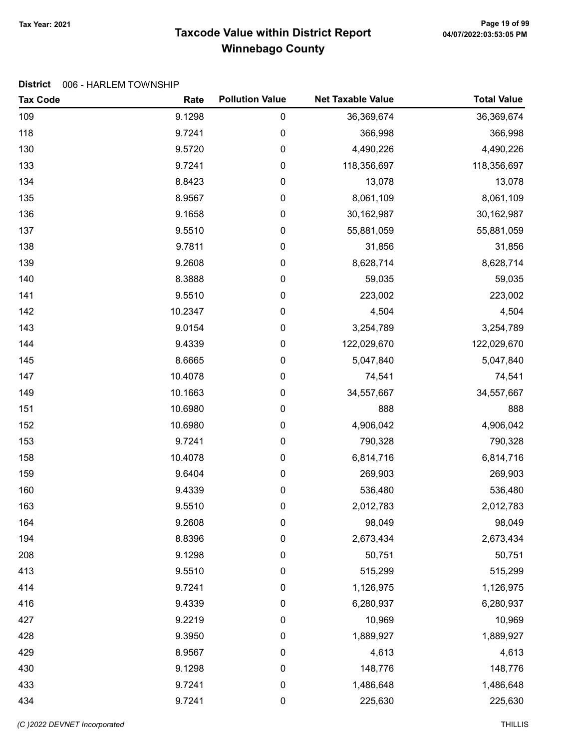# Taxcode Value within District Report
## Winnebago County

Tax Year: 2021

**District** 006 - HARLEM TOWNSHIP

| Tax Code | Rate | Pollution Value | Net Taxable Value | Total Value |
|---|---|---|---|---|
| 109 | 9.1298 | 0 | 36,369,674 | 36,369,674 |
| 118 | 9.7241 | 0 | 366,998 | 366,998 |
| 130 | 9.5720 | 0 | 4,490,226 | 4,490,226 |
| 133 | 9.7241 | 0 | 118,356,697 | 118,356,697 |
| 134 | 8.8423 | 0 | 13,078 | 13,078 |
| 135 | 8.9567 | 0 | 8,061,109 | 8,061,109 |
| 136 | 9.1658 | 0 | 30,162,987 | 30,162,987 |
| 137 | 9.5510 | 0 | 55,881,059 | 55,881,059 |
| 138 | 9.7811 | 0 | 31,856 | 31,856 |
| 139 | 9.2608 | 0 | 8,628,714 | 8,628,714 |
| 140 | 8.3888 | 0 | 59,035 | 59,035 |
| 141 | 9.5510 | 0 | 223,002 | 223,002 |
| 142 | 10.2347 | 0 | 4,504 | 4,504 |
| 143 | 9.0154 | 0 | 3,254,789 | 3,254,789 |
| 144 | 9.4339 | 0 | 122,029,670 | 122,029,670 |
| 145 | 8.6665 | 0 | 5,047,840 | 5,047,840 |
| 147 | 10.4078 | 0 | 74,541 | 74,541 |
| 149 | 10.1663 | 0 | 34,557,667 | 34,557,667 |
| 151 | 10.6980 | 0 | 888 | 888 |
| 152 | 10.6980 | 0 | 4,906,042 | 4,906,042 |
| 153 | 9.7241 | 0 | 790,328 | 790,328 |
| 158 | 10.4078 | 0 | 6,814,716 | 6,814,716 |
| 159 | 9.6404 | 0 | 269,903 | 269,903 |
| 160 | 9.4339 | 0 | 536,480 | 536,480 |
| 163 | 9.5510 | 0 | 2,012,783 | 2,012,783 |
| 164 | 9.2608 | 0 | 98,049 | 98,049 |
| 194 | 8.8396 | 0 | 2,673,434 | 2,673,434 |
| 208 | 9.1298 | 0 | 50,751 | 50,751 |
| 413 | 9.5510 | 0 | 515,299 | 515,299 |
| 414 | 9.7241 | 0 | 1,126,975 | 1,126,975 |
| 416 | 9.4339 | 0 | 6,280,937 | 6,280,937 |
| 427 | 9.2219 | 0 | 10,969 | 10,969 |
| 428 | 9.3950 | 0 | 1,889,927 | 1,889,927 |
| 429 | 8.9567 | 0 | 4,613 | 4,613 |
| 430 | 9.1298 | 0 | 148,776 | 148,776 |
| 433 | 9.7241 | 0 | 1,486,648 | 1,486,648 |
| 434 | 9.7241 | 0 | 225,630 | 225,630 |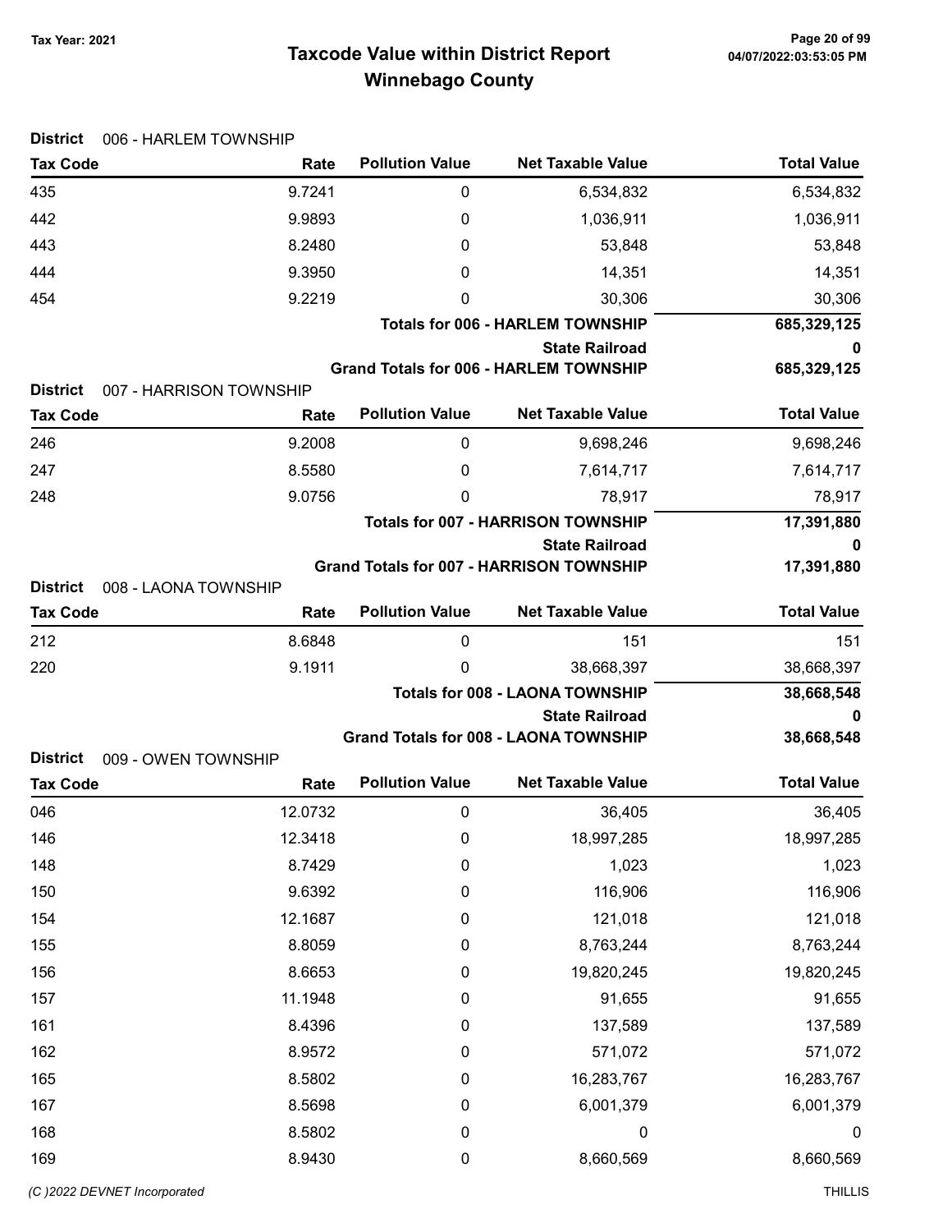# Taxcode Value within District Report

## Winnebago County

Tax Year: 2021

**District** 006 - HARLEM TOWNSHIP

| Tax Code | Rate | Pollution Value | Net Taxable Value | Total Value |
|---|---|---|---|---|
| 435 | 9.7241 | 0 | 6,534,832 | 6,534,832 |
| 442 | 9.9893 | 0 | 1,036,911 | 1,036,911 |
| 443 | 8.2480 | 0 | 53,848 | 53,848 |
| 444 | 9.3950 | 0 | 14,351 | 14,351 |
| 454 | 9.2219 | 0 | 30,306 | 30,306 |
| | | | **Totals for 006 - HARLEM TOWNSHIP** | **685,329,125** |
| | | | **State Railroad** | **0** |
| | | | **Grand Totals for 006 - HARLEM TOWNSHIP** | **685,329,125** |

**District** 007 - HARRISON TOWNSHIP

| Tax Code | Rate | Pollution Value | Net Taxable Value | Total Value |
|---|---|---|---|---|
| 246 | 9.2008 | 0 | 9,698,246 | 9,698,246 |
| 247 | 8.5580 | 0 | 7,614,717 | 7,614,717 |
| 248 | 9.0756 | 0 | 78,917 | 78,917 |
| | | | **Totals for 007 - HARRISON TOWNSHIP** | **17,391,880** |
| | | | **State Railroad** | **0** |
| | | | **Grand Totals for 007 - HARRISON TOWNSHIP** | **17,391,880** |

**District** 008 - LAONA TOWNSHIP

| Tax Code | Rate | Pollution Value | Net Taxable Value | Total Value |
|---|---|---|---|---|
| 212 | 8.6848 | 0 | 151 | 151 |
| 220 | 9.1911 | 0 | 38,668,397 | 38,668,397 |
| | | | **Totals for 008 - LAONA TOWNSHIP** | **38,668,548** |
| | | | **State Railroad** | **0** |
| | | | **Grand Totals for 008 - LAONA TOWNSHIP** | **38,668,548** |

**District** 009 - OWEN TOWNSHIP

| Tax Code | Rate | Pollution Value | Net Taxable Value | Total Value |
|---|---|---|---|---|
| 046 | 12.0732 | 0 | 36,405 | 36,405 |
| 146 | 12.3418 | 0 | 18,997,285 | 18,997,285 |
| 148 | 8.7429 | 0 | 1,023 | 1,023 |
| 150 | 9.6392 | 0 | 116,906 | 116,906 |
| 154 | 12.1687 | 0 | 121,018 | 121,018 |
| 155 | 8.8059 | 0 | 8,763,244 | 8,763,244 |
| 156 | 8.6653 | 0 | 19,820,245 | 19,820,245 |
| 157 | 11.1948 | 0 | 91,655 | 91,655 |
| 161 | 8.4396 | 0 | 137,589 | 137,589 |
| 162 | 8.9572 | 0 | 571,072 | 571,072 |
| 165 | 8.5802 | 0 | 16,283,767 | 16,283,767 |
| 167 | 8.5698 | 0 | 6,001,379 | 6,001,379 |
| 168 | 8.5802 | 0 | 0 | 0 |
| 169 | 8.9430 | 0 | 8,660,569 | 8,660,569 |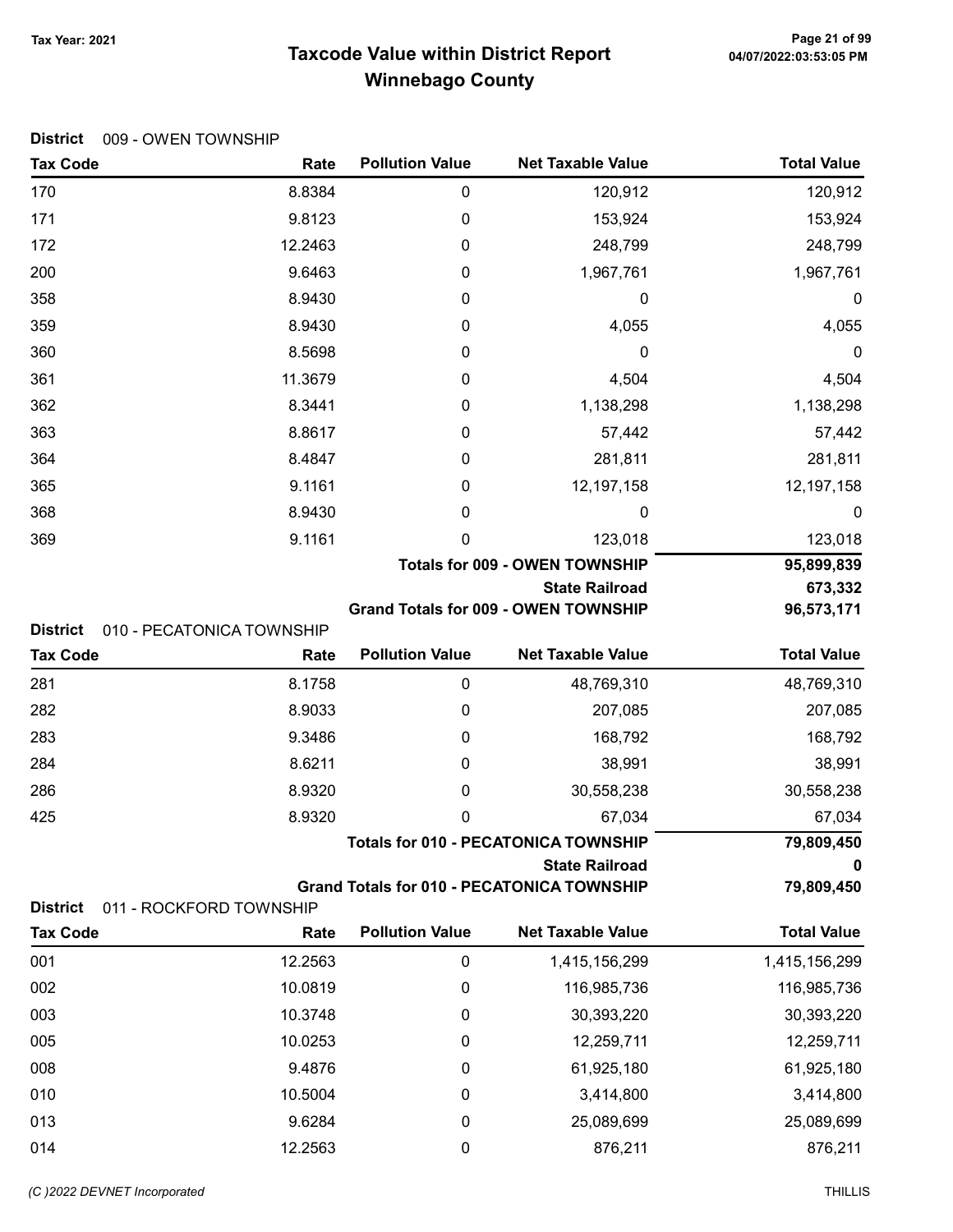# Taxcode Value within District Report
## Winnebago County

Tax Year: 2021

**District** 009 - OWEN TOWNSHIP

| Tax Code | Rate | Pollution Value | Net Taxable Value | Total Value |
|---|---|---|---|---|
| 170 | 8.8384 | 0 | 120,912 | 120,912 |
| 171 | 9.8123 | 0 | 153,924 | 153,924 |
| 172 | 12.2463 | 0 | 248,799 | 248,799 |
| 200 | 9.6463 | 0 | 1,967,761 | 1,967,761 |
| 358 | 8.9430 | 0 | 0 | 0 |
| 359 | 8.9430 | 0 | 4,055 | 4,055 |
| 360 | 8.5698 | 0 | 0 | 0 |
| 361 | 11.3679 | 0 | 4,504 | 4,504 |
| 362 | 8.3441 | 0 | 1,138,298 | 1,138,298 |
| 363 | 8.8617 | 0 | 57,442 | 57,442 |
| 364 | 8.4847 | 0 | 281,811 | 281,811 |
| 365 | 9.1161 | 0 | 12,197,158 | 12,197,158 |
| 368 | 8.9430 | 0 | 0 | 0 |
| 369 | 9.1161 | 0 | 123,018 | 123,018 |
| | | | **Totals for 009 - OWEN TOWNSHIP** | **95,899,839** |
| | | | **State Railroad** | **673,332** |
| | | | **Grand Totals for 009 - OWEN TOWNSHIP** | **96,573,171** |

**District** 010 - PECATONICA TOWNSHIP

| Tax Code | Rate | Pollution Value | Net Taxable Value | Total Value |
|---|---|---|---|---|
| 281 | 8.1758 | 0 | 48,769,310 | 48,769,310 |
| 282 | 8.9033 | 0 | 207,085 | 207,085 |
| 283 | 9.3486 | 0 | 168,792 | 168,792 |
| 284 | 8.6211 | 0 | 38,991 | 38,991 |
| 286 | 8.9320 | 0 | 30,558,238 | 30,558,238 |
| 425 | 8.9320 | 0 | 67,034 | 67,034 |
| | | | **Totals for 010 - PECATONICA TOWNSHIP** | **79,809,450** |
| | | | **State Railroad** | **0** |
| | | | **Grand Totals for 010 - PECATONICA TOWNSHIP** | **79,809,450** |

**District** 011 - ROCKFORD TOWNSHIP

| Tax Code | Rate | Pollution Value | Net Taxable Value | Total Value |
|---|---|---|---|---|
| 001 | 12.2563 | 0 | 1,415,156,299 | 1,415,156,299 |
| 002 | 10.0819 | 0 | 116,985,736 | 116,985,736 |
| 003 | 10.3748 | 0 | 30,393,220 | 30,393,220 |
| 005 | 10.0253 | 0 | 12,259,711 | 12,259,711 |
| 008 | 9.4876 | 0 | 61,925,180 | 61,925,180 |
| 010 | 10.5004 | 0 | 3,414,800 | 3,414,800 |
| 013 | 9.6284 | 0 | 25,089,699 | 25,089,699 |
| 014 | 12.2563 | 0 | 876,211 | 876,211 |

(C )2022 DEVNET Incorporated THILLIS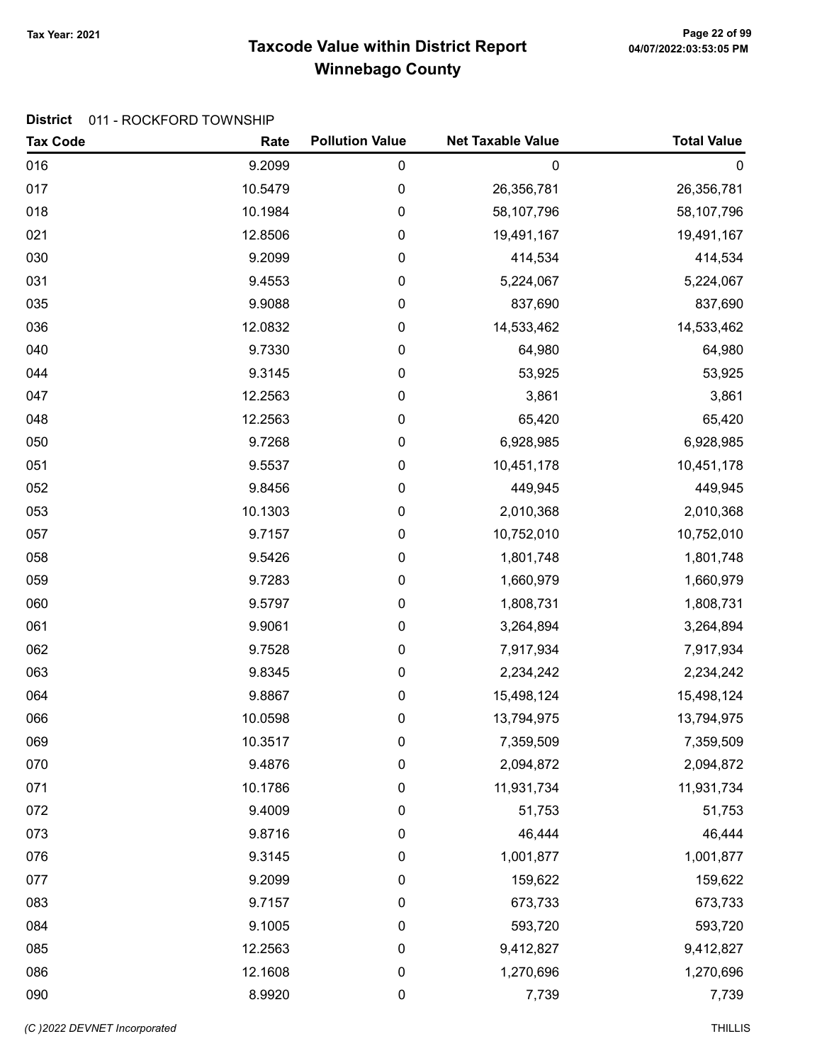# Taxcode Value within District Report
# Winnebago County

Tax Year: 2021

**District** 011 - ROCKFORD TOWNSHIP

| Tax Code | Rate | Pollution Value | Net Taxable Value | Total Value |
|---|---|---|---|---|
| 016 | 9.2099 | 0 | 0 | 0 |
| 017 | 10.5479 | 0 | 26,356,781 | 26,356,781 |
| 018 | 10.1984 | 0 | 58,107,796 | 58,107,796 |
| 021 | 12.8506 | 0 | 19,491,167 | 19,491,167 |
| 030 | 9.2099 | 0 | 414,534 | 414,534 |
| 031 | 9.4553 | 0 | 5,224,067 | 5,224,067 |
| 035 | 9.9088 | 0 | 837,690 | 837,690 |
| 036 | 12.0832 | 0 | 14,533,462 | 14,533,462 |
| 040 | 9.7330 | 0 | 64,980 | 64,980 |
| 044 | 9.3145 | 0 | 53,925 | 53,925 |
| 047 | 12.2563 | 0 | 3,861 | 3,861 |
| 048 | 12.2563 | 0 | 65,420 | 65,420 |
| 050 | 9.7268 | 0 | 6,928,985 | 6,928,985 |
| 051 | 9.5537 | 0 | 10,451,178 | 10,451,178 |
| 052 | 9.8456 | 0 | 449,945 | 449,945 |
| 053 | 10.1303 | 0 | 2,010,368 | 2,010,368 |
| 057 | 9.7157 | 0 | 10,752,010 | 10,752,010 |
| 058 | 9.5426 | 0 | 1,801,748 | 1,801,748 |
| 059 | 9.7283 | 0 | 1,660,979 | 1,660,979 |
| 060 | 9.5797 | 0 | 1,808,731 | 1,808,731 |
| 061 | 9.9061 | 0 | 3,264,894 | 3,264,894 |
| 062 | 9.7528 | 0 | 7,917,934 | 7,917,934 |
| 063 | 9.8345 | 0 | 2,234,242 | 2,234,242 |
| 064 | 9.8867 | 0 | 15,498,124 | 15,498,124 |
| 066 | 10.0598 | 0 | 13,794,975 | 13,794,975 |
| 069 | 10.3517 | 0 | 7,359,509 | 7,359,509 |
| 070 | 9.4876 | 0 | 2,094,872 | 2,094,872 |
| 071 | 10.1786 | 0 | 11,931,734 | 11,931,734 |
| 072 | 9.4009 | 0 | 51,753 | 51,753 |
| 073 | 9.8716 | 0 | 46,444 | 46,444 |
| 076 | 9.3145 | 0 | 1,001,877 | 1,001,877 |
| 077 | 9.2099 | 0 | 159,622 | 159,622 |
| 083 | 9.7157 | 0 | 673,733 | 673,733 |
| 084 | 9.1005 | 0 | 593,720 | 593,720 |
| 085 | 12.2563 | 0 | 9,412,827 | 9,412,827 |
| 086 | 12.1608 | 0 | 1,270,696 | 1,270,696 |
| 090 | 8.9920 | 0 | 7,739 | 7,739 |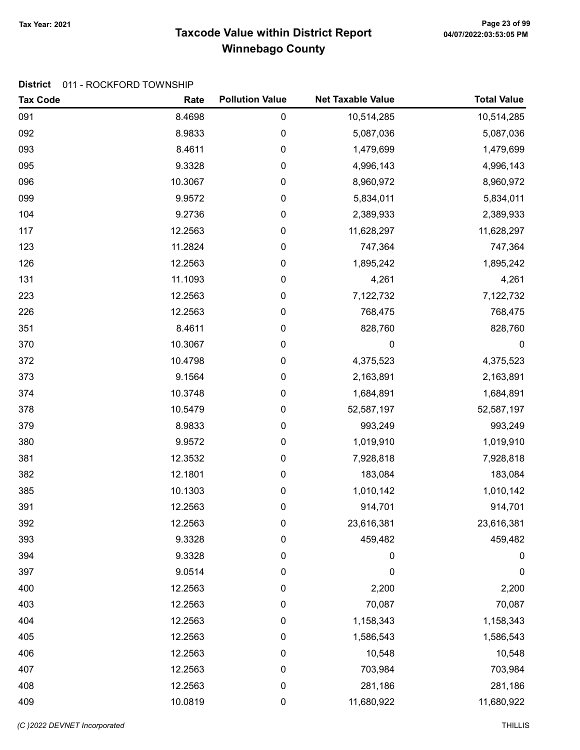# Taxcode Value within District Report

## Winnebago County

Tax Year: 2021

**District** 011 - ROCKFORD TOWNSHIP

| Tax Code | Rate | Pollution Value | Net Taxable Value | Total Value |
|---|---|---|---|---|
| 091 | 8.4698 | 0 | 10,514,285 | 10,514,285 |
| 092 | 8.9833 | 0 | 5,087,036 | 5,087,036 |
| 093 | 8.4611 | 0 | 1,479,699 | 1,479,699 |
| 095 | 9.3328 | 0 | 4,996,143 | 4,996,143 |
| 096 | 10.3067 | 0 | 8,960,972 | 8,960,972 |
| 099 | 9.9572 | 0 | 5,834,011 | 5,834,011 |
| 104 | 9.2736 | 0 | 2,389,933 | 2,389,933 |
| 117 | 12.2563 | 0 | 11,628,297 | 11,628,297 |
| 123 | 11.2824 | 0 | 747,364 | 747,364 |
| 126 | 12.2563 | 0 | 1,895,242 | 1,895,242 |
| 131 | 11.1093 | 0 | 4,261 | 4,261 |
| 223 | 12.2563 | 0 | 7,122,732 | 7,122,732 |
| 226 | 12.2563 | 0 | 768,475 | 768,475 |
| 351 | 8.4611 | 0 | 828,760 | 828,760 |
| 370 | 10.3067 | 0 | 0 | 0 |
| 372 | 10.4798 | 0 | 4,375,523 | 4,375,523 |
| 373 | 9.1564 | 0 | 2,163,891 | 2,163,891 |
| 374 | 10.3748 | 0 | 1,684,891 | 1,684,891 |
| 378 | 10.5479 | 0 | 52,587,197 | 52,587,197 |
| 379 | 8.9833 | 0 | 993,249 | 993,249 |
| 380 | 9.9572 | 0 | 1,019,910 | 1,019,910 |
| 381 | 12.3532 | 0 | 7,928,818 | 7,928,818 |
| 382 | 12.1801 | 0 | 183,084 | 183,084 |
| 385 | 10.1303 | 0 | 1,010,142 | 1,010,142 |
| 391 | 12.2563 | 0 | 914,701 | 914,701 |
| 392 | 12.2563 | 0 | 23,616,381 | 23,616,381 |
| 393 | 9.3328 | 0 | 459,482 | 459,482 |
| 394 | 9.3328 | 0 | 0 | 0 |
| 397 | 9.0514 | 0 | 0 | 0 |
| 400 | 12.2563 | 0 | 2,200 | 2,200 |
| 403 | 12.2563 | 0 | 70,087 | 70,087 |
| 404 | 12.2563 | 0 | 1,158,343 | 1,158,343 |
| 405 | 12.2563 | 0 | 1,586,543 | 1,586,543 |
| 406 | 12.2563 | 0 | 10,548 | 10,548 |
| 407 | 12.2563 | 0 | 703,984 | 703,984 |
| 408 | 12.2563 | 0 | 281,186 | 281,186 |
| 409 | 10.0819 | 0 | 11,680,922 | 11,680,922 |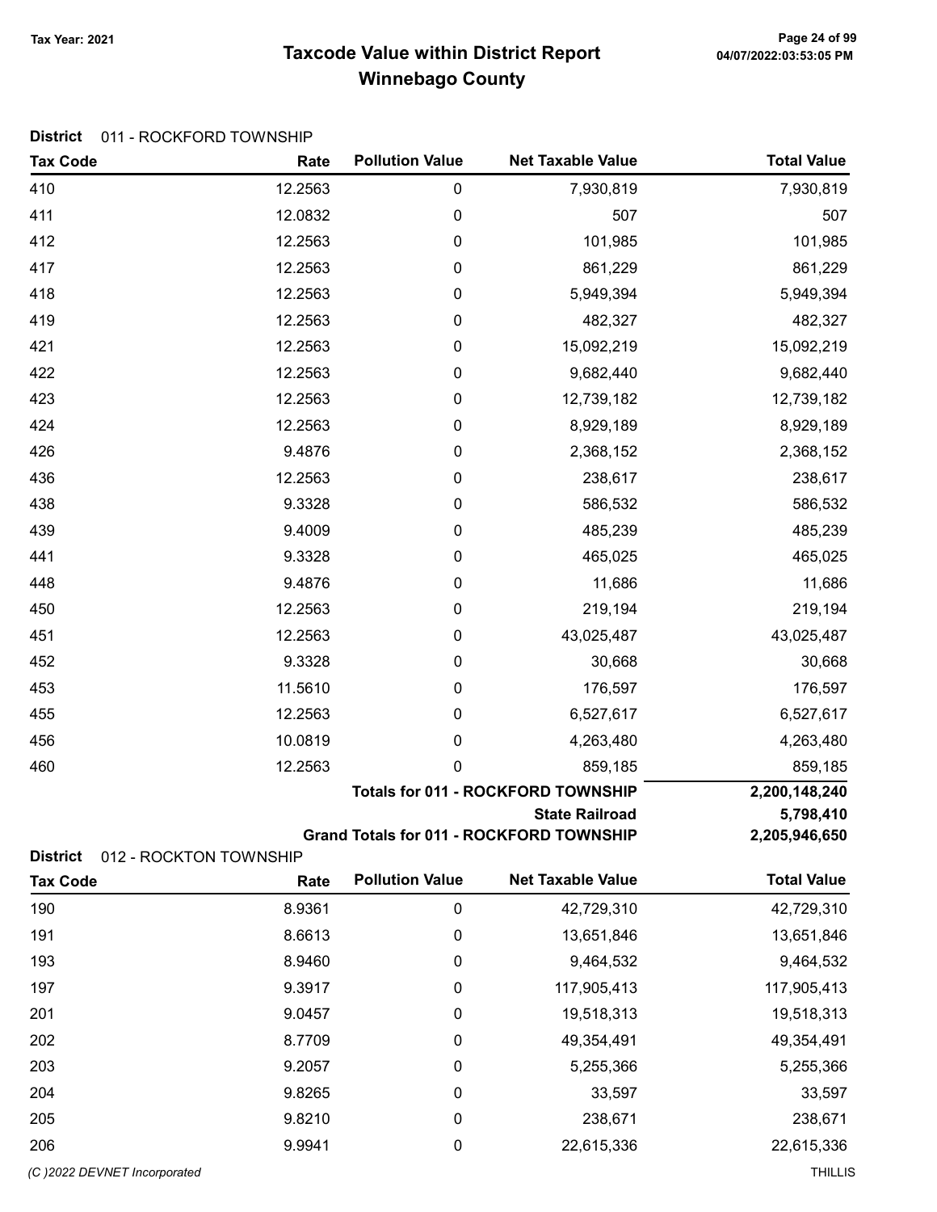# Taxcode Value within District Report
## Winnebago County

Tax Year: 2021

**District** 011 - ROCKFORD TOWNSHIP

| Tax Code | Rate | Pollution Value | Net Taxable Value | Total Value |
|---|---|---|---|---|
| 410 | 12.2563 | 0 | 7,930,819 | 7,930,819 |
| 411 | 12.0832 | 0 | 507 | 507 |
| 412 | 12.2563 | 0 | 101,985 | 101,985 |
| 417 | 12.2563 | 0 | 861,229 | 861,229 |
| 418 | 12.2563 | 0 | 5,949,394 | 5,949,394 |
| 419 | 12.2563 | 0 | 482,327 | 482,327 |
| 421 | 12.2563 | 0 | 15,092,219 | 15,092,219 |
| 422 | 12.2563 | 0 | 9,682,440 | 9,682,440 |
| 423 | 12.2563 | 0 | 12,739,182 | 12,739,182 |
| 424 | 12.2563 | 0 | 8,929,189 | 8,929,189 |
| 426 | 9.4876 | 0 | 2,368,152 | 2,368,152 |
| 436 | 12.2563 | 0 | 238,617 | 238,617 |
| 438 | 9.3328 | 0 | 586,532 | 586,532 |
| 439 | 9.4009 | 0 | 485,239 | 485,239 |
| 441 | 9.3328 | 0 | 465,025 | 465,025 |
| 448 | 9.4876 | 0 | 11,686 | 11,686 |
| 450 | 12.2563 | 0 | 219,194 | 219,194 |
| 451 | 12.2563 | 0 | 43,025,487 | 43,025,487 |
| 452 | 9.3328 | 0 | 30,668 | 30,668 |
| 453 | 11.5610 | 0 | 176,597 | 176,597 |
| 455 | 12.2563 | 0 | 6,527,617 | 6,527,617 |
| 456 | 10.0819 | 0 | 4,263,480 | 4,263,480 |
| 460 | 12.2563 | 0 | 859,185 | 859,185 |
| | | | **Totals for 011 - ROCKFORD TOWNSHIP** | **2,200,148,240** |
| | | | **State Railroad** | **5,798,410** |
| | | | **Grand Totals for 011 - ROCKFORD TOWNSHIP** | **2,205,946,650** |

**District** 012 - ROCKTON TOWNSHIP

| Tax Code | Rate | Pollution Value | Net Taxable Value | Total Value |
|---|---|---|---|---|
| 190 | 8.9361 | 0 | 42,729,310 | 42,729,310 |
| 191 | 8.6613 | 0 | 13,651,846 | 13,651,846 |
| 193 | 8.9460 | 0 | 9,464,532 | 9,464,532 |
| 197 | 9.3917 | 0 | 117,905,413 | 117,905,413 |
| 201 | 9.0457 | 0 | 19,518,313 | 19,518,313 |
| 202 | 8.7709 | 0 | 49,354,491 | 49,354,491 |
| 203 | 9.2057 | 0 | 5,255,366 | 5,255,366 |
| 204 | 9.8265 | 0 | 33,597 | 33,597 |
| 205 | 9.8210 | 0 | 238,671 | 238,671 |
| 206 | 9.9941 | 0 | 22,615,336 | 22,615,336 |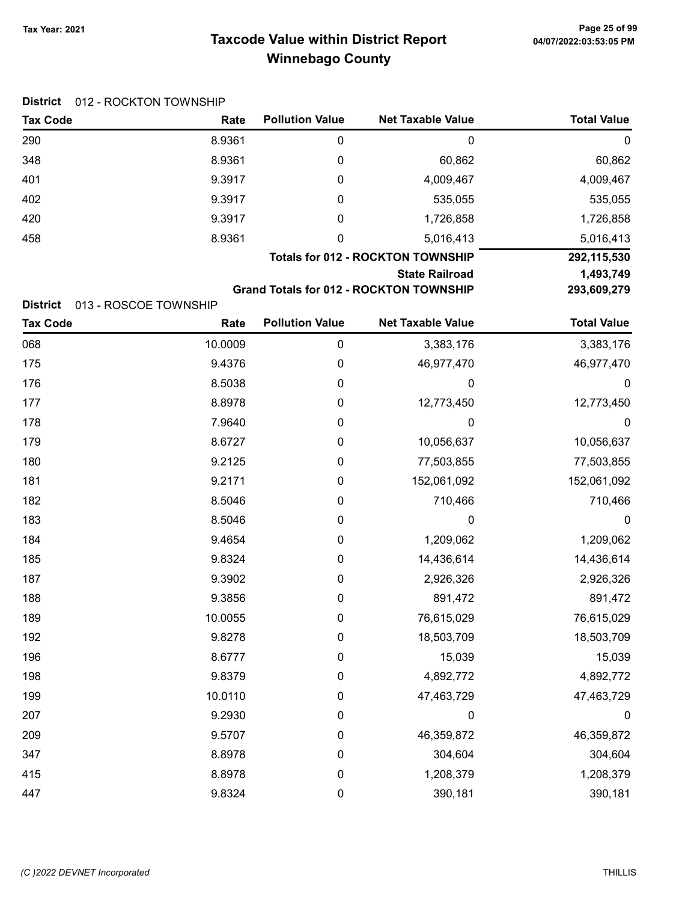# Taxcode Value within District Report
## Winnebago County

Tax Year: 2021

**District** 012 - ROCKTON TOWNSHIP

| Tax Code | Rate | Pollution Value | Net Taxable Value | Total Value |
|---|---|---|---|---|
| 290 | 8.9361 | 0 | 0 | 0 |
| 348 | 8.9361 | 0 | 60,862 | 60,862 |
| 401 | 9.3917 | 0 | 4,009,467 | 4,009,467 |
| 402 | 9.3917 | 0 | 535,055 | 535,055 |
| 420 | 9.3917 | 0 | 1,726,858 | 1,726,858 |
| 458 | 8.9361 | 0 | 5,016,413 | 5,016,413 |
| | | | **Totals for 012 - ROCKTON TOWNSHIP** | **292,115,530** |
| | | | **State Railroad** | **1,493,749** |
| | | | **Grand Totals for 012 - ROCKTON TOWNSHIP** | **293,609,279** |

**District** 013 - ROSCOE TOWNSHIP

| Tax Code | Rate | Pollution Value | Net Taxable Value | Total Value |
|---|---|---|---|---|
| 068 | 10.0009 | 0 | 3,383,176 | 3,383,176 |
| 175 | 9.4376 | 0 | 46,977,470 | 46,977,470 |
| 176 | 8.5038 | 0 | 0 | 0 |
| 177 | 8.8978 | 0 | 12,773,450 | 12,773,450 |
| 178 | 7.9640 | 0 | 0 | 0 |
| 179 | 8.6727 | 0 | 10,056,637 | 10,056,637 |
| 180 | 9.2125 | 0 | 77,503,855 | 77,503,855 |
| 181 | 9.2171 | 0 | 152,061,092 | 152,061,092 |
| 182 | 8.5046 | 0 | 710,466 | 710,466 |
| 183 | 8.5046 | 0 | 0 | 0 |
| 184 | 9.4654 | 0 | 1,209,062 | 1,209,062 |
| 185 | 9.8324 | 0 | 14,436,614 | 14,436,614 |
| 187 | 9.3902 | 0 | 2,926,326 | 2,926,326 |
| 188 | 9.3856 | 0 | 891,472 | 891,472 |
| 189 | 10.0055 | 0 | 76,615,029 | 76,615,029 |
| 192 | 9.8278 | 0 | 18,503,709 | 18,503,709 |
| 196 | 8.6777 | 0 | 15,039 | 15,039 |
| 198 | 9.8379 | 0 | 4,892,772 | 4,892,772 |
| 199 | 10.0110 | 0 | 47,463,729 | 47,463,729 |
| 207 | 9.2930 | 0 | 0 | 0 |
| 209 | 9.5707 | 0 | 46,359,872 | 46,359,872 |
| 347 | 8.8978 | 0 | 304,604 | 304,604 |
| 415 | 8.8978 | 0 | 1,208,379 | 1,208,379 |
| 447 | 9.8324 | 0 | 390,181 | 390,181 |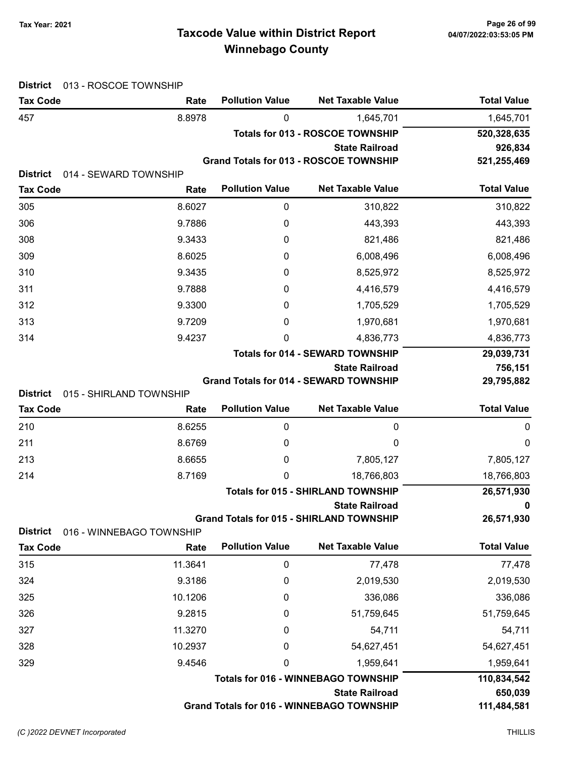# Taxcode Value within District Report
## Winnebago County

Tax Year: 2021

**District** 013 - ROSCOE TOWNSHIP

| Tax Code | Rate | Pollution Value | Net Taxable Value | Total Value |
|---|---|---|---|---|
| 457 | 8.8978 | 0 | 1,645,701 | 1,645,701 |
| | | | **Totals for 013 - ROSCOE TOWNSHIP** | **520,328,635** |
| | | | **State Railroad** | **926,834** |
| | | | **Grand Totals for 013 - ROSCOE TOWNSHIP** | **521,255,469** |

**District** 014 - SEWARD TOWNSHIP

| Tax Code | Rate | Pollution Value | Net Taxable Value | Total Value |
|---|---|---|---|---|
| 305 | 8.6027 | 0 | 310,822 | 310,822 |
| 306 | 9.7886 | 0 | 443,393 | 443,393 |
| 308 | 9.3433 | 0 | 821,486 | 821,486 |
| 309 | 8.6025 | 0 | 6,008,496 | 6,008,496 |
| 310 | 9.3435 | 0 | 8,525,972 | 8,525,972 |
| 311 | 9.7888 | 0 | 4,416,579 | 4,416,579 |
| 312 | 9.3300 | 0 | 1,705,529 | 1,705,529 |
| 313 | 9.7209 | 0 | 1,970,681 | 1,970,681 |
| 314 | 9.4237 | 0 | 4,836,773 | 4,836,773 |
| | | | **Totals for 014 - SEWARD TOWNSHIP** | **29,039,731** |
| | | | **State Railroad** | **756,151** |
| | | | **Grand Totals for 014 - SEWARD TOWNSHIP** | **29,795,882** |

**District** 015 - SHIRLAND TOWNSHIP

| Tax Code | Rate | Pollution Value | Net Taxable Value | Total Value |
|---|---|---|---|---|
| 210 | 8.6255 | 0 | 0 | 0 |
| 211 | 8.6769 | 0 | 0 | 0 |
| 213 | 8.6655 | 0 | 7,805,127 | 7,805,127 |
| 214 | 8.7169 | 0 | 18,766,803 | 18,766,803 |
| | | | **Totals for 015 - SHIRLAND TOWNSHIP** | **26,571,930** |
| | | | **State Railroad** | **0** |
| | | | **Grand Totals for 015 - SHIRLAND TOWNSHIP** | **26,571,930** |

**District** 016 - WINNEBAGO TOWNSHIP

| Tax Code | Rate | Pollution Value | Net Taxable Value | Total Value |
|---|---|---|---|---|
| 315 | 11.3641 | 0 | 77,478 | 77,478 |
| 324 | 9.3186 | 0 | 2,019,530 | 2,019,530 |
| 325 | 10.1206 | 0 | 336,086 | 336,086 |
| 326 | 9.2815 | 0 | 51,759,645 | 51,759,645 |
| 327 | 11.3270 | 0 | 54,711 | 54,711 |
| 328 | 10.2937 | 0 | 54,627,451 | 54,627,451 |
| 329 | 9.4546 | 0 | 1,959,641 | 1,959,641 |
| | | | **Totals for 016 - WINNEBAGO TOWNSHIP** | **110,834,542** |
| | | | **State Railroad** | **650,039** |
| | | | **Grand Totals for 016 - WINNEBAGO TOWNSHIP** | **111,484,581** |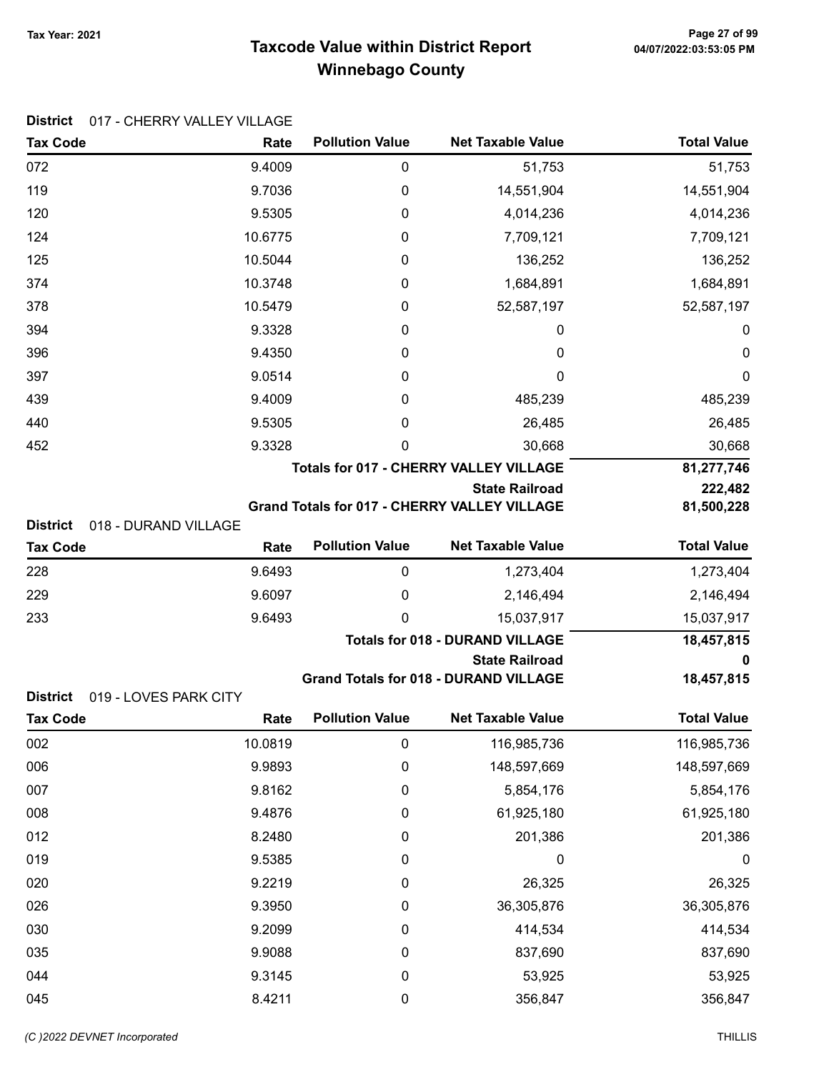# Taxcode Value within District Report
# Winnebago County

Tax Year: 2021

**District** 017 - CHERRY VALLEY VILLAGE

| Tax Code | Rate | Pollution Value | Net Taxable Value | Total Value |
|---|---|---|---|---|
| 072 | 9.4009 | 0 | 51,753 | 51,753 |
| 119 | 9.7036 | 0 | 14,551,904 | 14,551,904 |
| 120 | 9.5305 | 0 | 4,014,236 | 4,014,236 |
| 124 | 10.6775 | 0 | 7,709,121 | 7,709,121 |
| 125 | 10.5044 | 0 | 136,252 | 136,252 |
| 374 | 10.3748 | 0 | 1,684,891 | 1,684,891 |
| 378 | 10.5479 | 0 | 52,587,197 | 52,587,197 |
| 394 | 9.3328 | 0 | 0 | 0 |
| 396 | 9.4350 | 0 | 0 | 0 |
| 397 | 9.0514 | 0 | 0 | 0 |
| 439 | 9.4009 | 0 | 485,239 | 485,239 |
| 440 | 9.5305 | 0 | 26,485 | 26,485 |
| 452 | 9.3328 | 0 | 30,668 | 30,668 |
| | | | **Totals for 017 - CHERRY VALLEY VILLAGE** | **81,277,746** |
| | | | **State Railroad** | **222,482** |
| | | | **Grand Totals for 017 - CHERRY VALLEY VILLAGE** | **81,500,228** |

**District** 018 - DURAND VILLAGE

| Tax Code | Rate | Pollution Value | Net Taxable Value | Total Value |
|---|---|---|---|---|
| 228 | 9.6493 | 0 | 1,273,404 | 1,273,404 |
| 229 | 9.6097 | 0 | 2,146,494 | 2,146,494 |
| 233 | 9.6493 | 0 | 15,037,917 | 15,037,917 |
| | | | **Totals for 018 - DURAND VILLAGE** | **18,457,815** |
| | | | **State Railroad** | **0** |
| | | | **Grand Totals for 018 - DURAND VILLAGE** | **18,457,815** |

**District** 019 - LOVES PARK CITY

| Tax Code | Rate | Pollution Value | Net Taxable Value | Total Value |
|---|---|---|---|---|
| 002 | 10.0819 | 0 | 116,985,736 | 116,985,736 |
| 006 | 9.9893 | 0 | 148,597,669 | 148,597,669 |
| 007 | 9.8162 | 0 | 5,854,176 | 5,854,176 |
| 008 | 9.4876 | 0 | 61,925,180 | 61,925,180 |
| 012 | 8.2480 | 0 | 201,386 | 201,386 |
| 019 | 9.5385 | 0 | 0 | 0 |
| 020 | 9.2219 | 0 | 26,325 | 26,325 |
| 026 | 9.3950 | 0 | 36,305,876 | 36,305,876 |
| 030 | 9.2099 | 0 | 414,534 | 414,534 |
| 035 | 9.9088 | 0 | 837,690 | 837,690 |
| 044 | 9.3145 | 0 | 53,925 | 53,925 |
| 045 | 8.4211 | 0 | 356,847 | 356,847 |

(C )2022 DEVNET Incorporated — THILLIS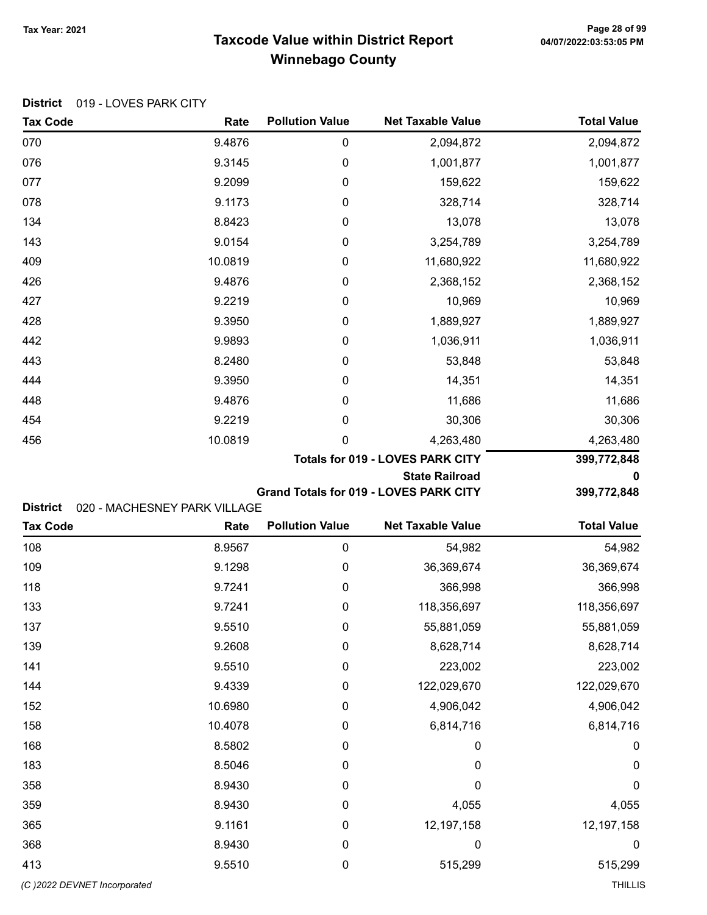# Taxcode Value within District Report
## Winnebago County

Tax Year: 2021

**District** 019 - LOVES PARK CITY

| Tax Code | Rate | Pollution Value | Net Taxable Value | Total Value |
|---|---|---|---|---|
| 070 | 9.4876 | 0 | 2,094,872 | 2,094,872 |
| 076 | 9.3145 | 0 | 1,001,877 | 1,001,877 |
| 077 | 9.2099 | 0 | 159,622 | 159,622 |
| 078 | 9.1173 | 0 | 328,714 | 328,714 |
| 134 | 8.8423 | 0 | 13,078 | 13,078 |
| 143 | 9.0154 | 0 | 3,254,789 | 3,254,789 |
| 409 | 10.0819 | 0 | 11,680,922 | 11,680,922 |
| 426 | 9.4876 | 0 | 2,368,152 | 2,368,152 |
| 427 | 9.2219 | 0 | 10,969 | 10,969 |
| 428 | 9.3950 | 0 | 1,889,927 | 1,889,927 |
| 442 | 9.9893 | 0 | 1,036,911 | 1,036,911 |
| 443 | 8.2480 | 0 | 53,848 | 53,848 |
| 444 | 9.3950 | 0 | 14,351 | 14,351 |
| 448 | 9.4876 | 0 | 11,686 | 11,686 |
| 454 | 9.2219 | 0 | 30,306 | 30,306 |
| 456 | 10.0819 | 0 | 4,263,480 | 4,263,480 |
| | | | **Totals for 019 - LOVES PARK CITY** | **399,772,848** |
| | | | **State Railroad** | **0** |
| | | | **Grand Totals for 019 - LOVES PARK CITY** | **399,772,848** |

**District** 020 - MACHESNEY PARK VILLAGE

| Tax Code | Rate | Pollution Value | Net Taxable Value | Total Value |
|---|---|---|---|---|
| 108 | 8.9567 | 0 | 54,982 | 54,982 |
| 109 | 9.1298 | 0 | 36,369,674 | 36,369,674 |
| 118 | 9.7241 | 0 | 366,998 | 366,998 |
| 133 | 9.7241 | 0 | 118,356,697 | 118,356,697 |
| 137 | 9.5510 | 0 | 55,881,059 | 55,881,059 |
| 139 | 9.2608 | 0 | 8,628,714 | 8,628,714 |
| 141 | 9.5510 | 0 | 223,002 | 223,002 |
| 144 | 9.4339 | 0 | 122,029,670 | 122,029,670 |
| 152 | 10.6980 | 0 | 4,906,042 | 4,906,042 |
| 158 | 10.4078 | 0 | 6,814,716 | 6,814,716 |
| 168 | 8.5802 | 0 | 0 | 0 |
| 183 | 8.5046 | 0 | 0 | 0 |
| 358 | 8.9430 | 0 | 0 | 0 |
| 359 | 8.9430 | 0 | 4,055 | 4,055 |
| 365 | 9.1161 | 0 | 12,197,158 | 12,197,158 |
| 368 | 8.9430 | 0 | 0 | 0 |
| 413 | 9.5510 | 0 | 515,299 | 515,299 |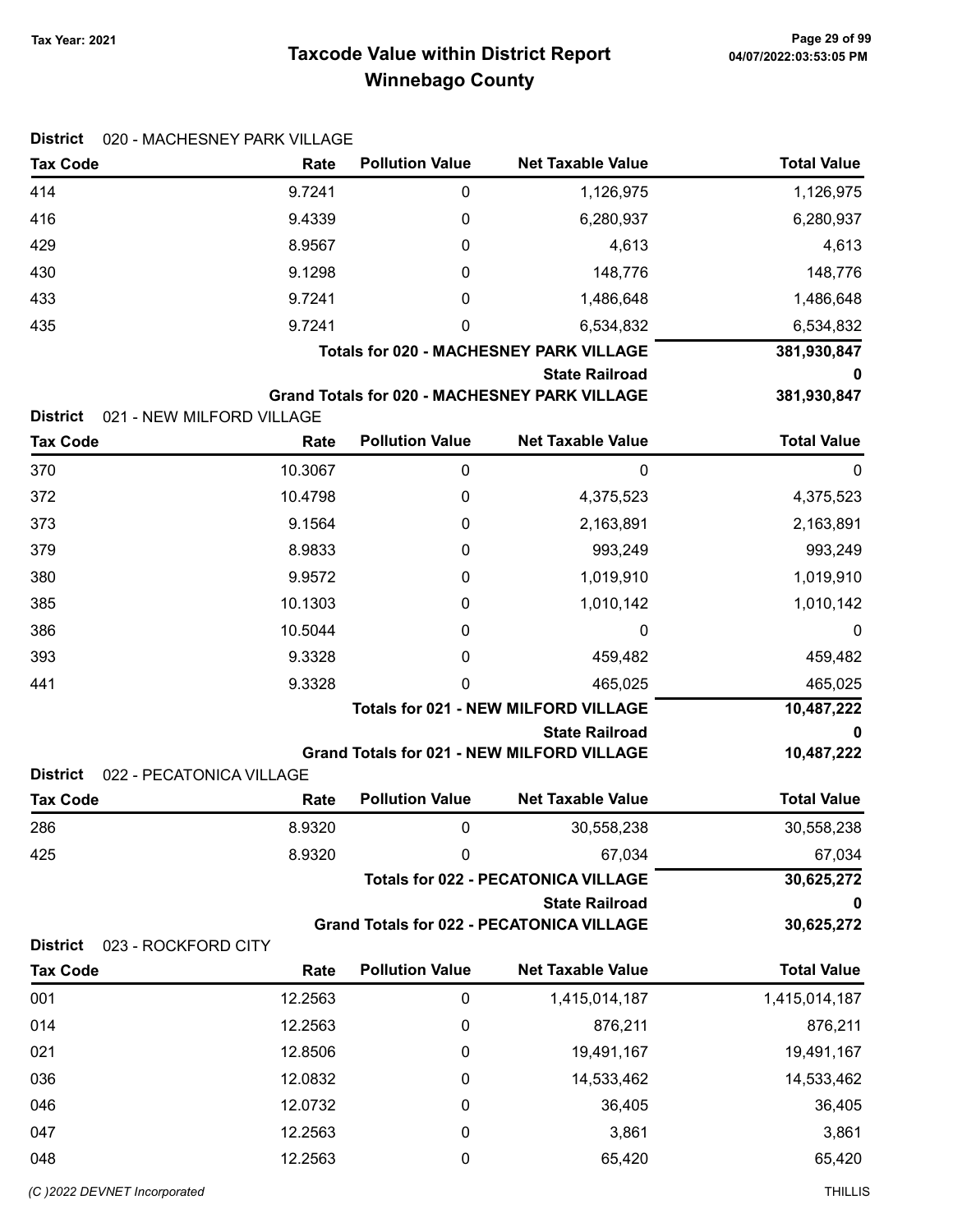# Taxcode Value within District Report
## Winnebago County

**District** 020 - MACHESNEY PARK VILLAGE

| Tax Code | Rate | Pollution Value | Net Taxable Value | Total Value |
|---|---|---|---|---|
| 414 | 9.7241 | 0 | 1,126,975 | 1,126,975 |
| 416 | 9.4339 | 0 | 6,280,937 | 6,280,937 |
| 429 | 8.9567 | 0 | 4,613 | 4,613 |
| 430 | 9.1298 | 0 | 148,776 | 148,776 |
| 433 | 9.7241 | 0 | 1,486,648 | 1,486,648 |
| 435 | 9.7241 | 0 | 6,534,832 | 6,534,832 |
| | | | **Totals for 020 - MACHESNEY PARK VILLAGE** | **381,930,847** |
| | | | **State Railroad** | **0** |
| | | | **Grand Totals for 020 - MACHESNEY PARK VILLAGE** | **381,930,847** |

**District** 021 - NEW MILFORD VILLAGE

| Tax Code | Rate | Pollution Value | Net Taxable Value | Total Value |
|---|---|---|---|---|
| 370 | 10.3067 | 0 | 0 | 0 |
| 372 | 10.4798 | 0 | 4,375,523 | 4,375,523 |
| 373 | 9.1564 | 0 | 2,163,891 | 2,163,891 |
| 379 | 8.9833 | 0 | 993,249 | 993,249 |
| 380 | 9.9572 | 0 | 1,019,910 | 1,019,910 |
| 385 | 10.1303 | 0 | 1,010,142 | 1,010,142 |
| 386 | 10.5044 | 0 | 0 | 0 |
| 393 | 9.3328 | 0 | 459,482 | 459,482 |
| 441 | 9.3328 | 0 | 465,025 | 465,025 |
| | | | **Totals for 021 - NEW MILFORD VILLAGE** | **10,487,222** |
| | | | **State Railroad** | **0** |
| | | | **Grand Totals for 021 - NEW MILFORD VILLAGE** | **10,487,222** |

**District** 022 - PECATONICA VILLAGE

| Tax Code | Rate | Pollution Value | Net Taxable Value | Total Value |
|---|---|---|---|---|
| 286 | 8.9320 | 0 | 30,558,238 | 30,558,238 |
| 425 | 8.9320 | 0 | 67,034 | 67,034 |
| | | | **Totals for 022 - PECATONICA VILLAGE** | **30,625,272** |
| | | | **State Railroad** | **0** |
| | | | **Grand Totals for 022 - PECATONICA VILLAGE** | **30,625,272** |

**District** 023 - ROCKFORD CITY

| Tax Code | Rate | Pollution Value | Net Taxable Value | Total Value |
|---|---|---|---|---|
| 001 | 12.2563 | 0 | 1,415,014,187 | 1,415,014,187 |
| 014 | 12.2563 | 0 | 876,211 | 876,211 |
| 021 | 12.8506 | 0 | 19,491,167 | 19,491,167 |
| 036 | 12.0832 | 0 | 14,533,462 | 14,533,462 |
| 046 | 12.0732 | 0 | 36,405 | 36,405 |
| 047 | 12.2563 | 0 | 3,861 | 3,861 |
| 048 | 12.2563 | 0 | 65,420 | 65,420 |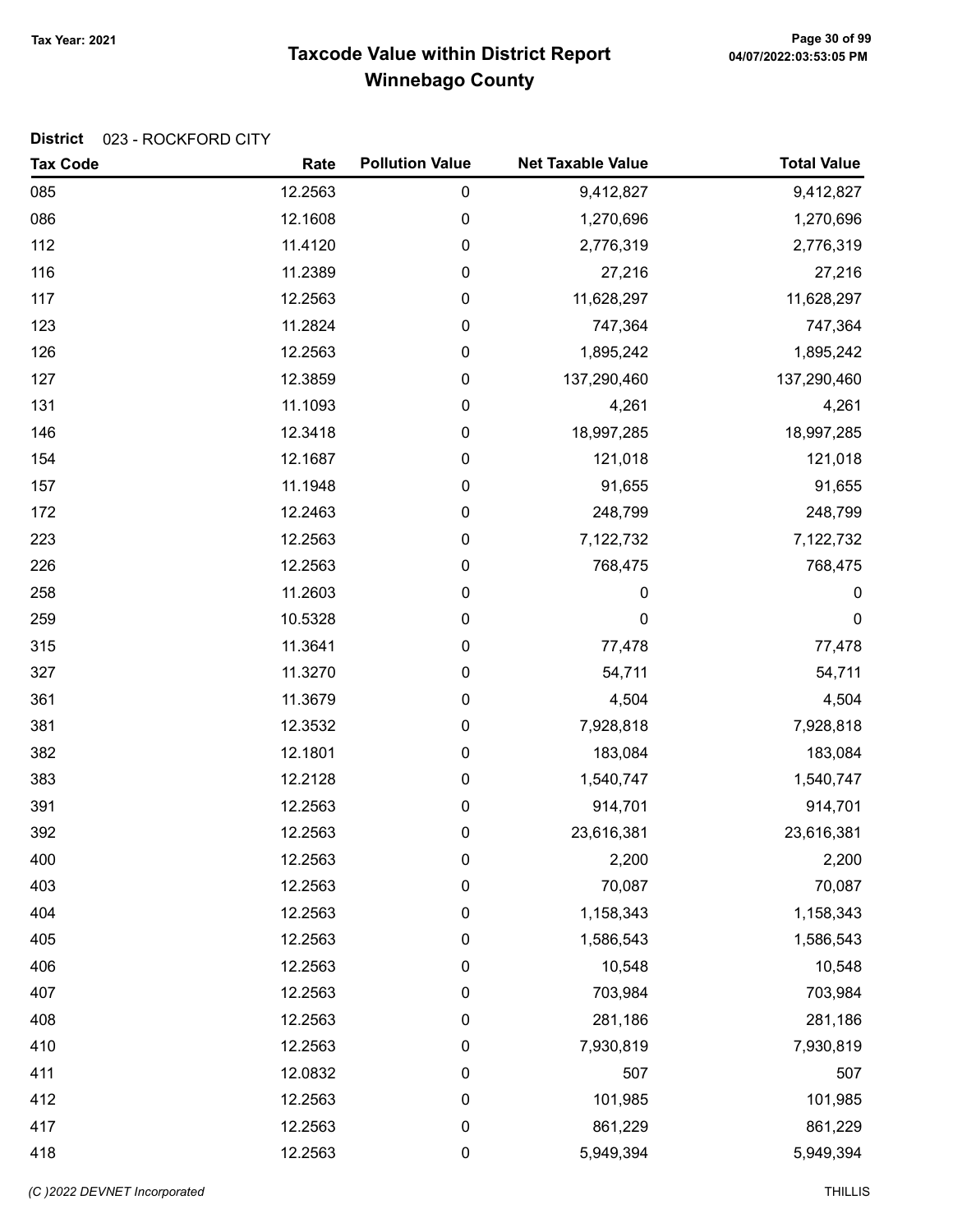# Taxcode Value within District Report
## Winnebago County

Tax Year: 2021

04/07/2022:03:53:05 PM

**District** 023 - ROCKFORD CITY

| Tax Code | Rate | Pollution Value | Net Taxable Value | Total Value |
|---|---|---|---|---|
| 085 | 12.2563 | 0 | 9,412,827 | 9,412,827 |
| 086 | 12.1608 | 0 | 1,270,696 | 1,270,696 |
| 112 | 11.4120 | 0 | 2,776,319 | 2,776,319 |
| 116 | 11.2389 | 0 | 27,216 | 27,216 |
| 117 | 12.2563 | 0 | 11,628,297 | 11,628,297 |
| 123 | 11.2824 | 0 | 747,364 | 747,364 |
| 126 | 12.2563 | 0 | 1,895,242 | 1,895,242 |
| 127 | 12.3859 | 0 | 137,290,460 | 137,290,460 |
| 131 | 11.1093 | 0 | 4,261 | 4,261 |
| 146 | 12.3418 | 0 | 18,997,285 | 18,997,285 |
| 154 | 12.1687 | 0 | 121,018 | 121,018 |
| 157 | 11.1948 | 0 | 91,655 | 91,655 |
| 172 | 12.2463 | 0 | 248,799 | 248,799 |
| 223 | 12.2563 | 0 | 7,122,732 | 7,122,732 |
| 226 | 12.2563 | 0 | 768,475 | 768,475 |
| 258 | 11.2603 | 0 | 0 | 0 |
| 259 | 10.5328 | 0 | 0 | 0 |
| 315 | 11.3641 | 0 | 77,478 | 77,478 |
| 327 | 11.3270 | 0 | 54,711 | 54,711 |
| 361 | 11.3679 | 0 | 4,504 | 4,504 |
| 381 | 12.3532 | 0 | 7,928,818 | 7,928,818 |
| 382 | 12.1801 | 0 | 183,084 | 183,084 |
| 383 | 12.2128 | 0 | 1,540,747 | 1,540,747 |
| 391 | 12.2563 | 0 | 914,701 | 914,701 |
| 392 | 12.2563 | 0 | 23,616,381 | 23,616,381 |
| 400 | 12.2563 | 0 | 2,200 | 2,200 |
| 403 | 12.2563 | 0 | 70,087 | 70,087 |
| 404 | 12.2563 | 0 | 1,158,343 | 1,158,343 |
| 405 | 12.2563 | 0 | 1,586,543 | 1,586,543 |
| 406 | 12.2563 | 0 | 10,548 | 10,548 |
| 407 | 12.2563 | 0 | 703,984 | 703,984 |
| 408 | 12.2563 | 0 | 281,186 | 281,186 |
| 410 | 12.2563 | 0 | 7,930,819 | 7,930,819 |
| 411 | 12.0832 | 0 | 507 | 507 |
| 412 | 12.2563 | 0 | 101,985 | 101,985 |
| 417 | 12.2563 | 0 | 861,229 | 861,229 |
| 418 | 12.2563 | 0 | 5,949,394 | 5,949,394 |

(C )2022 DEVNET Incorporated THILLIS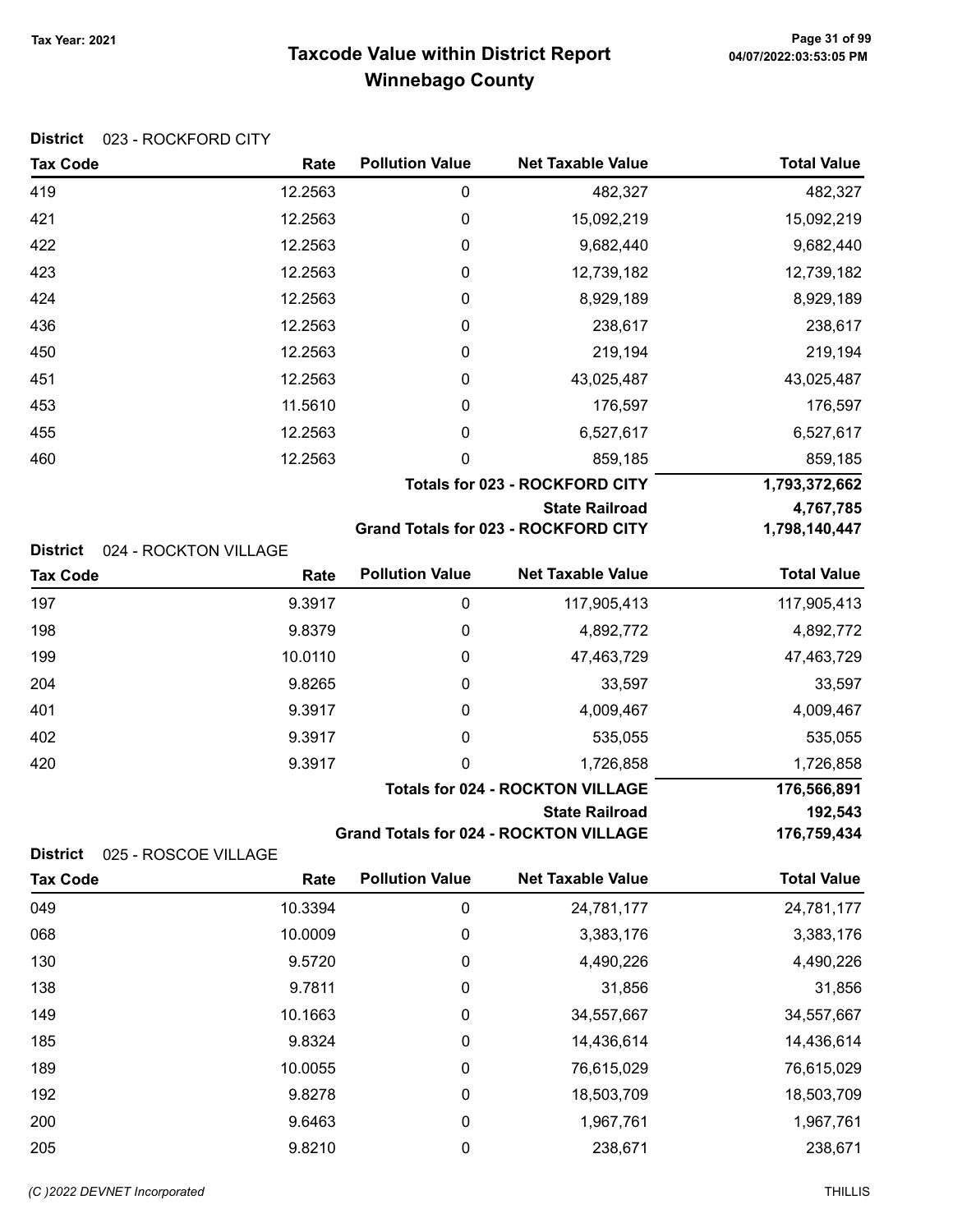**Tax Year: 2021**

# Taxcode Value within District Report
## Winnebago County

**District** 023 - ROCKFORD CITY

| Tax Code | Rate | Pollution Value | Net Taxable Value | Total Value |
|---|---|---|---|---|
| 419 | 12.2563 | 0 | 482,327 | 482,327 |
| 421 | 12.2563 | 0 | 15,092,219 | 15,092,219 |
| 422 | 12.2563 | 0 | 9,682,440 | 9,682,440 |
| 423 | 12.2563 | 0 | 12,739,182 | 12,739,182 |
| 424 | 12.2563 | 0 | 8,929,189 | 8,929,189 |
| 436 | 12.2563 | 0 | 238,617 | 238,617 |
| 450 | 12.2563 | 0 | 219,194 | 219,194 |
| 451 | 12.2563 | 0 | 43,025,487 | 43,025,487 |
| 453 | 11.5610 | 0 | 176,597 | 176,597 |
| 455 | 12.2563 | 0 | 6,527,617 | 6,527,617 |
| 460 | 12.2563 | 0 | 859,185 | 859,185 |
| | | | **Totals for 023 - ROCKFORD CITY** | **1,793,372,662** |
| | | | **State Railroad** | **4,767,785** |
| | | | **Grand Totals for 023 - ROCKFORD CITY** | **1,798,140,447** |

**District** 024 - ROCKTON VILLAGE

| Tax Code | Rate | Pollution Value | Net Taxable Value | Total Value |
|---|---|---|---|---|
| 197 | 9.3917 | 0 | 117,905,413 | 117,905,413 |
| 198 | 9.8379 | 0 | 4,892,772 | 4,892,772 |
| 199 | 10.0110 | 0 | 47,463,729 | 47,463,729 |
| 204 | 9.8265 | 0 | 33,597 | 33,597 |
| 401 | 9.3917 | 0 | 4,009,467 | 4,009,467 |
| 402 | 9.3917 | 0 | 535,055 | 535,055 |
| 420 | 9.3917 | 0 | 1,726,858 | 1,726,858 |
| | | | **Totals for 024 - ROCKTON VILLAGE** | **176,566,891** |
| | | | **State Railroad** | **192,543** |
| | | | **Grand Totals for 024 - ROCKTON VILLAGE** | **176,759,434** |

**District** 025 - ROSCOE VILLAGE

| Tax Code | Rate | Pollution Value | Net Taxable Value | Total Value |
|---|---|---|---|---|
| 049 | 10.3394 | 0 | 24,781,177 | 24,781,177 |
| 068 | 10.0009 | 0 | 3,383,176 | 3,383,176 |
| 130 | 9.5720 | 0 | 4,490,226 | 4,490,226 |
| 138 | 9.7811 | 0 | 31,856 | 31,856 |
| 149 | 10.1663 | 0 | 34,557,667 | 34,557,667 |
| 185 | 9.8324 | 0 | 14,436,614 | 14,436,614 |
| 189 | 10.0055 | 0 | 76,615,029 | 76,615,029 |
| 192 | 9.8278 | 0 | 18,503,709 | 18,503,709 |
| 200 | 9.6463 | 0 | 1,967,761 | 1,967,761 |
| 205 | 9.8210 | 0 | 238,671 | 238,671 |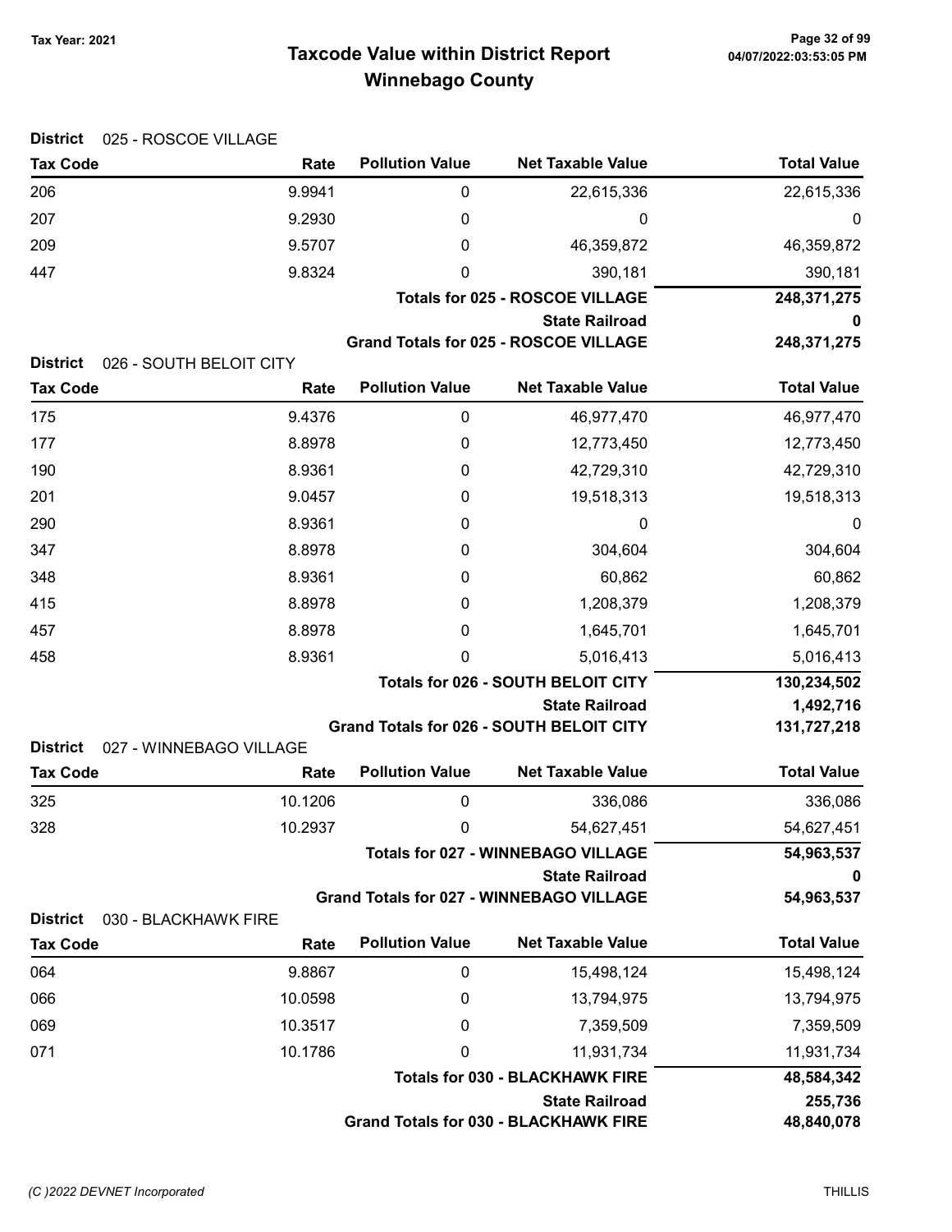**Tax Year: 2021**

# Taxcode Value within District Report
## Winnebago County

04/07/2022:03:53:05 PM

**District** 025 - ROSCOE VILLAGE

| Tax Code | Rate | Pollution Value | Net Taxable Value | Total Value |
|---|---|---|---|---|
| 206 | 9.9941 | 0 | 22,615,336 | 22,615,336 |
| 207 | 9.2930 | 0 | 0 | 0 |
| 209 | 9.5707 | 0 | 46,359,872 | 46,359,872 |
| 447 | 9.8324 | 0 | 390,181 | 390,181 |
| | | | **Totals for 025 - ROSCOE VILLAGE** | **248,371,275** |
| | | | **State Railroad** | **0** |
| | | | **Grand Totals for 025 - ROSCOE VILLAGE** | **248,371,275** |

**District** 026 - SOUTH BELOIT CITY

| Tax Code | Rate | Pollution Value | Net Taxable Value | Total Value |
|---|---|---|---|---|
| 175 | 9.4376 | 0 | 46,977,470 | 46,977,470 |
| 177 | 8.8978 | 0 | 12,773,450 | 12,773,450 |
| 190 | 8.9361 | 0 | 42,729,310 | 42,729,310 |
| 201 | 9.0457 | 0 | 19,518,313 | 19,518,313 |
| 290 | 8.9361 | 0 | 0 | 0 |
| 347 | 8.8978 | 0 | 304,604 | 304,604 |
| 348 | 8.9361 | 0 | 60,862 | 60,862 |
| 415 | 8.8978 | 0 | 1,208,379 | 1,208,379 |
| 457 | 8.8978 | 0 | 1,645,701 | 1,645,701 |
| 458 | 8.9361 | 0 | 5,016,413 | 5,016,413 |
| | | | **Totals for 026 - SOUTH BELOIT CITY** | **130,234,502** |
| | | | **State Railroad** | **1,492,716** |
| | | | **Grand Totals for 026 - SOUTH BELOIT CITY** | **131,727,218** |

**District** 027 - WINNEBAGO VILLAGE

| Tax Code | Rate | Pollution Value | Net Taxable Value | Total Value |
|---|---|---|---|---|
| 325 | 10.1206 | 0 | 336,086 | 336,086 |
| 328 | 10.2937 | 0 | 54,627,451 | 54,627,451 |
| | | | **Totals for 027 - WINNEBAGO VILLAGE** | **54,963,537** |
| | | | **State Railroad** | **0** |
| | | | **Grand Totals for 027 - WINNEBAGO VILLAGE** | **54,963,537** |

**District** 030 - BLACKHAWK FIRE

| Tax Code | Rate | Pollution Value | Net Taxable Value | Total Value |
|---|---|---|---|---|
| 064 | 9.8867 | 0 | 15,498,124 | 15,498,124 |
| 066 | 10.0598 | 0 | 13,794,975 | 13,794,975 |
| 069 | 10.3517 | 0 | 7,359,509 | 7,359,509 |
| 071 | 10.1786 | 0 | 11,931,734 | 11,931,734 |
| | | | **Totals for 030 - BLACKHAWK FIRE** | **48,584,342** |
| | | | **State Railroad** | **255,736** |
| | | | **Grand Totals for 030 - BLACKHAWK FIRE** | **48,840,078** |

(C )2022 DEVNET Incorporated THILLIS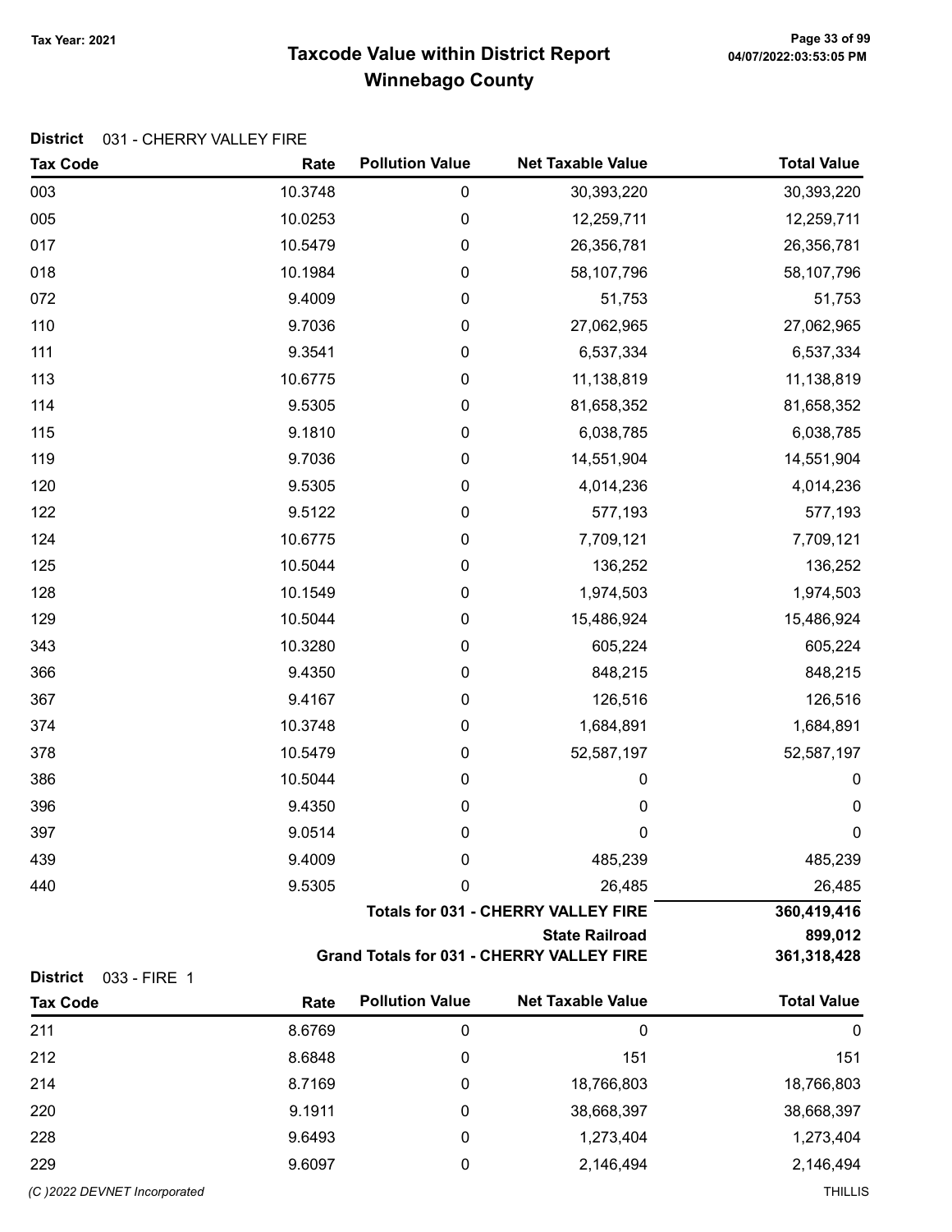# Taxcode Value within District Report
## Winnebago County

Tax Year: 2021

**District** 031 - CHERRY VALLEY FIRE

| Tax Code | Rate | Pollution Value | Net Taxable Value | Total Value |
|---|---|---|---|---|
| 003 | 10.3748 | 0 | 30,393,220 | 30,393,220 |
| 005 | 10.0253 | 0 | 12,259,711 | 12,259,711 |
| 017 | 10.5479 | 0 | 26,356,781 | 26,356,781 |
| 018 | 10.1984 | 0 | 58,107,796 | 58,107,796 |
| 072 | 9.4009 | 0 | 51,753 | 51,753 |
| 110 | 9.7036 | 0 | 27,062,965 | 27,062,965 |
| 111 | 9.3541 | 0 | 6,537,334 | 6,537,334 |
| 113 | 10.6775 | 0 | 11,138,819 | 11,138,819 |
| 114 | 9.5305 | 0 | 81,658,352 | 81,658,352 |
| 115 | 9.1810 | 0 | 6,038,785 | 6,038,785 |
| 119 | 9.7036 | 0 | 14,551,904 | 14,551,904 |
| 120 | 9.5305 | 0 | 4,014,236 | 4,014,236 |
| 122 | 9.5122 | 0 | 577,193 | 577,193 |
| 124 | 10.6775 | 0 | 7,709,121 | 7,709,121 |
| 125 | 10.5044 | 0 | 136,252 | 136,252 |
| 128 | 10.1549 | 0 | 1,974,503 | 1,974,503 |
| 129 | 10.5044 | 0 | 15,486,924 | 15,486,924 |
| 343 | 10.3280 | 0 | 605,224 | 605,224 |
| 366 | 9.4350 | 0 | 848,215 | 848,215 |
| 367 | 9.4167 | 0 | 126,516 | 126,516 |
| 374 | 10.3748 | 0 | 1,684,891 | 1,684,891 |
| 378 | 10.5479 | 0 | 52,587,197 | 52,587,197 |
| 386 | 10.5044 | 0 | 0 | 0 |
| 396 | 9.4350 | 0 | 0 | 0 |
| 397 | 9.0514 | 0 | 0 | 0 |
| 439 | 9.4009 | 0 | 485,239 | 485,239 |
| 440 | 9.5305 | 0 | 26,485 | 26,485 |
| | | | **Totals for 031 - CHERRY VALLEY FIRE** | **360,419,416** |
| | | | **State Railroad** | **899,012** |
| | | | **Grand Totals for 031 - CHERRY VALLEY FIRE** | **361,318,428** |

**District** 033 - FIRE 1

| Tax Code | Rate | Pollution Value | Net Taxable Value | Total Value |
|---|---|---|---|---|
| 211 | 8.6769 | 0 | 0 | 0 |
| 212 | 8.6848 | 0 | 151 | 151 |
| 214 | 8.7169 | 0 | 18,766,803 | 18,766,803 |
| 220 | 9.1911 | 0 | 38,668,397 | 38,668,397 |
| 228 | 9.6493 | 0 | 1,273,404 | 1,273,404 |
| 229 | 9.6097 | 0 | 2,146,494 | 2,146,494 |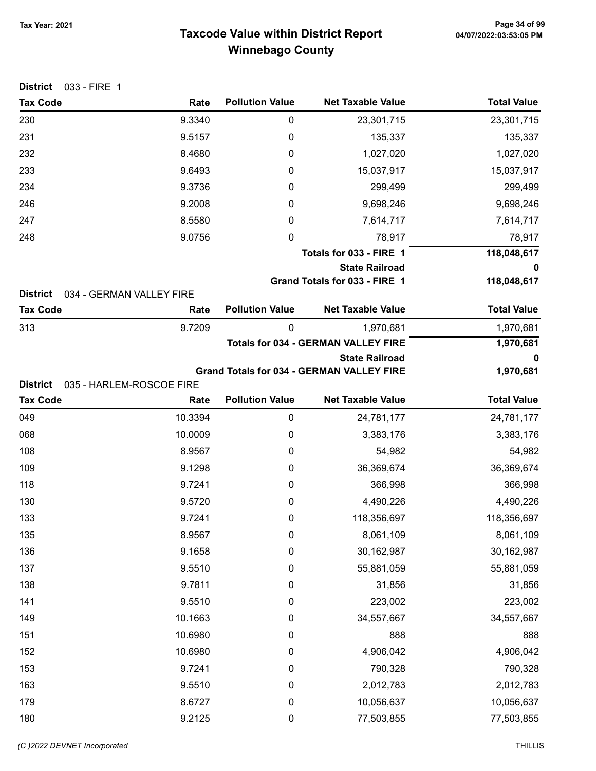# Taxcode Value within District Report
## Winnebago County

Tax Year: 2021

**District** 033 - FIRE 1

| Tax Code | Rate | Pollution Value | Net Taxable Value | Total Value |
|---|---|---|---|---|
| 230 | 9.3340 | 0 | 23,301,715 | 23,301,715 |
| 231 | 9.5157 | 0 | 135,337 | 135,337 |
| 232 | 8.4680 | 0 | 1,027,020 | 1,027,020 |
| 233 | 9.6493 | 0 | 15,037,917 | 15,037,917 |
| 234 | 9.3736 | 0 | 299,499 | 299,499 |
| 246 | 9.2008 | 0 | 9,698,246 | 9,698,246 |
| 247 | 8.5580 | 0 | 7,614,717 | 7,614,717 |
| 248 | 9.0756 | 0 | 78,917 | 78,917 |
| | | | **Totals for 033 - FIRE 1** | **118,048,617** |
| | | | **State Railroad** | **0** |
| | | | **Grand Totals for 033 - FIRE 1** | **118,048,617** |

**District** 034 - GERMAN VALLEY FIRE

| Tax Code | Rate | Pollution Value | Net Taxable Value | Total Value |
|---|---|---|---|---|
| 313 | 9.7209 | 0 | 1,970,681 | 1,970,681 |
| | | | **Totals for 034 - GERMAN VALLEY FIRE** | **1,970,681** |
| | | | **State Railroad** | **0** |
| | | | **Grand Totals for 034 - GERMAN VALLEY FIRE** | **1,970,681** |

**District** 035 - HARLEM-ROSCOE FIRE

| Tax Code | Rate | Pollution Value | Net Taxable Value | Total Value |
|---|---|---|---|---|
| 049 | 10.3394 | 0 | 24,781,177 | 24,781,177 |
| 068 | 10.0009 | 0 | 3,383,176 | 3,383,176 |
| 108 | 8.9567 | 0 | 54,982 | 54,982 |
| 109 | 9.1298 | 0 | 36,369,674 | 36,369,674 |
| 118 | 9.7241 | 0 | 366,998 | 366,998 |
| 130 | 9.5720 | 0 | 4,490,226 | 4,490,226 |
| 133 | 9.7241 | 0 | 118,356,697 | 118,356,697 |
| 135 | 8.9567 | 0 | 8,061,109 | 8,061,109 |
| 136 | 9.1658 | 0 | 30,162,987 | 30,162,987 |
| 137 | 9.5510 | 0 | 55,881,059 | 55,881,059 |
| 138 | 9.7811 | 0 | 31,856 | 31,856 |
| 141 | 9.5510 | 0 | 223,002 | 223,002 |
| 149 | 10.1663 | 0 | 34,557,667 | 34,557,667 |
| 151 | 10.6980 | 0 | 888 | 888 |
| 152 | 10.6980 | 0 | 4,906,042 | 4,906,042 |
| 153 | 9.7241 | 0 | 790,328 | 790,328 |
| 163 | 9.5510 | 0 | 2,012,783 | 2,012,783 |
| 179 | 8.6727 | 0 | 10,056,637 | 10,056,637 |
| 180 | 9.2125 | 0 | 77,503,855 | 77,503,855 |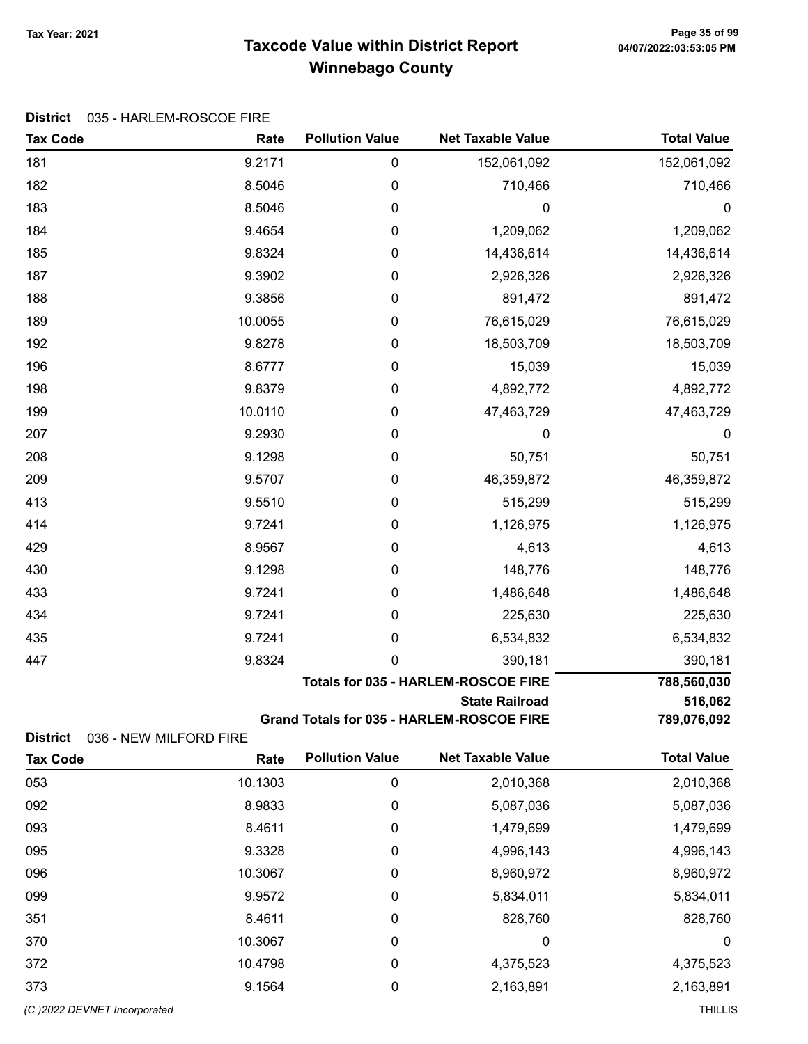# Taxcode Value within District Report
## Winnebago County

Tax Year: 2021

**District** 035 - HARLEM-ROSCOE FIRE

| Tax Code | Rate | Pollution Value | Net Taxable Value | Total Value |
|---|---|---|---|---|
| 181 | 9.2171 | 0 | 152,061,092 | 152,061,092 |
| 182 | 8.5046 | 0 | 710,466 | 710,466 |
| 183 | 8.5046 | 0 | 0 | 0 |
| 184 | 9.4654 | 0 | 1,209,062 | 1,209,062 |
| 185 | 9.8324 | 0 | 14,436,614 | 14,436,614 |
| 187 | 9.3902 | 0 | 2,926,326 | 2,926,326 |
| 188 | 9.3856 | 0 | 891,472 | 891,472 |
| 189 | 10.0055 | 0 | 76,615,029 | 76,615,029 |
| 192 | 9.8278 | 0 | 18,503,709 | 18,503,709 |
| 196 | 8.6777 | 0 | 15,039 | 15,039 |
| 198 | 9.8379 | 0 | 4,892,772 | 4,892,772 |
| 199 | 10.0110 | 0 | 47,463,729 | 47,463,729 |
| 207 | 9.2930 | 0 | 0 | 0 |
| 208 | 9.1298 | 0 | 50,751 | 50,751 |
| 209 | 9.5707 | 0 | 46,359,872 | 46,359,872 |
| 413 | 9.5510 | 0 | 515,299 | 515,299 |
| 414 | 9.7241 | 0 | 1,126,975 | 1,126,975 |
| 429 | 8.9567 | 0 | 4,613 | 4,613 |
| 430 | 9.1298 | 0 | 148,776 | 148,776 |
| 433 | 9.7241 | 0 | 1,486,648 | 1,486,648 |
| 434 | 9.7241 | 0 | 225,630 | 225,630 |
| 435 | 9.7241 | 0 | 6,534,832 | 6,534,832 |
| 447 | 9.8324 | 0 | 390,181 | 390,181 |
| | | | **Totals for 035 - HARLEM-ROSCOE FIRE** | **788,560,030** |
| | | | **State Railroad** | **516,062** |
| | | | **Grand Totals for 035 - HARLEM-ROSCOE FIRE** | **789,076,092** |

**District** 036 - NEW MILFORD FIRE

| Tax Code | Rate | Pollution Value | Net Taxable Value | Total Value |
|---|---|---|---|---|
| 053 | 10.1303 | 0 | 2,010,368 | 2,010,368 |
| 092 | 8.9833 | 0 | 5,087,036 | 5,087,036 |
| 093 | 8.4611 | 0 | 1,479,699 | 1,479,699 |
| 095 | 9.3328 | 0 | 4,996,143 | 4,996,143 |
| 096 | 10.3067 | 0 | 8,960,972 | 8,960,972 |
| 099 | 9.9572 | 0 | 5,834,011 | 5,834,011 |
| 351 | 8.4611 | 0 | 828,760 | 828,760 |
| 370 | 10.3067 | 0 | 0 | 0 |
| 372 | 10.4798 | 0 | 4,375,523 | 4,375,523 |
| 373 | 9.1564 | 0 | 2,163,891 | 2,163,891 |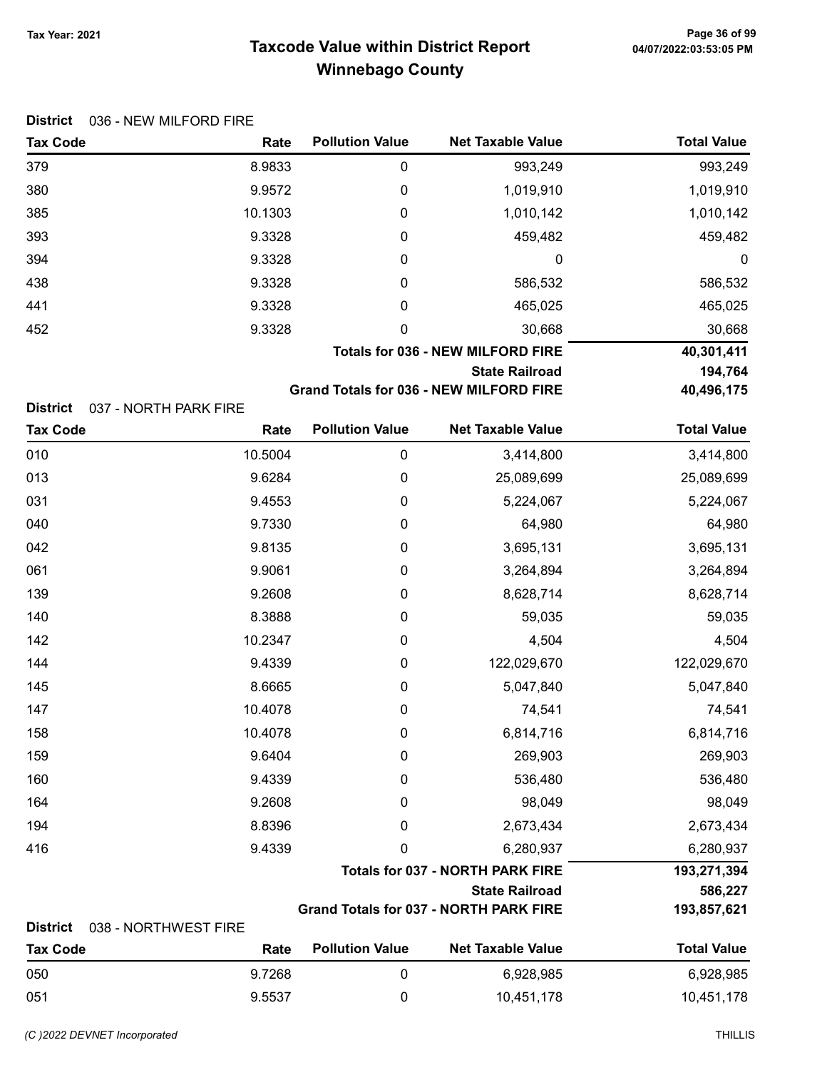# Taxcode Value within District Report
## Winnebago County

Tax Year: 2021

**District** 036 - NEW MILFORD FIRE

| Tax Code | Rate | Pollution Value | Net Taxable Value | Total Value |
|---|---|---|---|---|
| 379 | 8.9833 | 0 | 993,249 | 993,249 |
| 380 | 9.9572 | 0 | 1,019,910 | 1,019,910 |
| 385 | 10.1303 | 0 | 1,010,142 | 1,010,142 |
| 393 | 9.3328 | 0 | 459,482 | 459,482 |
| 394 | 9.3328 | 0 | 0 | 0 |
| 438 | 9.3328 | 0 | 586,532 | 586,532 |
| 441 | 9.3328 | 0 | 465,025 | 465,025 |
| 452 | 9.3328 | 0 | 30,668 | 30,668 |
| | | | **Totals for 036 - NEW MILFORD FIRE** | **40,301,411** |
| | | | **State Railroad** | **194,764** |
| | | | **Grand Totals for 036 - NEW MILFORD FIRE** | **40,496,175** |

**District** 037 - NORTH PARK FIRE

| Tax Code | Rate | Pollution Value | Net Taxable Value | Total Value |
|---|---|---|---|---|
| 010 | 10.5004 | 0 | 3,414,800 | 3,414,800 |
| 013 | 9.6284 | 0 | 25,089,699 | 25,089,699 |
| 031 | 9.4553 | 0 | 5,224,067 | 5,224,067 |
| 040 | 9.7330 | 0 | 64,980 | 64,980 |
| 042 | 9.8135 | 0 | 3,695,131 | 3,695,131 |
| 061 | 9.9061 | 0 | 3,264,894 | 3,264,894 |
| 139 | 9.2608 | 0 | 8,628,714 | 8,628,714 |
| 140 | 8.3888 | 0 | 59,035 | 59,035 |
| 142 | 10.2347 | 0 | 4,504 | 4,504 |
| 144 | 9.4339 | 0 | 122,029,670 | 122,029,670 |
| 145 | 8.6665 | 0 | 5,047,840 | 5,047,840 |
| 147 | 10.4078 | 0 | 74,541 | 74,541 |
| 158 | 10.4078 | 0 | 6,814,716 | 6,814,716 |
| 159 | 9.6404 | 0 | 269,903 | 269,903 |
| 160 | 9.4339 | 0 | 536,480 | 536,480 |
| 164 | 9.2608 | 0 | 98,049 | 98,049 |
| 194 | 8.8396 | 0 | 2,673,434 | 2,673,434 |
| 416 | 9.4339 | 0 | 6,280,937 | 6,280,937 |
| | | | **Totals for 037 - NORTH PARK FIRE** | **193,271,394** |
| | | | **State Railroad** | **586,227** |
| | | | **Grand Totals for 037 - NORTH PARK FIRE** | **193,857,621** |

**District** 038 - NORTHWEST FIRE

| Tax Code | Rate | Pollution Value | Net Taxable Value | Total Value |
|---|---|---|---|---|
| 050 | 9.7268 | 0 | 6,928,985 | 6,928,985 |
| 051 | 9.5537 | 0 | 10,451,178 | 10,451,178 |

(C )2022 DEVNET Incorporated THILLIS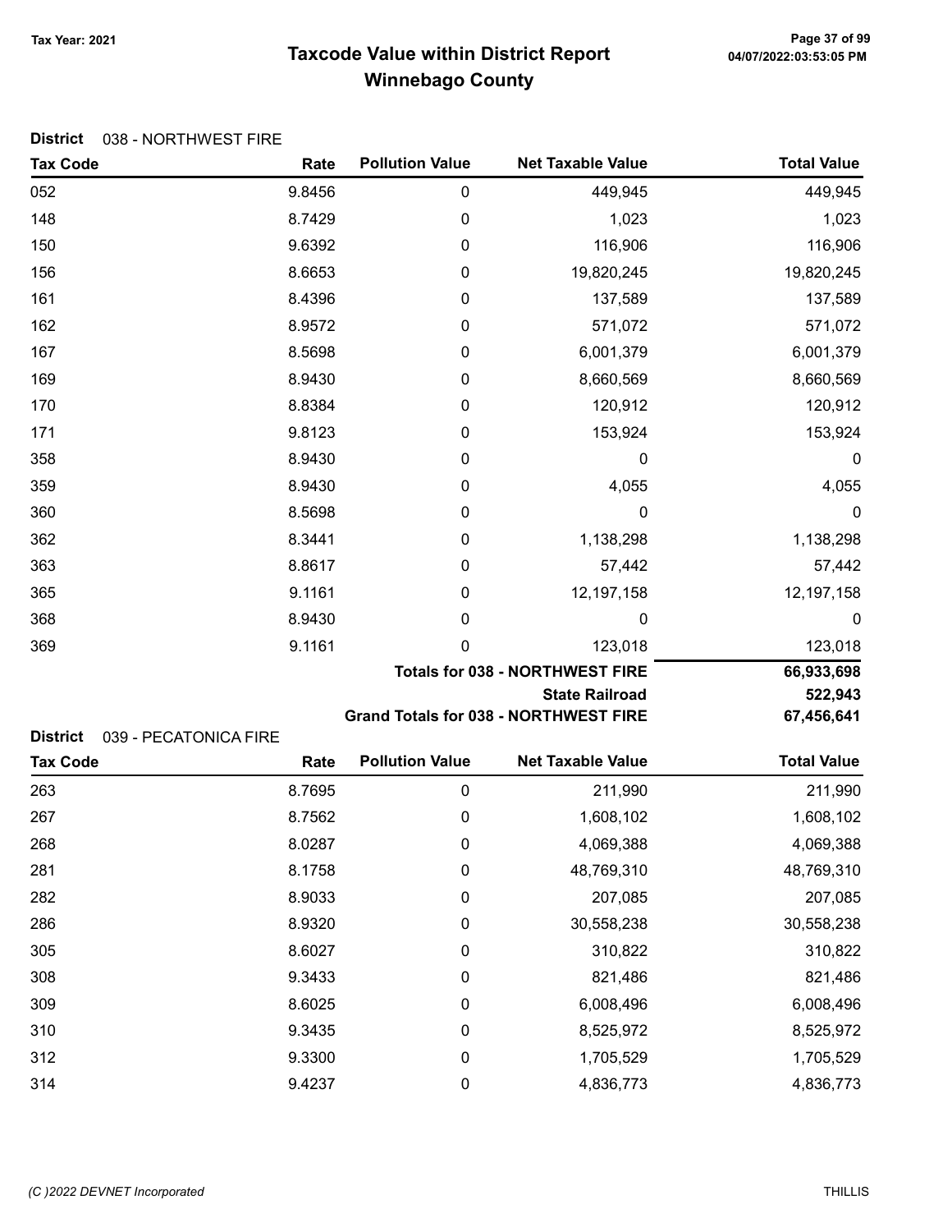# Taxcode Value within District Report
## Winnebago County

Tax Year: 2021

**District** 038 - NORTHWEST FIRE

| Tax Code | Rate | Pollution Value | Net Taxable Value | Total Value |
|---|---|---|---|---|
| 052 | 9.8456 | 0 | 449,945 | 449,945 |
| 148 | 8.7429 | 0 | 1,023 | 1,023 |
| 150 | 9.6392 | 0 | 116,906 | 116,906 |
| 156 | 8.6653 | 0 | 19,820,245 | 19,820,245 |
| 161 | 8.4396 | 0 | 137,589 | 137,589 |
| 162 | 8.9572 | 0 | 571,072 | 571,072 |
| 167 | 8.5698 | 0 | 6,001,379 | 6,001,379 |
| 169 | 8.9430 | 0 | 8,660,569 | 8,660,569 |
| 170 | 8.8384 | 0 | 120,912 | 120,912 |
| 171 | 9.8123 | 0 | 153,924 | 153,924 |
| 358 | 8.9430 | 0 | 0 | 0 |
| 359 | 8.9430 | 0 | 4,055 | 4,055 |
| 360 | 8.5698 | 0 | 0 | 0 |
| 362 | 8.3441 | 0 | 1,138,298 | 1,138,298 |
| 363 | 8.8617 | 0 | 57,442 | 57,442 |
| 365 | 9.1161 | 0 | 12,197,158 | 12,197,158 |
| 368 | 8.9430 | 0 | 0 | 0 |
| 369 | 9.1161 | 0 | 123,018 | 123,018 |
| | | | **Totals for 038 - NORTHWEST FIRE** | **66,933,698** |
| | | | **State Railroad** | **522,943** |
| | | | **Grand Totals for 038 - NORTHWEST FIRE** | **67,456,641** |

**District** 039 - PECATONICA FIRE

| Tax Code | Rate | Pollution Value | Net Taxable Value | Total Value |
|---|---|---|---|---|
| 263 | 8.7695 | 0 | 211,990 | 211,990 |
| 267 | 8.7562 | 0 | 1,608,102 | 1,608,102 |
| 268 | 8.0287 | 0 | 4,069,388 | 4,069,388 |
| 281 | 8.1758 | 0 | 48,769,310 | 48,769,310 |
| 282 | 8.9033 | 0 | 207,085 | 207,085 |
| 286 | 8.9320 | 0 | 30,558,238 | 30,558,238 |
| 305 | 8.6027 | 0 | 310,822 | 310,822 |
| 308 | 9.3433 | 0 | 821,486 | 821,486 |
| 309 | 8.6025 | 0 | 6,008,496 | 6,008,496 |
| 310 | 9.3435 | 0 | 8,525,972 | 8,525,972 |
| 312 | 9.3300 | 0 | 1,705,529 | 1,705,529 |
| 314 | 9.4237 | 0 | 4,836,773 | 4,836,773 |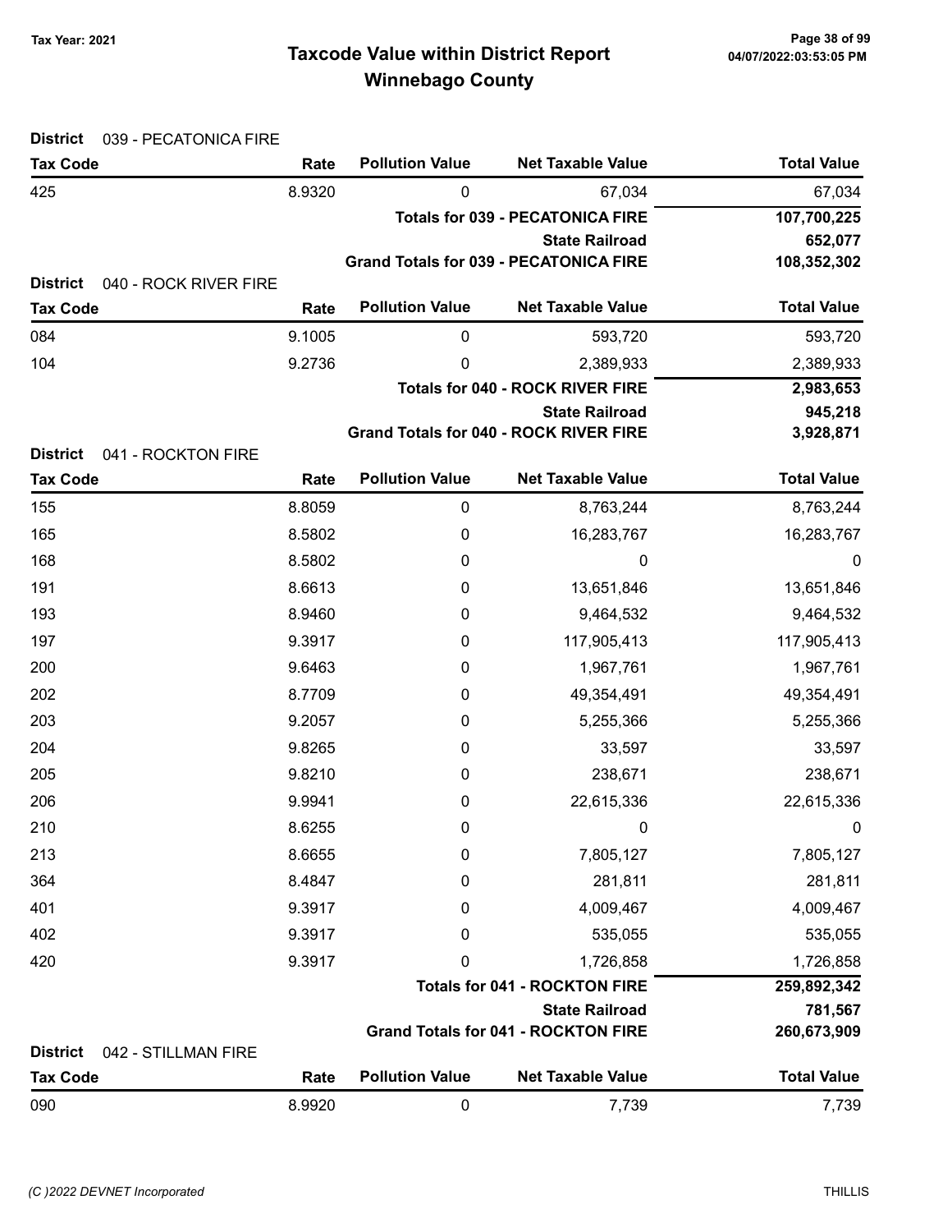# Taxcode Value within District Report
## Winnebago County

Tax Year: 2021

**District** 039 - PECATONICA FIRE

| Tax Code | Rate | Pollution Value | Net Taxable Value | Total Value |
|---|---|---|---|---|
| 425 | 8.9320 | 0 | 67,034 | 67,034 |
| | | | **Totals for 039 - PECATONICA FIRE** | **107,700,225** |
| | | | **State Railroad** | **652,077** |
| | | | **Grand Totals for 039 - PECATONICA FIRE** | **108,352,302** |

**District** 040 - ROCK RIVER FIRE

| Tax Code | Rate | Pollution Value | Net Taxable Value | Total Value |
|---|---|---|---|---|
| 084 | 9.1005 | 0 | 593,720 | 593,720 |
| 104 | 9.2736 | 0 | 2,389,933 | 2,389,933 |
| | | | **Totals for 040 - ROCK RIVER FIRE** | **2,983,653** |
| | | | **State Railroad** | **945,218** |
| | | | **Grand Totals for 040 - ROCK RIVER FIRE** | **3,928,871** |

**District** 041 - ROCKTON FIRE

| Tax Code | Rate | Pollution Value | Net Taxable Value | Total Value |
|---|---|---|---|---|
| 155 | 8.8059 | 0 | 8,763,244 | 8,763,244 |
| 165 | 8.5802 | 0 | 16,283,767 | 16,283,767 |
| 168 | 8.5802 | 0 | 0 | 0 |
| 191 | 8.6613 | 0 | 13,651,846 | 13,651,846 |
| 193 | 8.9460 | 0 | 9,464,532 | 9,464,532 |
| 197 | 9.3917 | 0 | 117,905,413 | 117,905,413 |
| 200 | 9.6463 | 0 | 1,967,761 | 1,967,761 |
| 202 | 8.7709 | 0 | 49,354,491 | 49,354,491 |
| 203 | 9.2057 | 0 | 5,255,366 | 5,255,366 |
| 204 | 9.8265 | 0 | 33,597 | 33,597 |
| 205 | 9.8210 | 0 | 238,671 | 238,671 |
| 206 | 9.9941 | 0 | 22,615,336 | 22,615,336 |
| 210 | 8.6255 | 0 | 0 | 0 |
| 213 | 8.6655 | 0 | 7,805,127 | 7,805,127 |
| 364 | 8.4847 | 0 | 281,811 | 281,811 |
| 401 | 9.3917 | 0 | 4,009,467 | 4,009,467 |
| 402 | 9.3917 | 0 | 535,055 | 535,055 |
| 420 | 9.3917 | 0 | 1,726,858 | 1,726,858 |
| | | | **Totals for 041 - ROCKTON FIRE** | **259,892,342** |
| | | | **State Railroad** | **781,567** |
| | | | **Grand Totals for 041 - ROCKTON FIRE** | **260,673,909** |

**District** 042 - STILLMAN FIRE

| Tax Code | Rate | Pollution Value | Net Taxable Value | Total Value |
|---|---|---|---|---|
| 090 | 8.9920 | 0 | 7,739 | 7,739 |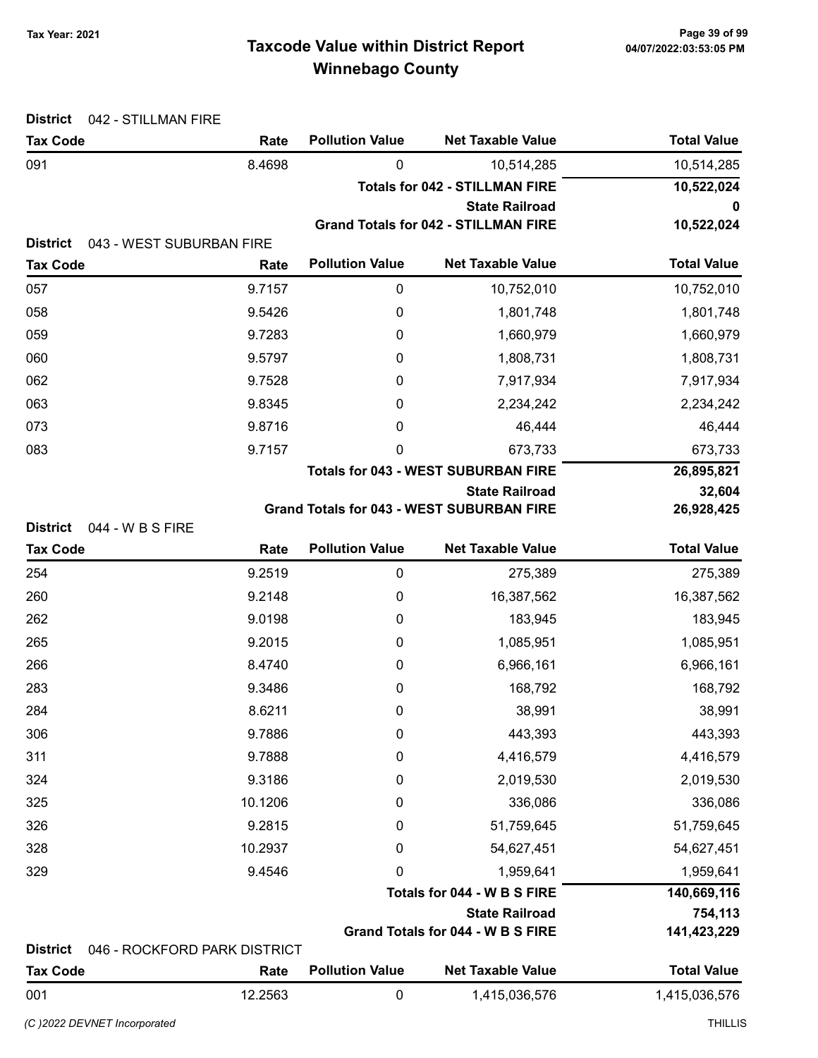# Taxcode Value within District Report
## Winnebago County

Tax Year: 2021

**District** 042 - STILLMAN FIRE

| Tax Code | Rate | Pollution Value | Net Taxable Value | Total Value |
|---|---|---|---|---|
| 091 | 8.4698 | 0 | 10,514,285 | 10,514,285 |
| | | | **Totals for 042 - STILLMAN FIRE** | **10,522,024** |
| | | | **State Railroad** | **0** |
| | | | **Grand Totals for 042 - STILLMAN FIRE** | **10,522,024** |

**District** 043 - WEST SUBURBAN FIRE

| Tax Code | Rate | Pollution Value | Net Taxable Value | Total Value |
|---|---|---|---|---|
| 057 | 9.7157 | 0 | 10,752,010 | 10,752,010 |
| 058 | 9.5426 | 0 | 1,801,748 | 1,801,748 |
| 059 | 9.7283 | 0 | 1,660,979 | 1,660,979 |
| 060 | 9.5797 | 0 | 1,808,731 | 1,808,731 |
| 062 | 9.7528 | 0 | 7,917,934 | 7,917,934 |
| 063 | 9.8345 | 0 | 2,234,242 | 2,234,242 |
| 073 | 9.8716 | 0 | 46,444 | 46,444 |
| 083 | 9.7157 | 0 | 673,733 | 673,733 |
| | | | **Totals for 043 - WEST SUBURBAN FIRE** | **26,895,821** |
| | | | **State Railroad** | **32,604** |
| | | | **Grand Totals for 043 - WEST SUBURBAN FIRE** | **26,928,425** |

**District** 044 - W B S FIRE

| Tax Code | Rate | Pollution Value | Net Taxable Value | Total Value |
|---|---|---|---|---|
| 254 | 9.2519 | 0 | 275,389 | 275,389 |
| 260 | 9.2148 | 0 | 16,387,562 | 16,387,562 |
| 262 | 9.0198 | 0 | 183,945 | 183,945 |
| 265 | 9.2015 | 0 | 1,085,951 | 1,085,951 |
| 266 | 8.4740 | 0 | 6,966,161 | 6,966,161 |
| 283 | 9.3486 | 0 | 168,792 | 168,792 |
| 284 | 8.6211 | 0 | 38,991 | 38,991 |
| 306 | 9.7886 | 0 | 443,393 | 443,393 |
| 311 | 9.7888 | 0 | 4,416,579 | 4,416,579 |
| 324 | 9.3186 | 0 | 2,019,530 | 2,019,530 |
| 325 | 10.1206 | 0 | 336,086 | 336,086 |
| 326 | 9.2815 | 0 | 51,759,645 | 51,759,645 |
| 328 | 10.2937 | 0 | 54,627,451 | 54,627,451 |
| 329 | 9.4546 | 0 | 1,959,641 | 1,959,641 |
| | | | **Totals for 044 - W B S FIRE** | **140,669,116** |
| | | | **State Railroad** | **754,113** |
| | | | **Grand Totals for 044 - W B S FIRE** | **141,423,229** |

**District** 046 - ROCKFORD PARK DISTRICT

| Tax Code | Rate | Pollution Value | Net Taxable Value | Total Value |
|---|---|---|---|---|
| 001 | 12.2563 | 0 | 1,415,036,576 | 1,415,036,576 |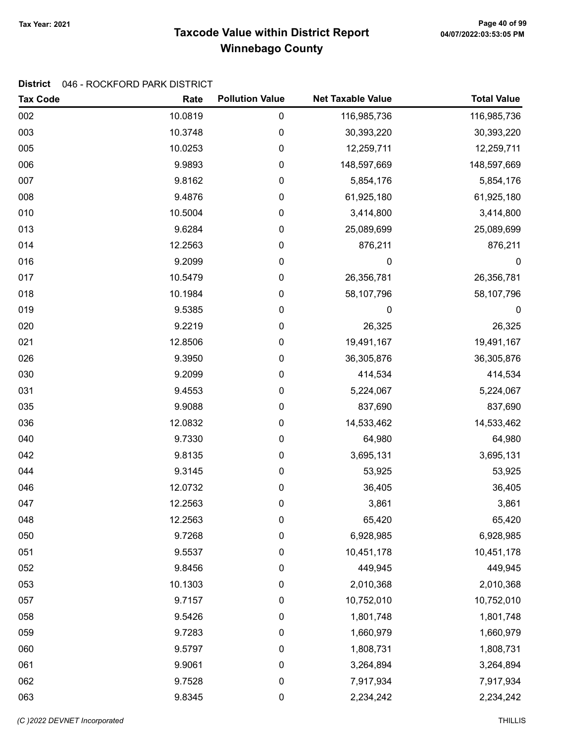# Taxcode Value within District Report
## Winnebago County

Tax Year: 2021

**District** 046 - ROCKFORD PARK DISTRICT

| Tax Code | Rate | Pollution Value | Net Taxable Value | Total Value |
|---|---|---|---|---|
| 002 | 10.0819 | 0 | 116,985,736 | 116,985,736 |
| 003 | 10.3748 | 0 | 30,393,220 | 30,393,220 |
| 005 | 10.0253 | 0 | 12,259,711 | 12,259,711 |
| 006 | 9.9893 | 0 | 148,597,669 | 148,597,669 |
| 007 | 9.8162 | 0 | 5,854,176 | 5,854,176 |
| 008 | 9.4876 | 0 | 61,925,180 | 61,925,180 |
| 010 | 10.5004 | 0 | 3,414,800 | 3,414,800 |
| 013 | 9.6284 | 0 | 25,089,699 | 25,089,699 |
| 014 | 12.2563 | 0 | 876,211 | 876,211 |
| 016 | 9.2099 | 0 | 0 | 0 |
| 017 | 10.5479 | 0 | 26,356,781 | 26,356,781 |
| 018 | 10.1984 | 0 | 58,107,796 | 58,107,796 |
| 019 | 9.5385 | 0 | 0 | 0 |
| 020 | 9.2219 | 0 | 26,325 | 26,325 |
| 021 | 12.8506 | 0 | 19,491,167 | 19,491,167 |
| 026 | 9.3950 | 0 | 36,305,876 | 36,305,876 |
| 030 | 9.2099 | 0 | 414,534 | 414,534 |
| 031 | 9.4553 | 0 | 5,224,067 | 5,224,067 |
| 035 | 9.9088 | 0 | 837,690 | 837,690 |
| 036 | 12.0832 | 0 | 14,533,462 | 14,533,462 |
| 040 | 9.7330 | 0 | 64,980 | 64,980 |
| 042 | 9.8135 | 0 | 3,695,131 | 3,695,131 |
| 044 | 9.3145 | 0 | 53,925 | 53,925 |
| 046 | 12.0732 | 0 | 36,405 | 36,405 |
| 047 | 12.2563 | 0 | 3,861 | 3,861 |
| 048 | 12.2563 | 0 | 65,420 | 65,420 |
| 050 | 9.7268 | 0 | 6,928,985 | 6,928,985 |
| 051 | 9.5537 | 0 | 10,451,178 | 10,451,178 |
| 052 | 9.8456 | 0 | 449,945 | 449,945 |
| 053 | 10.1303 | 0 | 2,010,368 | 2,010,368 |
| 057 | 9.7157 | 0 | 10,752,010 | 10,752,010 |
| 058 | 9.5426 | 0 | 1,801,748 | 1,801,748 |
| 059 | 9.7283 | 0 | 1,660,979 | 1,660,979 |
| 060 | 9.5797 | 0 | 1,808,731 | 1,808,731 |
| 061 | 9.9061 | 0 | 3,264,894 | 3,264,894 |
| 062 | 9.7528 | 0 | 7,917,934 | 7,917,934 |
| 063 | 9.8345 | 0 | 2,234,242 | 2,234,242 |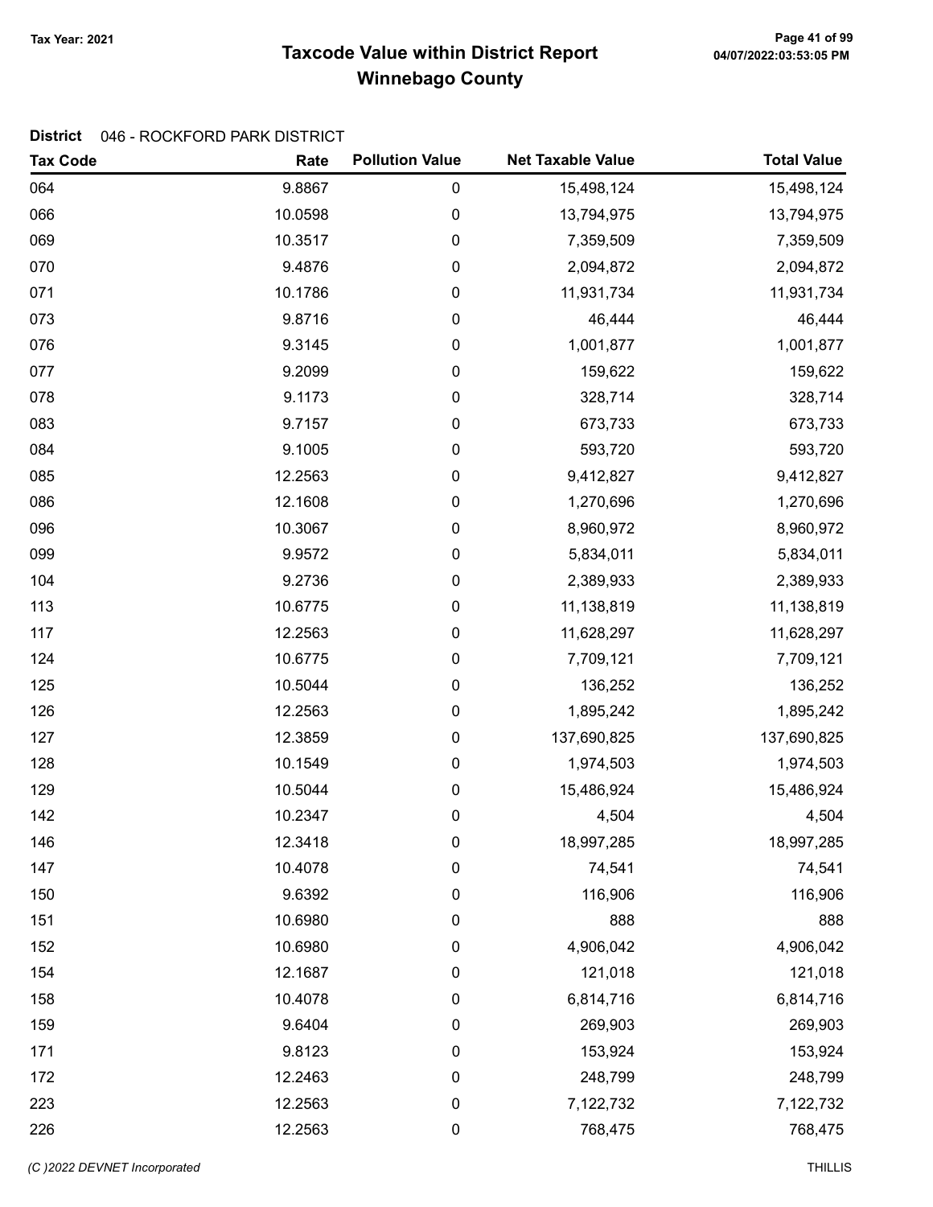# Taxcode Value within District Report
## Winnebago County

Tax Year: 2021

**District** 046 - ROCKFORD PARK DISTRICT

| Tax Code | Rate | Pollution Value | Net Taxable Value | Total Value |
|---|---|---|---|---|
| 064 | 9.8867 | 0 | 15,498,124 | 15,498,124 |
| 066 | 10.0598 | 0 | 13,794,975 | 13,794,975 |
| 069 | 10.3517 | 0 | 7,359,509 | 7,359,509 |
| 070 | 9.4876 | 0 | 2,094,872 | 2,094,872 |
| 071 | 10.1786 | 0 | 11,931,734 | 11,931,734 |
| 073 | 9.8716 | 0 | 46,444 | 46,444 |
| 076 | 9.3145 | 0 | 1,001,877 | 1,001,877 |
| 077 | 9.2099 | 0 | 159,622 | 159,622 |
| 078 | 9.1173 | 0 | 328,714 | 328,714 |
| 083 | 9.7157 | 0 | 673,733 | 673,733 |
| 084 | 9.1005 | 0 | 593,720 | 593,720 |
| 085 | 12.2563 | 0 | 9,412,827 | 9,412,827 |
| 086 | 12.1608 | 0 | 1,270,696 | 1,270,696 |
| 096 | 10.3067 | 0 | 8,960,972 | 8,960,972 |
| 099 | 9.9572 | 0 | 5,834,011 | 5,834,011 |
| 104 | 9.2736 | 0 | 2,389,933 | 2,389,933 |
| 113 | 10.6775 | 0 | 11,138,819 | 11,138,819 |
| 117 | 12.2563 | 0 | 11,628,297 | 11,628,297 |
| 124 | 10.6775 | 0 | 7,709,121 | 7,709,121 |
| 125 | 10.5044 | 0 | 136,252 | 136,252 |
| 126 | 12.2563 | 0 | 1,895,242 | 1,895,242 |
| 127 | 12.3859 | 0 | 137,690,825 | 137,690,825 |
| 128 | 10.1549 | 0 | 1,974,503 | 1,974,503 |
| 129 | 10.5044 | 0 | 15,486,924 | 15,486,924 |
| 142 | 10.2347 | 0 | 4,504 | 4,504 |
| 146 | 12.3418 | 0 | 18,997,285 | 18,997,285 |
| 147 | 10.4078 | 0 | 74,541 | 74,541 |
| 150 | 9.6392 | 0 | 116,906 | 116,906 |
| 151 | 10.6980 | 0 | 888 | 888 |
| 152 | 10.6980 | 0 | 4,906,042 | 4,906,042 |
| 154 | 12.1687 | 0 | 121,018 | 121,018 |
| 158 | 10.4078 | 0 | 6,814,716 | 6,814,716 |
| 159 | 9.6404 | 0 | 269,903 | 269,903 |
| 171 | 9.8123 | 0 | 153,924 | 153,924 |
| 172 | 12.2463 | 0 | 248,799 | 248,799 |
| 223 | 12.2563 | 0 | 7,122,732 | 7,122,732 |
| 226 | 12.2563 | 0 | 768,475 | 768,475 |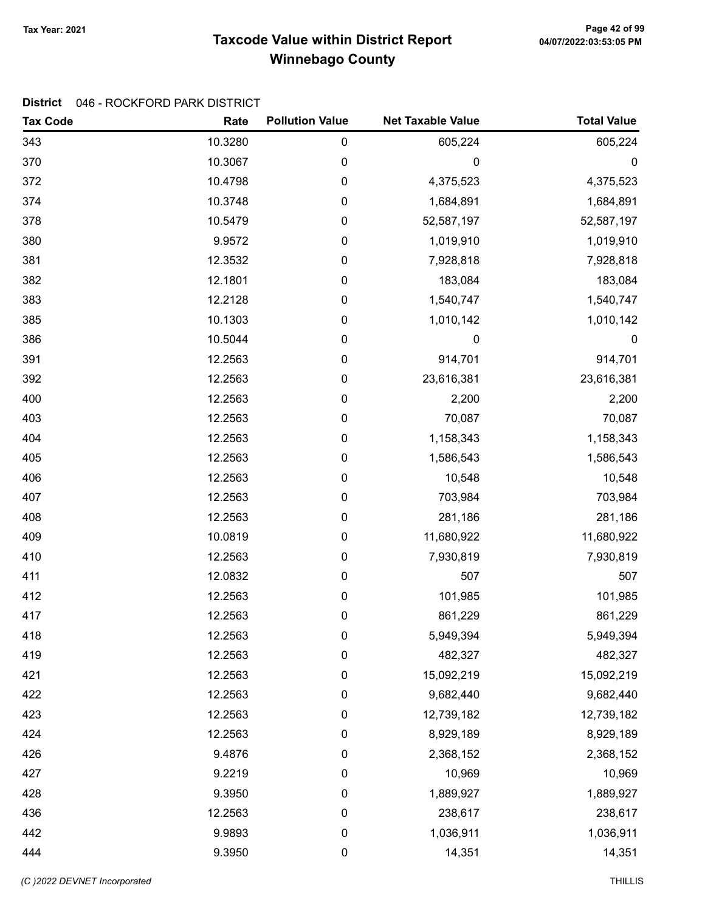**Tax Year: 2021**

# Taxcode Value within District Report
## Winnebago County

**District** 046 - ROCKFORD PARK DISTRICT

| Tax Code | Rate | Pollution Value | Net Taxable Value | Total Value |
|---|---|---|---|---|
| 343 | 10.3280 | 0 | 605,224 | 605,224 |
| 370 | 10.3067 | 0 | 0 | 0 |
| 372 | 10.4798 | 0 | 4,375,523 | 4,375,523 |
| 374 | 10.3748 | 0 | 1,684,891 | 1,684,891 |
| 378 | 10.5479 | 0 | 52,587,197 | 52,587,197 |
| 380 | 9.9572 | 0 | 1,019,910 | 1,019,910 |
| 381 | 12.3532 | 0 | 7,928,818 | 7,928,818 |
| 382 | 12.1801 | 0 | 183,084 | 183,084 |
| 383 | 12.2128 | 0 | 1,540,747 | 1,540,747 |
| 385 | 10.1303 | 0 | 1,010,142 | 1,010,142 |
| 386 | 10.5044 | 0 | 0 | 0 |
| 391 | 12.2563 | 0 | 914,701 | 914,701 |
| 392 | 12.2563 | 0 | 23,616,381 | 23,616,381 |
| 400 | 12.2563 | 0 | 2,200 | 2,200 |
| 403 | 12.2563 | 0 | 70,087 | 70,087 |
| 404 | 12.2563 | 0 | 1,158,343 | 1,158,343 |
| 405 | 12.2563 | 0 | 1,586,543 | 1,586,543 |
| 406 | 12.2563 | 0 | 10,548 | 10,548 |
| 407 | 12.2563 | 0 | 703,984 | 703,984 |
| 408 | 12.2563 | 0 | 281,186 | 281,186 |
| 409 | 10.0819 | 0 | 11,680,922 | 11,680,922 |
| 410 | 12.2563 | 0 | 7,930,819 | 7,930,819 |
| 411 | 12.0832 | 0 | 507 | 507 |
| 412 | 12.2563 | 0 | 101,985 | 101,985 |
| 417 | 12.2563 | 0 | 861,229 | 861,229 |
| 418 | 12.2563 | 0 | 5,949,394 | 5,949,394 |
| 419 | 12.2563 | 0 | 482,327 | 482,327 |
| 421 | 12.2563 | 0 | 15,092,219 | 15,092,219 |
| 422 | 12.2563 | 0 | 9,682,440 | 9,682,440 |
| 423 | 12.2563 | 0 | 12,739,182 | 12,739,182 |
| 424 | 12.2563 | 0 | 8,929,189 | 8,929,189 |
| 426 | 9.4876 | 0 | 2,368,152 | 2,368,152 |
| 427 | 9.2219 | 0 | 10,969 | 10,969 |
| 428 | 9.3950 | 0 | 1,889,927 | 1,889,927 |
| 436 | 12.2563 | 0 | 238,617 | 238,617 |
| 442 | 9.9893 | 0 | 1,036,911 | 1,036,911 |
| 444 | 9.3950 | 0 | 14,351 | 14,351 |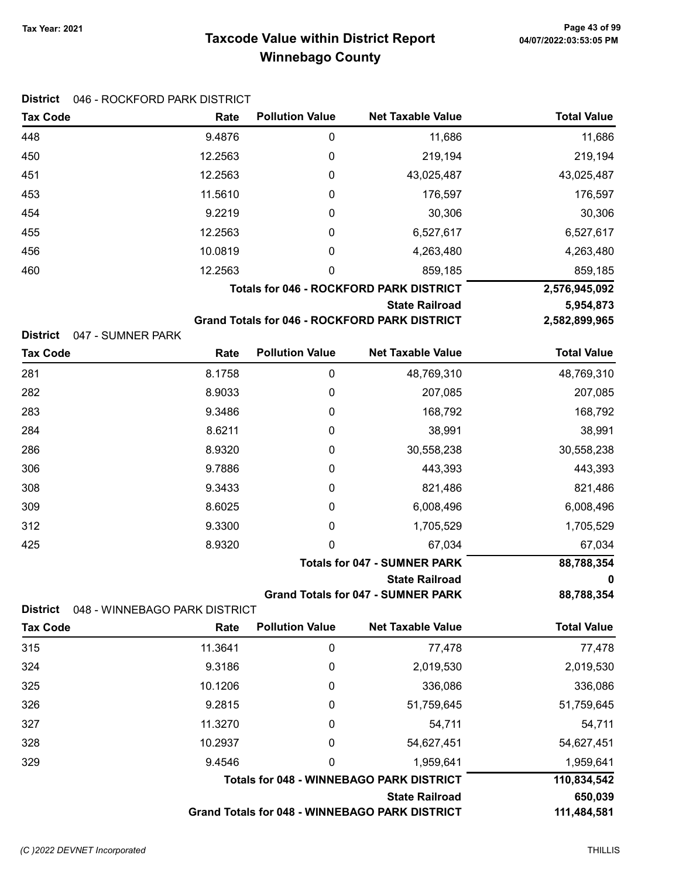# Taxcode Value within District Report
## Winnebago County

Tax Year: 2021

**District** 046 - ROCKFORD PARK DISTRICT

| Tax Code | Rate | Pollution Value | Net Taxable Value | Total Value |
|---|---|---|---|---|
| 448 | 9.4876 | 0 | 11,686 | 11,686 |
| 450 | 12.2563 | 0 | 219,194 | 219,194 |
| 451 | 12.2563 | 0 | 43,025,487 | 43,025,487 |
| 453 | 11.5610 | 0 | 176,597 | 176,597 |
| 454 | 9.2219 | 0 | 30,306 | 30,306 |
| 455 | 12.2563 | 0 | 6,527,617 | 6,527,617 |
| 456 | 10.0819 | 0 | 4,263,480 | 4,263,480 |
| 460 | 12.2563 | 0 | 859,185 | 859,185 |
| | | | **Totals for 046 - ROCKFORD PARK DISTRICT** | **2,576,945,092** |
| | | | **State Railroad** | **5,954,873** |
| | | | **Grand Totals for 046 - ROCKFORD PARK DISTRICT** | **2,582,899,965** |

**District** 047 - SUMNER PARK

| Tax Code | Rate | Pollution Value | Net Taxable Value | Total Value |
|---|---|---|---|---|
| 281 | 8.1758 | 0 | 48,769,310 | 48,769,310 |
| 282 | 8.9033 | 0 | 207,085 | 207,085 |
| 283 | 9.3486 | 0 | 168,792 | 168,792 |
| 284 | 8.6211 | 0 | 38,991 | 38,991 |
| 286 | 8.9320 | 0 | 30,558,238 | 30,558,238 |
| 306 | 9.7886 | 0 | 443,393 | 443,393 |
| 308 | 9.3433 | 0 | 821,486 | 821,486 |
| 309 | 8.6025 | 0 | 6,008,496 | 6,008,496 |
| 312 | 9.3300 | 0 | 1,705,529 | 1,705,529 |
| 425 | 8.9320 | 0 | 67,034 | 67,034 |
| | | | **Totals for 047 - SUMNER PARK** | **88,788,354** |
| | | | **State Railroad** | **0** |
| | | | **Grand Totals for 047 - SUMNER PARK** | **88,788,354** |

**District** 048 - WINNEBAGO PARK DISTRICT

| Tax Code | Rate | Pollution Value | Net Taxable Value | Total Value |
|---|---|---|---|---|
| 315 | 11.3641 | 0 | 77,478 | 77,478 |
| 324 | 9.3186 | 0 | 2,019,530 | 2,019,530 |
| 325 | 10.1206 | 0 | 336,086 | 336,086 |
| 326 | 9.2815 | 0 | 51,759,645 | 51,759,645 |
| 327 | 11.3270 | 0 | 54,711 | 54,711 |
| 328 | 10.2937 | 0 | 54,627,451 | 54,627,451 |
| 329 | 9.4546 | 0 | 1,959,641 | 1,959,641 |
| | | | **Totals for 048 - WINNEBAGO PARK DISTRICT** | **110,834,542** |
| | | | **State Railroad** | **650,039** |
| | | | **Grand Totals for 048 - WINNEBAGO PARK DISTRICT** | **111,484,581** |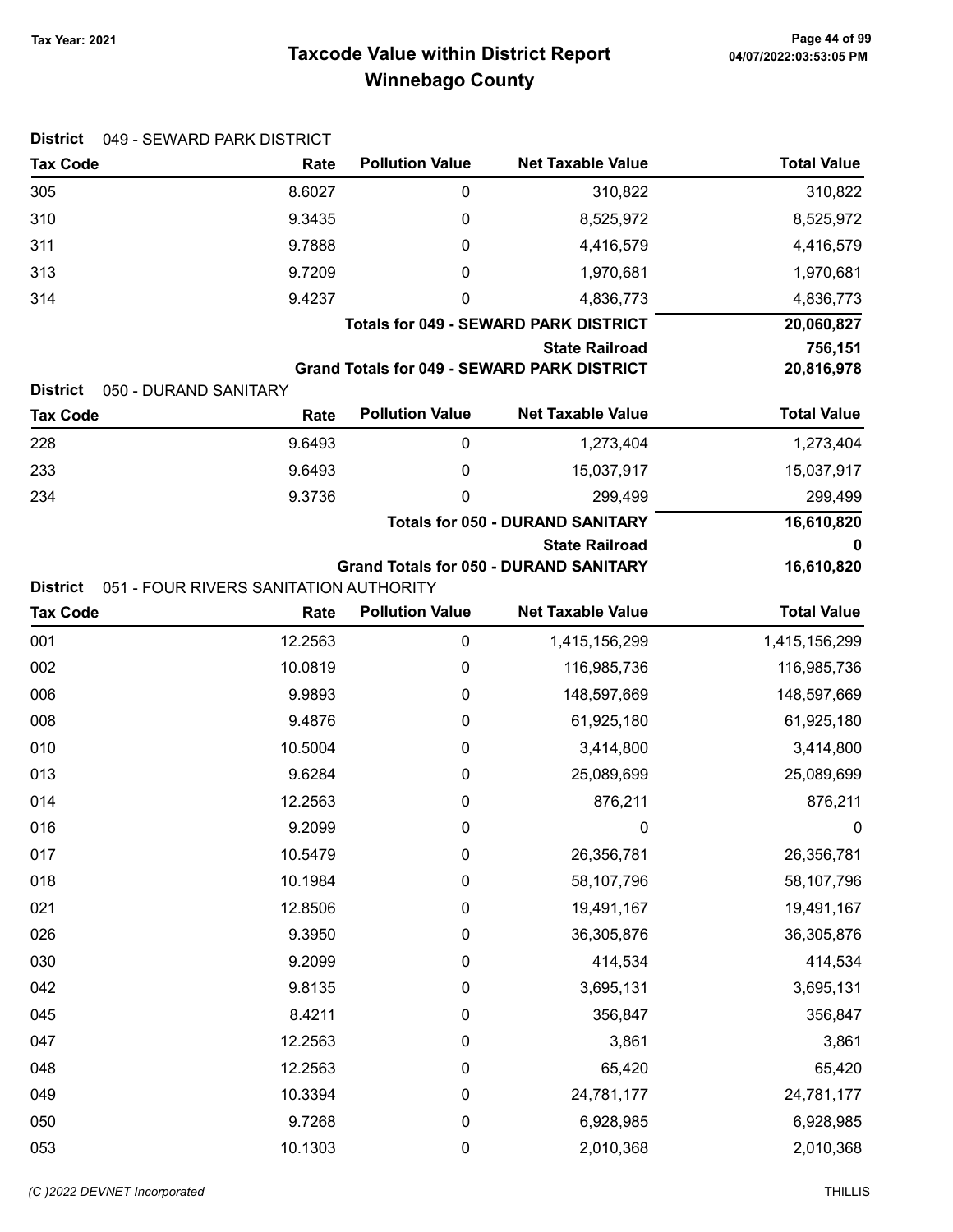# Taxcode Value within District Report
## Winnebago County

Tax Year: 2021

**District** 049 - SEWARD PARK DISTRICT

| Tax Code | Rate | Pollution Value | Net Taxable Value | Total Value |
|---|---|---|---|---|
| 305 | 8.6027 | 0 | 310,822 | 310,822 |
| 310 | 9.3435 | 0 | 8,525,972 | 8,525,972 |
| 311 | 9.7888 | 0 | 4,416,579 | 4,416,579 |
| 313 | 9.7209 | 0 | 1,970,681 | 1,970,681 |
| 314 | 9.4237 | 0 | 4,836,773 | 4,836,773 |
| | | | **Totals for 049 - SEWARD PARK DISTRICT** | **20,060,827** |
| | | | **State Railroad** | **756,151** |
| | | | **Grand Totals for 049 - SEWARD PARK DISTRICT** | **20,816,978** |

**District** 050 - DURAND SANITARY

| Tax Code | Rate | Pollution Value | Net Taxable Value | Total Value |
|---|---|---|---|---|
| 228 | 9.6493 | 0 | 1,273,404 | 1,273,404 |
| 233 | 9.6493 | 0 | 15,037,917 | 15,037,917 |
| 234 | 9.3736 | 0 | 299,499 | 299,499 |
| | | | **Totals for 050 - DURAND SANITARY** | **16,610,820** |
| | | | **State Railroad** | **0** |
| | | | **Grand Totals for 050 - DURAND SANITARY** | **16,610,820** |

**District** 051 - FOUR RIVERS SANITATION AUTHORITY

| Tax Code | Rate | Pollution Value | Net Taxable Value | Total Value |
|---|---|---|---|---|
| 001 | 12.2563 | 0 | 1,415,156,299 | 1,415,156,299 |
| 002 | 10.0819 | 0 | 116,985,736 | 116,985,736 |
| 006 | 9.9893 | 0 | 148,597,669 | 148,597,669 |
| 008 | 9.4876 | 0 | 61,925,180 | 61,925,180 |
| 010 | 10.5004 | 0 | 3,414,800 | 3,414,800 |
| 013 | 9.6284 | 0 | 25,089,699 | 25,089,699 |
| 014 | 12.2563 | 0 | 876,211 | 876,211 |
| 016 | 9.2099 | 0 | 0 | 0 |
| 017 | 10.5479 | 0 | 26,356,781 | 26,356,781 |
| 018 | 10.1984 | 0 | 58,107,796 | 58,107,796 |
| 021 | 12.8506 | 0 | 19,491,167 | 19,491,167 |
| 026 | 9.3950 | 0 | 36,305,876 | 36,305,876 |
| 030 | 9.2099 | 0 | 414,534 | 414,534 |
| 042 | 9.8135 | 0 | 3,695,131 | 3,695,131 |
| 045 | 8.4211 | 0 | 356,847 | 356,847 |
| 047 | 12.2563 | 0 | 3,861 | 3,861 |
| 048 | 12.2563 | 0 | 65,420 | 65,420 |
| 049 | 10.3394 | 0 | 24,781,177 | 24,781,177 |
| 050 | 9.7268 | 0 | 6,928,985 | 6,928,985 |
| 053 | 10.1303 | 0 | 2,010,368 | 2,010,368 |

(C )2022 DEVNET Incorporated THILLIS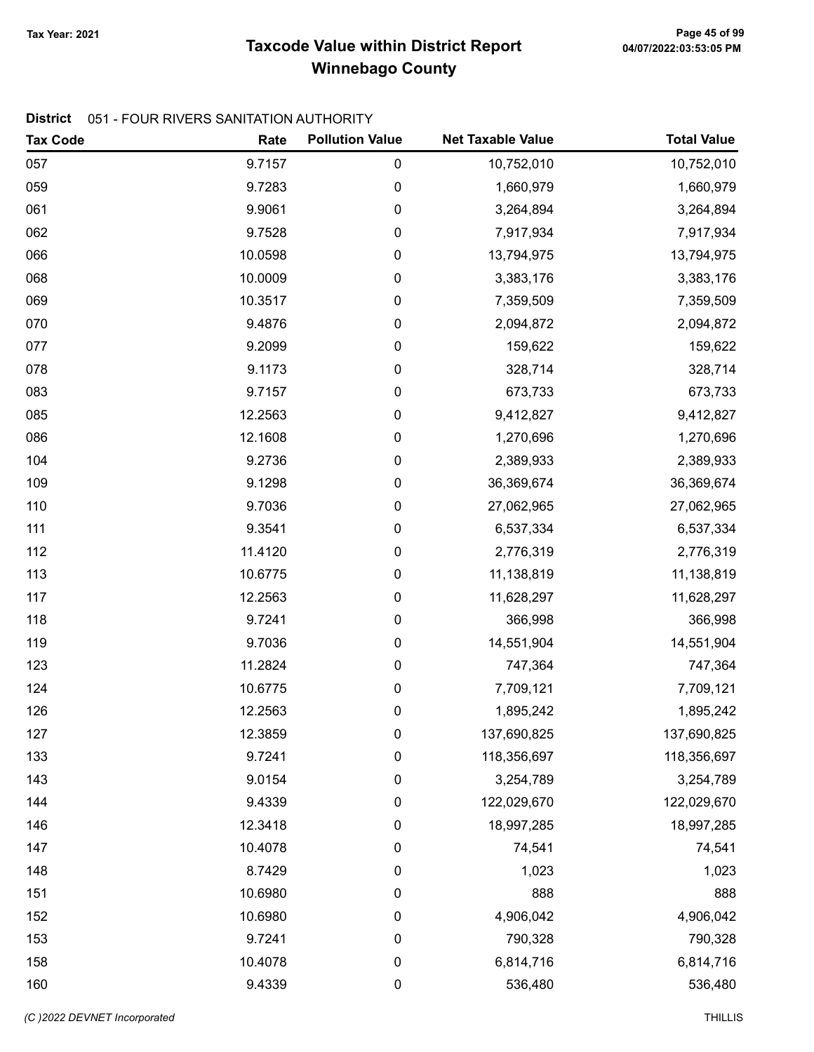Tax Year: 2021

# Taxcode Value within District Report
## Winnebago County

**District** 051 - FOUR RIVERS SANITATION AUTHORITY

| Tax Code | Rate | Pollution Value | Net Taxable Value | Total Value |
|---|---|---|---|---|
| 057 | 9.7157 | 0 | 10,752,010 | 10,752,010 |
| 059 | 9.7283 | 0 | 1,660,979 | 1,660,979 |
| 061 | 9.9061 | 0 | 3,264,894 | 3,264,894 |
| 062 | 9.7528 | 0 | 7,917,934 | 7,917,934 |
| 066 | 10.0598 | 0 | 13,794,975 | 13,794,975 |
| 068 | 10.0009 | 0 | 3,383,176 | 3,383,176 |
| 069 | 10.3517 | 0 | 7,359,509 | 7,359,509 |
| 070 | 9.4876 | 0 | 2,094,872 | 2,094,872 |
| 077 | 9.2099 | 0 | 159,622 | 159,622 |
| 078 | 9.1173 | 0 | 328,714 | 328,714 |
| 083 | 9.7157 | 0 | 673,733 | 673,733 |
| 085 | 12.2563 | 0 | 9,412,827 | 9,412,827 |
| 086 | 12.1608 | 0 | 1,270,696 | 1,270,696 |
| 104 | 9.2736 | 0 | 2,389,933 | 2,389,933 |
| 109 | 9.1298 | 0 | 36,369,674 | 36,369,674 |
| 110 | 9.7036 | 0 | 27,062,965 | 27,062,965 |
| 111 | 9.3541 | 0 | 6,537,334 | 6,537,334 |
| 112 | 11.4120 | 0 | 2,776,319 | 2,776,319 |
| 113 | 10.6775 | 0 | 11,138,819 | 11,138,819 |
| 117 | 12.2563 | 0 | 11,628,297 | 11,628,297 |
| 118 | 9.7241 | 0 | 366,998 | 366,998 |
| 119 | 9.7036 | 0 | 14,551,904 | 14,551,904 |
| 123 | 11.2824 | 0 | 747,364 | 747,364 |
| 124 | 10.6775 | 0 | 7,709,121 | 7,709,121 |
| 126 | 12.2563 | 0 | 1,895,242 | 1,895,242 |
| 127 | 12.3859 | 0 | 137,690,825 | 137,690,825 |
| 133 | 9.7241 | 0 | 118,356,697 | 118,356,697 |
| 143 | 9.0154 | 0 | 3,254,789 | 3,254,789 |
| 144 | 9.4339 | 0 | 122,029,670 | 122,029,670 |
| 146 | 12.3418 | 0 | 18,997,285 | 18,997,285 |
| 147 | 10.4078 | 0 | 74,541 | 74,541 |
| 148 | 8.7429 | 0 | 1,023 | 1,023 |
| 151 | 10.6980 | 0 | 888 | 888 |
| 152 | 10.6980 | 0 | 4,906,042 | 4,906,042 |
| 153 | 9.7241 | 0 | 790,328 | 790,328 |
| 158 | 10.4078 | 0 | 6,814,716 | 6,814,716 |
| 160 | 9.4339 | 0 | 536,480 | 536,480 |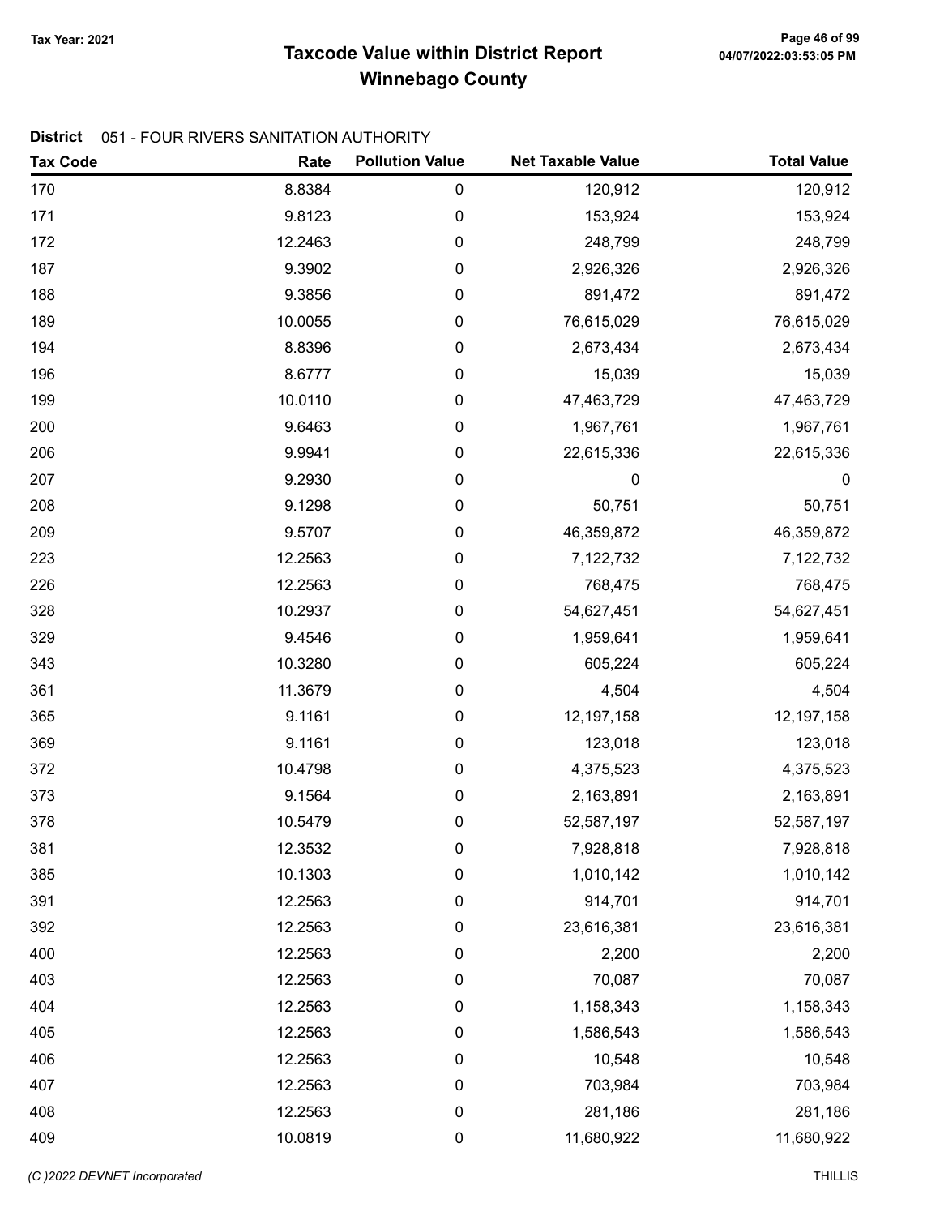# Taxcode Value within District Report

## Winnebago County

Tax Year: 2021

**District** 051 - FOUR RIVERS SANITATION AUTHORITY

| Tax Code | Rate | Pollution Value | Net Taxable Value | Total Value |
|---|---|---|---|---|
| 170 | 8.8384 | 0 | 120,912 | 120,912 |
| 171 | 9.8123 | 0 | 153,924 | 153,924 |
| 172 | 12.2463 | 0 | 248,799 | 248,799 |
| 187 | 9.3902 | 0 | 2,926,326 | 2,926,326 |
| 188 | 9.3856 | 0 | 891,472 | 891,472 |
| 189 | 10.0055 | 0 | 76,615,029 | 76,615,029 |
| 194 | 8.8396 | 0 | 2,673,434 | 2,673,434 |
| 196 | 8.6777 | 0 | 15,039 | 15,039 |
| 199 | 10.0110 | 0 | 47,463,729 | 47,463,729 |
| 200 | 9.6463 | 0 | 1,967,761 | 1,967,761 |
| 206 | 9.9941 | 0 | 22,615,336 | 22,615,336 |
| 207 | 9.2930 | 0 | 0 | 0 |
| 208 | 9.1298 | 0 | 50,751 | 50,751 |
| 209 | 9.5707 | 0 | 46,359,872 | 46,359,872 |
| 223 | 12.2563 | 0 | 7,122,732 | 7,122,732 |
| 226 | 12.2563 | 0 | 768,475 | 768,475 |
| 328 | 10.2937 | 0 | 54,627,451 | 54,627,451 |
| 329 | 9.4546 | 0 | 1,959,641 | 1,959,641 |
| 343 | 10.3280 | 0 | 605,224 | 605,224 |
| 361 | 11.3679 | 0 | 4,504 | 4,504 |
| 365 | 9.1161 | 0 | 12,197,158 | 12,197,158 |
| 369 | 9.1161 | 0 | 123,018 | 123,018 |
| 372 | 10.4798 | 0 | 4,375,523 | 4,375,523 |
| 373 | 9.1564 | 0 | 2,163,891 | 2,163,891 |
| 378 | 10.5479 | 0 | 52,587,197 | 52,587,197 |
| 381 | 12.3532 | 0 | 7,928,818 | 7,928,818 |
| 385 | 10.1303 | 0 | 1,010,142 | 1,010,142 |
| 391 | 12.2563 | 0 | 914,701 | 914,701 |
| 392 | 12.2563 | 0 | 23,616,381 | 23,616,381 |
| 400 | 12.2563 | 0 | 2,200 | 2,200 |
| 403 | 12.2563 | 0 | 70,087 | 70,087 |
| 404 | 12.2563 | 0 | 1,158,343 | 1,158,343 |
| 405 | 12.2563 | 0 | 1,586,543 | 1,586,543 |
| 406 | 12.2563 | 0 | 10,548 | 10,548 |
| 407 | 12.2563 | 0 | 703,984 | 703,984 |
| 408 | 12.2563 | 0 | 281,186 | 281,186 |
| 409 | 10.0819 | 0 | 11,680,922 | 11,680,922 |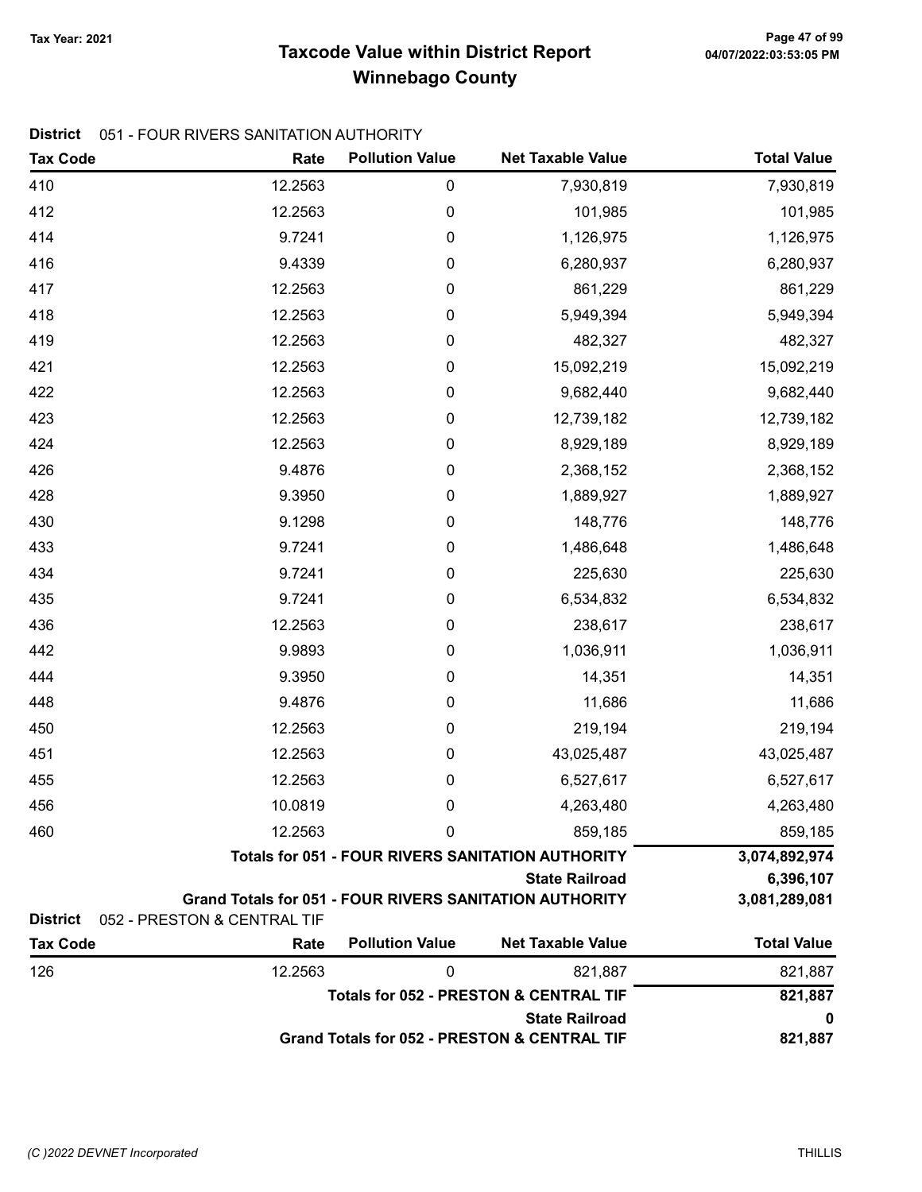# Taxcode Value within District Report
## Winnebago County

Tax Year: 2021

04/07/2022:03:53:05 PM

**District** 051 - FOUR RIVERS SANITATION AUTHORITY

| Tax Code | Rate | Pollution Value | Net Taxable Value | Total Value |
|---|---|---|---|---|
| 410 | 12.2563 | 0 | 7,930,819 | 7,930,819 |
| 412 | 12.2563 | 0 | 101,985 | 101,985 |
| 414 | 9.7241 | 0 | 1,126,975 | 1,126,975 |
| 416 | 9.4339 | 0 | 6,280,937 | 6,280,937 |
| 417 | 12.2563 | 0 | 861,229 | 861,229 |
| 418 | 12.2563 | 0 | 5,949,394 | 5,949,394 |
| 419 | 12.2563 | 0 | 482,327 | 482,327 |
| 421 | 12.2563 | 0 | 15,092,219 | 15,092,219 |
| 422 | 12.2563 | 0 | 9,682,440 | 9,682,440 |
| 423 | 12.2563 | 0 | 12,739,182 | 12,739,182 |
| 424 | 12.2563 | 0 | 8,929,189 | 8,929,189 |
| 426 | 9.4876 | 0 | 2,368,152 | 2,368,152 |
| 428 | 9.3950 | 0 | 1,889,927 | 1,889,927 |
| 430 | 9.1298 | 0 | 148,776 | 148,776 |
| 433 | 9.7241 | 0 | 1,486,648 | 1,486,648 |
| 434 | 9.7241 | 0 | 225,630 | 225,630 |
| 435 | 9.7241 | 0 | 6,534,832 | 6,534,832 |
| 436 | 12.2563 | 0 | 238,617 | 238,617 |
| 442 | 9.9893 | 0 | 1,036,911 | 1,036,911 |
| 444 | 9.3950 | 0 | 14,351 | 14,351 |
| 448 | 9.4876 | 0 | 11,686 | 11,686 |
| 450 | 12.2563 | 0 | 219,194 | 219,194 |
| 451 | 12.2563 | 0 | 43,025,487 | 43,025,487 |
| 455 | 12.2563 | 0 | 6,527,617 | 6,527,617 |
| 456 | 10.0819 | 0 | 4,263,480 | 4,263,480 |
| 460 | 12.2563 | 0 | 859,185 | 859,185 |
| | | | **Totals for 051 - FOUR RIVERS SANITATION AUTHORITY** | **3,074,892,974** |
| | | | **State Railroad** | **6,396,107** |
| | | | **Grand Totals for 051 - FOUR RIVERS SANITATION AUTHORITY** | **3,081,289,081** |

**District** 052 - PRESTON & CENTRAL TIF

| Tax Code | Rate | Pollution Value | Net Taxable Value | Total Value |
|---|---|---|---|---|
| 126 | 12.2563 | 0 | 821,887 | 821,887 |
| | | | **Totals for 052 - PRESTON & CENTRAL TIF** | **821,887** |
| | | | **State Railroad** | **0** |
| | | | **Grand Totals for 052 - PRESTON & CENTRAL TIF** | **821,887** |

*(C )2022 DEVNET Incorporated* THILLIS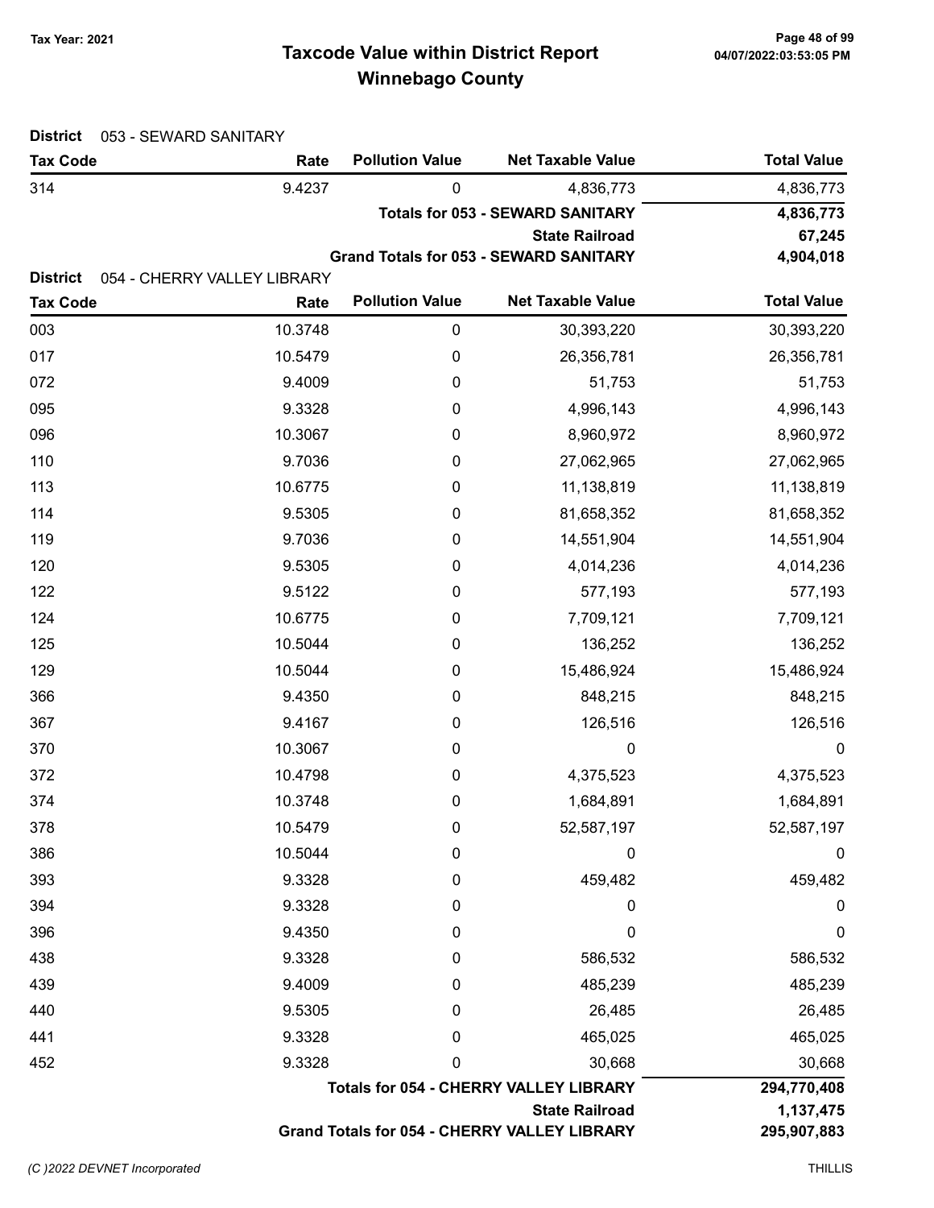# Taxcode Value within District Report
## Winnebago County

Tax Year: 2021

**District** 053 - SEWARD SANITARY

| Tax Code | Rate | Pollution Value | Net Taxable Value | Total Value |
|---|---|---|---|---|
| 314 | 9.4237 | 0 | 4,836,773 | 4,836,773 |
| | | | **Totals for 053 - SEWARD SANITARY** | **4,836,773** |
| | | | **State Railroad** | **67,245** |
| | | | **Grand Totals for 053 - SEWARD SANITARY** | **4,904,018** |

**District** 054 - CHERRY VALLEY LIBRARY

| Tax Code | Rate | Pollution Value | Net Taxable Value | Total Value |
|---|---|---|---|---|
| 003 | 10.3748 | 0 | 30,393,220 | 30,393,220 |
| 017 | 10.5479 | 0 | 26,356,781 | 26,356,781 |
| 072 | 9.4009 | 0 | 51,753 | 51,753 |
| 095 | 9.3328 | 0 | 4,996,143 | 4,996,143 |
| 096 | 10.3067 | 0 | 8,960,972 | 8,960,972 |
| 110 | 9.7036 | 0 | 27,062,965 | 27,062,965 |
| 113 | 10.6775 | 0 | 11,138,819 | 11,138,819 |
| 114 | 9.5305 | 0 | 81,658,352 | 81,658,352 |
| 119 | 9.7036 | 0 | 14,551,904 | 14,551,904 |
| 120 | 9.5305 | 0 | 4,014,236 | 4,014,236 |
| 122 | 9.5122 | 0 | 577,193 | 577,193 |
| 124 | 10.6775 | 0 | 7,709,121 | 7,709,121 |
| 125 | 10.5044 | 0 | 136,252 | 136,252 |
| 129 | 10.5044 | 0 | 15,486,924 | 15,486,924 |
| 366 | 9.4350 | 0 | 848,215 | 848,215 |
| 367 | 9.4167 | 0 | 126,516 | 126,516 |
| 370 | 10.3067 | 0 | 0 | 0 |
| 372 | 10.4798 | 0 | 4,375,523 | 4,375,523 |
| 374 | 10.3748 | 0 | 1,684,891 | 1,684,891 |
| 378 | 10.5479 | 0 | 52,587,197 | 52,587,197 |
| 386 | 10.5044 | 0 | 0 | 0 |
| 393 | 9.3328 | 0 | 459,482 | 459,482 |
| 394 | 9.3328 | 0 | 0 | 0 |
| 396 | 9.4350 | 0 | 0 | 0 |
| 438 | 9.3328 | 0 | 586,532 | 586,532 |
| 439 | 9.4009 | 0 | 485,239 | 485,239 |
| 440 | 9.5305 | 0 | 26,485 | 26,485 |
| 441 | 9.3328 | 0 | 465,025 | 465,025 |
| 452 | 9.3328 | 0 | 30,668 | 30,668 |
| | | | **Totals for 054 - CHERRY VALLEY LIBRARY** | **294,770,408** |
| | | | **State Railroad** | **1,137,475** |
| | | | **Grand Totals for 054 - CHERRY VALLEY LIBRARY** | **295,907,883** |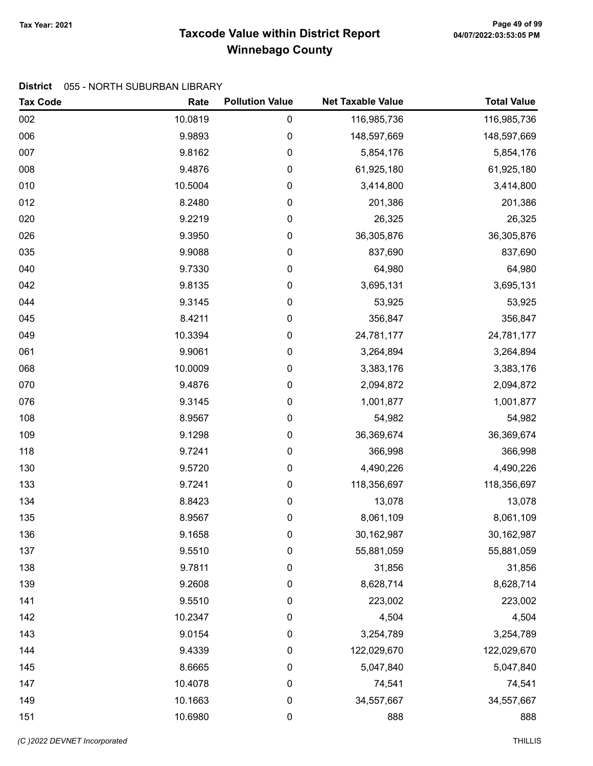# Taxcode Value within District Report

## Winnebago County

Tax Year: 2021

**District** 055 - NORTH SUBURBAN LIBRARY

| Tax Code | Rate | Pollution Value | Net Taxable Value | Total Value |
|---|---|---|---|---|
| 002 | 10.0819 | 0 | 116,985,736 | 116,985,736 |
| 006 | 9.9893 | 0 | 148,597,669 | 148,597,669 |
| 007 | 9.8162 | 0 | 5,854,176 | 5,854,176 |
| 008 | 9.4876 | 0 | 61,925,180 | 61,925,180 |
| 010 | 10.5004 | 0 | 3,414,800 | 3,414,800 |
| 012 | 8.2480 | 0 | 201,386 | 201,386 |
| 020 | 9.2219 | 0 | 26,325 | 26,325 |
| 026 | 9.3950 | 0 | 36,305,876 | 36,305,876 |
| 035 | 9.9088 | 0 | 837,690 | 837,690 |
| 040 | 9.7330 | 0 | 64,980 | 64,980 |
| 042 | 9.8135 | 0 | 3,695,131 | 3,695,131 |
| 044 | 9.3145 | 0 | 53,925 | 53,925 |
| 045 | 8.4211 | 0 | 356,847 | 356,847 |
| 049 | 10.3394 | 0 | 24,781,177 | 24,781,177 |
| 061 | 9.9061 | 0 | 3,264,894 | 3,264,894 |
| 068 | 10.0009 | 0 | 3,383,176 | 3,383,176 |
| 070 | 9.4876 | 0 | 2,094,872 | 2,094,872 |
| 076 | 9.3145 | 0 | 1,001,877 | 1,001,877 |
| 108 | 8.9567 | 0 | 54,982 | 54,982 |
| 109 | 9.1298 | 0 | 36,369,674 | 36,369,674 |
| 118 | 9.7241 | 0 | 366,998 | 366,998 |
| 130 | 9.5720 | 0 | 4,490,226 | 4,490,226 |
| 133 | 9.7241 | 0 | 118,356,697 | 118,356,697 |
| 134 | 8.8423 | 0 | 13,078 | 13,078 |
| 135 | 8.9567 | 0 | 8,061,109 | 8,061,109 |
| 136 | 9.1658 | 0 | 30,162,987 | 30,162,987 |
| 137 | 9.5510 | 0 | 55,881,059 | 55,881,059 |
| 138 | 9.7811 | 0 | 31,856 | 31,856 |
| 139 | 9.2608 | 0 | 8,628,714 | 8,628,714 |
| 141 | 9.5510 | 0 | 223,002 | 223,002 |
| 142 | 10.2347 | 0 | 4,504 | 4,504 |
| 143 | 9.0154 | 0 | 3,254,789 | 3,254,789 |
| 144 | 9.4339 | 0 | 122,029,670 | 122,029,670 |
| 145 | 8.6665 | 0 | 5,047,840 | 5,047,840 |
| 147 | 10.4078 | 0 | 74,541 | 74,541 |
| 149 | 10.1663 | 0 | 34,557,667 | 34,557,667 |
| 151 | 10.6980 | 0 | 888 | 888 |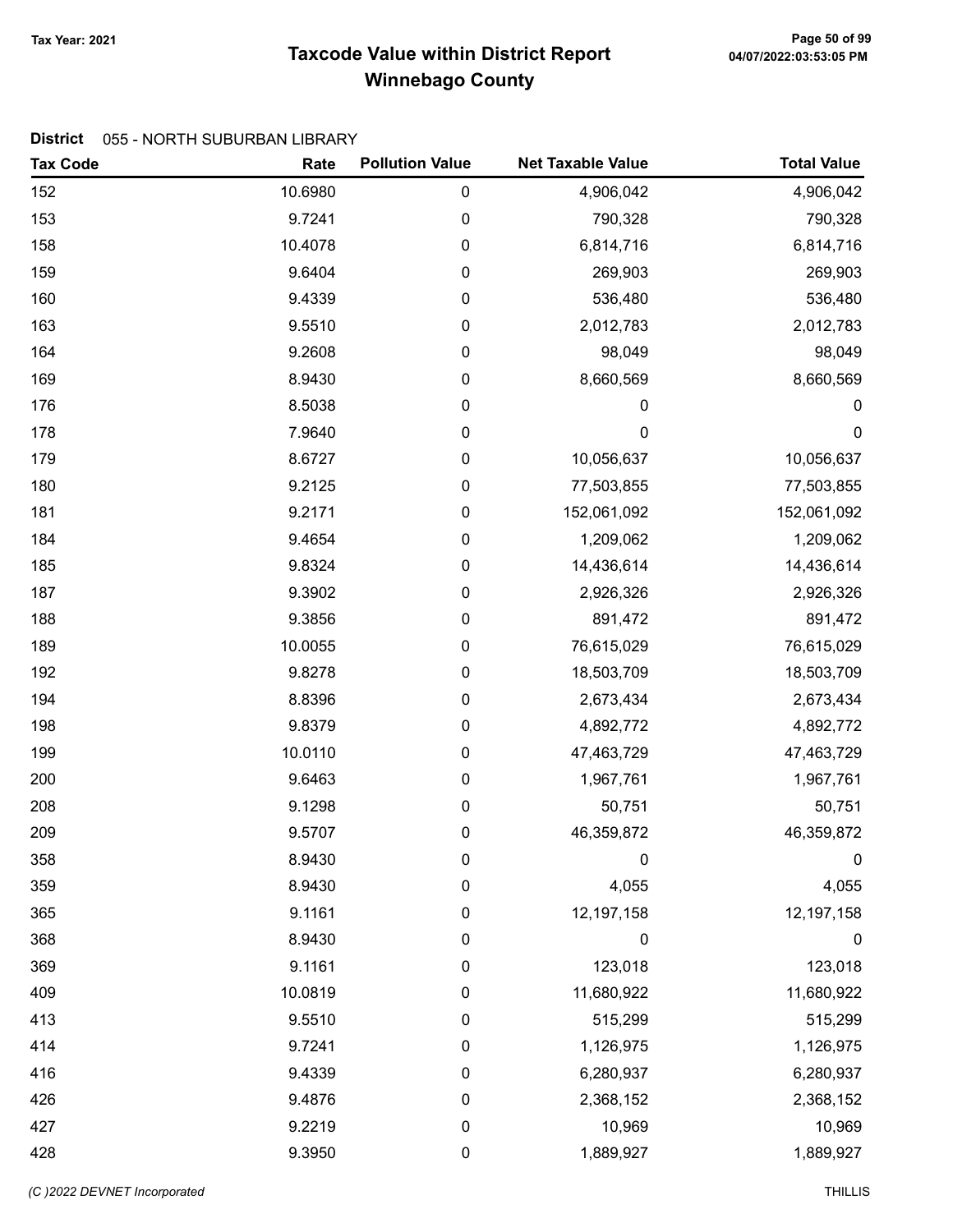# Taxcode Value within District Report
## Winnebago County

Tax Year: 2021

**District** 055 - NORTH SUBURBAN LIBRARY

| Tax Code | Rate | Pollution Value | Net Taxable Value | Total Value |
|---|---|---|---|---|
| 152 | 10.6980 | 0 | 4,906,042 | 4,906,042 |
| 153 | 9.7241 | 0 | 790,328 | 790,328 |
| 158 | 10.4078 | 0 | 6,814,716 | 6,814,716 |
| 159 | 9.6404 | 0 | 269,903 | 269,903 |
| 160 | 9.4339 | 0 | 536,480 | 536,480 |
| 163 | 9.5510 | 0 | 2,012,783 | 2,012,783 |
| 164 | 9.2608 | 0 | 98,049 | 98,049 |
| 169 | 8.9430 | 0 | 8,660,569 | 8,660,569 |
| 176 | 8.5038 | 0 | 0 | 0 |
| 178 | 7.9640 | 0 | 0 | 0 |
| 179 | 8.6727 | 0 | 10,056,637 | 10,056,637 |
| 180 | 9.2125 | 0 | 77,503,855 | 77,503,855 |
| 181 | 9.2171 | 0 | 152,061,092 | 152,061,092 |
| 184 | 9.4654 | 0 | 1,209,062 | 1,209,062 |
| 185 | 9.8324 | 0 | 14,436,614 | 14,436,614 |
| 187 | 9.3902 | 0 | 2,926,326 | 2,926,326 |
| 188 | 9.3856 | 0 | 891,472 | 891,472 |
| 189 | 10.0055 | 0 | 76,615,029 | 76,615,029 |
| 192 | 9.8278 | 0 | 18,503,709 | 18,503,709 |
| 194 | 8.8396 | 0 | 2,673,434 | 2,673,434 |
| 198 | 9.8379 | 0 | 4,892,772 | 4,892,772 |
| 199 | 10.0110 | 0 | 47,463,729 | 47,463,729 |
| 200 | 9.6463 | 0 | 1,967,761 | 1,967,761 |
| 208 | 9.1298 | 0 | 50,751 | 50,751 |
| 209 | 9.5707 | 0 | 46,359,872 | 46,359,872 |
| 358 | 8.9430 | 0 | 0 | 0 |
| 359 | 8.9430 | 0 | 4,055 | 4,055 |
| 365 | 9.1161 | 0 | 12,197,158 | 12,197,158 |
| 368 | 8.9430 | 0 | 0 | 0 |
| 369 | 9.1161 | 0 | 123,018 | 123,018 |
| 409 | 10.0819 | 0 | 11,680,922 | 11,680,922 |
| 413 | 9.5510 | 0 | 515,299 | 515,299 |
| 414 | 9.7241 | 0 | 1,126,975 | 1,126,975 |
| 416 | 9.4339 | 0 | 6,280,937 | 6,280,937 |
| 426 | 9.4876 | 0 | 2,368,152 | 2,368,152 |
| 427 | 9.2219 | 0 | 10,969 | 10,969 |
| 428 | 9.3950 | 0 | 1,889,927 | 1,889,927 |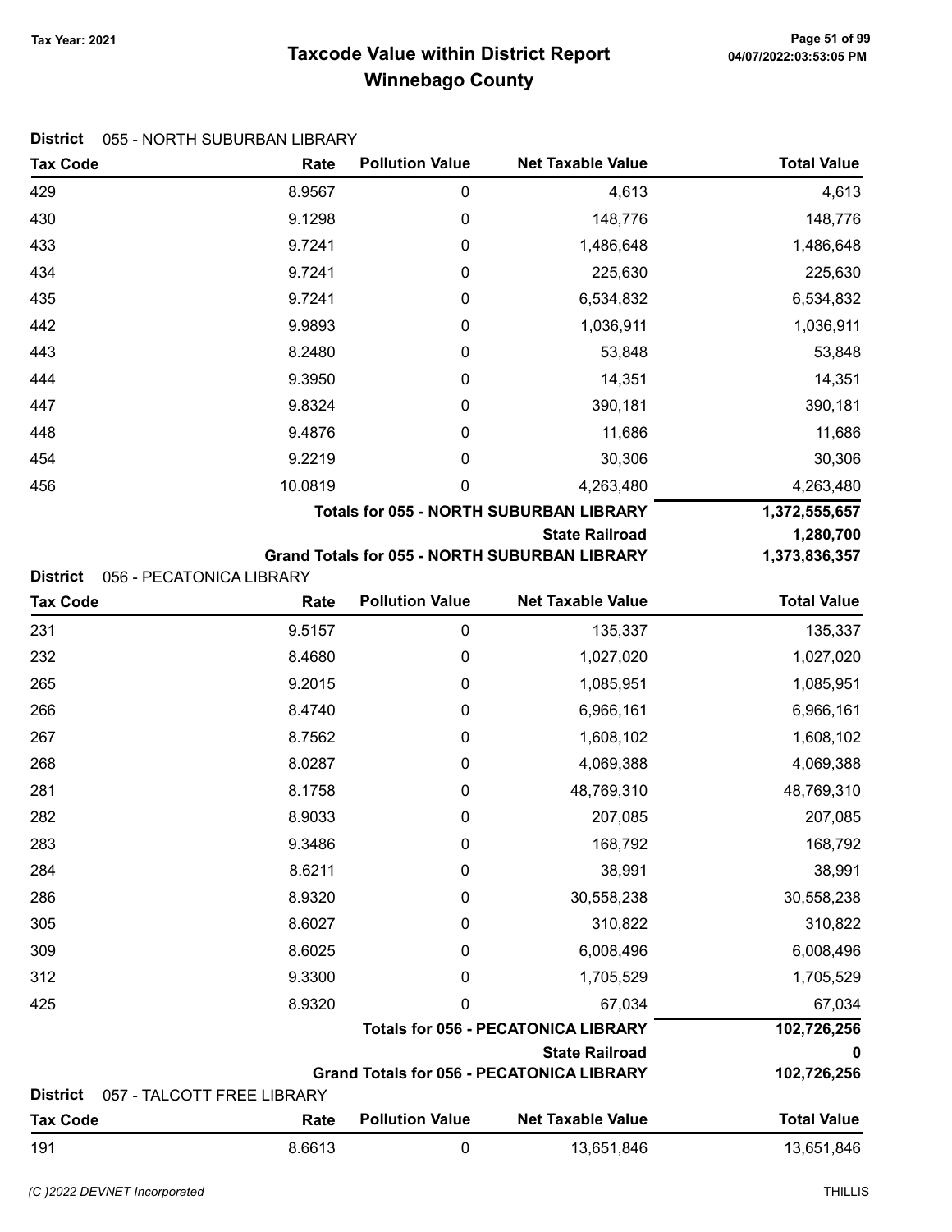# Taxcode Value within District Report
## Winnebago County

Tax Year: 2021

**District** 055 - NORTH SUBURBAN LIBRARY

| Tax Code | Rate | Pollution Value | Net Taxable Value | Total Value |
|---|---|---|---|---|
| 429 | 8.9567 | 0 | 4,613 | 4,613 |
| 430 | 9.1298 | 0 | 148,776 | 148,776 |
| 433 | 9.7241 | 0 | 1,486,648 | 1,486,648 |
| 434 | 9.7241 | 0 | 225,630 | 225,630 |
| 435 | 9.7241 | 0 | 6,534,832 | 6,534,832 |
| 442 | 9.9893 | 0 | 1,036,911 | 1,036,911 |
| 443 | 8.2480 | 0 | 53,848 | 53,848 |
| 444 | 9.3950 | 0 | 14,351 | 14,351 |
| 447 | 9.8324 | 0 | 390,181 | 390,181 |
| 448 | 9.4876 | 0 | 11,686 | 11,686 |
| 454 | 9.2219 | 0 | 30,306 | 30,306 |
| 456 | 10.0819 | 0 | 4,263,480 | 4,263,480 |
| | | | **Totals for 055 - NORTH SUBURBAN LIBRARY** | **1,372,555,657** |
| | | | **State Railroad** | **1,280,700** |
| | | | **Grand Totals for 055 - NORTH SUBURBAN LIBRARY** | **1,373,836,357** |

**District** 056 - PECATONICA LIBRARY

| Tax Code | Rate | Pollution Value | Net Taxable Value | Total Value |
|---|---|---|---|---|
| 231 | 9.5157 | 0 | 135,337 | 135,337 |
| 232 | 8.4680 | 0 | 1,027,020 | 1,027,020 |
| 265 | 9.2015 | 0 | 1,085,951 | 1,085,951 |
| 266 | 8.4740 | 0 | 6,966,161 | 6,966,161 |
| 267 | 8.7562 | 0 | 1,608,102 | 1,608,102 |
| 268 | 8.0287 | 0 | 4,069,388 | 4,069,388 |
| 281 | 8.1758 | 0 | 48,769,310 | 48,769,310 |
| 282 | 8.9033 | 0 | 207,085 | 207,085 |
| 283 | 9.3486 | 0 | 168,792 | 168,792 |
| 284 | 8.6211 | 0 | 38,991 | 38,991 |
| 286 | 8.9320 | 0 | 30,558,238 | 30,558,238 |
| 305 | 8.6027 | 0 | 310,822 | 310,822 |
| 309 | 8.6025 | 0 | 6,008,496 | 6,008,496 |
| 312 | 9.3300 | 0 | 1,705,529 | 1,705,529 |
| 425 | 8.9320 | 0 | 67,034 | 67,034 |
| | | | **Totals for 056 - PECATONICA LIBRARY** | **102,726,256** |
| | | | **State Railroad** | **0** |
| | | | **Grand Totals for 056 - PECATONICA LIBRARY** | **102,726,256** |

**District** 057 - TALCOTT FREE LIBRARY

| Tax Code | Rate | Pollution Value | Net Taxable Value | Total Value |
|---|---|---|---|---|
| 191 | 8.6613 | 0 | 13,651,846 | 13,651,846 |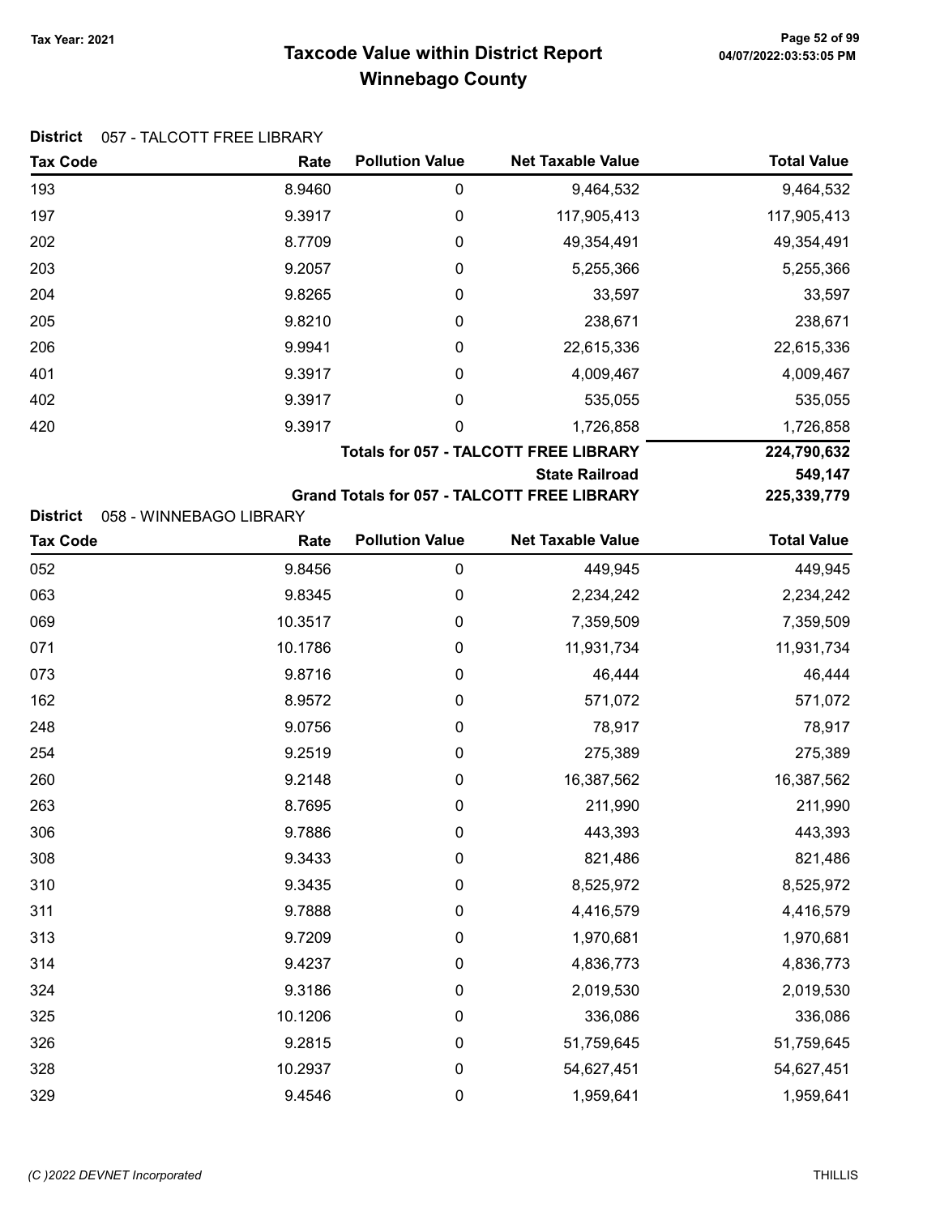Tax Year: 2021

# Taxcode Value within District Report
## Winnebago County

**District** 057 - TALCOTT FREE LIBRARY

| Tax Code | Rate | Pollution Value | Net Taxable Value | Total Value |
|---|---|---|---|---|
| 193 | 8.9460 | 0 | 9,464,532 | 9,464,532 |
| 197 | 9.3917 | 0 | 117,905,413 | 117,905,413 |
| 202 | 8.7709 | 0 | 49,354,491 | 49,354,491 |
| 203 | 9.2057 | 0 | 5,255,366 | 5,255,366 |
| 204 | 9.8265 | 0 | 33,597 | 33,597 |
| 205 | 9.8210 | 0 | 238,671 | 238,671 |
| 206 | 9.9941 | 0 | 22,615,336 | 22,615,336 |
| 401 | 9.3917 | 0 | 4,009,467 | 4,009,467 |
| 402 | 9.3917 | 0 | 535,055 | 535,055 |
| 420 | 9.3917 | 0 | 1,726,858 | 1,726,858 |
| | | | **Totals for 057 - TALCOTT FREE LIBRARY** | **224,790,632** |
| | | | **State Railroad** | **549,147** |
| | | | **Grand Totals for 057 - TALCOTT FREE LIBRARY** | **225,339,779** |

**District** 058 - WINNEBAGO LIBRARY

| Tax Code | Rate | Pollution Value | Net Taxable Value | Total Value |
|---|---|---|---|---|
| 052 | 9.8456 | 0 | 449,945 | 449,945 |
| 063 | 9.8345 | 0 | 2,234,242 | 2,234,242 |
| 069 | 10.3517 | 0 | 7,359,509 | 7,359,509 |
| 071 | 10.1786 | 0 | 11,931,734 | 11,931,734 |
| 073 | 9.8716 | 0 | 46,444 | 46,444 |
| 162 | 8.9572 | 0 | 571,072 | 571,072 |
| 248 | 9.0756 | 0 | 78,917 | 78,917 |
| 254 | 9.2519 | 0 | 275,389 | 275,389 |
| 260 | 9.2148 | 0 | 16,387,562 | 16,387,562 |
| 263 | 8.7695 | 0 | 211,990 | 211,990 |
| 306 | 9.7886 | 0 | 443,393 | 443,393 |
| 308 | 9.3433 | 0 | 821,486 | 821,486 |
| 310 | 9.3435 | 0 | 8,525,972 | 8,525,972 |
| 311 | 9.7888 | 0 | 4,416,579 | 4,416,579 |
| 313 | 9.7209 | 0 | 1,970,681 | 1,970,681 |
| 314 | 9.4237 | 0 | 4,836,773 | 4,836,773 |
| 324 | 9.3186 | 0 | 2,019,530 | 2,019,530 |
| 325 | 10.1206 | 0 | 336,086 | 336,086 |
| 326 | 9.2815 | 0 | 51,759,645 | 51,759,645 |
| 328 | 10.2937 | 0 | 54,627,451 | 54,627,451 |
| 329 | 9.4546 | 0 | 1,959,641 | 1,959,641 |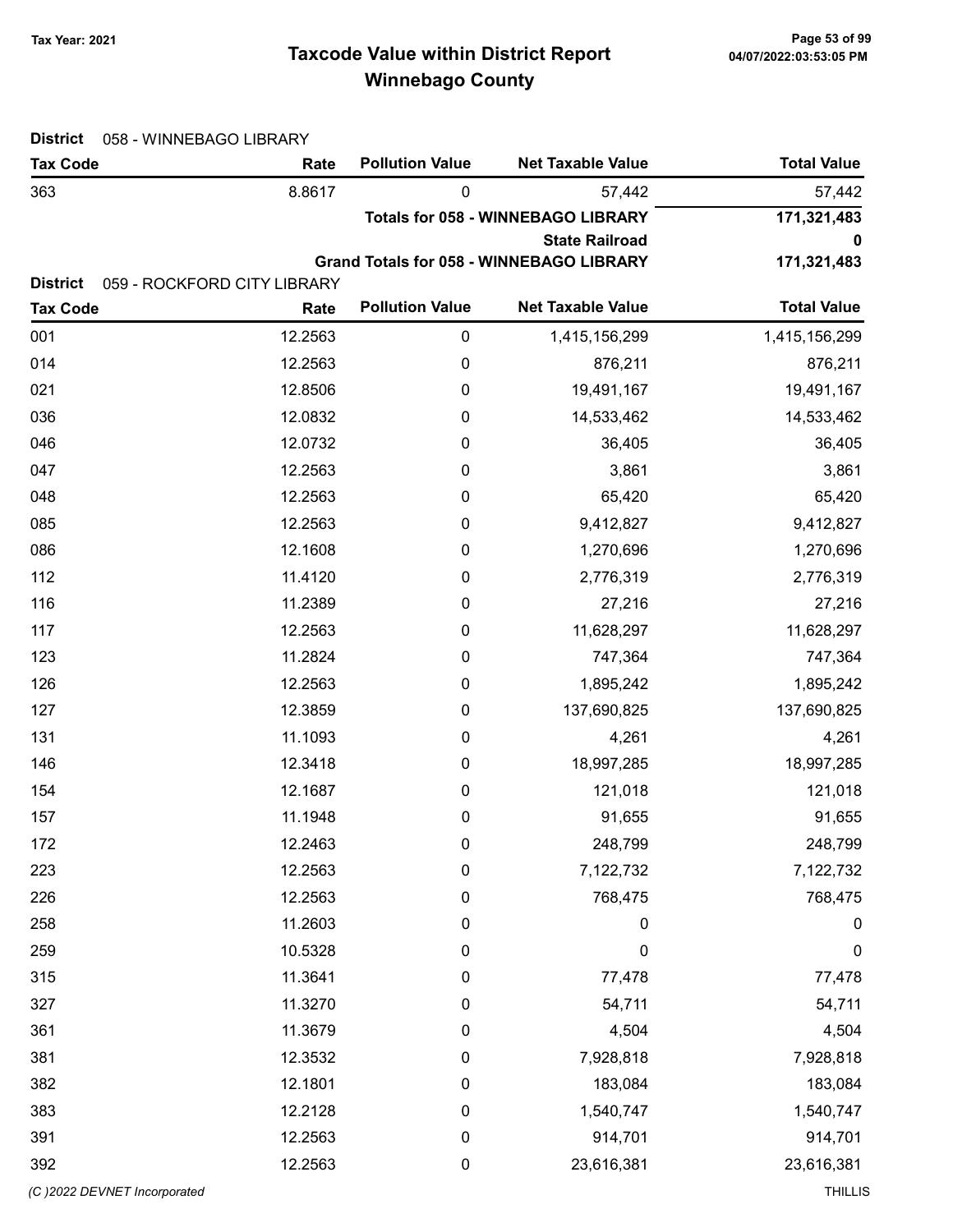# Taxcode Value within District Report
## Winnebago County

Tax Year: 2021

**District** 058 - WINNEBAGO LIBRARY

| Tax Code | Rate | Pollution Value | Net Taxable Value | Total Value |
|---|---|---|---|---|
| 363 | 8.8617 | 0 | 57,442 | 57,442 |
| | | | **Totals for 058 - WINNEBAGO LIBRARY** | **171,321,483** |
| | | | **State Railroad** | **0** |
| | | | **Grand Totals for 058 - WINNEBAGO LIBRARY** | **171,321,483** |

**District** 059 - ROCKFORD CITY LIBRARY

| Tax Code | Rate | Pollution Value | Net Taxable Value | Total Value |
|---|---|---|---|---|
| 001 | 12.2563 | 0 | 1,415,156,299 | 1,415,156,299 |
| 014 | 12.2563 | 0 | 876,211 | 876,211 |
| 021 | 12.8506 | 0 | 19,491,167 | 19,491,167 |
| 036 | 12.0832 | 0 | 14,533,462 | 14,533,462 |
| 046 | 12.0732 | 0 | 36,405 | 36,405 |
| 047 | 12.2563 | 0 | 3,861 | 3,861 |
| 048 | 12.2563 | 0 | 65,420 | 65,420 |
| 085 | 12.2563 | 0 | 9,412,827 | 9,412,827 |
| 086 | 12.1608 | 0 | 1,270,696 | 1,270,696 |
| 112 | 11.4120 | 0 | 2,776,319 | 2,776,319 |
| 116 | 11.2389 | 0 | 27,216 | 27,216 |
| 117 | 12.2563 | 0 | 11,628,297 | 11,628,297 |
| 123 | 11.2824 | 0 | 747,364 | 747,364 |
| 126 | 12.2563 | 0 | 1,895,242 | 1,895,242 |
| 127 | 12.3859 | 0 | 137,690,825 | 137,690,825 |
| 131 | 11.1093 | 0 | 4,261 | 4,261 |
| 146 | 12.3418 | 0 | 18,997,285 | 18,997,285 |
| 154 | 12.1687 | 0 | 121,018 | 121,018 |
| 157 | 11.1948 | 0 | 91,655 | 91,655 |
| 172 | 12.2463 | 0 | 248,799 | 248,799 |
| 223 | 12.2563 | 0 | 7,122,732 | 7,122,732 |
| 226 | 12.2563 | 0 | 768,475 | 768,475 |
| 258 | 11.2603 | 0 | 0 | 0 |
| 259 | 10.5328 | 0 | 0 | 0 |
| 315 | 11.3641 | 0 | 77,478 | 77,478 |
| 327 | 11.3270 | 0 | 54,711 | 54,711 |
| 361 | 11.3679 | 0 | 4,504 | 4,504 |
| 381 | 12.3532 | 0 | 7,928,818 | 7,928,818 |
| 382 | 12.1801 | 0 | 183,084 | 183,084 |
| 383 | 12.2128 | 0 | 1,540,747 | 1,540,747 |
| 391 | 12.2563 | 0 | 914,701 | 914,701 |
| 392 | 12.2563 | 0 | 23,616,381 | 23,616,381 |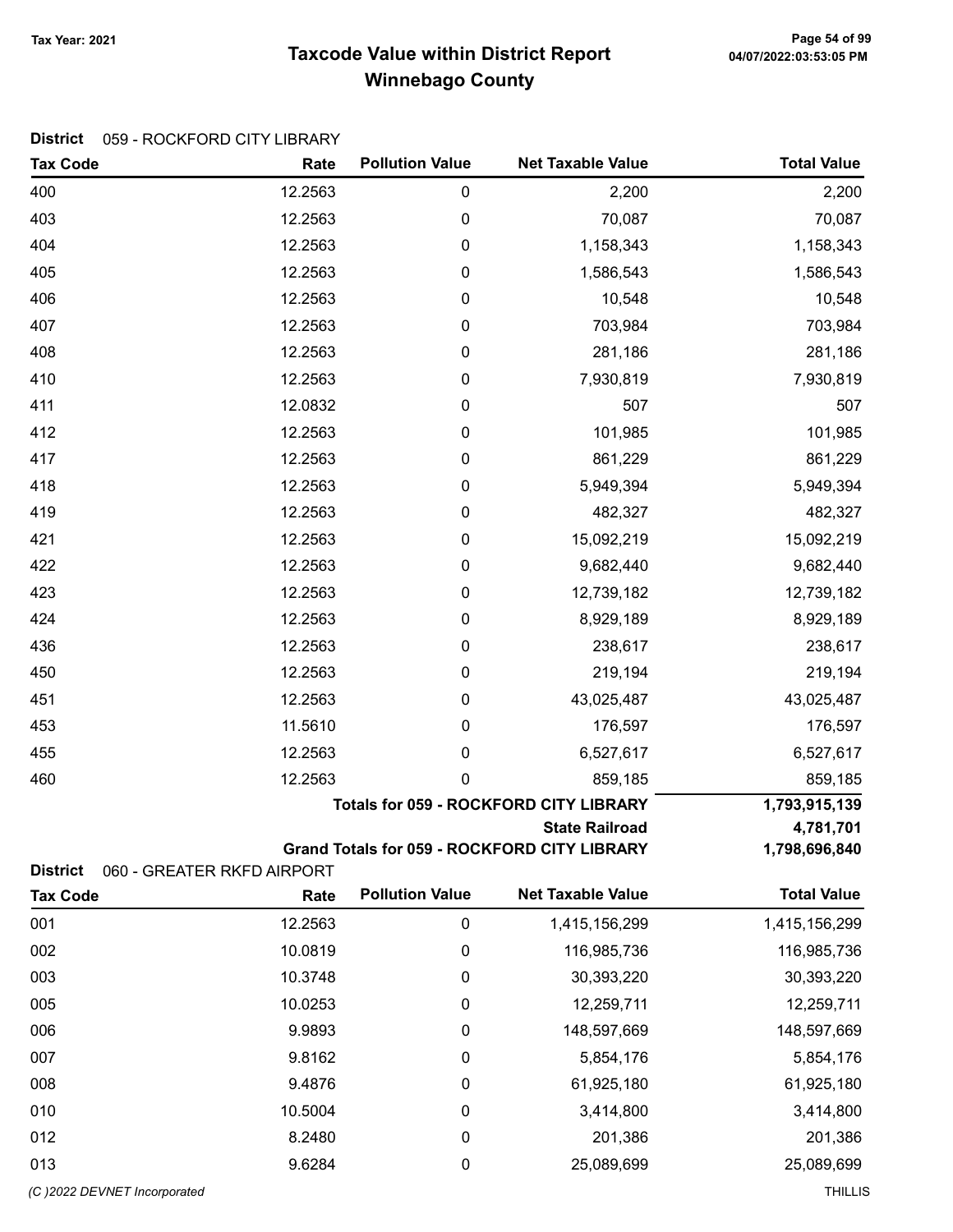# Taxcode Value within District Report
# Winnebago County

Tax Year: 2021

**District** 059 - ROCKFORD CITY LIBRARY

| Tax Code | Rate | Pollution Value | Net Taxable Value | Total Value |
|---|---|---|---|---|
| 400 | 12.2563 | 0 | 2,200 | 2,200 |
| 403 | 12.2563 | 0 | 70,087 | 70,087 |
| 404 | 12.2563 | 0 | 1,158,343 | 1,158,343 |
| 405 | 12.2563 | 0 | 1,586,543 | 1,586,543 |
| 406 | 12.2563 | 0 | 10,548 | 10,548 |
| 407 | 12.2563 | 0 | 703,984 | 703,984 |
| 408 | 12.2563 | 0 | 281,186 | 281,186 |
| 410 | 12.2563 | 0 | 7,930,819 | 7,930,819 |
| 411 | 12.0832 | 0 | 507 | 507 |
| 412 | 12.2563 | 0 | 101,985 | 101,985 |
| 417 | 12.2563 | 0 | 861,229 | 861,229 |
| 418 | 12.2563 | 0 | 5,949,394 | 5,949,394 |
| 419 | 12.2563 | 0 | 482,327 | 482,327 |
| 421 | 12.2563 | 0 | 15,092,219 | 15,092,219 |
| 422 | 12.2563 | 0 | 9,682,440 | 9,682,440 |
| 423 | 12.2563 | 0 | 12,739,182 | 12,739,182 |
| 424 | 12.2563 | 0 | 8,929,189 | 8,929,189 |
| 436 | 12.2563 | 0 | 238,617 | 238,617 |
| 450 | 12.2563 | 0 | 219,194 | 219,194 |
| 451 | 12.2563 | 0 | 43,025,487 | 43,025,487 |
| 453 | 11.5610 | 0 | 176,597 | 176,597 |
| 455 | 12.2563 | 0 | 6,527,617 | 6,527,617 |
| 460 | 12.2563 | 0 | 859,185 | 859,185 |
| | | | **Totals for 059 - ROCKFORD CITY LIBRARY** | **1,793,915,139** |
| | | | **State Railroad** | **4,781,701** |
| | | | **Grand Totals for 059 - ROCKFORD CITY LIBRARY** | **1,798,696,840** |

**District** 060 - GREATER RKFD AIRPORT

| Tax Code | Rate | Pollution Value | Net Taxable Value | Total Value |
|---|---|---|---|---|
| 001 | 12.2563 | 0 | 1,415,156,299 | 1,415,156,299 |
| 002 | 10.0819 | 0 | 116,985,736 | 116,985,736 |
| 003 | 10.3748 | 0 | 30,393,220 | 30,393,220 |
| 005 | 10.0253 | 0 | 12,259,711 | 12,259,711 |
| 006 | 9.9893 | 0 | 148,597,669 | 148,597,669 |
| 007 | 9.8162 | 0 | 5,854,176 | 5,854,176 |
| 008 | 9.4876 | 0 | 61,925,180 | 61,925,180 |
| 010 | 10.5004 | 0 | 3,414,800 | 3,414,800 |
| 012 | 8.2480 | 0 | 201,386 | 201,386 |
| 013 | 9.6284 | 0 | 25,089,699 | 25,089,699 |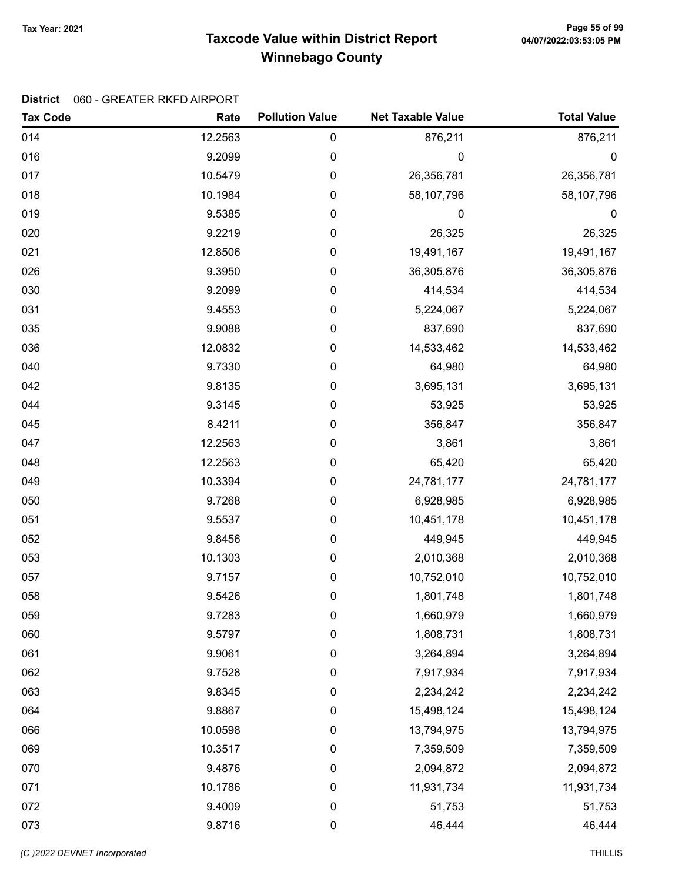**Tax Year: 2021**

# Taxcode Value within District Report
## Winnebago County

**District** 060 - GREATER RKFD AIRPORT

| Tax Code | Rate | Pollution Value | Net Taxable Value | Total Value |
|---|---|---|---|---|
| 014 | 12.2563 | 0 | 876,211 | 876,211 |
| 016 | 9.2099 | 0 | 0 | 0 |
| 017 | 10.5479 | 0 | 26,356,781 | 26,356,781 |
| 018 | 10.1984 | 0 | 58,107,796 | 58,107,796 |
| 019 | 9.5385 | 0 | 0 | 0 |
| 020 | 9.2219 | 0 | 26,325 | 26,325 |
| 021 | 12.8506 | 0 | 19,491,167 | 19,491,167 |
| 026 | 9.3950 | 0 | 36,305,876 | 36,305,876 |
| 030 | 9.2099 | 0 | 414,534 | 414,534 |
| 031 | 9.4553 | 0 | 5,224,067 | 5,224,067 |
| 035 | 9.9088 | 0 | 837,690 | 837,690 |
| 036 | 12.0832 | 0 | 14,533,462 | 14,533,462 |
| 040 | 9.7330 | 0 | 64,980 | 64,980 |
| 042 | 9.8135 | 0 | 3,695,131 | 3,695,131 |
| 044 | 9.3145 | 0 | 53,925 | 53,925 |
| 045 | 8.4211 | 0 | 356,847 | 356,847 |
| 047 | 12.2563 | 0 | 3,861 | 3,861 |
| 048 | 12.2563 | 0 | 65,420 | 65,420 |
| 049 | 10.3394 | 0 | 24,781,177 | 24,781,177 |
| 050 | 9.7268 | 0 | 6,928,985 | 6,928,985 |
| 051 | 9.5537 | 0 | 10,451,178 | 10,451,178 |
| 052 | 9.8456 | 0 | 449,945 | 449,945 |
| 053 | 10.1303 | 0 | 2,010,368 | 2,010,368 |
| 057 | 9.7157 | 0 | 10,752,010 | 10,752,010 |
| 058 | 9.5426 | 0 | 1,801,748 | 1,801,748 |
| 059 | 9.7283 | 0 | 1,660,979 | 1,660,979 |
| 060 | 9.5797 | 0 | 1,808,731 | 1,808,731 |
| 061 | 9.9061 | 0 | 3,264,894 | 3,264,894 |
| 062 | 9.7528 | 0 | 7,917,934 | 7,917,934 |
| 063 | 9.8345 | 0 | 2,234,242 | 2,234,242 |
| 064 | 9.8867 | 0 | 15,498,124 | 15,498,124 |
| 066 | 10.0598 | 0 | 13,794,975 | 13,794,975 |
| 069 | 10.3517 | 0 | 7,359,509 | 7,359,509 |
| 070 | 9.4876 | 0 | 2,094,872 | 2,094,872 |
| 071 | 10.1786 | 0 | 11,931,734 | 11,931,734 |
| 072 | 9.4009 | 0 | 51,753 | 51,753 |
| 073 | 9.8716 | 0 | 46,444 | 46,444 |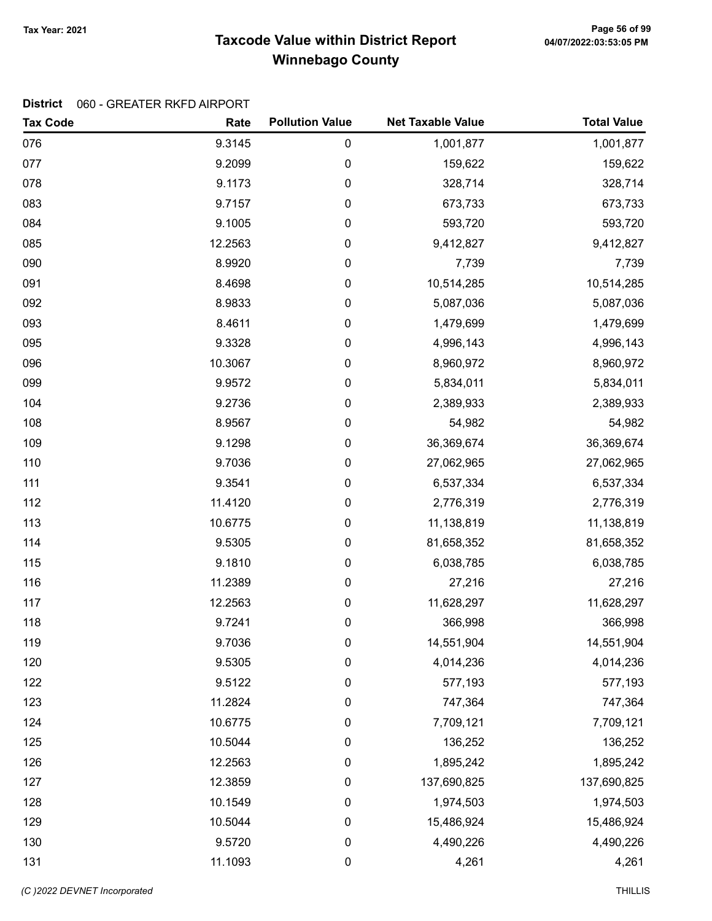# Taxcode Value within District Report
## Winnebago County

Tax Year: 2021

**District** 060 - GREATER RKFD AIRPORT

| Tax Code | Rate | Pollution Value | Net Taxable Value | Total Value |
|---|---|---|---|---|
| 076 | 9.3145 | 0 | 1,001,877 | 1,001,877 |
| 077 | 9.2099 | 0 | 159,622 | 159,622 |
| 078 | 9.1173 | 0 | 328,714 | 328,714 |
| 083 | 9.7157 | 0 | 673,733 | 673,733 |
| 084 | 9.1005 | 0 | 593,720 | 593,720 |
| 085 | 12.2563 | 0 | 9,412,827 | 9,412,827 |
| 090 | 8.9920 | 0 | 7,739 | 7,739 |
| 091 | 8.4698 | 0 | 10,514,285 | 10,514,285 |
| 092 | 8.9833 | 0 | 5,087,036 | 5,087,036 |
| 093 | 8.4611 | 0 | 1,479,699 | 1,479,699 |
| 095 | 9.3328 | 0 | 4,996,143 | 4,996,143 |
| 096 | 10.3067 | 0 | 8,960,972 | 8,960,972 |
| 099 | 9.9572 | 0 | 5,834,011 | 5,834,011 |
| 104 | 9.2736 | 0 | 2,389,933 | 2,389,933 |
| 108 | 8.9567 | 0 | 54,982 | 54,982 |
| 109 | 9.1298 | 0 | 36,369,674 | 36,369,674 |
| 110 | 9.7036 | 0 | 27,062,965 | 27,062,965 |
| 111 | 9.3541 | 0 | 6,537,334 | 6,537,334 |
| 112 | 11.4120 | 0 | 2,776,319 | 2,776,319 |
| 113 | 10.6775 | 0 | 11,138,819 | 11,138,819 |
| 114 | 9.5305 | 0 | 81,658,352 | 81,658,352 |
| 115 | 9.1810 | 0 | 6,038,785 | 6,038,785 |
| 116 | 11.2389 | 0 | 27,216 | 27,216 |
| 117 | 12.2563 | 0 | 11,628,297 | 11,628,297 |
| 118 | 9.7241 | 0 | 366,998 | 366,998 |
| 119 | 9.7036 | 0 | 14,551,904 | 14,551,904 |
| 120 | 9.5305 | 0 | 4,014,236 | 4,014,236 |
| 122 | 9.5122 | 0 | 577,193 | 577,193 |
| 123 | 11.2824 | 0 | 747,364 | 747,364 |
| 124 | 10.6775 | 0 | 7,709,121 | 7,709,121 |
| 125 | 10.5044 | 0 | 136,252 | 136,252 |
| 126 | 12.2563 | 0 | 1,895,242 | 1,895,242 |
| 127 | 12.3859 | 0 | 137,690,825 | 137,690,825 |
| 128 | 10.1549 | 0 | 1,974,503 | 1,974,503 |
| 129 | 10.5044 | 0 | 15,486,924 | 15,486,924 |
| 130 | 9.5720 | 0 | 4,490,226 | 4,490,226 |
| 131 | 11.1093 | 0 | 4,261 | 4,261 |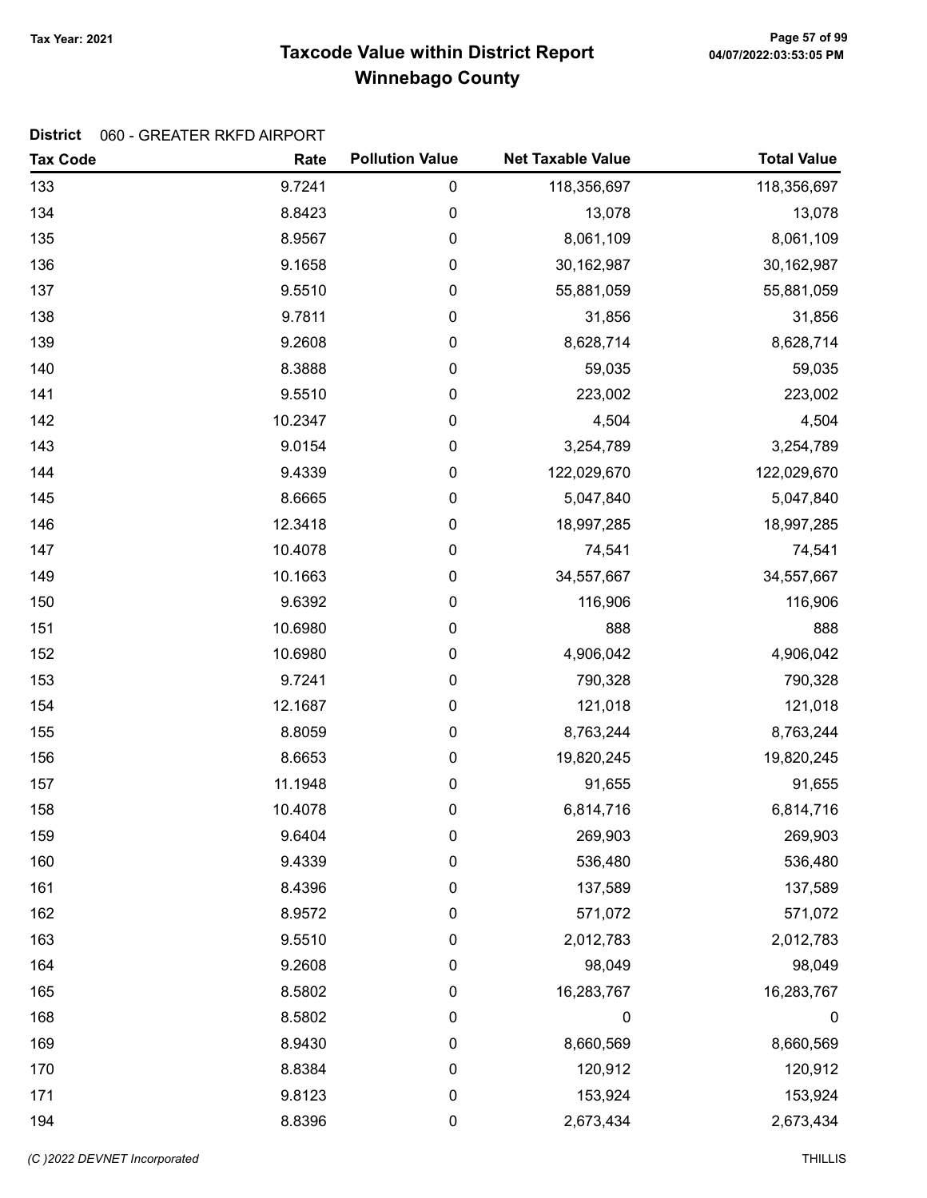# Taxcode Value within District Report
## Winnebago County

Tax Year: 2021

**District** 060 - GREATER RKFD AIRPORT

| Tax Code | Rate | Pollution Value | Net Taxable Value | Total Value |
|---|---|---|---|---|
| 133 | 9.7241 | 0 | 118,356,697 | 118,356,697 |
| 134 | 8.8423 | 0 | 13,078 | 13,078 |
| 135 | 8.9567 | 0 | 8,061,109 | 8,061,109 |
| 136 | 9.1658 | 0 | 30,162,987 | 30,162,987 |
| 137 | 9.5510 | 0 | 55,881,059 | 55,881,059 |
| 138 | 9.7811 | 0 | 31,856 | 31,856 |
| 139 | 9.2608 | 0 | 8,628,714 | 8,628,714 |
| 140 | 8.3888 | 0 | 59,035 | 59,035 |
| 141 | 9.5510 | 0 | 223,002 | 223,002 |
| 142 | 10.2347 | 0 | 4,504 | 4,504 |
| 143 | 9.0154 | 0 | 3,254,789 | 3,254,789 |
| 144 | 9.4339 | 0 | 122,029,670 | 122,029,670 |
| 145 | 8.6665 | 0 | 5,047,840 | 5,047,840 |
| 146 | 12.3418 | 0 | 18,997,285 | 18,997,285 |
| 147 | 10.4078 | 0 | 74,541 | 74,541 |
| 149 | 10.1663 | 0 | 34,557,667 | 34,557,667 |
| 150 | 9.6392 | 0 | 116,906 | 116,906 |
| 151 | 10.6980 | 0 | 888 | 888 |
| 152 | 10.6980 | 0 | 4,906,042 | 4,906,042 |
| 153 | 9.7241 | 0 | 790,328 | 790,328 |
| 154 | 12.1687 | 0 | 121,018 | 121,018 |
| 155 | 8.8059 | 0 | 8,763,244 | 8,763,244 |
| 156 | 8.6653 | 0 | 19,820,245 | 19,820,245 |
| 157 | 11.1948 | 0 | 91,655 | 91,655 |
| 158 | 10.4078 | 0 | 6,814,716 | 6,814,716 |
| 159 | 9.6404 | 0 | 269,903 | 269,903 |
| 160 | 9.4339 | 0 | 536,480 | 536,480 |
| 161 | 8.4396 | 0 | 137,589 | 137,589 |
| 162 | 8.9572 | 0 | 571,072 | 571,072 |
| 163 | 9.5510 | 0 | 2,012,783 | 2,012,783 |
| 164 | 9.2608 | 0 | 98,049 | 98,049 |
| 165 | 8.5802 | 0 | 16,283,767 | 16,283,767 |
| 168 | 8.5802 | 0 | 0 | 0 |
| 169 | 8.9430 | 0 | 8,660,569 | 8,660,569 |
| 170 | 8.8384 | 0 | 120,912 | 120,912 |
| 171 | 9.8123 | 0 | 153,924 | 153,924 |
| 194 | 8.8396 | 0 | 2,673,434 | 2,673,434 |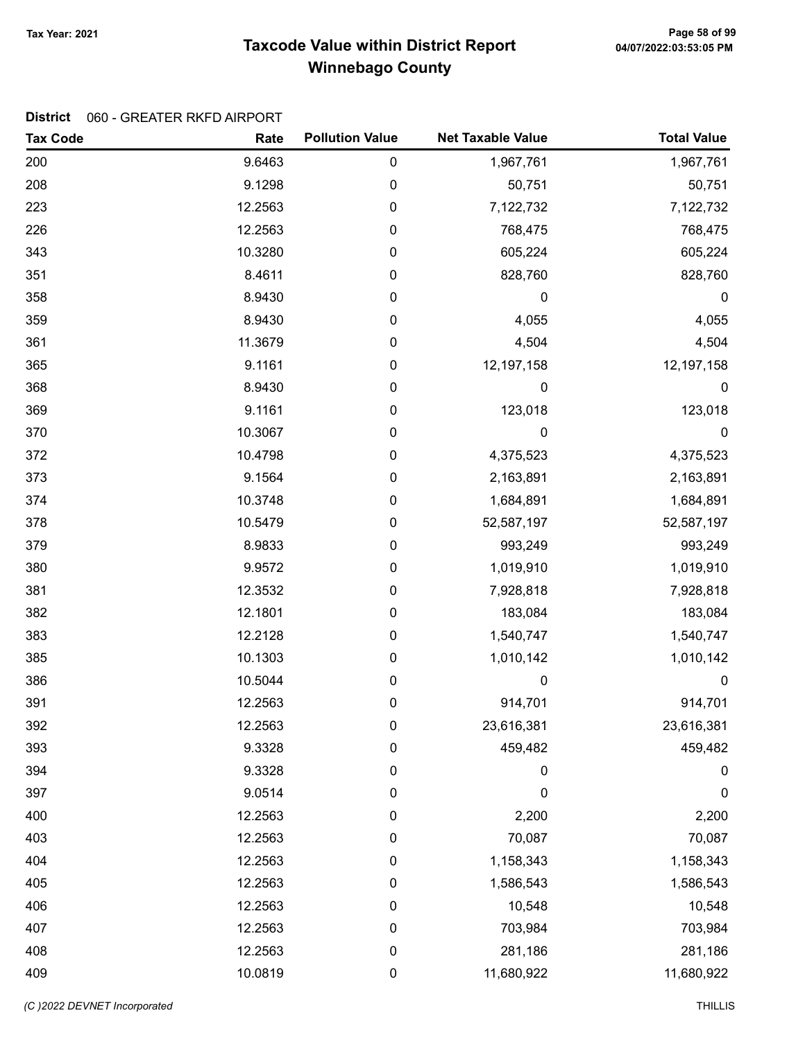Tax Year: 2021

# Taxcode Value within District Report
## Winnebago County

**District** 060 - GREATER RKFD AIRPORT

| Tax Code | Rate | Pollution Value | Net Taxable Value | Total Value |
|---|---|---|---|---|
| 200 | 9.6463 | 0 | 1,967,761 | 1,967,761 |
| 208 | 9.1298 | 0 | 50,751 | 50,751 |
| 223 | 12.2563 | 0 | 7,122,732 | 7,122,732 |
| 226 | 12.2563 | 0 | 768,475 | 768,475 |
| 343 | 10.3280 | 0 | 605,224 | 605,224 |
| 351 | 8.4611 | 0 | 828,760 | 828,760 |
| 358 | 8.9430 | 0 | 0 | 0 |
| 359 | 8.9430 | 0 | 4,055 | 4,055 |
| 361 | 11.3679 | 0 | 4,504 | 4,504 |
| 365 | 9.1161 | 0 | 12,197,158 | 12,197,158 |
| 368 | 8.9430 | 0 | 0 | 0 |
| 369 | 9.1161 | 0 | 123,018 | 123,018 |
| 370 | 10.3067 | 0 | 0 | 0 |
| 372 | 10.4798 | 0 | 4,375,523 | 4,375,523 |
| 373 | 9.1564 | 0 | 2,163,891 | 2,163,891 |
| 374 | 10.3748 | 0 | 1,684,891 | 1,684,891 |
| 378 | 10.5479 | 0 | 52,587,197 | 52,587,197 |
| 379 | 8.9833 | 0 | 993,249 | 993,249 |
| 380 | 9.9572 | 0 | 1,019,910 | 1,019,910 |
| 381 | 12.3532 | 0 | 7,928,818 | 7,928,818 |
| 382 | 12.1801 | 0 | 183,084 | 183,084 |
| 383 | 12.2128 | 0 | 1,540,747 | 1,540,747 |
| 385 | 10.1303 | 0 | 1,010,142 | 1,010,142 |
| 386 | 10.5044 | 0 | 0 | 0 |
| 391 | 12.2563 | 0 | 914,701 | 914,701 |
| 392 | 12.2563 | 0 | 23,616,381 | 23,616,381 |
| 393 | 9.3328 | 0 | 459,482 | 459,482 |
| 394 | 9.3328 | 0 | 0 | 0 |
| 397 | 9.0514 | 0 | 0 | 0 |
| 400 | 12.2563 | 0 | 2,200 | 2,200 |
| 403 | 12.2563 | 0 | 70,087 | 70,087 |
| 404 | 12.2563 | 0 | 1,158,343 | 1,158,343 |
| 405 | 12.2563 | 0 | 1,586,543 | 1,586,543 |
| 406 | 12.2563 | 0 | 10,548 | 10,548 |
| 407 | 12.2563 | 0 | 703,984 | 703,984 |
| 408 | 12.2563 | 0 | 281,186 | 281,186 |
| 409 | 10.0819 | 0 | 11,680,922 | 11,680,922 |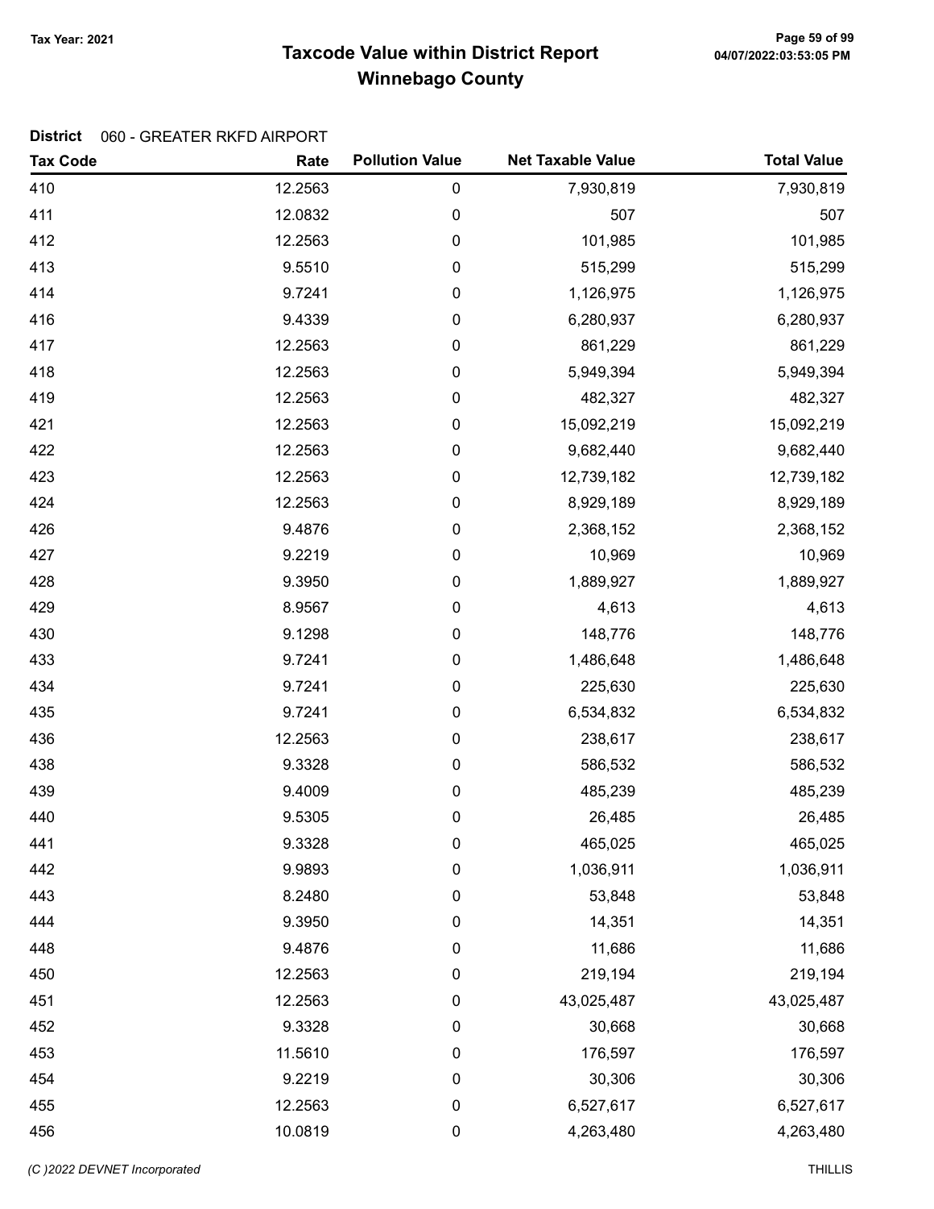**Taxcode Value within District Report**
**Winnebago County**

Tax Year: 2021

**District** 060 - GREATER RKFD AIRPORT

| Tax Code | Rate | Pollution Value | Net Taxable Value | Total Value |
|---|---|---|---|---|
| 410 | 12.2563 | 0 | 7,930,819 | 7,930,819 |
| 411 | 12.0832 | 0 | 507 | 507 |
| 412 | 12.2563 | 0 | 101,985 | 101,985 |
| 413 | 9.5510 | 0 | 515,299 | 515,299 |
| 414 | 9.7241 | 0 | 1,126,975 | 1,126,975 |
| 416 | 9.4339 | 0 | 6,280,937 | 6,280,937 |
| 417 | 12.2563 | 0 | 861,229 | 861,229 |
| 418 | 12.2563 | 0 | 5,949,394 | 5,949,394 |
| 419 | 12.2563 | 0 | 482,327 | 482,327 |
| 421 | 12.2563 | 0 | 15,092,219 | 15,092,219 |
| 422 | 12.2563 | 0 | 9,682,440 | 9,682,440 |
| 423 | 12.2563 | 0 | 12,739,182 | 12,739,182 |
| 424 | 12.2563 | 0 | 8,929,189 | 8,929,189 |
| 426 | 9.4876 | 0 | 2,368,152 | 2,368,152 |
| 427 | 9.2219 | 0 | 10,969 | 10,969 |
| 428 | 9.3950 | 0 | 1,889,927 | 1,889,927 |
| 429 | 8.9567 | 0 | 4,613 | 4,613 |
| 430 | 9.1298 | 0 | 148,776 | 148,776 |
| 433 | 9.7241 | 0 | 1,486,648 | 1,486,648 |
| 434 | 9.7241 | 0 | 225,630 | 225,630 |
| 435 | 9.7241 | 0 | 6,534,832 | 6,534,832 |
| 436 | 12.2563 | 0 | 238,617 | 238,617 |
| 438 | 9.3328 | 0 | 586,532 | 586,532 |
| 439 | 9.4009 | 0 | 485,239 | 485,239 |
| 440 | 9.5305 | 0 | 26,485 | 26,485 |
| 441 | 9.3328 | 0 | 465,025 | 465,025 |
| 442 | 9.9893 | 0 | 1,036,911 | 1,036,911 |
| 443 | 8.2480 | 0 | 53,848 | 53,848 |
| 444 | 9.3950 | 0 | 14,351 | 14,351 |
| 448 | 9.4876 | 0 | 11,686 | 11,686 |
| 450 | 12.2563 | 0 | 219,194 | 219,194 |
| 451 | 12.2563 | 0 | 43,025,487 | 43,025,487 |
| 452 | 9.3328 | 0 | 30,668 | 30,668 |
| 453 | 11.5610 | 0 | 176,597 | 176,597 |
| 454 | 9.2219 | 0 | 30,306 | 30,306 |
| 455 | 12.2563 | 0 | 6,527,617 | 6,527,617 |
| 456 | 10.0819 | 0 | 4,263,480 | 4,263,480 |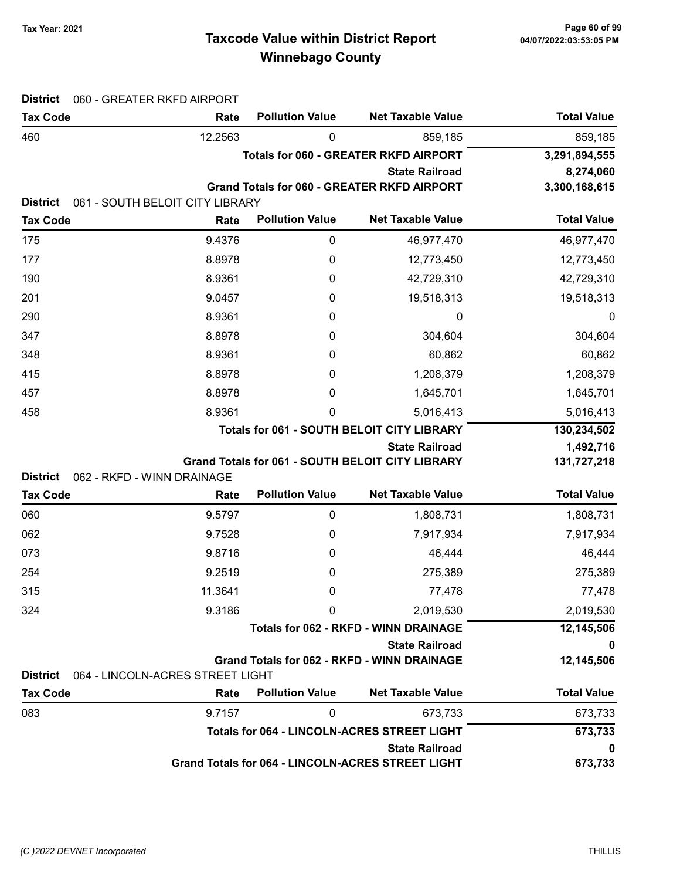# Taxcode Value within District Report
## Winnebago County

Tax Year: 2021

**District** 060 - GREATER RKFD AIRPORT

| Tax Code | Rate | Pollution Value | Net Taxable Value | Total Value |
|---|---|---|---|---|
| 460 | 12.2563 | 0 | 859,185 | 859,185 |
| | | | **Totals for 060 - GREATER RKFD AIRPORT** | **3,291,894,555** |
| | | | **State Railroad** | **8,274,060** |
| | | | **Grand Totals for 060 - GREATER RKFD AIRPORT** | **3,300,168,615** |

**District** 061 - SOUTH BELOIT CITY LIBRARY

| Tax Code | Rate | Pollution Value | Net Taxable Value | Total Value |
|---|---|---|---|---|
| 175 | 9.4376 | 0 | 46,977,470 | 46,977,470 |
| 177 | 8.8978 | 0 | 12,773,450 | 12,773,450 |
| 190 | 8.9361 | 0 | 42,729,310 | 42,729,310 |
| 201 | 9.0457 | 0 | 19,518,313 | 19,518,313 |
| 290 | 8.9361 | 0 | 0 | 0 |
| 347 | 8.8978 | 0 | 304,604 | 304,604 |
| 348 | 8.9361 | 0 | 60,862 | 60,862 |
| 415 | 8.8978 | 0 | 1,208,379 | 1,208,379 |
| 457 | 8.8978 | 0 | 1,645,701 | 1,645,701 |
| 458 | 8.9361 | 0 | 5,016,413 | 5,016,413 |
| | | | **Totals for 061 - SOUTH BELOIT CITY LIBRARY** | **130,234,502** |
| | | | **State Railroad** | **1,492,716** |
| | | | **Grand Totals for 061 - SOUTH BELOIT CITY LIBRARY** | **131,727,218** |

**District** 062 - RKFD - WINN DRAINAGE

| Tax Code | Rate | Pollution Value | Net Taxable Value | Total Value |
|---|---|---|---|---|
| 060 | 9.5797 | 0 | 1,808,731 | 1,808,731 |
| 062 | 9.7528 | 0 | 7,917,934 | 7,917,934 |
| 073 | 9.8716 | 0 | 46,444 | 46,444 |
| 254 | 9.2519 | 0 | 275,389 | 275,389 |
| 315 | 11.3641 | 0 | 77,478 | 77,478 |
| 324 | 9.3186 | 0 | 2,019,530 | 2,019,530 |
| | | | **Totals for 062 - RKFD - WINN DRAINAGE** | **12,145,506** |
| | | | **State Railroad** | **0** |
| | | | **Grand Totals for 062 - RKFD - WINN DRAINAGE** | **12,145,506** |

**District** 064 - LINCOLN-ACRES STREET LIGHT

| Tax Code | Rate | Pollution Value | Net Taxable Value | Total Value |
|---|---|---|---|---|
| 083 | 9.7157 | 0 | 673,733 | 673,733 |
| | | | **Totals for 064 - LINCOLN-ACRES STREET LIGHT** | **673,733** |
| | | | **State Railroad** | **0** |
| | | | **Grand Totals for 064 - LINCOLN-ACRES STREET LIGHT** | **673,733** |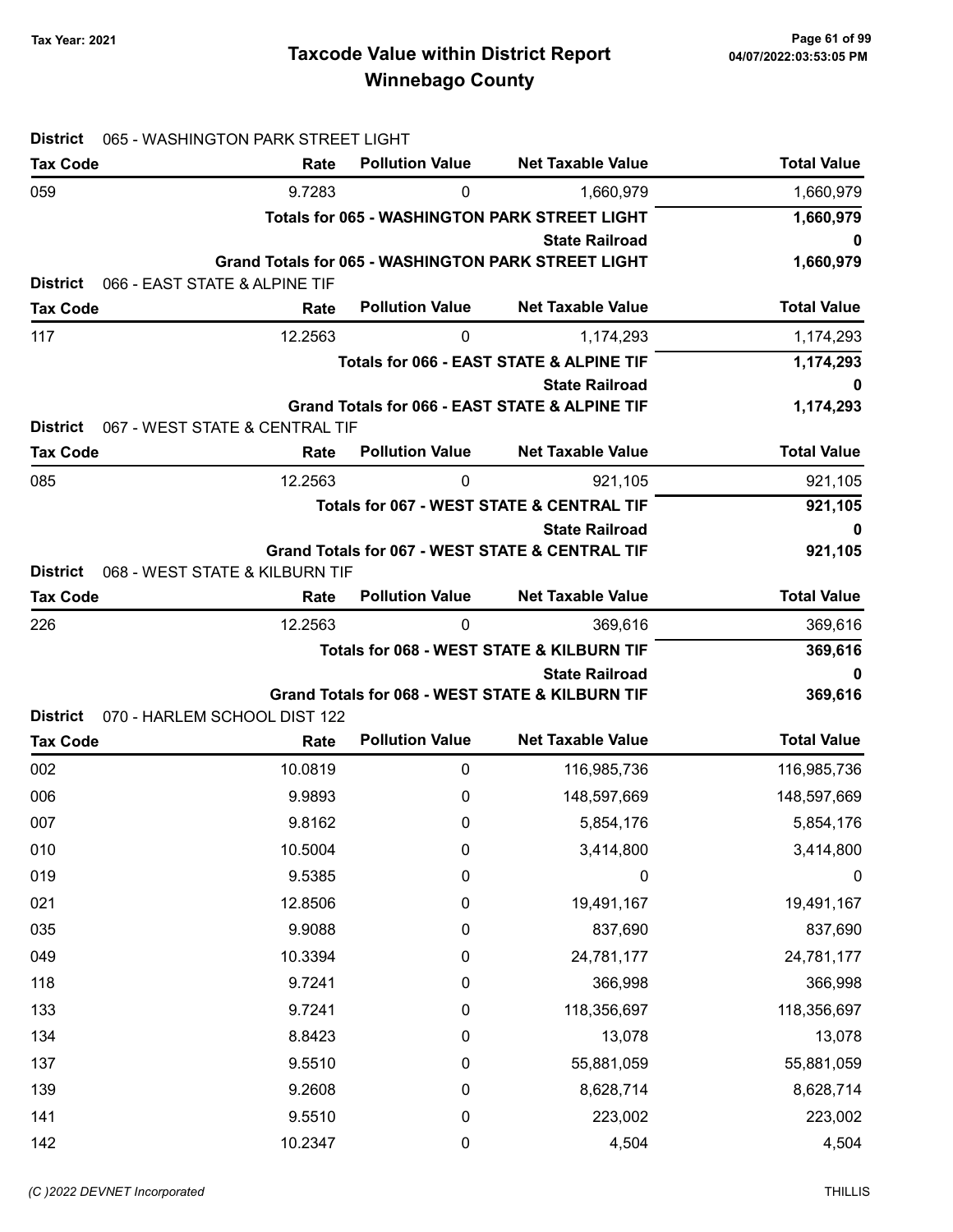# Taxcode Value within District Report
## Winnebago County

Tax Year: 2021

**District** 065 - WASHINGTON PARK STREET LIGHT

| Tax Code | Rate | Pollution Value | Net Taxable Value | Total Value |
|---|---|---|---|---|
| 059 | 9.7283 | 0 | 1,660,979 | 1,660,979 |
| | | | **Totals for 065 - WASHINGTON PARK STREET LIGHT** | **1,660,979** |
| | | | **State Railroad** | **0** |
| | | | **Grand Totals for 065 - WASHINGTON PARK STREET LIGHT** | **1,660,979** |

**District** 066 - EAST STATE & ALPINE TIF

| Tax Code | Rate | Pollution Value | Net Taxable Value | Total Value |
|---|---|---|---|---|
| 117 | 12.2563 | 0 | 1,174,293 | 1,174,293 |
| | | | **Totals for 066 - EAST STATE & ALPINE TIF** | **1,174,293** |
| | | | **State Railroad** | **0** |
| | | | **Grand Totals for 066 - EAST STATE & ALPINE TIF** | **1,174,293** |

**District** 067 - WEST STATE & CENTRAL TIF

| Tax Code | Rate | Pollution Value | Net Taxable Value | Total Value |
|---|---|---|---|---|
| 085 | 12.2563 | 0 | 921,105 | 921,105 |
| | | | **Totals for 067 - WEST STATE & CENTRAL TIF** | **921,105** |
| | | | **State Railroad** | **0** |
| | | | **Grand Totals for 067 - WEST STATE & CENTRAL TIF** | **921,105** |

**District** 068 - WEST STATE & KILBURN TIF

| Tax Code | Rate | Pollution Value | Net Taxable Value | Total Value |
|---|---|---|---|---|
| 226 | 12.2563 | 0 | 369,616 | 369,616 |
| | | | **Totals for 068 - WEST STATE & KILBURN TIF** | **369,616** |
| | | | **State Railroad** | **0** |
| | | | **Grand Totals for 068 - WEST STATE & KILBURN TIF** | **369,616** |

**District** 070 - HARLEM SCHOOL DIST 122

| Tax Code | Rate | Pollution Value | Net Taxable Value | Total Value |
|---|---|---|---|---|
| 002 | 10.0819 | 0 | 116,985,736 | 116,985,736 |
| 006 | 9.9893 | 0 | 148,597,669 | 148,597,669 |
| 007 | 9.8162 | 0 | 5,854,176 | 5,854,176 |
| 010 | 10.5004 | 0 | 3,414,800 | 3,414,800 |
| 019 | 9.5385 | 0 | 0 | 0 |
| 021 | 12.8506 | 0 | 19,491,167 | 19,491,167 |
| 035 | 9.9088 | 0 | 837,690 | 837,690 |
| 049 | 10.3394 | 0 | 24,781,177 | 24,781,177 |
| 118 | 9.7241 | 0 | 366,998 | 366,998 |
| 133 | 9.7241 | 0 | 118,356,697 | 118,356,697 |
| 134 | 8.8423 | 0 | 13,078 | 13,078 |
| 137 | 9.5510 | 0 | 55,881,059 | 55,881,059 |
| 139 | 9.2608 | 0 | 8,628,714 | 8,628,714 |
| 141 | 9.5510 | 0 | 223,002 | 223,002 |
| 142 | 10.2347 | 0 | 4,504 | 4,504 |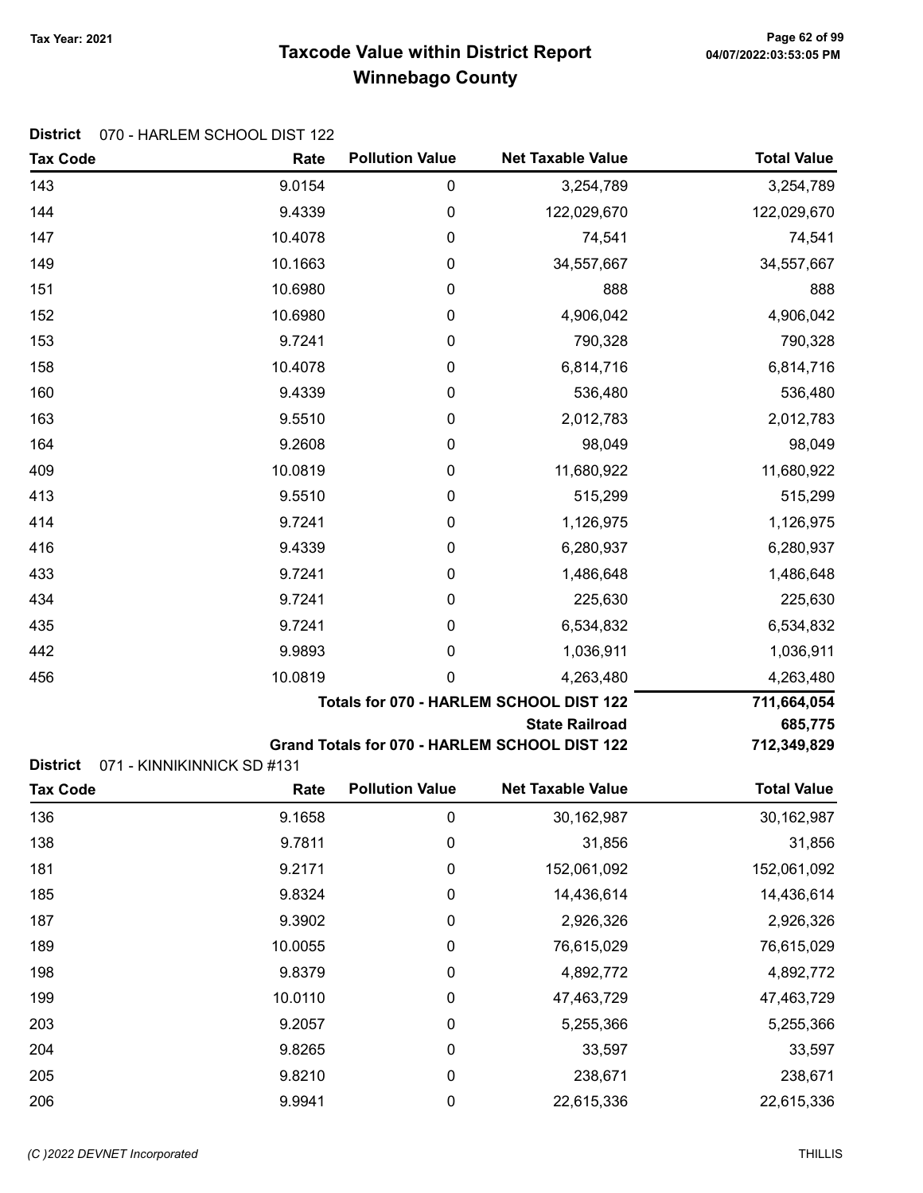# Taxcode Value within District Report
# Winnebago County

Tax Year: 2021

**District** 070 - HARLEM SCHOOL DIST 122

| Tax Code | Rate | Pollution Value | Net Taxable Value | Total Value |
|---|---|---|---|---|
| 143 | 9.0154 | 0 | 3,254,789 | 3,254,789 |
| 144 | 9.4339 | 0 | 122,029,670 | 122,029,670 |
| 147 | 10.4078 | 0 | 74,541 | 74,541 |
| 149 | 10.1663 | 0 | 34,557,667 | 34,557,667 |
| 151 | 10.6980 | 0 | 888 | 888 |
| 152 | 10.6980 | 0 | 4,906,042 | 4,906,042 |
| 153 | 9.7241 | 0 | 790,328 | 790,328 |
| 158 | 10.4078 | 0 | 6,814,716 | 6,814,716 |
| 160 | 9.4339 | 0 | 536,480 | 536,480 |
| 163 | 9.5510 | 0 | 2,012,783 | 2,012,783 |
| 164 | 9.2608 | 0 | 98,049 | 98,049 |
| 409 | 10.0819 | 0 | 11,680,922 | 11,680,922 |
| 413 | 9.5510 | 0 | 515,299 | 515,299 |
| 414 | 9.7241 | 0 | 1,126,975 | 1,126,975 |
| 416 | 9.4339 | 0 | 6,280,937 | 6,280,937 |
| 433 | 9.7241 | 0 | 1,486,648 | 1,486,648 |
| 434 | 9.7241 | 0 | 225,630 | 225,630 |
| 435 | 9.7241 | 0 | 6,534,832 | 6,534,832 |
| 442 | 9.9893 | 0 | 1,036,911 | 1,036,911 |
| 456 | 10.0819 | 0 | 4,263,480 | 4,263,480 |
| | | | **Totals for 070 - HARLEM SCHOOL DIST 122** | **711,664,054** |
| | | | **State Railroad** | **685,775** |
| | | | **Grand Totals for 070 - HARLEM SCHOOL DIST 122** | **712,349,829** |

**District** 071 - KINNIKINNICK SD #131

| Tax Code | Rate | Pollution Value | Net Taxable Value | Total Value |
|---|---|---|---|---|
| 136 | 9.1658 | 0 | 30,162,987 | 30,162,987 |
| 138 | 9.7811 | 0 | 31,856 | 31,856 |
| 181 | 9.2171 | 0 | 152,061,092 | 152,061,092 |
| 185 | 9.8324 | 0 | 14,436,614 | 14,436,614 |
| 187 | 9.3902 | 0 | 2,926,326 | 2,926,326 |
| 189 | 10.0055 | 0 | 76,615,029 | 76,615,029 |
| 198 | 9.8379 | 0 | 4,892,772 | 4,892,772 |
| 199 | 10.0110 | 0 | 47,463,729 | 47,463,729 |
| 203 | 9.2057 | 0 | 5,255,366 | 5,255,366 |
| 204 | 9.8265 | 0 | 33,597 | 33,597 |
| 205 | 9.8210 | 0 | 238,671 | 238,671 |
| 206 | 9.9941 | 0 | 22,615,336 | 22,615,336 |

(C )2022 DEVNET Incorporated THILLIS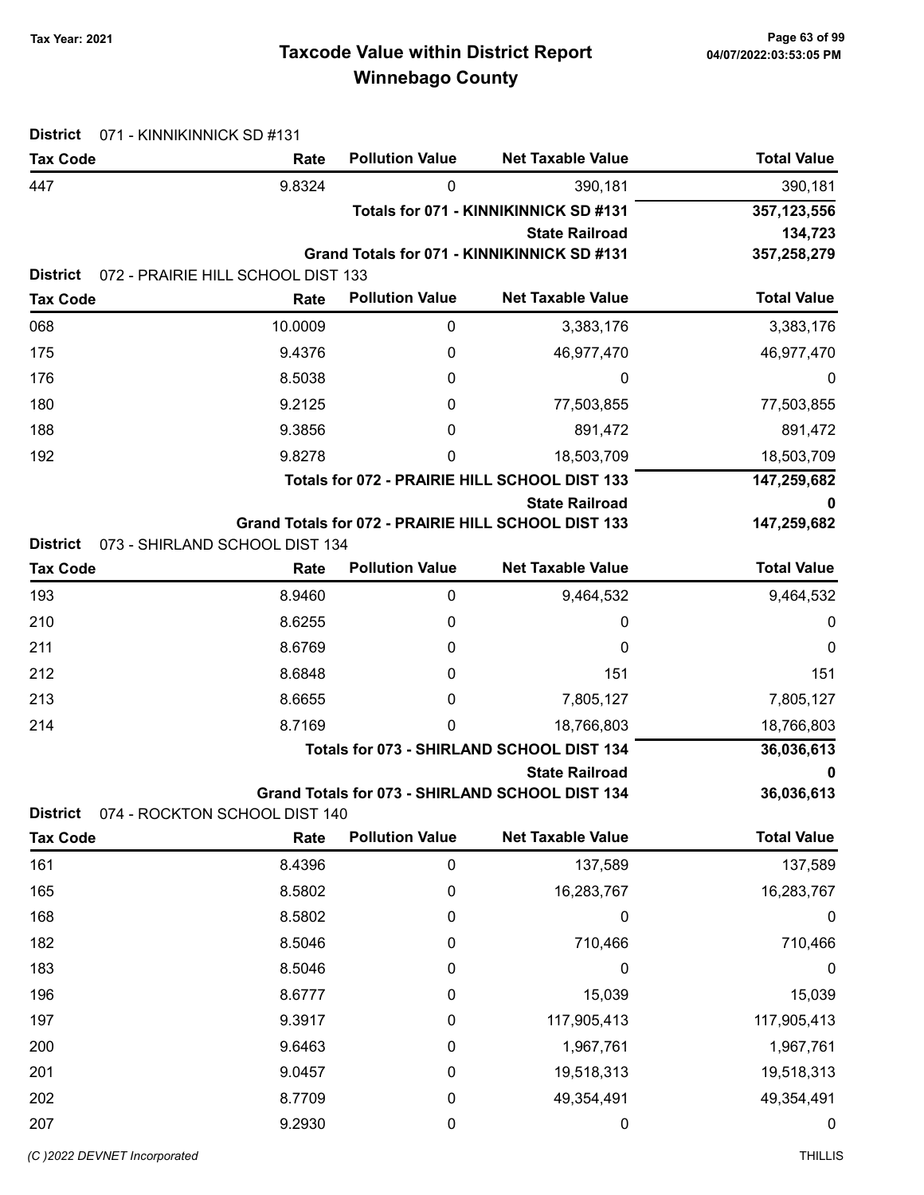# Taxcode Value within District Report
## Winnebago County

Tax Year: 2021

**District** 071 - KINNIKINNICK SD #131

| Tax Code | Rate | Pollution Value | Net Taxable Value | Total Value |
|---|---|---|---|---|
| 447 | 9.8324 | 0 | 390,181 | 390,181 |
| | | | Totals for 071 - KINNIKINNICK SD #131 | 357,123,556 |
| | | | State Railroad | 134,723 |
| | | | Grand Totals for 071 - KINNIKINNICK SD #131 | 357,258,279 |

**District** 072 - PRAIRIE HILL SCHOOL DIST 133

| Tax Code | Rate | Pollution Value | Net Taxable Value | Total Value |
|---|---|---|---|---|
| 068 | 10.0009 | 0 | 3,383,176 | 3,383,176 |
| 175 | 9.4376 | 0 | 46,977,470 | 46,977,470 |
| 176 | 8.5038 | 0 | 0 | 0 |
| 180 | 9.2125 | 0 | 77,503,855 | 77,503,855 |
| 188 | 9.3856 | 0 | 891,472 | 891,472 |
| 192 | 9.8278 | 0 | 18,503,709 | 18,503,709 |
| | | | Totals for 072 - PRAIRIE HILL SCHOOL DIST 133 | 147,259,682 |
| | | | State Railroad | 0 |
| | | | Grand Totals for 072 - PRAIRIE HILL SCHOOL DIST 133 | 147,259,682 |

**District** 073 - SHIRLAND SCHOOL DIST 134

| Tax Code | Rate | Pollution Value | Net Taxable Value | Total Value |
|---|---|---|---|---|
| 193 | 8.9460 | 0 | 9,464,532 | 9,464,532 |
| 210 | 8.6255 | 0 | 0 | 0 |
| 211 | 8.6769 | 0 | 0 | 0 |
| 212 | 8.6848 | 0 | 151 | 151 |
| 213 | 8.6655 | 0 | 7,805,127 | 7,805,127 |
| 214 | 8.7169 | 0 | 18,766,803 | 18,766,803 |
| | | | Totals for 073 - SHIRLAND SCHOOL DIST 134 | 36,036,613 |
| | | | State Railroad | 0 |
| | | | Grand Totals for 073 - SHIRLAND SCHOOL DIST 134 | 36,036,613 |

**District** 074 - ROCKTON SCHOOL DIST 140

| Tax Code | Rate | Pollution Value | Net Taxable Value | Total Value |
|---|---|---|---|---|
| 161 | 8.4396 | 0 | 137,589 | 137,589 |
| 165 | 8.5802 | 0 | 16,283,767 | 16,283,767 |
| 168 | 8.5802 | 0 | 0 | 0 |
| 182 | 8.5046 | 0 | 710,466 | 710,466 |
| 183 | 8.5046 | 0 | 0 | 0 |
| 196 | 8.6777 | 0 | 15,039 | 15,039 |
| 197 | 9.3917 | 0 | 117,905,413 | 117,905,413 |
| 200 | 9.6463 | 0 | 1,967,761 | 1,967,761 |
| 201 | 9.0457 | 0 | 19,518,313 | 19,518,313 |
| 202 | 8.7709 | 0 | 49,354,491 | 49,354,491 |
| 207 | 9.2930 | 0 | 0 | 0 |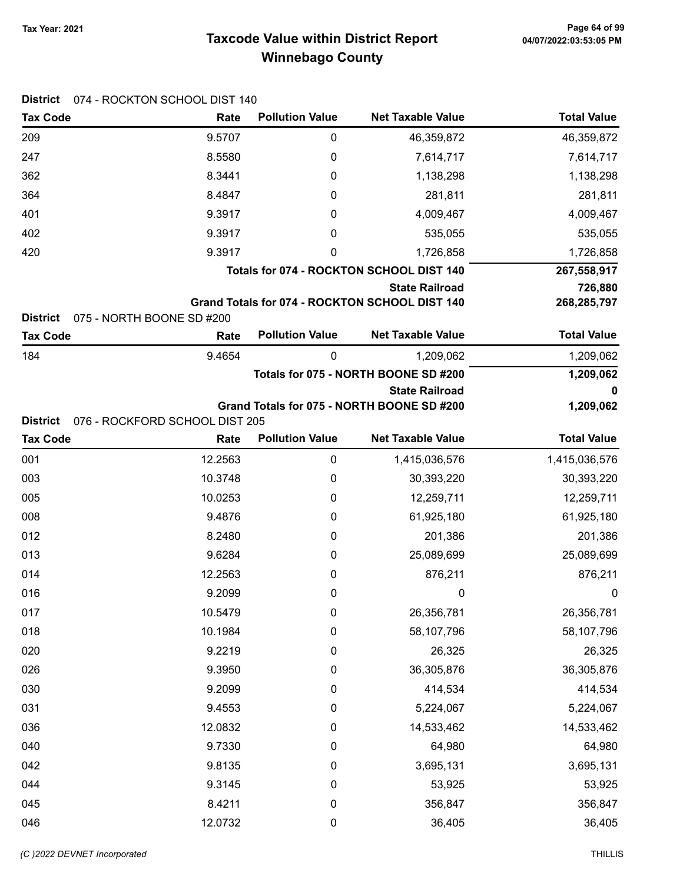# Taxcode Value within District Report
## Winnebago County

Tax Year: 2021

**District** 074 - ROCKTON SCHOOL DIST 140

| Tax Code | Rate | Pollution Value | Net Taxable Value | Total Value |
|---|---|---|---|---|
| 209 | 9.5707 | 0 | 46,359,872 | 46,359,872 |
| 247 | 8.5580 | 0 | 7,614,717 | 7,614,717 |
| 362 | 8.3441 | 0 | 1,138,298 | 1,138,298 |
| 364 | 8.4847 | 0 | 281,811 | 281,811 |
| 401 | 9.3917 | 0 | 4,009,467 | 4,009,467 |
| 402 | 9.3917 | 0 | 535,055 | 535,055 |
| 420 | 9.3917 | 0 | 1,726,858 | 1,726,858 |
| | | | **Totals for 074 - ROCKTON SCHOOL DIST 140** | **267,558,917** |
| | | | **State Railroad** | **726,880** |
| | | | **Grand Totals for 074 - ROCKTON SCHOOL DIST 140** | **268,285,797** |

**District** 075 - NORTH BOONE SD #200

| Tax Code | Rate | Pollution Value | Net Taxable Value | Total Value |
|---|---|---|---|---|
| 184 | 9.4654 | 0 | 1,209,062 | 1,209,062 |
| | | | **Totals for 075 - NORTH BOONE SD #200** | **1,209,062** |
| | | | **State Railroad** | **0** |
| | | | **Grand Totals for 075 - NORTH BOONE SD #200** | **1,209,062** |

**District** 076 - ROCKFORD SCHOOL DIST 205

| Tax Code | Rate | Pollution Value | Net Taxable Value | Total Value |
|---|---|---|---|---|
| 001 | 12.2563 | 0 | 1,415,036,576 | 1,415,036,576 |
| 003 | 10.3748 | 0 | 30,393,220 | 30,393,220 |
| 005 | 10.0253 | 0 | 12,259,711 | 12,259,711 |
| 008 | 9.4876 | 0 | 61,925,180 | 61,925,180 |
| 012 | 8.2480 | 0 | 201,386 | 201,386 |
| 013 | 9.6284 | 0 | 25,089,699 | 25,089,699 |
| 014 | 12.2563 | 0 | 876,211 | 876,211 |
| 016 | 9.2099 | 0 | 0 | 0 |
| 017 | 10.5479 | 0 | 26,356,781 | 26,356,781 |
| 018 | 10.1984 | 0 | 58,107,796 | 58,107,796 |
| 020 | 9.2219 | 0 | 26,325 | 26,325 |
| 026 | 9.3950 | 0 | 36,305,876 | 36,305,876 |
| 030 | 9.2099 | 0 | 414,534 | 414,534 |
| 031 | 9.4553 | 0 | 5,224,067 | 5,224,067 |
| 036 | 12.0832 | 0 | 14,533,462 | 14,533,462 |
| 040 | 9.7330 | 0 | 64,980 | 64,980 |
| 042 | 9.8135 | 0 | 3,695,131 | 3,695,131 |
| 044 | 9.3145 | 0 | 53,925 | 53,925 |
| 045 | 8.4211 | 0 | 356,847 | 356,847 |
| 046 | 12.0732 | 0 | 36,405 | 36,405 |

(C )2022 DEVNET Incorporated — THILLIS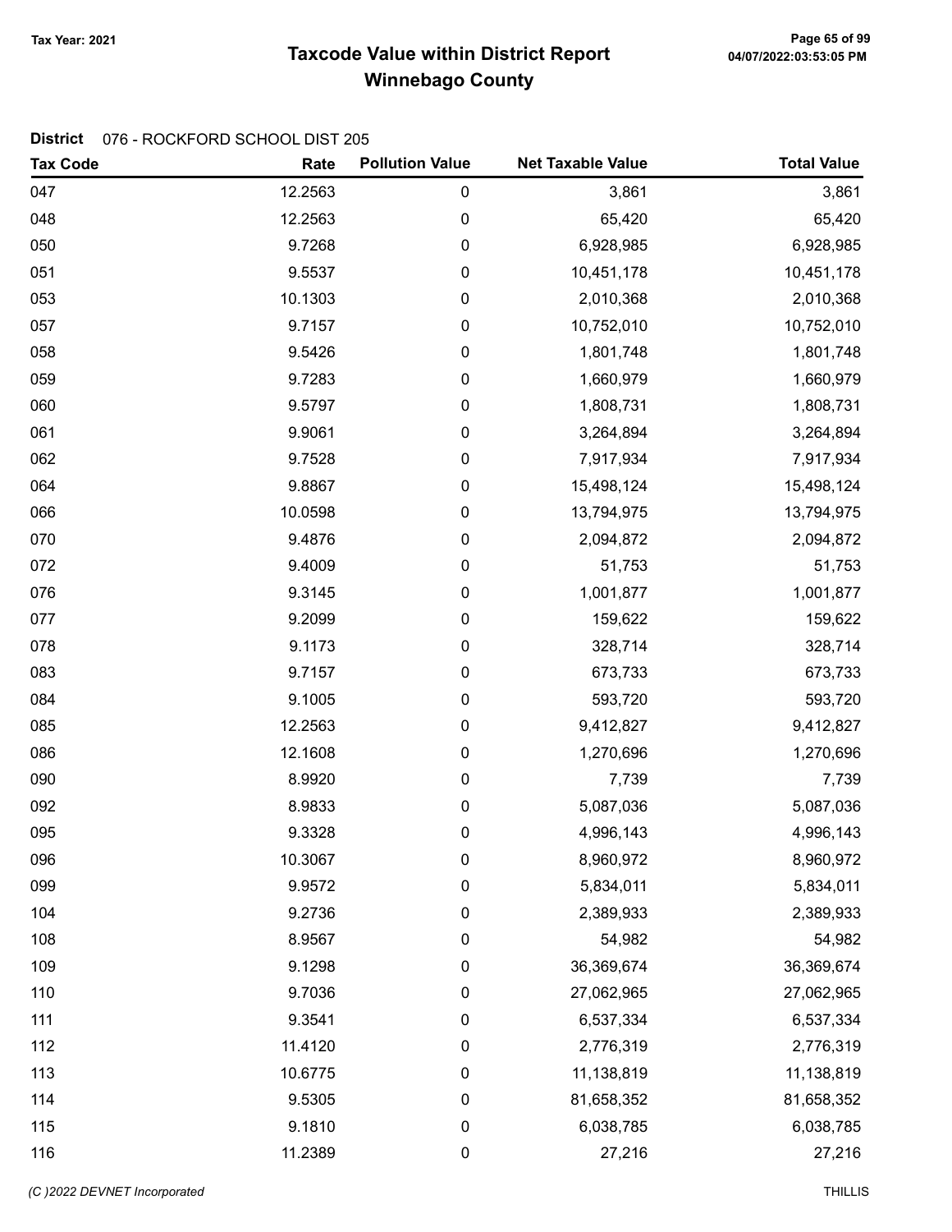# Taxcode Value within District Report
## Winnebago County

Tax Year: 2021

**District** 076 - ROCKFORD SCHOOL DIST 205

| Tax Code | Rate | Pollution Value | Net Taxable Value | Total Value |
|---|---|---|---|---|
| 047 | 12.2563 | 0 | 3,861 | 3,861 |
| 048 | 12.2563 | 0 | 65,420 | 65,420 |
| 050 | 9.7268 | 0 | 6,928,985 | 6,928,985 |
| 051 | 9.5537 | 0 | 10,451,178 | 10,451,178 |
| 053 | 10.1303 | 0 | 2,010,368 | 2,010,368 |
| 057 | 9.7157 | 0 | 10,752,010 | 10,752,010 |
| 058 | 9.5426 | 0 | 1,801,748 | 1,801,748 |
| 059 | 9.7283 | 0 | 1,660,979 | 1,660,979 |
| 060 | 9.5797 | 0 | 1,808,731 | 1,808,731 |
| 061 | 9.9061 | 0 | 3,264,894 | 3,264,894 |
| 062 | 9.7528 | 0 | 7,917,934 | 7,917,934 |
| 064 | 9.8867 | 0 | 15,498,124 | 15,498,124 |
| 066 | 10.0598 | 0 | 13,794,975 | 13,794,975 |
| 070 | 9.4876 | 0 | 2,094,872 | 2,094,872 |
| 072 | 9.4009 | 0 | 51,753 | 51,753 |
| 076 | 9.3145 | 0 | 1,001,877 | 1,001,877 |
| 077 | 9.2099 | 0 | 159,622 | 159,622 |
| 078 | 9.1173 | 0 | 328,714 | 328,714 |
| 083 | 9.7157 | 0 | 673,733 | 673,733 |
| 084 | 9.1005 | 0 | 593,720 | 593,720 |
| 085 | 12.2563 | 0 | 9,412,827 | 9,412,827 |
| 086 | 12.1608 | 0 | 1,270,696 | 1,270,696 |
| 090 | 8.9920 | 0 | 7,739 | 7,739 |
| 092 | 8.9833 | 0 | 5,087,036 | 5,087,036 |
| 095 | 9.3328 | 0 | 4,996,143 | 4,996,143 |
| 096 | 10.3067 | 0 | 8,960,972 | 8,960,972 |
| 099 | 9.9572 | 0 | 5,834,011 | 5,834,011 |
| 104 | 9.2736 | 0 | 2,389,933 | 2,389,933 |
| 108 | 8.9567 | 0 | 54,982 | 54,982 |
| 109 | 9.1298 | 0 | 36,369,674 | 36,369,674 |
| 110 | 9.7036 | 0 | 27,062,965 | 27,062,965 |
| 111 | 9.3541 | 0 | 6,537,334 | 6,537,334 |
| 112 | 11.4120 | 0 | 2,776,319 | 2,776,319 |
| 113 | 10.6775 | 0 | 11,138,819 | 11,138,819 |
| 114 | 9.5305 | 0 | 81,658,352 | 81,658,352 |
| 115 | 9.1810 | 0 | 6,038,785 | 6,038,785 |
| 116 | 11.2389 | 0 | 27,216 | 27,216 |

(C )2022 DEVNET Incorporated THILLIS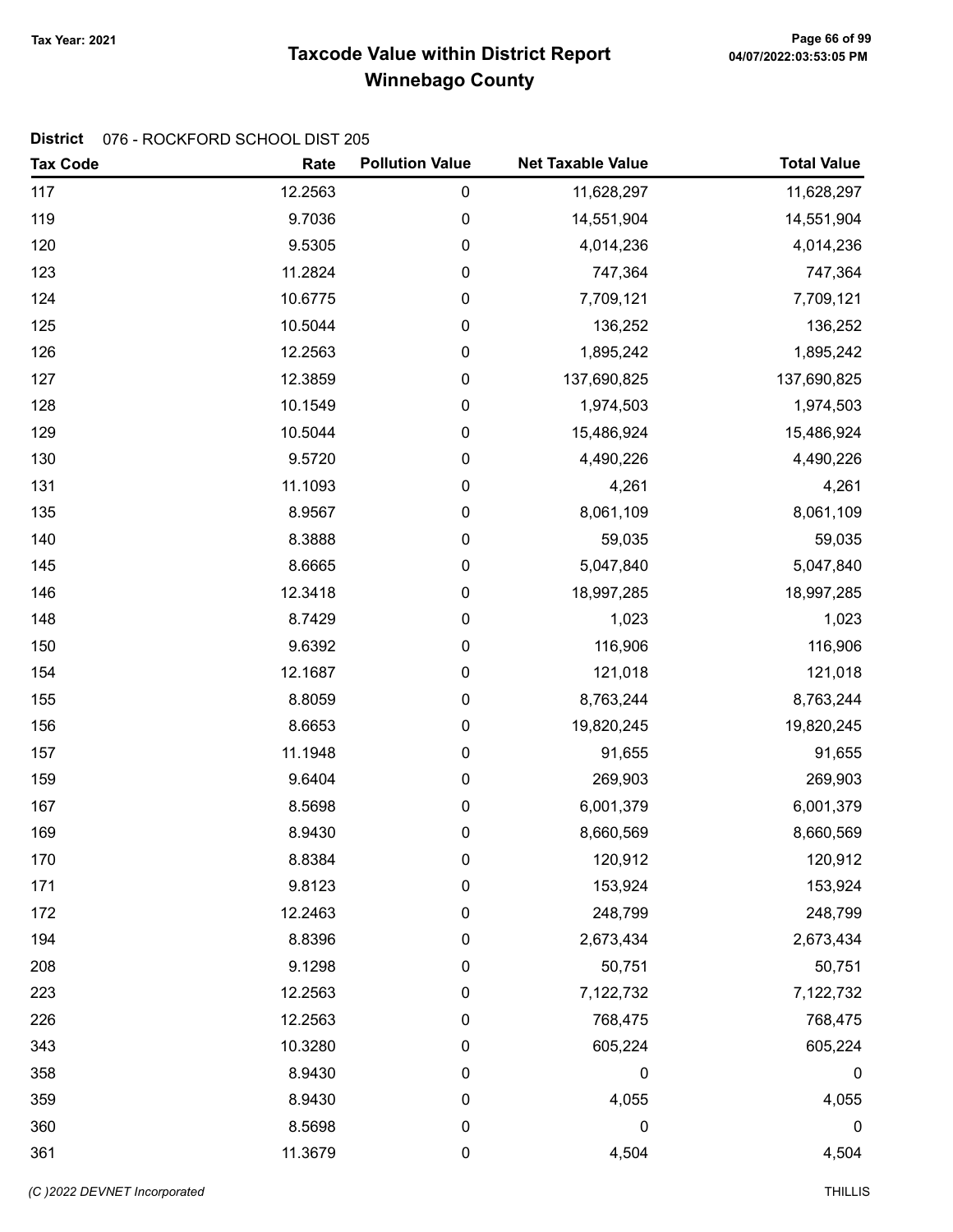**Tax Year: 2021**

# Taxcode Value within District Report
## Winnebago County

**District** 076 - ROCKFORD SCHOOL DIST 205

| Tax Code | Rate | Pollution Value | Net Taxable Value | Total Value |
|---|---|---|---|---|
| 117 | 12.2563 | 0 | 11,628,297 | 11,628,297 |
| 119 | 9.7036 | 0 | 14,551,904 | 14,551,904 |
| 120 | 9.5305 | 0 | 4,014,236 | 4,014,236 |
| 123 | 11.2824 | 0 | 747,364 | 747,364 |
| 124 | 10.6775 | 0 | 7,709,121 | 7,709,121 |
| 125 | 10.5044 | 0 | 136,252 | 136,252 |
| 126 | 12.2563 | 0 | 1,895,242 | 1,895,242 |
| 127 | 12.3859 | 0 | 137,690,825 | 137,690,825 |
| 128 | 10.1549 | 0 | 1,974,503 | 1,974,503 |
| 129 | 10.5044 | 0 | 15,486,924 | 15,486,924 |
| 130 | 9.5720 | 0 | 4,490,226 | 4,490,226 |
| 131 | 11.1093 | 0 | 4,261 | 4,261 |
| 135 | 8.9567 | 0 | 8,061,109 | 8,061,109 |
| 140 | 8.3888 | 0 | 59,035 | 59,035 |
| 145 | 8.6665 | 0 | 5,047,840 | 5,047,840 |
| 146 | 12.3418 | 0 | 18,997,285 | 18,997,285 |
| 148 | 8.7429 | 0 | 1,023 | 1,023 |
| 150 | 9.6392 | 0 | 116,906 | 116,906 |
| 154 | 12.1687 | 0 | 121,018 | 121,018 |
| 155 | 8.8059 | 0 | 8,763,244 | 8,763,244 |
| 156 | 8.6653 | 0 | 19,820,245 | 19,820,245 |
| 157 | 11.1948 | 0 | 91,655 | 91,655 |
| 159 | 9.6404 | 0 | 269,903 | 269,903 |
| 167 | 8.5698 | 0 | 6,001,379 | 6,001,379 |
| 169 | 8.9430 | 0 | 8,660,569 | 8,660,569 |
| 170 | 8.8384 | 0 | 120,912 | 120,912 |
| 171 | 9.8123 | 0 | 153,924 | 153,924 |
| 172 | 12.2463 | 0 | 248,799 | 248,799 |
| 194 | 8.8396 | 0 | 2,673,434 | 2,673,434 |
| 208 | 9.1298 | 0 | 50,751 | 50,751 |
| 223 | 12.2563 | 0 | 7,122,732 | 7,122,732 |
| 226 | 12.2563 | 0 | 768,475 | 768,475 |
| 343 | 10.3280 | 0 | 605,224 | 605,224 |
| 358 | 8.9430 | 0 | 0 | 0 |
| 359 | 8.9430 | 0 | 4,055 | 4,055 |
| 360 | 8.5698 | 0 | 0 | 0 |
| 361 | 11.3679 | 0 | 4,504 | 4,504 |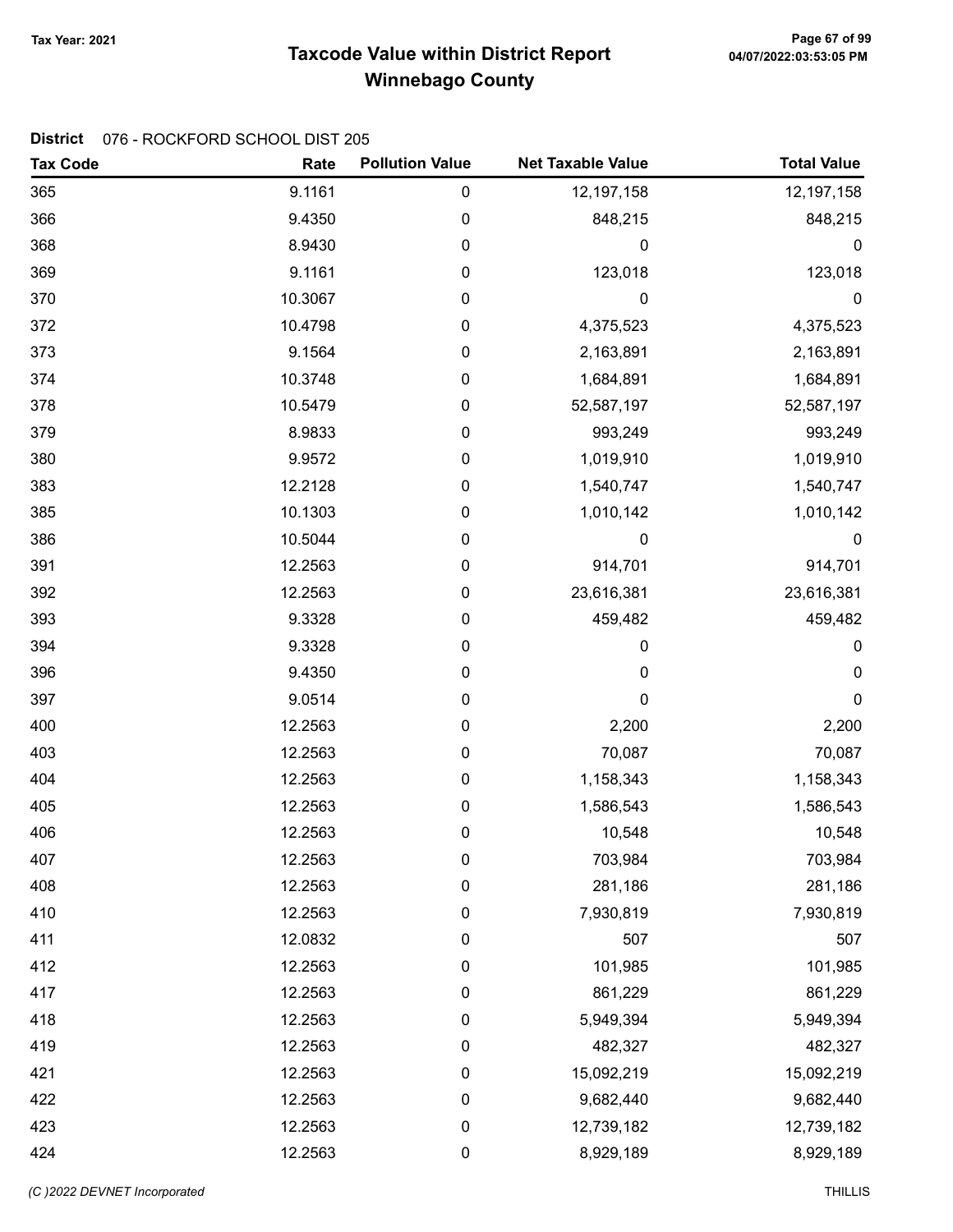# Taxcode Value within District Report
## Winnebago County

Tax Year: 2021

**District** 076 - ROCKFORD SCHOOL DIST 205

| Tax Code | Rate | Pollution Value | Net Taxable Value | Total Value |
|---|---|---|---|---|
| 365 | 9.1161 | 0 | 12,197,158 | 12,197,158 |
| 366 | 9.4350 | 0 | 848,215 | 848,215 |
| 368 | 8.9430 | 0 | 0 | 0 |
| 369 | 9.1161 | 0 | 123,018 | 123,018 |
| 370 | 10.3067 | 0 | 0 | 0 |
| 372 | 10.4798 | 0 | 4,375,523 | 4,375,523 |
| 373 | 9.1564 | 0 | 2,163,891 | 2,163,891 |
| 374 | 10.3748 | 0 | 1,684,891 | 1,684,891 |
| 378 | 10.5479 | 0 | 52,587,197 | 52,587,197 |
| 379 | 8.9833 | 0 | 993,249 | 993,249 |
| 380 | 9.9572 | 0 | 1,019,910 | 1,019,910 |
| 383 | 12.2128 | 0 | 1,540,747 | 1,540,747 |
| 385 | 10.1303 | 0 | 1,010,142 | 1,010,142 |
| 386 | 10.5044 | 0 | 0 | 0 |
| 391 | 12.2563 | 0 | 914,701 | 914,701 |
| 392 | 12.2563 | 0 | 23,616,381 | 23,616,381 |
| 393 | 9.3328 | 0 | 459,482 | 459,482 |
| 394 | 9.3328 | 0 | 0 | 0 |
| 396 | 9.4350 | 0 | 0 | 0 |
| 397 | 9.0514 | 0 | 0 | 0 |
| 400 | 12.2563 | 0 | 2,200 | 2,200 |
| 403 | 12.2563 | 0 | 70,087 | 70,087 |
| 404 | 12.2563 | 0 | 1,158,343 | 1,158,343 |
| 405 | 12.2563 | 0 | 1,586,543 | 1,586,543 |
| 406 | 12.2563 | 0 | 10,548 | 10,548 |
| 407 | 12.2563 | 0 | 703,984 | 703,984 |
| 408 | 12.2563 | 0 | 281,186 | 281,186 |
| 410 | 12.2563 | 0 | 7,930,819 | 7,930,819 |
| 411 | 12.0832 | 0 | 507 | 507 |
| 412 | 12.2563 | 0 | 101,985 | 101,985 |
| 417 | 12.2563 | 0 | 861,229 | 861,229 |
| 418 | 12.2563 | 0 | 5,949,394 | 5,949,394 |
| 419 | 12.2563 | 0 | 482,327 | 482,327 |
| 421 | 12.2563 | 0 | 15,092,219 | 15,092,219 |
| 422 | 12.2563 | 0 | 9,682,440 | 9,682,440 |
| 423 | 12.2563 | 0 | 12,739,182 | 12,739,182 |
| 424 | 12.2563 | 0 | 8,929,189 | 8,929,189 |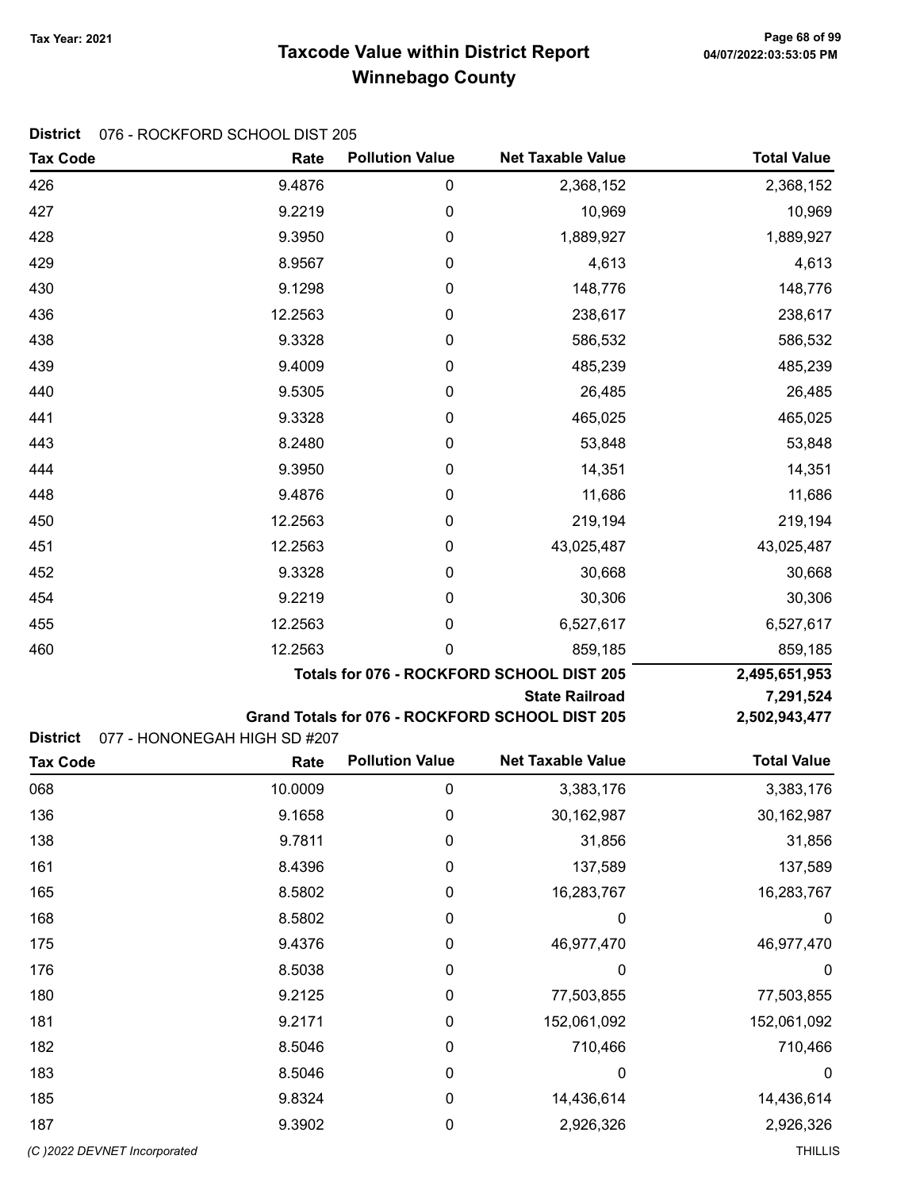# Taxcode Value within District Report
# Winnebago County

Tax Year: 2021

**District** 076 - ROCKFORD SCHOOL DIST 205

| Tax Code | Rate | Pollution Value | Net Taxable Value | Total Value |
|---|---|---|---|---|
| 426 | 9.4876 | 0 | 2,368,152 | 2,368,152 |
| 427 | 9.2219 | 0 | 10,969 | 10,969 |
| 428 | 9.3950 | 0 | 1,889,927 | 1,889,927 |
| 429 | 8.9567 | 0 | 4,613 | 4,613 |
| 430 | 9.1298 | 0 | 148,776 | 148,776 |
| 436 | 12.2563 | 0 | 238,617 | 238,617 |
| 438 | 9.3328 | 0 | 586,532 | 586,532 |
| 439 | 9.4009 | 0 | 485,239 | 485,239 |
| 440 | 9.5305 | 0 | 26,485 | 26,485 |
| 441 | 9.3328 | 0 | 465,025 | 465,025 |
| 443 | 8.2480 | 0 | 53,848 | 53,848 |
| 444 | 9.3950 | 0 | 14,351 | 14,351 |
| 448 | 9.4876 | 0 | 11,686 | 11,686 |
| 450 | 12.2563 | 0 | 219,194 | 219,194 |
| 451 | 12.2563 | 0 | 43,025,487 | 43,025,487 |
| 452 | 9.3328 | 0 | 30,668 | 30,668 |
| 454 | 9.2219 | 0 | 30,306 | 30,306 |
| 455 | 12.2563 | 0 | 6,527,617 | 6,527,617 |
| 460 | 12.2563 | 0 | 859,185 | 859,185 |
| | | | **Totals for 076 - ROCKFORD SCHOOL DIST 205** | **2,495,651,953** |
| | | | **State Railroad** | **7,291,524** |
| | | | **Grand Totals for 076 - ROCKFORD SCHOOL DIST 205** | **2,502,943,477** |

**District** 077 - HONONEGAH HIGH SD #207

| Tax Code | Rate | Pollution Value | Net Taxable Value | Total Value |
|---|---|---|---|---|
| 068 | 10.0009 | 0 | 3,383,176 | 3,383,176 |
| 136 | 9.1658 | 0 | 30,162,987 | 30,162,987 |
| 138 | 9.7811 | 0 | 31,856 | 31,856 |
| 161 | 8.4396 | 0 | 137,589 | 137,589 |
| 165 | 8.5802 | 0 | 16,283,767 | 16,283,767 |
| 168 | 8.5802 | 0 | 0 | 0 |
| 175 | 9.4376 | 0 | 46,977,470 | 46,977,470 |
| 176 | 8.5038 | 0 | 0 | 0 |
| 180 | 9.2125 | 0 | 77,503,855 | 77,503,855 |
| 181 | 9.2171 | 0 | 152,061,092 | 152,061,092 |
| 182 | 8.5046 | 0 | 710,466 | 710,466 |
| 183 | 8.5046 | 0 | 0 | 0 |
| 185 | 9.8324 | 0 | 14,436,614 | 14,436,614 |
| 187 | 9.3902 | 0 | 2,926,326 | 2,926,326 |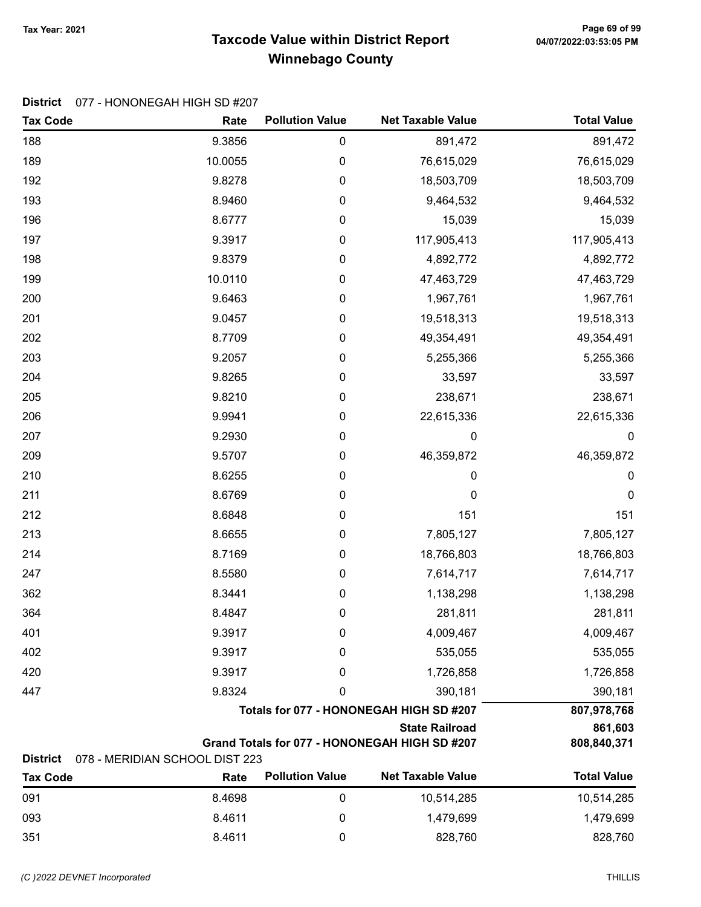# Taxcode Value within District Report
# Winnebago County

Tax Year: 2021

**District** 077 - HONONEGAH HIGH SD #207

| Tax Code | Rate | Pollution Value | Net Taxable Value | Total Value |
|---|---|---|---|---|
| 188 | 9.3856 | 0 | 891,472 | 891,472 |
| 189 | 10.0055 | 0 | 76,615,029 | 76,615,029 |
| 192 | 9.8278 | 0 | 18,503,709 | 18,503,709 |
| 193 | 8.9460 | 0 | 9,464,532 | 9,464,532 |
| 196 | 8.6777 | 0 | 15,039 | 15,039 |
| 197 | 9.3917 | 0 | 117,905,413 | 117,905,413 |
| 198 | 9.8379 | 0 | 4,892,772 | 4,892,772 |
| 199 | 10.0110 | 0 | 47,463,729 | 47,463,729 |
| 200 | 9.6463 | 0 | 1,967,761 | 1,967,761 |
| 201 | 9.0457 | 0 | 19,518,313 | 19,518,313 |
| 202 | 8.7709 | 0 | 49,354,491 | 49,354,491 |
| 203 | 9.2057 | 0 | 5,255,366 | 5,255,366 |
| 204 | 9.8265 | 0 | 33,597 | 33,597 |
| 205 | 9.8210 | 0 | 238,671 | 238,671 |
| 206 | 9.9941 | 0 | 22,615,336 | 22,615,336 |
| 207 | 9.2930 | 0 | 0 | 0 |
| 209 | 9.5707 | 0 | 46,359,872 | 46,359,872 |
| 210 | 8.6255 | 0 | 0 | 0 |
| 211 | 8.6769 | 0 | 0 | 0 |
| 212 | 8.6848 | 0 | 151 | 151 |
| 213 | 8.6655 | 0 | 7,805,127 | 7,805,127 |
| 214 | 8.7169 | 0 | 18,766,803 | 18,766,803 |
| 247 | 8.5580 | 0 | 7,614,717 | 7,614,717 |
| 362 | 8.3441 | 0 | 1,138,298 | 1,138,298 |
| 364 | 8.4847 | 0 | 281,811 | 281,811 |
| 401 | 9.3917 | 0 | 4,009,467 | 4,009,467 |
| 402 | 9.3917 | 0 | 535,055 | 535,055 |
| 420 | 9.3917 | 0 | 1,726,858 | 1,726,858 |
| 447 | 9.8324 | 0 | 390,181 | 390,181 |
| | | | **Totals for 077 - HONONEGAH HIGH SD #207** | **807,978,768** |
| | | | **State Railroad** | **861,603** |
| | | | **Grand Totals for 077 - HONONEGAH HIGH SD #207** | **808,840,371** |

**District** 078 - MERIDIAN SCHOOL DIST 223

| Tax Code | Rate | Pollution Value | Net Taxable Value | Total Value |
|---|---|---|---|---|
| 091 | 8.4698 | 0 | 10,514,285 | 10,514,285 |
| 093 | 8.4611 | 0 | 1,479,699 | 1,479,699 |
| 351 | 8.4611 | 0 | 828,760 | 828,760 |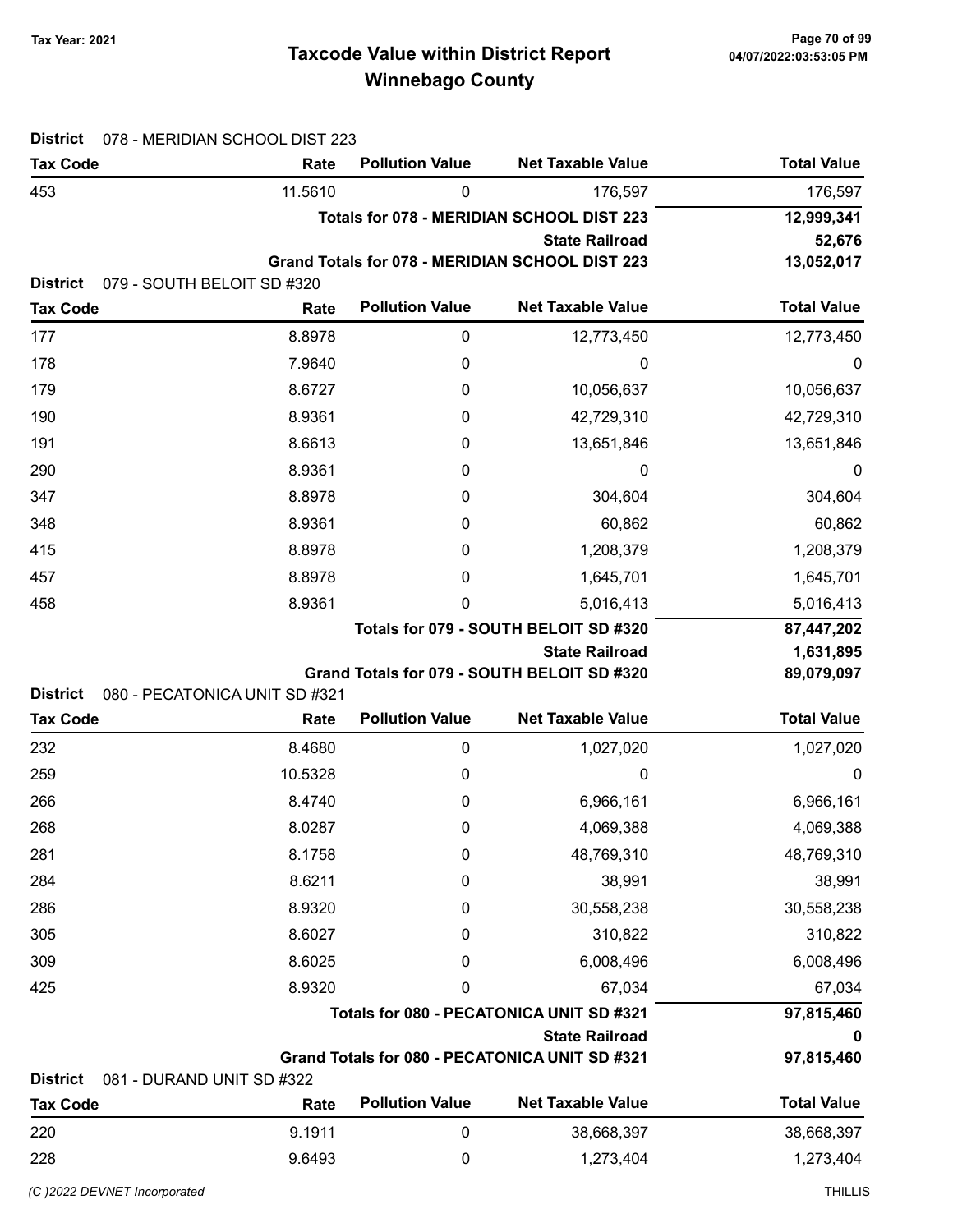# Taxcode Value within District Report
## Winnebago County

Tax Year: 2021

**District** 078 - MERIDIAN SCHOOL DIST 223

| Tax Code | Rate | Pollution Value | Net Taxable Value | Total Value |
|---|---|---|---|---|
| 453 | 11.5610 | 0 | 176,597 | 176,597 |
| | | | **Totals for 078 - MERIDIAN SCHOOL DIST 223** | **12,999,341** |
| | | | **State Railroad** | **52,676** |
| | | | **Grand Totals for 078 - MERIDIAN SCHOOL DIST 223** | **13,052,017** |

**District** 079 - SOUTH BELOIT SD #320

| Tax Code | Rate | Pollution Value | Net Taxable Value | Total Value |
|---|---|---|---|---|
| 177 | 8.8978 | 0 | 12,773,450 | 12,773,450 |
| 178 | 7.9640 | 0 | 0 | 0 |
| 179 | 8.6727 | 0 | 10,056,637 | 10,056,637 |
| 190 | 8.9361 | 0 | 42,729,310 | 42,729,310 |
| 191 | 8.6613 | 0 | 13,651,846 | 13,651,846 |
| 290 | 8.9361 | 0 | 0 | 0 |
| 347 | 8.8978 | 0 | 304,604 | 304,604 |
| 348 | 8.9361 | 0 | 60,862 | 60,862 |
| 415 | 8.8978 | 0 | 1,208,379 | 1,208,379 |
| 457 | 8.8978 | 0 | 1,645,701 | 1,645,701 |
| 458 | 8.9361 | 0 | 5,016,413 | 5,016,413 |
| | | | **Totals for 079 - SOUTH BELOIT SD #320** | **87,447,202** |
| | | | **State Railroad** | **1,631,895** |
| | | | **Grand Totals for 079 - SOUTH BELOIT SD #320** | **89,079,097** |

**District** 080 - PECATONICA UNIT SD #321

| Tax Code | Rate | Pollution Value | Net Taxable Value | Total Value |
|---|---|---|---|---|
| 232 | 8.4680 | 0 | 1,027,020 | 1,027,020 |
| 259 | 10.5328 | 0 | 0 | 0 |
| 266 | 8.4740 | 0 | 6,966,161 | 6,966,161 |
| 268 | 8.0287 | 0 | 4,069,388 | 4,069,388 |
| 281 | 8.1758 | 0 | 48,769,310 | 48,769,310 |
| 284 | 8.6211 | 0 | 38,991 | 38,991 |
| 286 | 8.9320 | 0 | 30,558,238 | 30,558,238 |
| 305 | 8.6027 | 0 | 310,822 | 310,822 |
| 309 | 8.6025 | 0 | 6,008,496 | 6,008,496 |
| 425 | 8.9320 | 0 | 67,034 | 67,034 |
| | | | **Totals for 080 - PECATONICA UNIT SD #321** | **97,815,460** |
| | | | **State Railroad** | **0** |
| | | | **Grand Totals for 080 - PECATONICA UNIT SD #321** | **97,815,460** |

**District** 081 - DURAND UNIT SD #322

| Tax Code | Rate | Pollution Value | Net Taxable Value | Total Value |
|---|---|---|---|---|
| 220 | 9.1911 | 0 | 38,668,397 | 38,668,397 |
| 228 | 9.6493 | 0 | 1,273,404 | 1,273,404 |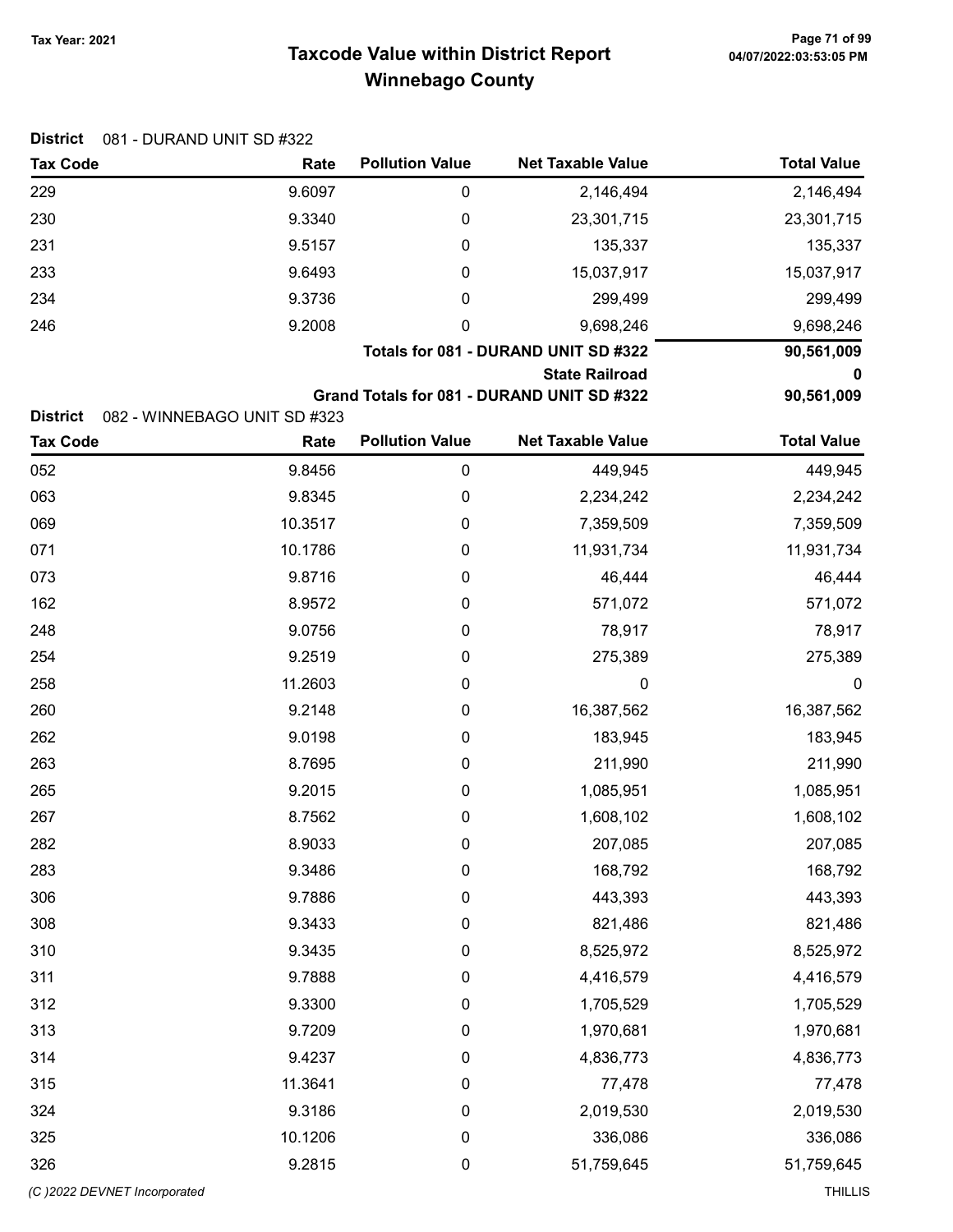# Taxcode Value within District Report
## Winnebago County

Tax Year: 2021

**District** 081 - DURAND UNIT SD #322

| Tax Code | Rate | Pollution Value | Net Taxable Value | Total Value |
|---|---|---|---|---|
| 229 | 9.6097 | 0 | 2,146,494 | 2,146,494 |
| 230 | 9.3340 | 0 | 23,301,715 | 23,301,715 |
| 231 | 9.5157 | 0 | 135,337 | 135,337 |
| 233 | 9.6493 | 0 | 15,037,917 | 15,037,917 |
| 234 | 9.3736 | 0 | 299,499 | 299,499 |
| 246 | 9.2008 | 0 | 9,698,246 | 9,698,246 |
| | | | **Totals for 081 - DURAND UNIT SD #322** | **90,561,009** |
| | | | **State Railroad** | **0** |
| | | | **Grand Totals for 081 - DURAND UNIT SD #322** | **90,561,009** |

**District** 082 - WINNEBAGO UNIT SD #323

| Tax Code | Rate | Pollution Value | Net Taxable Value | Total Value |
|---|---|---|---|---|
| 052 | 9.8456 | 0 | 449,945 | 449,945 |
| 063 | 9.8345 | 0 | 2,234,242 | 2,234,242 |
| 069 | 10.3517 | 0 | 7,359,509 | 7,359,509 |
| 071 | 10.1786 | 0 | 11,931,734 | 11,931,734 |
| 073 | 9.8716 | 0 | 46,444 | 46,444 |
| 162 | 8.9572 | 0 | 571,072 | 571,072 |
| 248 | 9.0756 | 0 | 78,917 | 78,917 |
| 254 | 9.2519 | 0 | 275,389 | 275,389 |
| 258 | 11.2603 | 0 | 0 | 0 |
| 260 | 9.2148 | 0 | 16,387,562 | 16,387,562 |
| 262 | 9.0198 | 0 | 183,945 | 183,945 |
| 263 | 8.7695 | 0 | 211,990 | 211,990 |
| 265 | 9.2015 | 0 | 1,085,951 | 1,085,951 |
| 267 | 8.7562 | 0 | 1,608,102 | 1,608,102 |
| 282 | 8.9033 | 0 | 207,085 | 207,085 |
| 283 | 9.3486 | 0 | 168,792 | 168,792 |
| 306 | 9.7886 | 0 | 443,393 | 443,393 |
| 308 | 9.3433 | 0 | 821,486 | 821,486 |
| 310 | 9.3435 | 0 | 8,525,972 | 8,525,972 |
| 311 | 9.7888 | 0 | 4,416,579 | 4,416,579 |
| 312 | 9.3300 | 0 | 1,705,529 | 1,705,529 |
| 313 | 9.7209 | 0 | 1,970,681 | 1,970,681 |
| 314 | 9.4237 | 0 | 4,836,773 | 4,836,773 |
| 315 | 11.3641 | 0 | 77,478 | 77,478 |
| 324 | 9.3186 | 0 | 2,019,530 | 2,019,530 |
| 325 | 10.1206 | 0 | 336,086 | 336,086 |
| 326 | 9.2815 | 0 | 51,759,645 | 51,759,645 |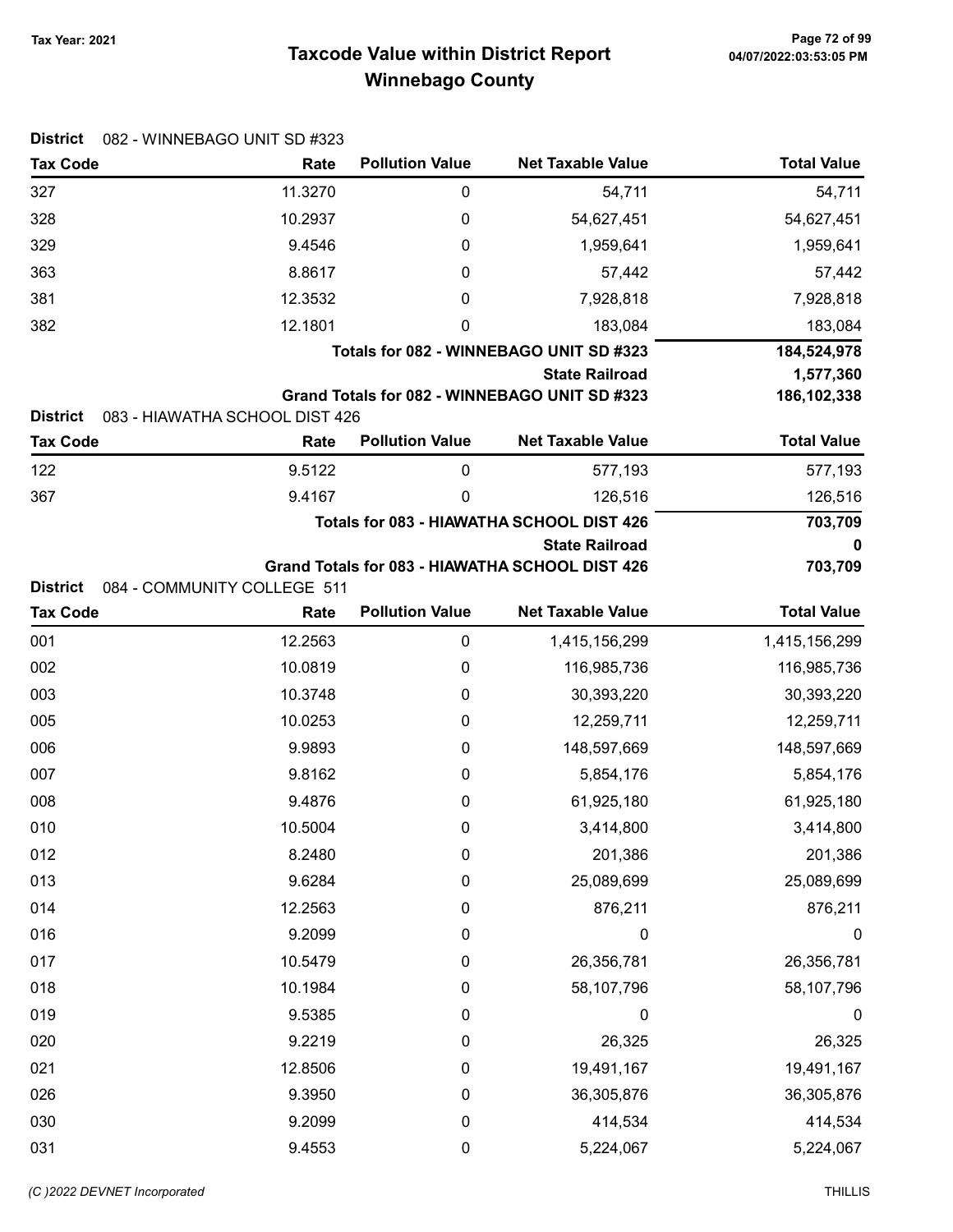# Taxcode Value within District Report
## Winnebago County

Tax Year: 2021

**District** 082 - WINNEBAGO UNIT SD #323

| Tax Code | Rate | Pollution Value | Net Taxable Value | Total Value |
|---|---|---|---|---|
| 327 | 11.3270 | 0 | 54,711 | 54,711 |
| 328 | 10.2937 | 0 | 54,627,451 | 54,627,451 |
| 329 | 9.4546 | 0 | 1,959,641 | 1,959,641 |
| 363 | 8.8617 | 0 | 57,442 | 57,442 |
| 381 | 12.3532 | 0 | 7,928,818 | 7,928,818 |
| 382 | 12.1801 | 0 | 183,084 | 183,084 |
| | | | **Totals for 082 - WINNEBAGO UNIT SD #323** | **184,524,978** |
| | | | **State Railroad** | **1,577,360** |
| | | | **Grand Totals for 082 - WINNEBAGO UNIT SD #323** | **186,102,338** |

**District** 083 - HIAWATHA SCHOOL DIST 426

| Tax Code | Rate | Pollution Value | Net Taxable Value | Total Value |
|---|---|---|---|---|
| 122 | 9.5122 | 0 | 577,193 | 577,193 |
| 367 | 9.4167 | 0 | 126,516 | 126,516 |
| | | | **Totals for 083 - HIAWATHA SCHOOL DIST 426** | **703,709** |
| | | | **State Railroad** | **0** |
| | | | **Grand Totals for 083 - HIAWATHA SCHOOL DIST 426** | **703,709** |

**District** 084 - COMMUNITY COLLEGE 511

| Tax Code | Rate | Pollution Value | Net Taxable Value | Total Value |
|---|---|---|---|---|
| 001 | 12.2563 | 0 | 1,415,156,299 | 1,415,156,299 |
| 002 | 10.0819 | 0 | 116,985,736 | 116,985,736 |
| 003 | 10.3748 | 0 | 30,393,220 | 30,393,220 |
| 005 | 10.0253 | 0 | 12,259,711 | 12,259,711 |
| 006 | 9.9893 | 0 | 148,597,669 | 148,597,669 |
| 007 | 9.8162 | 0 | 5,854,176 | 5,854,176 |
| 008 | 9.4876 | 0 | 61,925,180 | 61,925,180 |
| 010 | 10.5004 | 0 | 3,414,800 | 3,414,800 |
| 012 | 8.2480 | 0 | 201,386 | 201,386 |
| 013 | 9.6284 | 0 | 25,089,699 | 25,089,699 |
| 014 | 12.2563 | 0 | 876,211 | 876,211 |
| 016 | 9.2099 | 0 | 0 | 0 |
| 017 | 10.5479 | 0 | 26,356,781 | 26,356,781 |
| 018 | 10.1984 | 0 | 58,107,796 | 58,107,796 |
| 019 | 9.5385 | 0 | 0 | 0 |
| 020 | 9.2219 | 0 | 26,325 | 26,325 |
| 021 | 12.8506 | 0 | 19,491,167 | 19,491,167 |
| 026 | 9.3950 | 0 | 36,305,876 | 36,305,876 |
| 030 | 9.2099 | 0 | 414,534 | 414,534 |
| 031 | 9.4553 | 0 | 5,224,067 | 5,224,067 |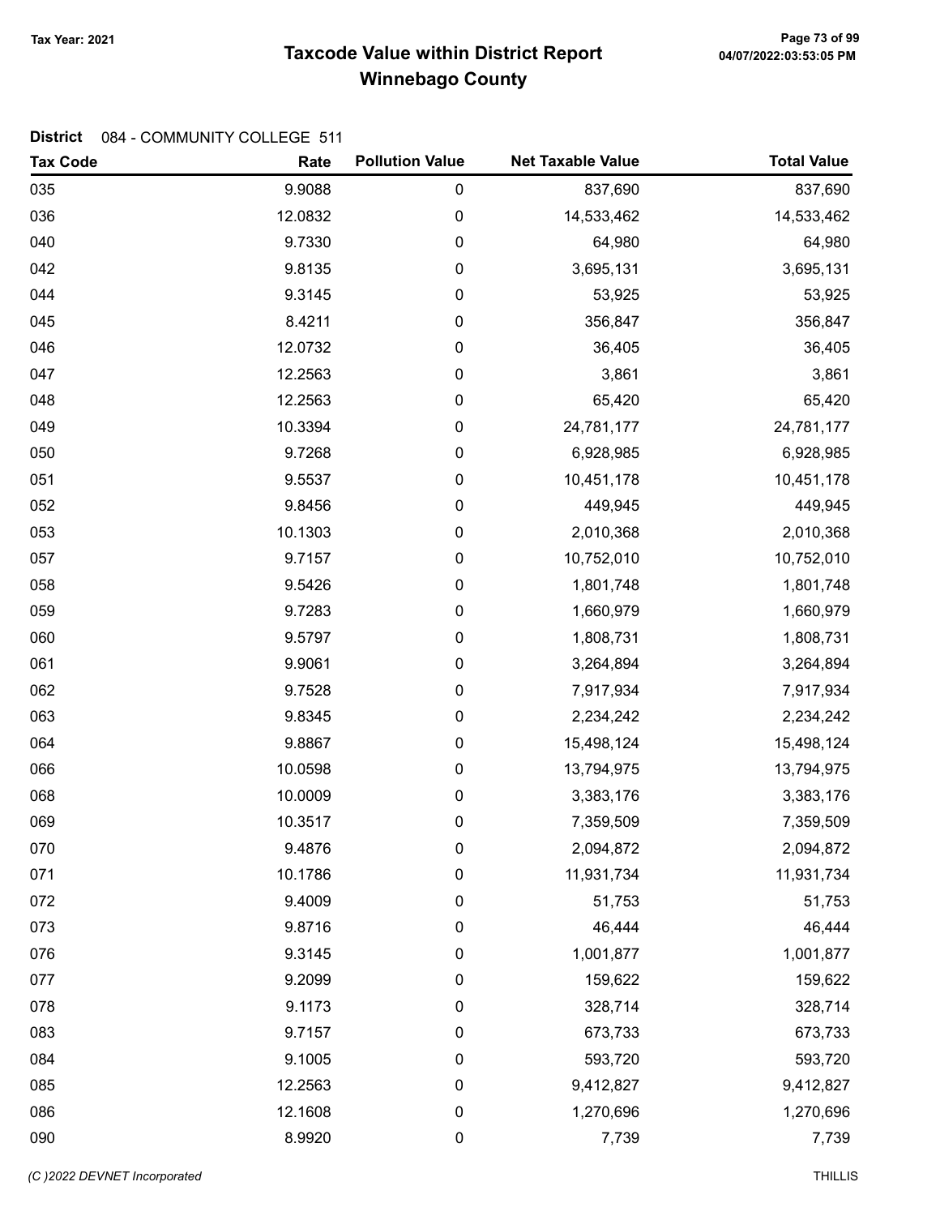# Taxcode Value within District Report
## Winnebago County

Tax Year: 2021

**District** 084 - COMMUNITY COLLEGE 511

| Tax Code | Rate | Pollution Value | Net Taxable Value | Total Value |
|---|---|---|---|---|
| 035 | 9.9088 | 0 | 837,690 | 837,690 |
| 036 | 12.0832 | 0 | 14,533,462 | 14,533,462 |
| 040 | 9.7330 | 0 | 64,980 | 64,980 |
| 042 | 9.8135 | 0 | 3,695,131 | 3,695,131 |
| 044 | 9.3145 | 0 | 53,925 | 53,925 |
| 045 | 8.4211 | 0 | 356,847 | 356,847 |
| 046 | 12.0732 | 0 | 36,405 | 36,405 |
| 047 | 12.2563 | 0 | 3,861 | 3,861 |
| 048 | 12.2563 | 0 | 65,420 | 65,420 |
| 049 | 10.3394 | 0 | 24,781,177 | 24,781,177 |
| 050 | 9.7268 | 0 | 6,928,985 | 6,928,985 |
| 051 | 9.5537 | 0 | 10,451,178 | 10,451,178 |
| 052 | 9.8456 | 0 | 449,945 | 449,945 |
| 053 | 10.1303 | 0 | 2,010,368 | 2,010,368 |
| 057 | 9.7157 | 0 | 10,752,010 | 10,752,010 |
| 058 | 9.5426 | 0 | 1,801,748 | 1,801,748 |
| 059 | 9.7283 | 0 | 1,660,979 | 1,660,979 |
| 060 | 9.5797 | 0 | 1,808,731 | 1,808,731 |
| 061 | 9.9061 | 0 | 3,264,894 | 3,264,894 |
| 062 | 9.7528 | 0 | 7,917,934 | 7,917,934 |
| 063 | 9.8345 | 0 | 2,234,242 | 2,234,242 |
| 064 | 9.8867 | 0 | 15,498,124 | 15,498,124 |
| 066 | 10.0598 | 0 | 13,794,975 | 13,794,975 |
| 068 | 10.0009 | 0 | 3,383,176 | 3,383,176 |
| 069 | 10.3517 | 0 | 7,359,509 | 7,359,509 |
| 070 | 9.4876 | 0 | 2,094,872 | 2,094,872 |
| 071 | 10.1786 | 0 | 11,931,734 | 11,931,734 |
| 072 | 9.4009 | 0 | 51,753 | 51,753 |
| 073 | 9.8716 | 0 | 46,444 | 46,444 |
| 076 | 9.3145 | 0 | 1,001,877 | 1,001,877 |
| 077 | 9.2099 | 0 | 159,622 | 159,622 |
| 078 | 9.1173 | 0 | 328,714 | 328,714 |
| 083 | 9.7157 | 0 | 673,733 | 673,733 |
| 084 | 9.1005 | 0 | 593,720 | 593,720 |
| 085 | 12.2563 | 0 | 9,412,827 | 9,412,827 |
| 086 | 12.1608 | 0 | 1,270,696 | 1,270,696 |
| 090 | 8.9920 | 0 | 7,739 | 7,739 |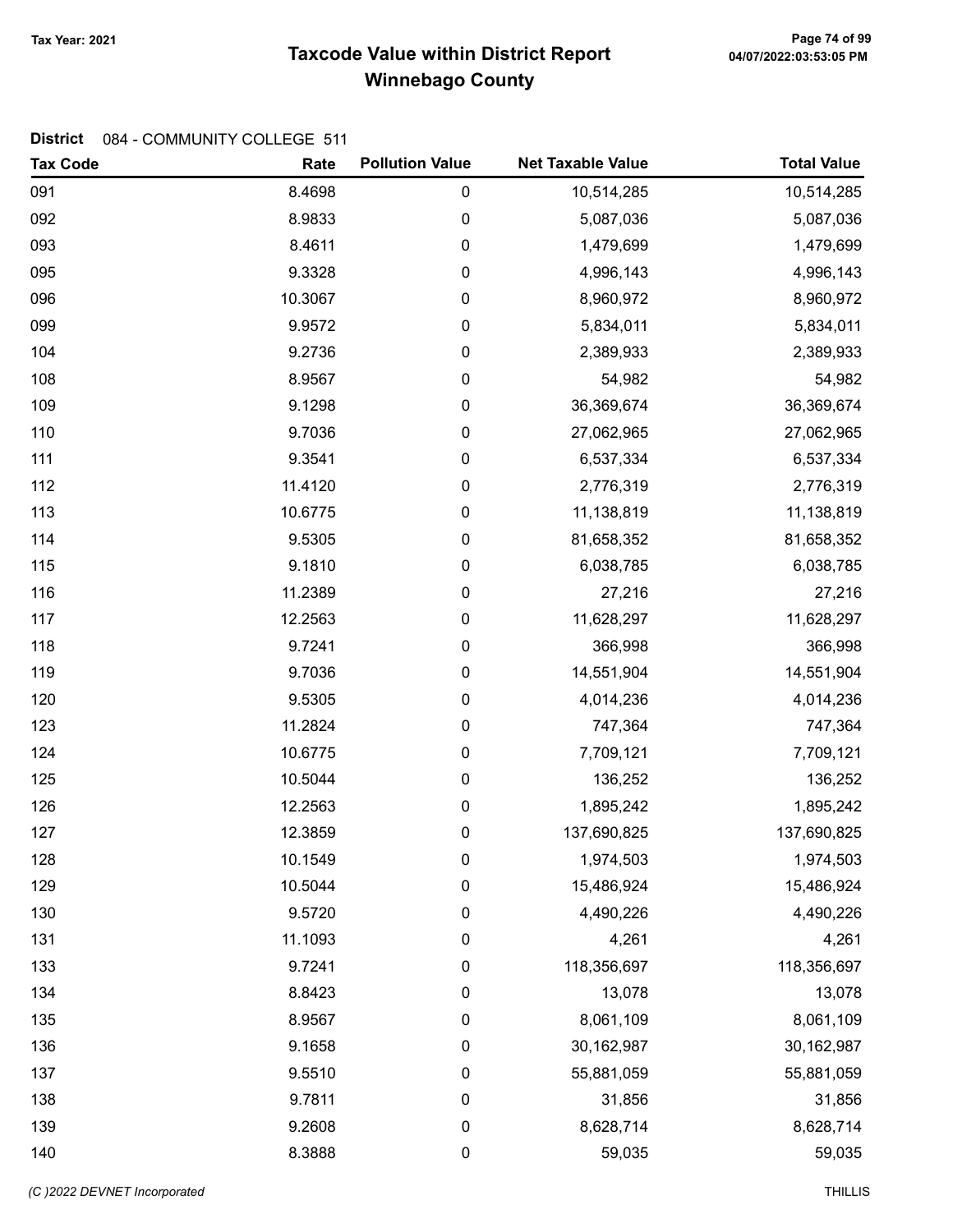# Taxcode Value within District Report
## Winnebago County

Tax Year: 2021

**District** 084 - COMMUNITY COLLEGE 511

| Tax Code | Rate | Pollution Value | Net Taxable Value | Total Value |
|---|---|---|---|---|
| 091 | 8.4698 | 0 | 10,514,285 | 10,514,285 |
| 092 | 8.9833 | 0 | 5,087,036 | 5,087,036 |
| 093 | 8.4611 | 0 | 1,479,699 | 1,479,699 |
| 095 | 9.3328 | 0 | 4,996,143 | 4,996,143 |
| 096 | 10.3067 | 0 | 8,960,972 | 8,960,972 |
| 099 | 9.9572 | 0 | 5,834,011 | 5,834,011 |
| 104 | 9.2736 | 0 | 2,389,933 | 2,389,933 |
| 108 | 8.9567 | 0 | 54,982 | 54,982 |
| 109 | 9.1298 | 0 | 36,369,674 | 36,369,674 |
| 110 | 9.7036 | 0 | 27,062,965 | 27,062,965 |
| 111 | 9.3541 | 0 | 6,537,334 | 6,537,334 |
| 112 | 11.4120 | 0 | 2,776,319 | 2,776,319 |
| 113 | 10.6775 | 0 | 11,138,819 | 11,138,819 |
| 114 | 9.5305 | 0 | 81,658,352 | 81,658,352 |
| 115 | 9.1810 | 0 | 6,038,785 | 6,038,785 |
| 116 | 11.2389 | 0 | 27,216 | 27,216 |
| 117 | 12.2563 | 0 | 11,628,297 | 11,628,297 |
| 118 | 9.7241 | 0 | 366,998 | 366,998 |
| 119 | 9.7036 | 0 | 14,551,904 | 14,551,904 |
| 120 | 9.5305 | 0 | 4,014,236 | 4,014,236 |
| 123 | 11.2824 | 0 | 747,364 | 747,364 |
| 124 | 10.6775 | 0 | 7,709,121 | 7,709,121 |
| 125 | 10.5044 | 0 | 136,252 | 136,252 |
| 126 | 12.2563 | 0 | 1,895,242 | 1,895,242 |
| 127 | 12.3859 | 0 | 137,690,825 | 137,690,825 |
| 128 | 10.1549 | 0 | 1,974,503 | 1,974,503 |
| 129 | 10.5044 | 0 | 15,486,924 | 15,486,924 |
| 130 | 9.5720 | 0 | 4,490,226 | 4,490,226 |
| 131 | 11.1093 | 0 | 4,261 | 4,261 |
| 133 | 9.7241 | 0 | 118,356,697 | 118,356,697 |
| 134 | 8.8423 | 0 | 13,078 | 13,078 |
| 135 | 8.9567 | 0 | 8,061,109 | 8,061,109 |
| 136 | 9.1658 | 0 | 30,162,987 | 30,162,987 |
| 137 | 9.5510 | 0 | 55,881,059 | 55,881,059 |
| 138 | 9.7811 | 0 | 31,856 | 31,856 |
| 139 | 9.2608 | 0 | 8,628,714 | 8,628,714 |
| 140 | 8.3888 | 0 | 59,035 | 59,035 |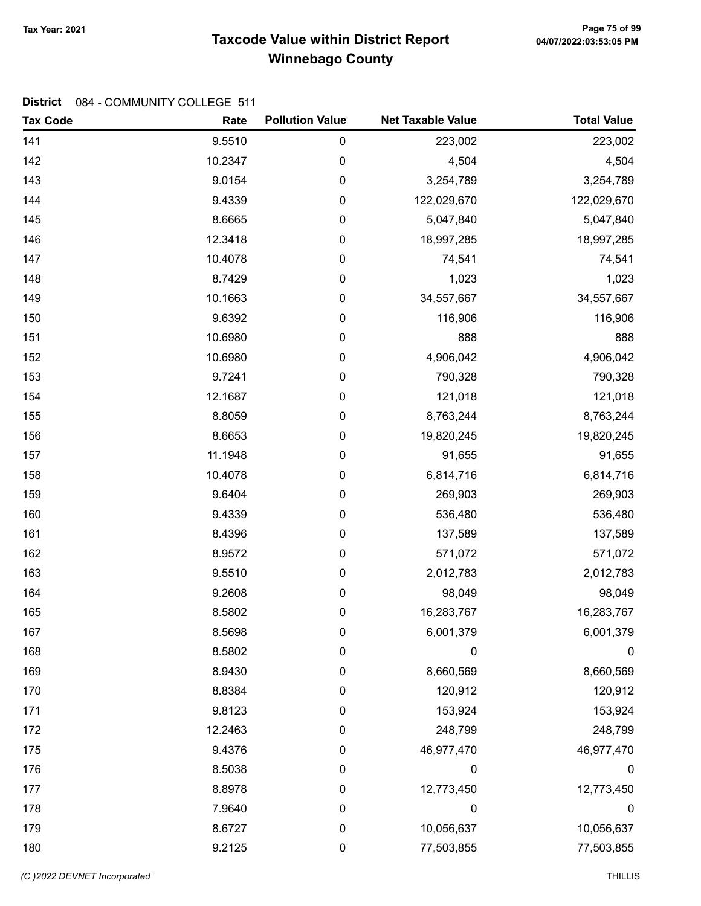# Taxcode Value within District Report
## Winnebago County

Tax Year: 2021

**District** 084 - COMMUNITY COLLEGE 511

| Tax Code | Rate | Pollution Value | Net Taxable Value | Total Value |
|---|---|---|---|---|
| 141 | 9.5510 | 0 | 223,002 | 223,002 |
| 142 | 10.2347 | 0 | 4,504 | 4,504 |
| 143 | 9.0154 | 0 | 3,254,789 | 3,254,789 |
| 144 | 9.4339 | 0 | 122,029,670 | 122,029,670 |
| 145 | 8.6665 | 0 | 5,047,840 | 5,047,840 |
| 146 | 12.3418 | 0 | 18,997,285 | 18,997,285 |
| 147 | 10.4078 | 0 | 74,541 | 74,541 |
| 148 | 8.7429 | 0 | 1,023 | 1,023 |
| 149 | 10.1663 | 0 | 34,557,667 | 34,557,667 |
| 150 | 9.6392 | 0 | 116,906 | 116,906 |
| 151 | 10.6980 | 0 | 888 | 888 |
| 152 | 10.6980 | 0 | 4,906,042 | 4,906,042 |
| 153 | 9.7241 | 0 | 790,328 | 790,328 |
| 154 | 12.1687 | 0 | 121,018 | 121,018 |
| 155 | 8.8059 | 0 | 8,763,244 | 8,763,244 |
| 156 | 8.6653 | 0 | 19,820,245 | 19,820,245 |
| 157 | 11.1948 | 0 | 91,655 | 91,655 |
| 158 | 10.4078 | 0 | 6,814,716 | 6,814,716 |
| 159 | 9.6404 | 0 | 269,903 | 269,903 |
| 160 | 9.4339 | 0 | 536,480 | 536,480 |
| 161 | 8.4396 | 0 | 137,589 | 137,589 |
| 162 | 8.9572 | 0 | 571,072 | 571,072 |
| 163 | 9.5510 | 0 | 2,012,783 | 2,012,783 |
| 164 | 9.2608 | 0 | 98,049 | 98,049 |
| 165 | 8.5802 | 0 | 16,283,767 | 16,283,767 |
| 167 | 8.5698 | 0 | 6,001,379 | 6,001,379 |
| 168 | 8.5802 | 0 | 0 | 0 |
| 169 | 8.9430 | 0 | 8,660,569 | 8,660,569 |
| 170 | 8.8384 | 0 | 120,912 | 120,912 |
| 171 | 9.8123 | 0 | 153,924 | 153,924 |
| 172 | 12.2463 | 0 | 248,799 | 248,799 |
| 175 | 9.4376 | 0 | 46,977,470 | 46,977,470 |
| 176 | 8.5038 | 0 | 0 | 0 |
| 177 | 8.8978 | 0 | 12,773,450 | 12,773,450 |
| 178 | 7.9640 | 0 | 0 | 0 |
| 179 | 8.6727 | 0 | 10,056,637 | 10,056,637 |
| 180 | 9.2125 | 0 | 77,503,855 | 77,503,855 |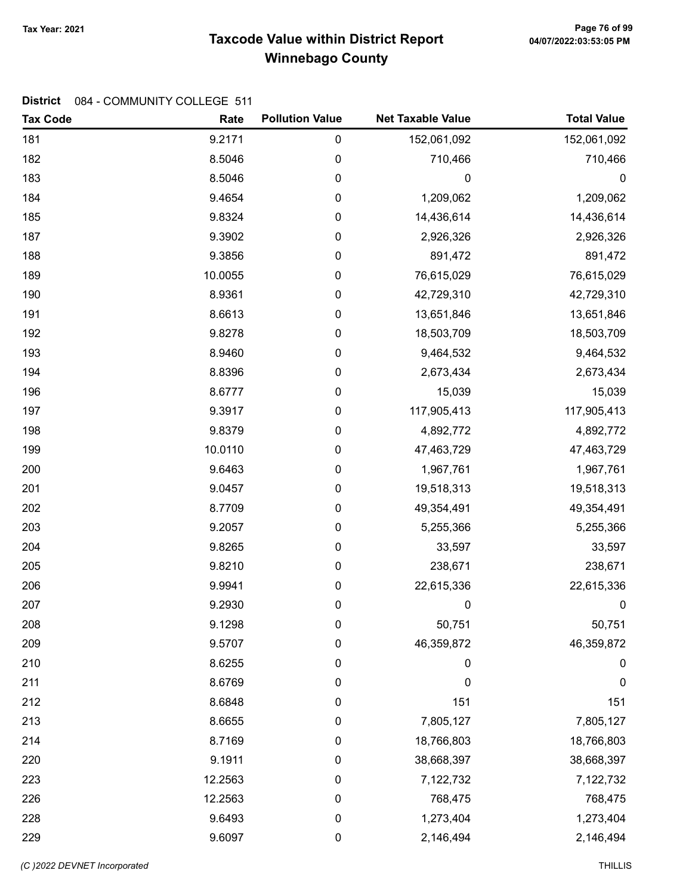# Taxcode Value within District Report
## Winnebago County

Tax Year: 2021

**District** 084 - COMMUNITY COLLEGE 511

| Tax Code | Rate | Pollution Value | Net Taxable Value | Total Value |
|---|---|---|---|---|
| 181 | 9.2171 | 0 | 152,061,092 | 152,061,092 |
| 182 | 8.5046 | 0 | 710,466 | 710,466 |
| 183 | 8.5046 | 0 | 0 | 0 |
| 184 | 9.4654 | 0 | 1,209,062 | 1,209,062 |
| 185 | 9.8324 | 0 | 14,436,614 | 14,436,614 |
| 187 | 9.3902 | 0 | 2,926,326 | 2,926,326 |
| 188 | 9.3856 | 0 | 891,472 | 891,472 |
| 189 | 10.0055 | 0 | 76,615,029 | 76,615,029 |
| 190 | 8.9361 | 0 | 42,729,310 | 42,729,310 |
| 191 | 8.6613 | 0 | 13,651,846 | 13,651,846 |
| 192 | 9.8278 | 0 | 18,503,709 | 18,503,709 |
| 193 | 8.9460 | 0 | 9,464,532 | 9,464,532 |
| 194 | 8.8396 | 0 | 2,673,434 | 2,673,434 |
| 196 | 8.6777 | 0 | 15,039 | 15,039 |
| 197 | 9.3917 | 0 | 117,905,413 | 117,905,413 |
| 198 | 9.8379 | 0 | 4,892,772 | 4,892,772 |
| 199 | 10.0110 | 0 | 47,463,729 | 47,463,729 |
| 200 | 9.6463 | 0 | 1,967,761 | 1,967,761 |
| 201 | 9.0457 | 0 | 19,518,313 | 19,518,313 |
| 202 | 8.7709 | 0 | 49,354,491 | 49,354,491 |
| 203 | 9.2057 | 0 | 5,255,366 | 5,255,366 |
| 204 | 9.8265 | 0 | 33,597 | 33,597 |
| 205 | 9.8210 | 0 | 238,671 | 238,671 |
| 206 | 9.9941 | 0 | 22,615,336 | 22,615,336 |
| 207 | 9.2930 | 0 | 0 | 0 |
| 208 | 9.1298 | 0 | 50,751 | 50,751 |
| 209 | 9.5707 | 0 | 46,359,872 | 46,359,872 |
| 210 | 8.6255 | 0 | 0 | 0 |
| 211 | 8.6769 | 0 | 0 | 0 |
| 212 | 8.6848 | 0 | 151 | 151 |
| 213 | 8.6655 | 0 | 7,805,127 | 7,805,127 |
| 214 | 8.7169 | 0 | 18,766,803 | 18,766,803 |
| 220 | 9.1911 | 0 | 38,668,397 | 38,668,397 |
| 223 | 12.2563 | 0 | 7,122,732 | 7,122,732 |
| 226 | 12.2563 | 0 | 768,475 | 768,475 |
| 228 | 9.6493 | 0 | 1,273,404 | 1,273,404 |
| 229 | 9.6097 | 0 | 2,146,494 | 2,146,494 |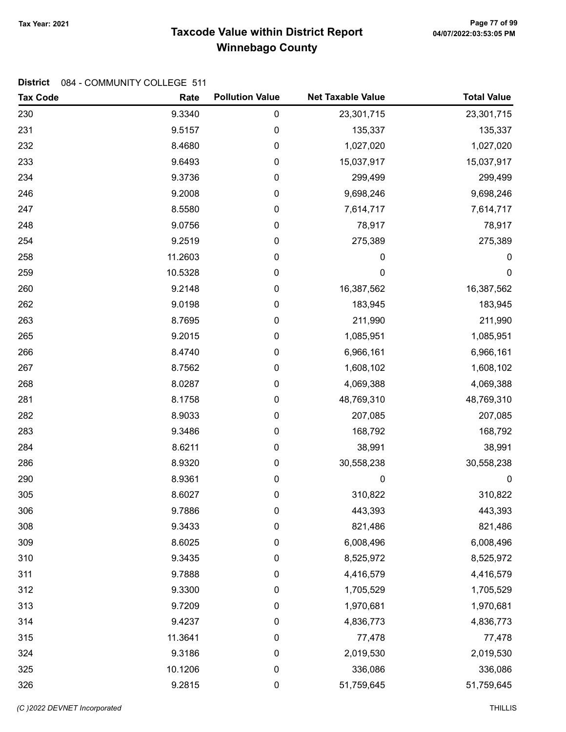# Taxcode Value within District Report

## Winnebago County

Tax Year: 2021

**District** 084 - COMMUNITY COLLEGE 511

| Tax Code | Rate | Pollution Value | Net Taxable Value | Total Value |
|---|---|---|---|---|
| 230 | 9.3340 | 0 | 23,301,715 | 23,301,715 |
| 231 | 9.5157 | 0 | 135,337 | 135,337 |
| 232 | 8.4680 | 0 | 1,027,020 | 1,027,020 |
| 233 | 9.6493 | 0 | 15,037,917 | 15,037,917 |
| 234 | 9.3736 | 0 | 299,499 | 299,499 |
| 246 | 9.2008 | 0 | 9,698,246 | 9,698,246 |
| 247 | 8.5580 | 0 | 7,614,717 | 7,614,717 |
| 248 | 9.0756 | 0 | 78,917 | 78,917 |
| 254 | 9.2519 | 0 | 275,389 | 275,389 |
| 258 | 11.2603 | 0 | 0 | 0 |
| 259 | 10.5328 | 0 | 0 | 0 |
| 260 | 9.2148 | 0 | 16,387,562 | 16,387,562 |
| 262 | 9.0198 | 0 | 183,945 | 183,945 |
| 263 | 8.7695 | 0 | 211,990 | 211,990 |
| 265 | 9.2015 | 0 | 1,085,951 | 1,085,951 |
| 266 | 8.4740 | 0 | 6,966,161 | 6,966,161 |
| 267 | 8.7562 | 0 | 1,608,102 | 1,608,102 |
| 268 | 8.0287 | 0 | 4,069,388 | 4,069,388 |
| 281 | 8.1758 | 0 | 48,769,310 | 48,769,310 |
| 282 | 8.9033 | 0 | 207,085 | 207,085 |
| 283 | 9.3486 | 0 | 168,792 | 168,792 |
| 284 | 8.6211 | 0 | 38,991 | 38,991 |
| 286 | 8.9320 | 0 | 30,558,238 | 30,558,238 |
| 290 | 8.9361 | 0 | 0 | 0 |
| 305 | 8.6027 | 0 | 310,822 | 310,822 |
| 306 | 9.7886 | 0 | 443,393 | 443,393 |
| 308 | 9.3433 | 0 | 821,486 | 821,486 |
| 309 | 8.6025 | 0 | 6,008,496 | 6,008,496 |
| 310 | 9.3435 | 0 | 8,525,972 | 8,525,972 |
| 311 | 9.7888 | 0 | 4,416,579 | 4,416,579 |
| 312 | 9.3300 | 0 | 1,705,529 | 1,705,529 |
| 313 | 9.7209 | 0 | 1,970,681 | 1,970,681 |
| 314 | 9.4237 | 0 | 4,836,773 | 4,836,773 |
| 315 | 11.3641 | 0 | 77,478 | 77,478 |
| 324 | 9.3186 | 0 | 2,019,530 | 2,019,530 |
| 325 | 10.1206 | 0 | 336,086 | 336,086 |
| 326 | 9.2815 | 0 | 51,759,645 | 51,759,645 |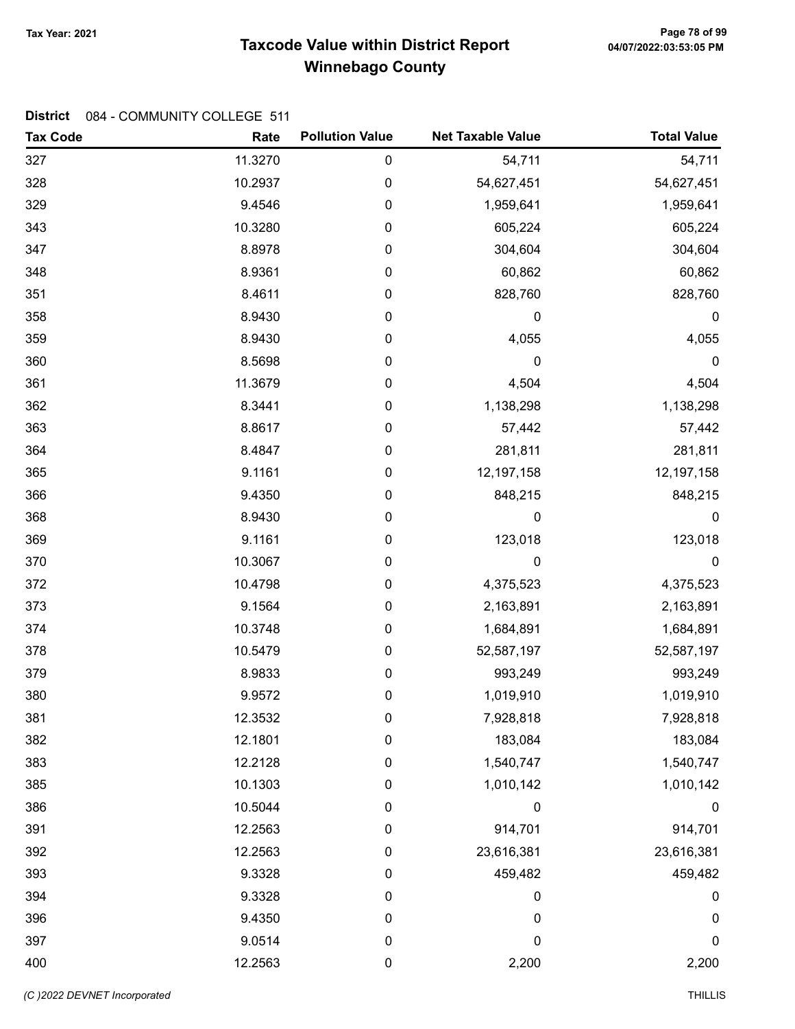# Taxcode Value within District Report
## Winnebago County

Tax Year: 2021

**District** 084 - COMMUNITY COLLEGE 511

| Tax Code | Rate | Pollution Value | Net Taxable Value | Total Value |
|---|---|---|---|---|
| 327 | 11.3270 | 0 | 54,711 | 54,711 |
| 328 | 10.2937 | 0 | 54,627,451 | 54,627,451 |
| 329 | 9.4546 | 0 | 1,959,641 | 1,959,641 |
| 343 | 10.3280 | 0 | 605,224 | 605,224 |
| 347 | 8.8978 | 0 | 304,604 | 304,604 |
| 348 | 8.9361 | 0 | 60,862 | 60,862 |
| 351 | 8.4611 | 0 | 828,760 | 828,760 |
| 358 | 8.9430 | 0 | 0 | 0 |
| 359 | 8.9430 | 0 | 4,055 | 4,055 |
| 360 | 8.5698 | 0 | 0 | 0 |
| 361 | 11.3679 | 0 | 4,504 | 4,504 |
| 362 | 8.3441 | 0 | 1,138,298 | 1,138,298 |
| 363 | 8.8617 | 0 | 57,442 | 57,442 |
| 364 | 8.4847 | 0 | 281,811 | 281,811 |
| 365 | 9.1161 | 0 | 12,197,158 | 12,197,158 |
| 366 | 9.4350 | 0 | 848,215 | 848,215 |
| 368 | 8.9430 | 0 | 0 | 0 |
| 369 | 9.1161 | 0 | 123,018 | 123,018 |
| 370 | 10.3067 | 0 | 0 | 0 |
| 372 | 10.4798 | 0 | 4,375,523 | 4,375,523 |
| 373 | 9.1564 | 0 | 2,163,891 | 2,163,891 |
| 374 | 10.3748 | 0 | 1,684,891 | 1,684,891 |
| 378 | 10.5479 | 0 | 52,587,197 | 52,587,197 |
| 379 | 8.9833 | 0 | 993,249 | 993,249 |
| 380 | 9.9572 | 0 | 1,019,910 | 1,019,910 |
| 381 | 12.3532 | 0 | 7,928,818 | 7,928,818 |
| 382 | 12.1801 | 0 | 183,084 | 183,084 |
| 383 | 12.2128 | 0 | 1,540,747 | 1,540,747 |
| 385 | 10.1303 | 0 | 1,010,142 | 1,010,142 |
| 386 | 10.5044 | 0 | 0 | 0 |
| 391 | 12.2563 | 0 | 914,701 | 914,701 |
| 392 | 12.2563 | 0 | 23,616,381 | 23,616,381 |
| 393 | 9.3328 | 0 | 459,482 | 459,482 |
| 394 | 9.3328 | 0 | 0 | 0 |
| 396 | 9.4350 | 0 | 0 | 0 |
| 397 | 9.0514 | 0 | 0 | 0 |
| 400 | 12.2563 | 0 | 2,200 | 2,200 |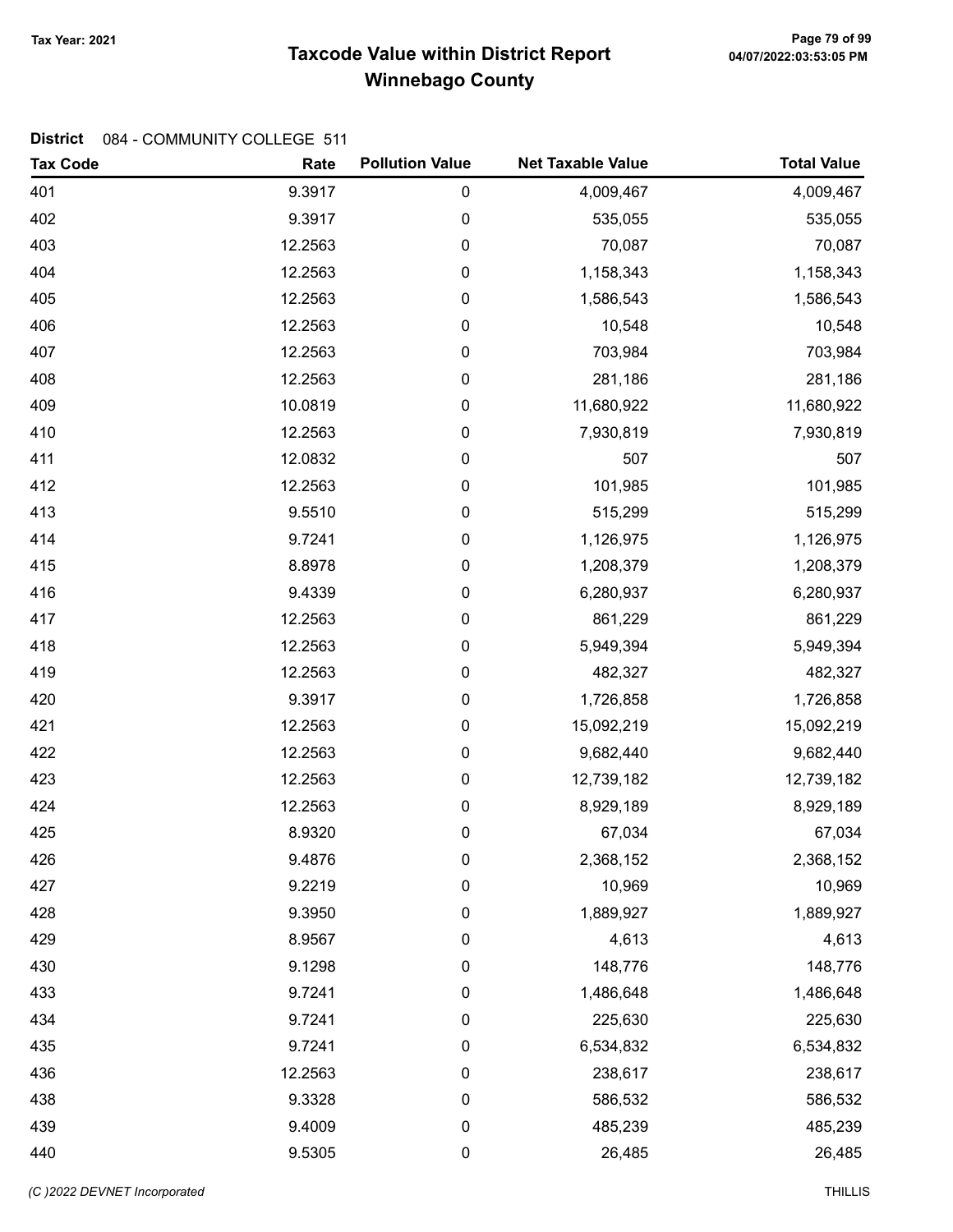# Taxcode Value within District Report
## Winnebago County

Tax Year: 2021

**District** 084 - COMMUNITY COLLEGE 511

| Tax Code | Rate | Pollution Value | Net Taxable Value | Total Value |
|---|---|---|---|---|
| 401 | 9.3917 | 0 | 4,009,467 | 4,009,467 |
| 402 | 9.3917 | 0 | 535,055 | 535,055 |
| 403 | 12.2563 | 0 | 70,087 | 70,087 |
| 404 | 12.2563 | 0 | 1,158,343 | 1,158,343 |
| 405 | 12.2563 | 0 | 1,586,543 | 1,586,543 |
| 406 | 12.2563 | 0 | 10,548 | 10,548 |
| 407 | 12.2563 | 0 | 703,984 | 703,984 |
| 408 | 12.2563 | 0 | 281,186 | 281,186 |
| 409 | 10.0819 | 0 | 11,680,922 | 11,680,922 |
| 410 | 12.2563 | 0 | 7,930,819 | 7,930,819 |
| 411 | 12.0832 | 0 | 507 | 507 |
| 412 | 12.2563 | 0 | 101,985 | 101,985 |
| 413 | 9.5510 | 0 | 515,299 | 515,299 |
| 414 | 9.7241 | 0 | 1,126,975 | 1,126,975 |
| 415 | 8.8978 | 0 | 1,208,379 | 1,208,379 |
| 416 | 9.4339 | 0 | 6,280,937 | 6,280,937 |
| 417 | 12.2563 | 0 | 861,229 | 861,229 |
| 418 | 12.2563 | 0 | 5,949,394 | 5,949,394 |
| 419 | 12.2563 | 0 | 482,327 | 482,327 |
| 420 | 9.3917 | 0 | 1,726,858 | 1,726,858 |
| 421 | 12.2563 | 0 | 15,092,219 | 15,092,219 |
| 422 | 12.2563 | 0 | 9,682,440 | 9,682,440 |
| 423 | 12.2563 | 0 | 12,739,182 | 12,739,182 |
| 424 | 12.2563 | 0 | 8,929,189 | 8,929,189 |
| 425 | 8.9320 | 0 | 67,034 | 67,034 |
| 426 | 9.4876 | 0 | 2,368,152 | 2,368,152 |
| 427 | 9.2219 | 0 | 10,969 | 10,969 |
| 428 | 9.3950 | 0 | 1,889,927 | 1,889,927 |
| 429 | 8.9567 | 0 | 4,613 | 4,613 |
| 430 | 9.1298 | 0 | 148,776 | 148,776 |
| 433 | 9.7241 | 0 | 1,486,648 | 1,486,648 |
| 434 | 9.7241 | 0 | 225,630 | 225,630 |
| 435 | 9.7241 | 0 | 6,534,832 | 6,534,832 |
| 436 | 12.2563 | 0 | 238,617 | 238,617 |
| 438 | 9.3328 | 0 | 586,532 | 586,532 |
| 439 | 9.4009 | 0 | 485,239 | 485,239 |
| 440 | 9.5305 | 0 | 26,485 | 26,485 |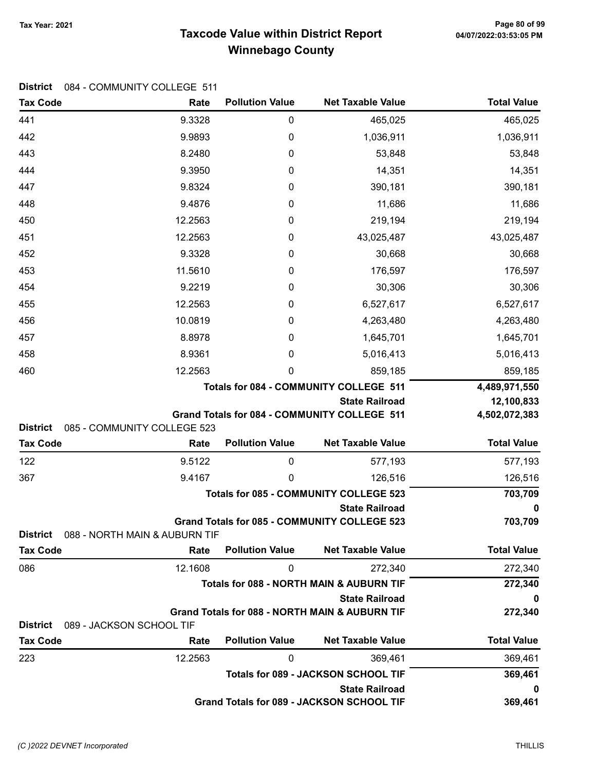# Taxcode Value within District Report

## Winnebago County

Tax Year: 2021

**District** 084 - COMMUNITY COLLEGE 511

| Tax Code | Rate | Pollution Value | Net Taxable Value | Total Value |
|---|---|---|---|---|
| 441 | 9.3328 | 0 | 465,025 | 465,025 |
| 442 | 9.9893 | 0 | 1,036,911 | 1,036,911 |
| 443 | 8.2480 | 0 | 53,848 | 53,848 |
| 444 | 9.3950 | 0 | 14,351 | 14,351 |
| 447 | 9.8324 | 0 | 390,181 | 390,181 |
| 448 | 9.4876 | 0 | 11,686 | 11,686 |
| 450 | 12.2563 | 0 | 219,194 | 219,194 |
| 451 | 12.2563 | 0 | 43,025,487 | 43,025,487 |
| 452 | 9.3328 | 0 | 30,668 | 30,668 |
| 453 | 11.5610 | 0 | 176,597 | 176,597 |
| 454 | 9.2219 | 0 | 30,306 | 30,306 |
| 455 | 12.2563 | 0 | 6,527,617 | 6,527,617 |
| 456 | 10.0819 | 0 | 4,263,480 | 4,263,480 |
| 457 | 8.8978 | 0 | 1,645,701 | 1,645,701 |
| 458 | 8.9361 | 0 | 5,016,413 | 5,016,413 |
| 460 | 12.2563 | 0 | 859,185 | 859,185 |
| | | | **Totals for 084 - COMMUNITY COLLEGE 511** | **4,489,971,550** |
| | | | **State Railroad** | **12,100,833** |
| | | | **Grand Totals for 084 - COMMUNITY COLLEGE 511** | **4,502,072,383** |

**District** 085 - COMMUNITY COLLEGE 523

| Tax Code | Rate | Pollution Value | Net Taxable Value | Total Value |
|---|---|---|---|---|
| 122 | 9.5122 | 0 | 577,193 | 577,193 |
| 367 | 9.4167 | 0 | 126,516 | 126,516 |
| | | | **Totals for 085 - COMMUNITY COLLEGE 523** | **703,709** |
| | | | **State Railroad** | **0** |
| | | | **Grand Totals for 085 - COMMUNITY COLLEGE 523** | **703,709** |

**District** 088 - NORTH MAIN & AUBURN TIF

| Tax Code | Rate | Pollution Value | Net Taxable Value | Total Value |
|---|---|---|---|---|
| 086 | 12.1608 | 0 | 272,340 | 272,340 |
| | | | **Totals for 088 - NORTH MAIN & AUBURN TIF** | **272,340** |
| | | | **State Railroad** | **0** |
| | | | **Grand Totals for 088 - NORTH MAIN & AUBURN TIF** | **272,340** |

**District** 089 - JACKSON SCHOOL TIF

| Tax Code | Rate | Pollution Value | Net Taxable Value | Total Value |
|---|---|---|---|---|
| 223 | 12.2563 | 0 | 369,461 | 369,461 |
| | | | **Totals for 089 - JACKSON SCHOOL TIF** | **369,461** |
| | | | **State Railroad** | **0** |
| | | | **Grand Totals for 089 - JACKSON SCHOOL TIF** | **369,461** |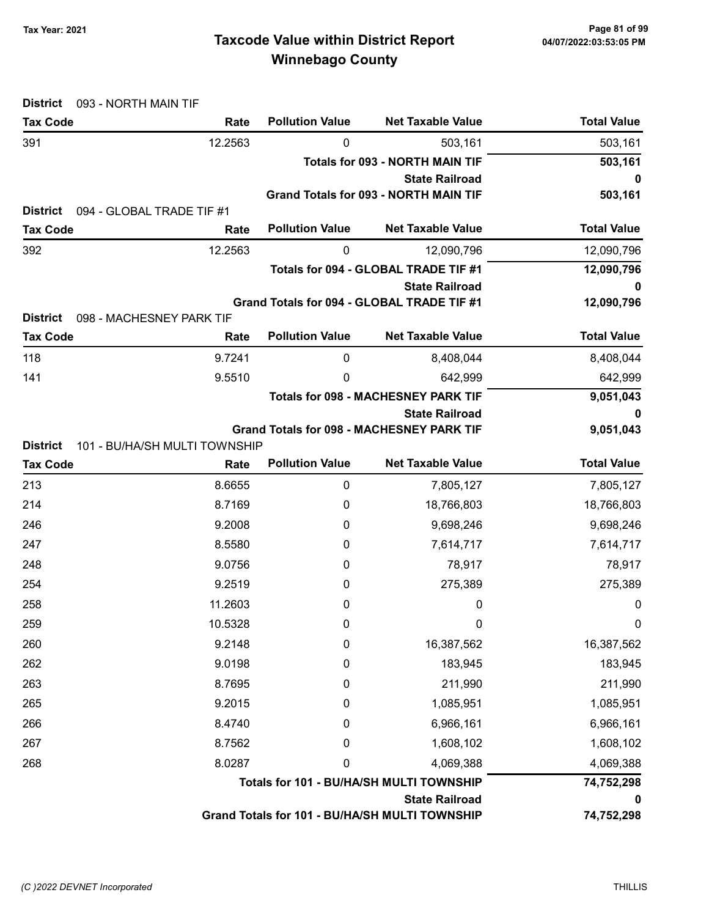# Taxcode Value within District Report
## Winnebago County

**District** 093 - NORTH MAIN TIF

| Tax Code | Rate | Pollution Value | Net Taxable Value | Total Value |
|---|---|---|---|---|
| 391 | 12.2563 | 0 | 503,161 | 503,161 |
| | | | **Totals for 093 - NORTH MAIN TIF** | **503,161** |
| | | | **State Railroad** | **0** |
| | | | **Grand Totals for 093 - NORTH MAIN TIF** | **503,161** |

**District** 094 - GLOBAL TRADE TIF #1

| Tax Code | Rate | Pollution Value | Net Taxable Value | Total Value |
|---|---|---|---|---|
| 392 | 12.2563 | 0 | 12,090,796 | 12,090,796 |
| | | | **Totals for 094 - GLOBAL TRADE TIF #1** | **12,090,796** |
| | | | **State Railroad** | **0** |
| | | | **Grand Totals for 094 - GLOBAL TRADE TIF #1** | **12,090,796** |

**District** 098 - MACHESNEY PARK TIF

| Tax Code | Rate | Pollution Value | Net Taxable Value | Total Value |
|---|---|---|---|---|
| 118 | 9.7241 | 0 | 8,408,044 | 8,408,044 |
| 141 | 9.5510 | 0 | 642,999 | 642,999 |
| | | | **Totals for 098 - MACHESNEY PARK TIF** | **9,051,043** |
| | | | **State Railroad** | **0** |
| | | | **Grand Totals for 098 - MACHESNEY PARK TIF** | **9,051,043** |

**District** 101 - BU/HA/SH MULTI TOWNSHIP

| Tax Code | Rate | Pollution Value | Net Taxable Value | Total Value |
|---|---|---|---|---|
| 213 | 8.6655 | 0 | 7,805,127 | 7,805,127 |
| 214 | 8.7169 | 0 | 18,766,803 | 18,766,803 |
| 246 | 9.2008 | 0 | 9,698,246 | 9,698,246 |
| 247 | 8.5580 | 0 | 7,614,717 | 7,614,717 |
| 248 | 9.0756 | 0 | 78,917 | 78,917 |
| 254 | 9.2519 | 0 | 275,389 | 275,389 |
| 258 | 11.2603 | 0 | 0 | 0 |
| 259 | 10.5328 | 0 | 0 | 0 |
| 260 | 9.2148 | 0 | 16,387,562 | 16,387,562 |
| 262 | 9.0198 | 0 | 183,945 | 183,945 |
| 263 | 8.7695 | 0 | 211,990 | 211,990 |
| 265 | 9.2015 | 0 | 1,085,951 | 1,085,951 |
| 266 | 8.4740 | 0 | 6,966,161 | 6,966,161 |
| 267 | 8.7562 | 0 | 1,608,102 | 1,608,102 |
| 268 | 8.0287 | 0 | 4,069,388 | 4,069,388 |
| | | | **Totals for 101 - BU/HA/SH MULTI TOWNSHIP** | **74,752,298** |
| | | | **State Railroad** | **0** |
| | | | **Grand Totals for 101 - BU/HA/SH MULTI TOWNSHIP** | **74,752,298** |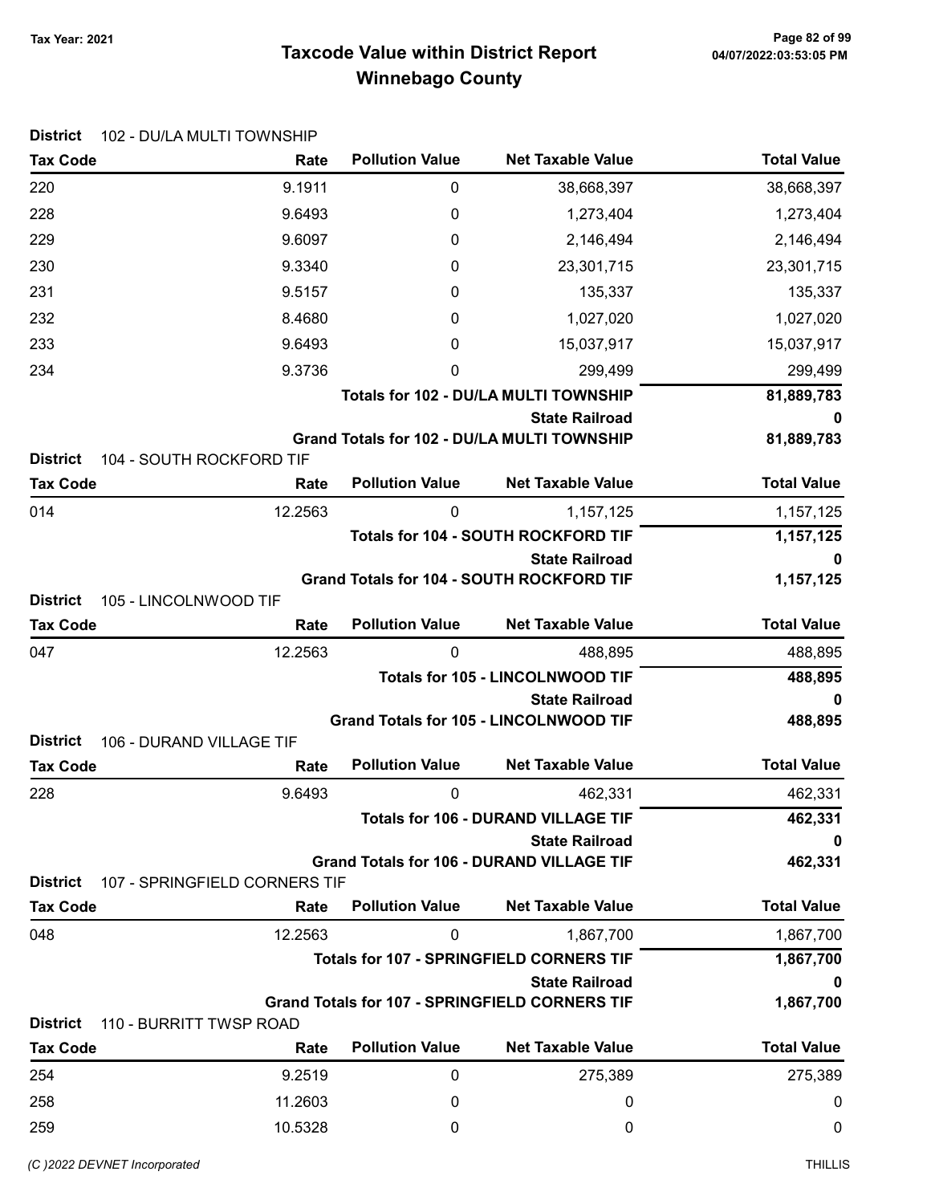# Taxcode Value within District Report
## Winnebago County

Tax Year: 2021

**District** 102 - DU/LA MULTI TOWNSHIP

| Tax Code | Rate | Pollution Value | Net Taxable Value | Total Value |
|---|---|---|---|---|
| 220 | 9.1911 | 0 | 38,668,397 | 38,668,397 |
| 228 | 9.6493 | 0 | 1,273,404 | 1,273,404 |
| 229 | 9.6097 | 0 | 2,146,494 | 2,146,494 |
| 230 | 9.3340 | 0 | 23,301,715 | 23,301,715 |
| 231 | 9.5157 | 0 | 135,337 | 135,337 |
| 232 | 8.4680 | 0 | 1,027,020 | 1,027,020 |
| 233 | 9.6493 | 0 | 15,037,917 | 15,037,917 |
| 234 | 9.3736 | 0 | 299,499 | 299,499 |
| | | | **Totals for 102 - DU/LA MULTI TOWNSHIP** | **81,889,783** |
| | | | **State Railroad** | **0** |
| | | | **Grand Totals for 102 - DU/LA MULTI TOWNSHIP** | **81,889,783** |

**District** 104 - SOUTH ROCKFORD TIF

| Tax Code | Rate | Pollution Value | Net Taxable Value | Total Value |
|---|---|---|---|---|
| 014 | 12.2563 | 0 | 1,157,125 | 1,157,125 |
| | | | **Totals for 104 - SOUTH ROCKFORD TIF** | **1,157,125** |
| | | | **State Railroad** | **0** |
| | | | **Grand Totals for 104 - SOUTH ROCKFORD TIF** | **1,157,125** |

**District** 105 - LINCOLNWOOD TIF

| Tax Code | Rate | Pollution Value | Net Taxable Value | Total Value |
|---|---|---|---|---|
| 047 | 12.2563 | 0 | 488,895 | 488,895 |
| | | | **Totals for 105 - LINCOLNWOOD TIF** | **488,895** |
| | | | **State Railroad** | **0** |
| | | | **Grand Totals for 105 - LINCOLNWOOD TIF** | **488,895** |

**District** 106 - DURAND VILLAGE TIF

| Tax Code | Rate | Pollution Value | Net Taxable Value | Total Value |
|---|---|---|---|---|
| 228 | 9.6493 | 0 | 462,331 | 462,331 |
| | | | **Totals for 106 - DURAND VILLAGE TIF** | **462,331** |
| | | | **State Railroad** | **0** |
| | | | **Grand Totals for 106 - DURAND VILLAGE TIF** | **462,331** |

**District** 107 - SPRINGFIELD CORNERS TIF

| Tax Code | Rate | Pollution Value | Net Taxable Value | Total Value |
|---|---|---|---|---|
| 048 | 12.2563 | 0 | 1,867,700 | 1,867,700 |
| | | | **Totals for 107 - SPRINGFIELD CORNERS TIF** | **1,867,700** |
| | | | **State Railroad** | **0** |
| | | | **Grand Totals for 107 - SPRINGFIELD CORNERS TIF** | **1,867,700** |

**District** 110 - BURRITT TWSP ROAD

| Tax Code | Rate | Pollution Value | Net Taxable Value | Total Value |
|---|---|---|---|---|
| 254 | 9.2519 | 0 | 275,389 | 275,389 |
| 258 | 11.2603 | 0 | 0 | 0 |
| 259 | 10.5328 | 0 | 0 | 0 |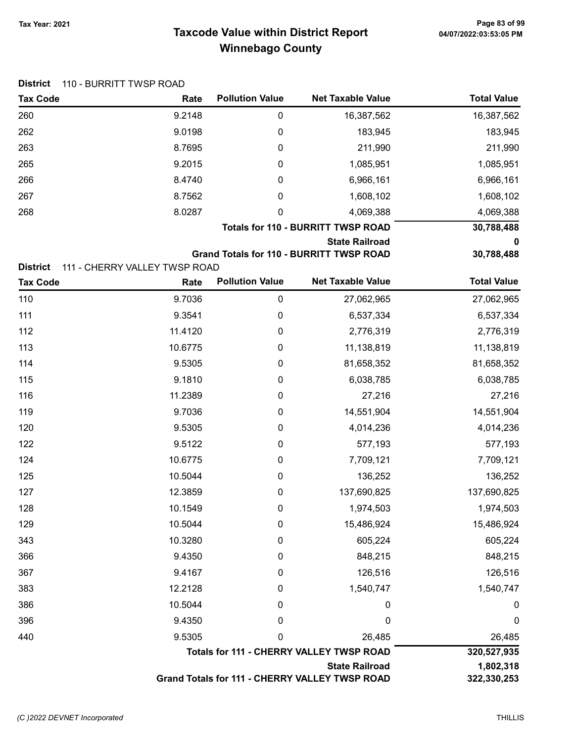# Taxcode Value within District Report
# Winnebago County

Tax Year: 2021

**District** 110 - BURRITT TWSP ROAD

| Tax Code | Rate | Pollution Value | Net Taxable Value | Total Value |
|---|---|---|---|---|
| 260 | 9.2148 | 0 | 16,387,562 | 16,387,562 |
| 262 | 9.0198 | 0 | 183,945 | 183,945 |
| 263 | 8.7695 | 0 | 211,990 | 211,990 |
| 265 | 9.2015 | 0 | 1,085,951 | 1,085,951 |
| 266 | 8.4740 | 0 | 6,966,161 | 6,966,161 |
| 267 | 8.7562 | 0 | 1,608,102 | 1,608,102 |
| 268 | 8.0287 | 0 | 4,069,388 | 4,069,388 |
| | | | **Totals for 110 - BURRITT TWSP ROAD** | **30,788,488** |
| | | | **State Railroad** | **0** |
| | | | **Grand Totals for 110 - BURRITT TWSP ROAD** | **30,788,488** |

**District** 111 - CHERRY VALLEY TWSP ROAD

| Tax Code | Rate | Pollution Value | Net Taxable Value | Total Value |
|---|---|---|---|---|
| 110 | 9.7036 | 0 | 27,062,965 | 27,062,965 |
| 111 | 9.3541 | 0 | 6,537,334 | 6,537,334 |
| 112 | 11.4120 | 0 | 2,776,319 | 2,776,319 |
| 113 | 10.6775 | 0 | 11,138,819 | 11,138,819 |
| 114 | 9.5305 | 0 | 81,658,352 | 81,658,352 |
| 115 | 9.1810 | 0 | 6,038,785 | 6,038,785 |
| 116 | 11.2389 | 0 | 27,216 | 27,216 |
| 119 | 9.7036 | 0 | 14,551,904 | 14,551,904 |
| 120 | 9.5305 | 0 | 4,014,236 | 4,014,236 |
| 122 | 9.5122 | 0 | 577,193 | 577,193 |
| 124 | 10.6775 | 0 | 7,709,121 | 7,709,121 |
| 125 | 10.5044 | 0 | 136,252 | 136,252 |
| 127 | 12.3859 | 0 | 137,690,825 | 137,690,825 |
| 128 | 10.1549 | 0 | 1,974,503 | 1,974,503 |
| 129 | 10.5044 | 0 | 15,486,924 | 15,486,924 |
| 343 | 10.3280 | 0 | 605,224 | 605,224 |
| 366 | 9.4350 | 0 | 848,215 | 848,215 |
| 367 | 9.4167 | 0 | 126,516 | 126,516 |
| 383 | 12.2128 | 0 | 1,540,747 | 1,540,747 |
| 386 | 10.5044 | 0 | 0 | 0 |
| 396 | 9.4350 | 0 | 0 | 0 |
| 440 | 9.5305 | 0 | 26,485 | 26,485 |
| | | | **Totals for 111 - CHERRY VALLEY TWSP ROAD** | **320,527,935** |
| | | | **State Railroad** | **1,802,318** |
| | | | **Grand Totals for 111 - CHERRY VALLEY TWSP ROAD** | **322,330,253** |

*(C )2022 DEVNET Incorporated* THILLIS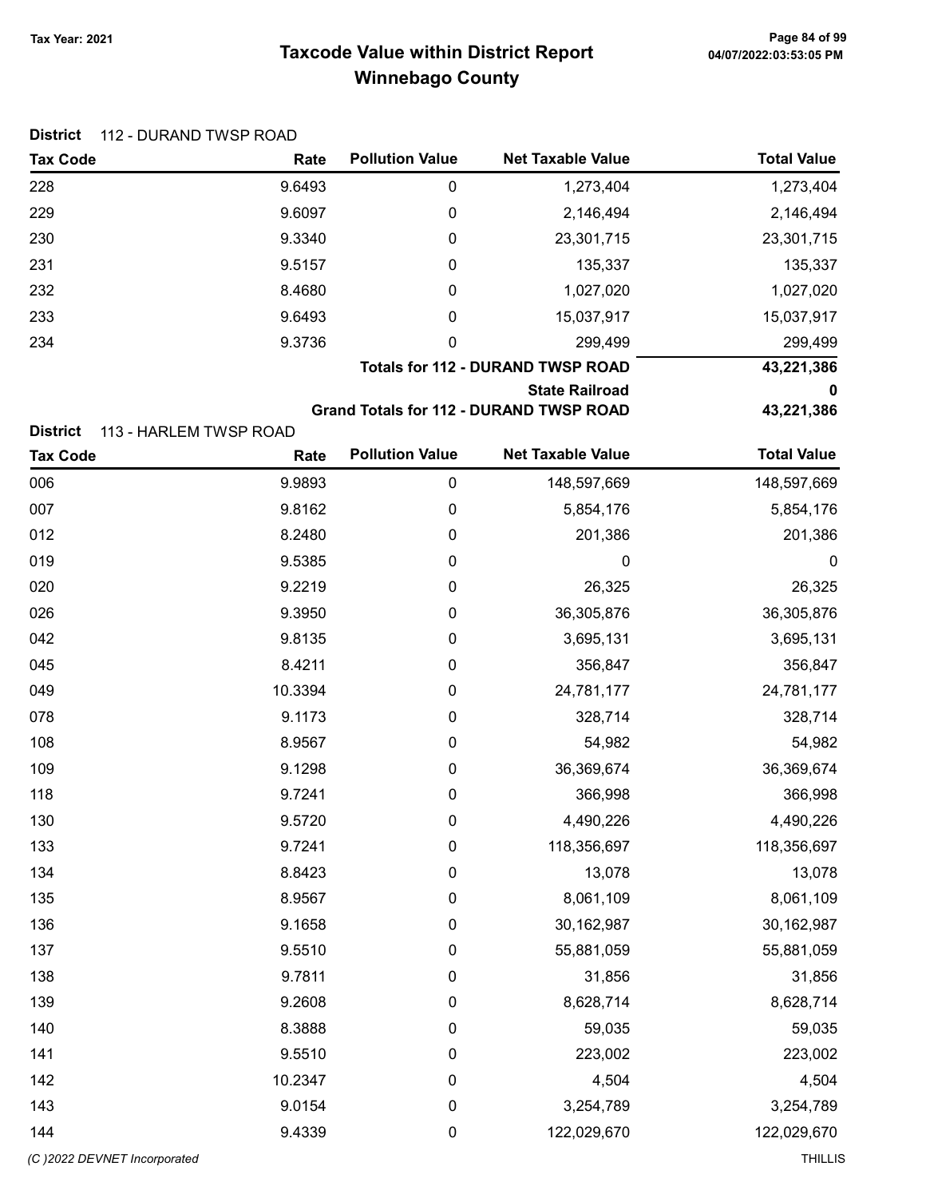# Taxcode Value within District Report
## Winnebago County

Tax Year: 2021

**District** 112 - DURAND TWSP ROAD

| Tax Code | Rate | Pollution Value | Net Taxable Value | Total Value |
|---|---|---|---|---|
| 228 | 9.6493 | 0 | 1,273,404 | 1,273,404 |
| 229 | 9.6097 | 0 | 2,146,494 | 2,146,494 |
| 230 | 9.3340 | 0 | 23,301,715 | 23,301,715 |
| 231 | 9.5157 | 0 | 135,337 | 135,337 |
| 232 | 8.4680 | 0 | 1,027,020 | 1,027,020 |
| 233 | 9.6493 | 0 | 15,037,917 | 15,037,917 |
| 234 | 9.3736 | 0 | 299,499 | 299,499 |
| | | | **Totals for 112 - DURAND TWSP ROAD** | **43,221,386** |
| | | | **State Railroad** | **0** |
| | | | **Grand Totals for 112 - DURAND TWSP ROAD** | **43,221,386** |

**District** 113 - HARLEM TWSP ROAD

| Tax Code | Rate | Pollution Value | Net Taxable Value | Total Value |
|---|---|---|---|---|
| 006 | 9.9893 | 0 | 148,597,669 | 148,597,669 |
| 007 | 9.8162 | 0 | 5,854,176 | 5,854,176 |
| 012 | 8.2480 | 0 | 201,386 | 201,386 |
| 019 | 9.5385 | 0 | 0 | 0 |
| 020 | 9.2219 | 0 | 26,325 | 26,325 |
| 026 | 9.3950 | 0 | 36,305,876 | 36,305,876 |
| 042 | 9.8135 | 0 | 3,695,131 | 3,695,131 |
| 045 | 8.4211 | 0 | 356,847 | 356,847 |
| 049 | 10.3394 | 0 | 24,781,177 | 24,781,177 |
| 078 | 9.1173 | 0 | 328,714 | 328,714 |
| 108 | 8.9567 | 0 | 54,982 | 54,982 |
| 109 | 9.1298 | 0 | 36,369,674 | 36,369,674 |
| 118 | 9.7241 | 0 | 366,998 | 366,998 |
| 130 | 9.5720 | 0 | 4,490,226 | 4,490,226 |
| 133 | 9.7241 | 0 | 118,356,697 | 118,356,697 |
| 134 | 8.8423 | 0 | 13,078 | 13,078 |
| 135 | 8.9567 | 0 | 8,061,109 | 8,061,109 |
| 136 | 9.1658 | 0 | 30,162,987 | 30,162,987 |
| 137 | 9.5510 | 0 | 55,881,059 | 55,881,059 |
| 138 | 9.7811 | 0 | 31,856 | 31,856 |
| 139 | 9.2608 | 0 | 8,628,714 | 8,628,714 |
| 140 | 8.3888 | 0 | 59,035 | 59,035 |
| 141 | 9.5510 | 0 | 223,002 | 223,002 |
| 142 | 10.2347 | 0 | 4,504 | 4,504 |
| 143 | 9.0154 | 0 | 3,254,789 | 3,254,789 |
| 144 | 9.4339 | 0 | 122,029,670 | 122,029,670 |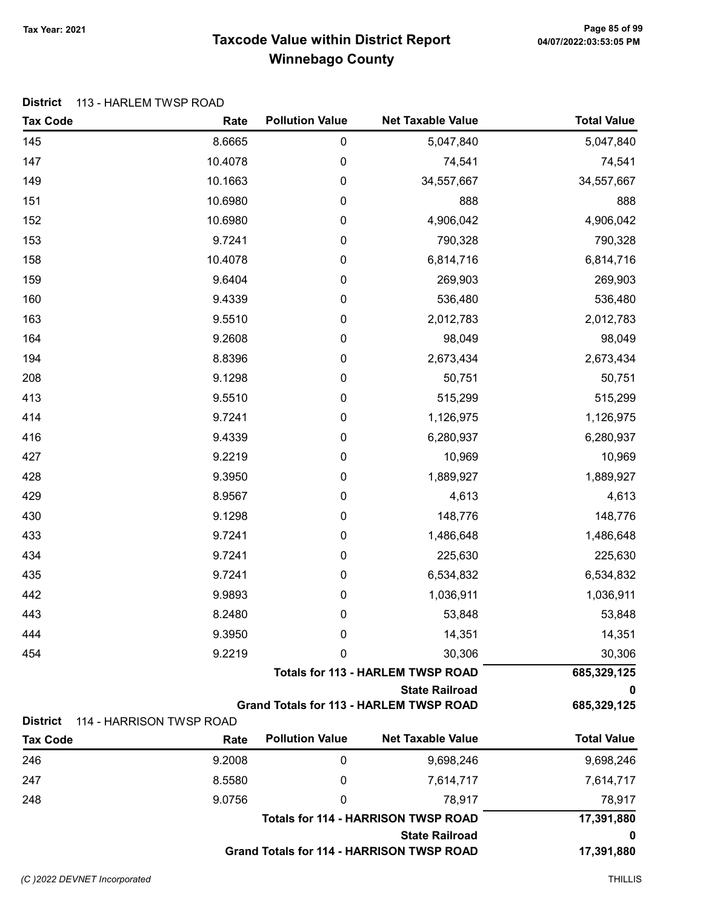# Taxcode Value within District Report
## Winnebago County

Tax Year: 2021

**District** 113 - HARLEM TWSP ROAD

| Tax Code | Rate | Pollution Value | Net Taxable Value | Total Value |
|---|---|---|---|---|
| 145 | 8.6665 | 0 | 5,047,840 | 5,047,840 |
| 147 | 10.4078 | 0 | 74,541 | 74,541 |
| 149 | 10.1663 | 0 | 34,557,667 | 34,557,667 |
| 151 | 10.6980 | 0 | 888 | 888 |
| 152 | 10.6980 | 0 | 4,906,042 | 4,906,042 |
| 153 | 9.7241 | 0 | 790,328 | 790,328 |
| 158 | 10.4078 | 0 | 6,814,716 | 6,814,716 |
| 159 | 9.6404 | 0 | 269,903 | 269,903 |
| 160 | 9.4339 | 0 | 536,480 | 536,480 |
| 163 | 9.5510 | 0 | 2,012,783 | 2,012,783 |
| 164 | 9.2608 | 0 | 98,049 | 98,049 |
| 194 | 8.8396 | 0 | 2,673,434 | 2,673,434 |
| 208 | 9.1298 | 0 | 50,751 | 50,751 |
| 413 | 9.5510 | 0 | 515,299 | 515,299 |
| 414 | 9.7241 | 0 | 1,126,975 | 1,126,975 |
| 416 | 9.4339 | 0 | 6,280,937 | 6,280,937 |
| 427 | 9.2219 | 0 | 10,969 | 10,969 |
| 428 | 9.3950 | 0 | 1,889,927 | 1,889,927 |
| 429 | 8.9567 | 0 | 4,613 | 4,613 |
| 430 | 9.1298 | 0 | 148,776 | 148,776 |
| 433 | 9.7241 | 0 | 1,486,648 | 1,486,648 |
| 434 | 9.7241 | 0 | 225,630 | 225,630 |
| 435 | 9.7241 | 0 | 6,534,832 | 6,534,832 |
| 442 | 9.9893 | 0 | 1,036,911 | 1,036,911 |
| 443 | 8.2480 | 0 | 53,848 | 53,848 |
| 444 | 9.3950 | 0 | 14,351 | 14,351 |
| 454 | 9.2219 | 0 | 30,306 | 30,306 |
| | | | **Totals for 113 - HARLEM TWSP ROAD** | **685,329,125** |
| | | | **State Railroad** | **0** |
| | | | **Grand Totals for 113 - HARLEM TWSP ROAD** | **685,329,125** |

**District** 114 - HARRISON TWSP ROAD

| Tax Code | Rate | Pollution Value | Net Taxable Value | Total Value |
|---|---|---|---|---|
| 246 | 9.2008 | 0 | 9,698,246 | 9,698,246 |
| 247 | 8.5580 | 0 | 7,614,717 | 7,614,717 |
| 248 | 9.0756 | 0 | 78,917 | 78,917 |
| | | | **Totals for 114 - HARRISON TWSP ROAD** | **17,391,880** |
| | | | **State Railroad** | **0** |
| | | | **Grand Totals for 114 - HARRISON TWSP ROAD** | **17,391,880** |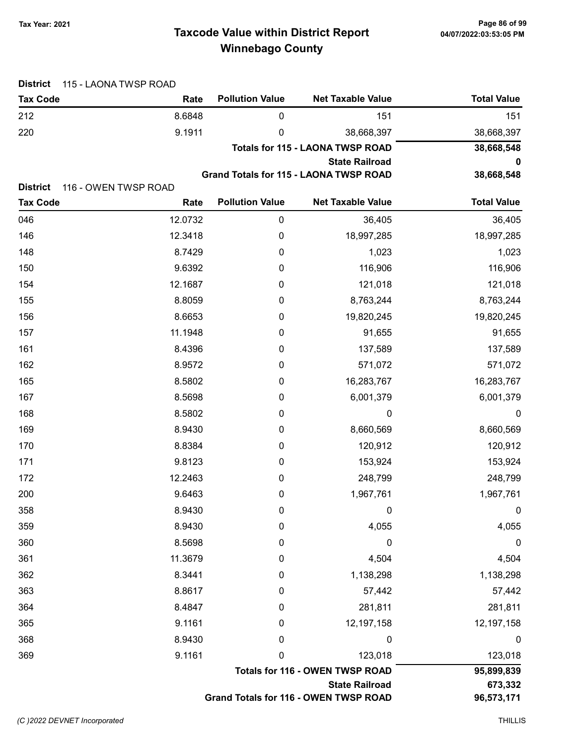# Taxcode Value within District Report
## Winnebago County

Tax Year: 2021

**District** 115 - LAONA TWSP ROAD

| Tax Code | Rate | Pollution Value | Net Taxable Value | Total Value |
|---|---|---|---|---|
| 212 | 8.6848 | 0 | 151 | 151 |
| 220 | 9.1911 | 0 | 38,668,397 | 38,668,397 |
| | | | **Totals for 115 - LAONA TWSP ROAD** | **38,668,548** |
| | | | **State Railroad** | **0** |
| | | | **Grand Totals for 115 - LAONA TWSP ROAD** | **38,668,548** |

**District** 116 - OWEN TWSP ROAD

| Tax Code | Rate | Pollution Value | Net Taxable Value | Total Value |
|---|---|---|---|---|
| 046 | 12.0732 | 0 | 36,405 | 36,405 |
| 146 | 12.3418 | 0 | 18,997,285 | 18,997,285 |
| 148 | 8.7429 | 0 | 1,023 | 1,023 |
| 150 | 9.6392 | 0 | 116,906 | 116,906 |
| 154 | 12.1687 | 0 | 121,018 | 121,018 |
| 155 | 8.8059 | 0 | 8,763,244 | 8,763,244 |
| 156 | 8.6653 | 0 | 19,820,245 | 19,820,245 |
| 157 | 11.1948 | 0 | 91,655 | 91,655 |
| 161 | 8.4396 | 0 | 137,589 | 137,589 |
| 162 | 8.9572 | 0 | 571,072 | 571,072 |
| 165 | 8.5802 | 0 | 16,283,767 | 16,283,767 |
| 167 | 8.5698 | 0 | 6,001,379 | 6,001,379 |
| 168 | 8.5802 | 0 | 0 | 0 |
| 169 | 8.9430 | 0 | 8,660,569 | 8,660,569 |
| 170 | 8.8384 | 0 | 120,912 | 120,912 |
| 171 | 9.8123 | 0 | 153,924 | 153,924 |
| 172 | 12.2463 | 0 | 248,799 | 248,799 |
| 200 | 9.6463 | 0 | 1,967,761 | 1,967,761 |
| 358 | 8.9430 | 0 | 0 | 0 |
| 359 | 8.9430 | 0 | 4,055 | 4,055 |
| 360 | 8.5698 | 0 | 0 | 0 |
| 361 | 11.3679 | 0 | 4,504 | 4,504 |
| 362 | 8.3441 | 0 | 1,138,298 | 1,138,298 |
| 363 | 8.8617 | 0 | 57,442 | 57,442 |
| 364 | 8.4847 | 0 | 281,811 | 281,811 |
| 365 | 9.1161 | 0 | 12,197,158 | 12,197,158 |
| 368 | 8.9430 | 0 | 0 | 0 |
| 369 | 9.1161 | 0 | 123,018 | 123,018 |
| | | | **Totals for 116 - OWEN TWSP ROAD** | **95,899,839** |
| | | | **State Railroad** | **673,332** |
| | | | **Grand Totals for 116 - OWEN TWSP ROAD** | **96,573,171** |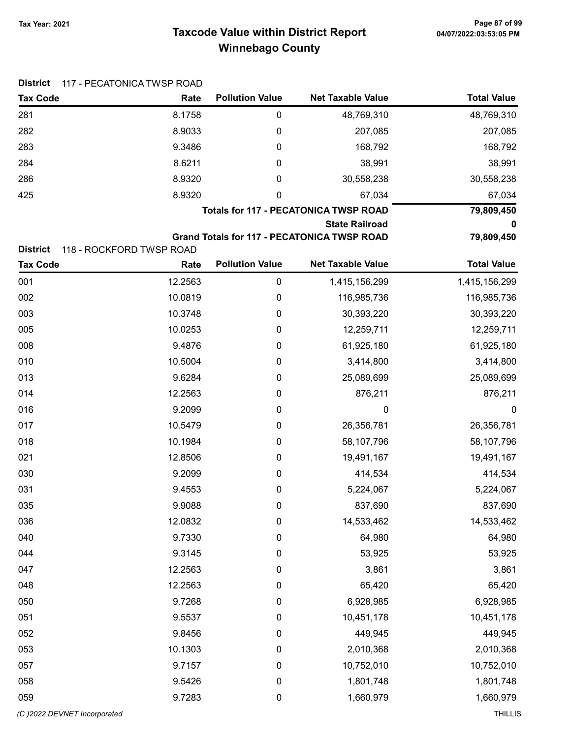# Taxcode Value within District Report
## Winnebago County

Tax Year: 2021

**District** 117 - PECATONICA TWSP ROAD

| Tax Code | Rate | Pollution Value | Net Taxable Value | Total Value |
|---|---|---|---|---|
| 281 | 8.1758 | 0 | 48,769,310 | 48,769,310 |
| 282 | 8.9033 | 0 | 207,085 | 207,085 |
| 283 | 9.3486 | 0 | 168,792 | 168,792 |
| 284 | 8.6211 | 0 | 38,991 | 38,991 |
| 286 | 8.9320 | 0 | 30,558,238 | 30,558,238 |
| 425 | 8.9320 | 0 | 67,034 | 67,034 |
| | | | **Totals for 117 - PECATONICA TWSP ROAD** | **79,809,450** |
| | | | **State Railroad** | **0** |
| | | | **Grand Totals for 117 - PECATONICA TWSP ROAD** | **79,809,450** |

**District** 118 - ROCKFORD TWSP ROAD

| Tax Code | Rate | Pollution Value | Net Taxable Value | Total Value |
|---|---|---|---|---|
| 001 | 12.2563 | 0 | 1,415,156,299 | 1,415,156,299 |
| 002 | 10.0819 | 0 | 116,985,736 | 116,985,736 |
| 003 | 10.3748 | 0 | 30,393,220 | 30,393,220 |
| 005 | 10.0253 | 0 | 12,259,711 | 12,259,711 |
| 008 | 9.4876 | 0 | 61,925,180 | 61,925,180 |
| 010 | 10.5004 | 0 | 3,414,800 | 3,414,800 |
| 013 | 9.6284 | 0 | 25,089,699 | 25,089,699 |
| 014 | 12.2563 | 0 | 876,211 | 876,211 |
| 016 | 9.2099 | 0 | 0 | 0 |
| 017 | 10.5479 | 0 | 26,356,781 | 26,356,781 |
| 018 | 10.1984 | 0 | 58,107,796 | 58,107,796 |
| 021 | 12.8506 | 0 | 19,491,167 | 19,491,167 |
| 030 | 9.2099 | 0 | 414,534 | 414,534 |
| 031 | 9.4553 | 0 | 5,224,067 | 5,224,067 |
| 035 | 9.9088 | 0 | 837,690 | 837,690 |
| 036 | 12.0832 | 0 | 14,533,462 | 14,533,462 |
| 040 | 9.7330 | 0 | 64,980 | 64,980 |
| 044 | 9.3145 | 0 | 53,925 | 53,925 |
| 047 | 12.2563 | 0 | 3,861 | 3,861 |
| 048 | 12.2563 | 0 | 65,420 | 65,420 |
| 050 | 9.7268 | 0 | 6,928,985 | 6,928,985 |
| 051 | 9.5537 | 0 | 10,451,178 | 10,451,178 |
| 052 | 9.8456 | 0 | 449,945 | 449,945 |
| 053 | 10.1303 | 0 | 2,010,368 | 2,010,368 |
| 057 | 9.7157 | 0 | 10,752,010 | 10,752,010 |
| 058 | 9.5426 | 0 | 1,801,748 | 1,801,748 |
| 059 | 9.7283 | 0 | 1,660,979 | 1,660,979 |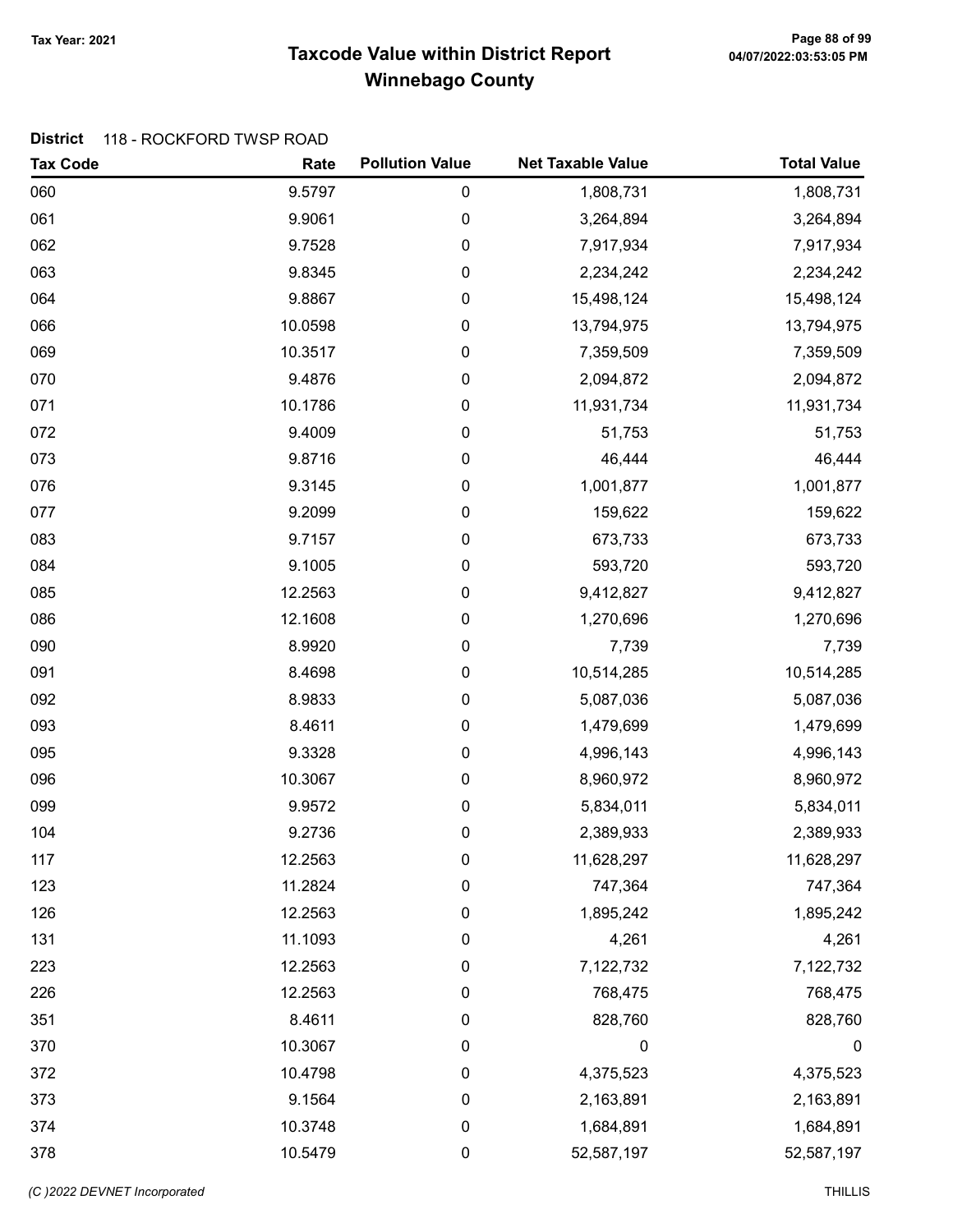# Taxcode Value within District Report

## Winnebago County

Tax Year: 2021

**District** 118 - ROCKFORD TWSP ROAD

| Tax Code | Rate | Pollution Value | Net Taxable Value | Total Value |
|---|---|---|---|---|
| 060 | 9.5797 | 0 | 1,808,731 | 1,808,731 |
| 061 | 9.9061 | 0 | 3,264,894 | 3,264,894 |
| 062 | 9.7528 | 0 | 7,917,934 | 7,917,934 |
| 063 | 9.8345 | 0 | 2,234,242 | 2,234,242 |
| 064 | 9.8867 | 0 | 15,498,124 | 15,498,124 |
| 066 | 10.0598 | 0 | 13,794,975 | 13,794,975 |
| 069 | 10.3517 | 0 | 7,359,509 | 7,359,509 |
| 070 | 9.4876 | 0 | 2,094,872 | 2,094,872 |
| 071 | 10.1786 | 0 | 11,931,734 | 11,931,734 |
| 072 | 9.4009 | 0 | 51,753 | 51,753 |
| 073 | 9.8716 | 0 | 46,444 | 46,444 |
| 076 | 9.3145 | 0 | 1,001,877 | 1,001,877 |
| 077 | 9.2099 | 0 | 159,622 | 159,622 |
| 083 | 9.7157 | 0 | 673,733 | 673,733 |
| 084 | 9.1005 | 0 | 593,720 | 593,720 |
| 085 | 12.2563 | 0 | 9,412,827 | 9,412,827 |
| 086 | 12.1608 | 0 | 1,270,696 | 1,270,696 |
| 090 | 8.9920 | 0 | 7,739 | 7,739 |
| 091 | 8.4698 | 0 | 10,514,285 | 10,514,285 |
| 092 | 8.9833 | 0 | 5,087,036 | 5,087,036 |
| 093 | 8.4611 | 0 | 1,479,699 | 1,479,699 |
| 095 | 9.3328 | 0 | 4,996,143 | 4,996,143 |
| 096 | 10.3067 | 0 | 8,960,972 | 8,960,972 |
| 099 | 9.9572 | 0 | 5,834,011 | 5,834,011 |
| 104 | 9.2736 | 0 | 2,389,933 | 2,389,933 |
| 117 | 12.2563 | 0 | 11,628,297 | 11,628,297 |
| 123 | 11.2824 | 0 | 747,364 | 747,364 |
| 126 | 12.2563 | 0 | 1,895,242 | 1,895,242 |
| 131 | 11.1093 | 0 | 4,261 | 4,261 |
| 223 | 12.2563 | 0 | 7,122,732 | 7,122,732 |
| 226 | 12.2563 | 0 | 768,475 | 768,475 |
| 351 | 8.4611 | 0 | 828,760 | 828,760 |
| 370 | 10.3067 | 0 | 0 | 0 |
| 372 | 10.4798 | 0 | 4,375,523 | 4,375,523 |
| 373 | 9.1564 | 0 | 2,163,891 | 2,163,891 |
| 374 | 10.3748 | 0 | 1,684,891 | 1,684,891 |
| 378 | 10.5479 | 0 | 52,587,197 | 52,587,197 |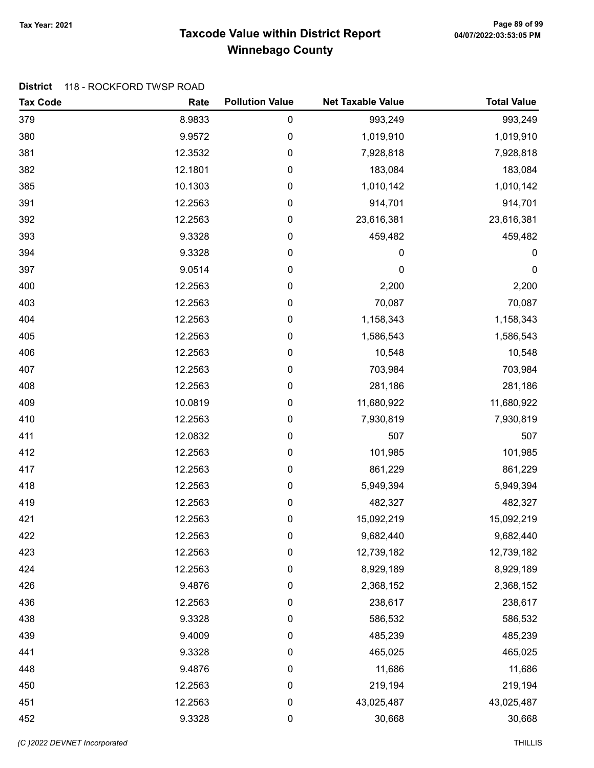**Tax Year: 2021**

# Taxcode Value within District Report
## Winnebago County

**District** 118 - ROCKFORD TWSP ROAD

| Tax Code | Rate | Pollution Value | Net Taxable Value | Total Value |
|---|---|---|---|---|
| 379 | 8.9833 | 0 | 993,249 | 993,249 |
| 380 | 9.9572 | 0 | 1,019,910 | 1,019,910 |
| 381 | 12.3532 | 0 | 7,928,818 | 7,928,818 |
| 382 | 12.1801 | 0 | 183,084 | 183,084 |
| 385 | 10.1303 | 0 | 1,010,142 | 1,010,142 |
| 391 | 12.2563 | 0 | 914,701 | 914,701 |
| 392 | 12.2563 | 0 | 23,616,381 | 23,616,381 |
| 393 | 9.3328 | 0 | 459,482 | 459,482 |
| 394 | 9.3328 | 0 | 0 | 0 |
| 397 | 9.0514 | 0 | 0 | 0 |
| 400 | 12.2563 | 0 | 2,200 | 2,200 |
| 403 | 12.2563 | 0 | 70,087 | 70,087 |
| 404 | 12.2563 | 0 | 1,158,343 | 1,158,343 |
| 405 | 12.2563 | 0 | 1,586,543 | 1,586,543 |
| 406 | 12.2563 | 0 | 10,548 | 10,548 |
| 407 | 12.2563 | 0 | 703,984 | 703,984 |
| 408 | 12.2563 | 0 | 281,186 | 281,186 |
| 409 | 10.0819 | 0 | 11,680,922 | 11,680,922 |
| 410 | 12.2563 | 0 | 7,930,819 | 7,930,819 |
| 411 | 12.0832 | 0 | 507 | 507 |
| 412 | 12.2563 | 0 | 101,985 | 101,985 |
| 417 | 12.2563 | 0 | 861,229 | 861,229 |
| 418 | 12.2563 | 0 | 5,949,394 | 5,949,394 |
| 419 | 12.2563 | 0 | 482,327 | 482,327 |
| 421 | 12.2563 | 0 | 15,092,219 | 15,092,219 |
| 422 | 12.2563 | 0 | 9,682,440 | 9,682,440 |
| 423 | 12.2563 | 0 | 12,739,182 | 12,739,182 |
| 424 | 12.2563 | 0 | 8,929,189 | 8,929,189 |
| 426 | 9.4876 | 0 | 2,368,152 | 2,368,152 |
| 436 | 12.2563 | 0 | 238,617 | 238,617 |
| 438 | 9.3328 | 0 | 586,532 | 586,532 |
| 439 | 9.4009 | 0 | 485,239 | 485,239 |
| 441 | 9.3328 | 0 | 465,025 | 465,025 |
| 448 | 9.4876 | 0 | 11,686 | 11,686 |
| 450 | 12.2563 | 0 | 219,194 | 219,194 |
| 451 | 12.2563 | 0 | 43,025,487 | 43,025,487 |
| 452 | 9.3328 | 0 | 30,668 | 30,668 |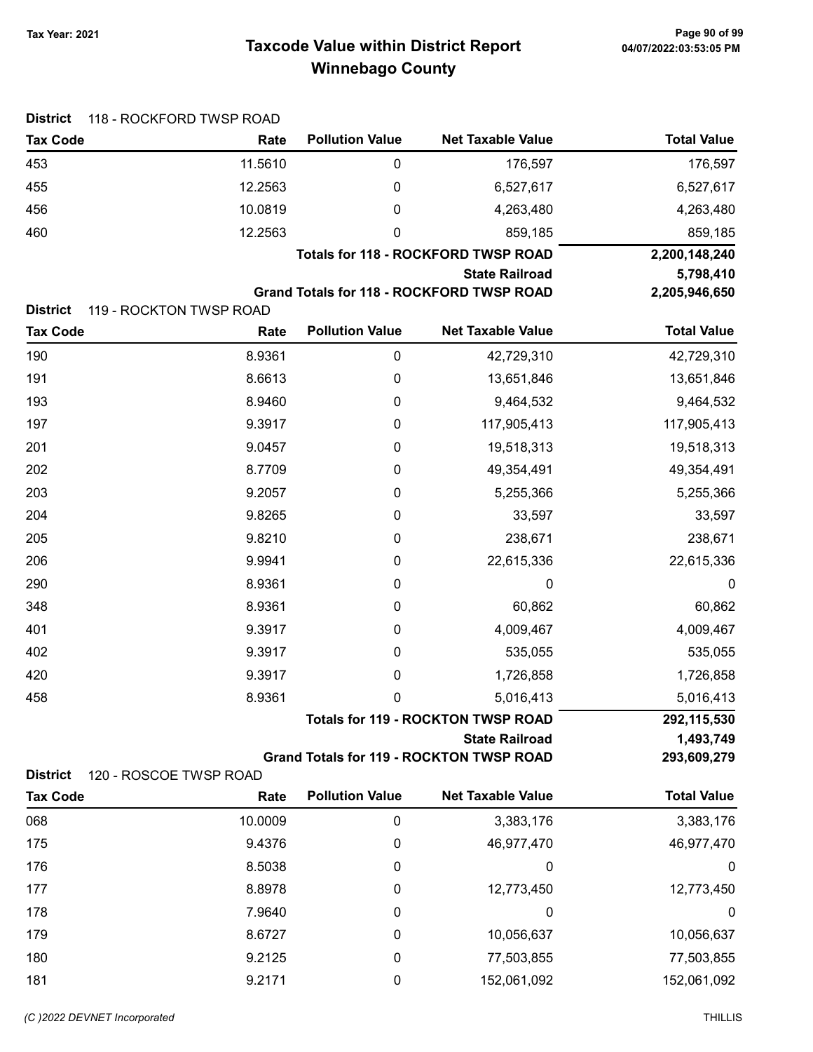# Taxcode Value within District Report
## Winnebago County

Tax Year: 2021

**District** 118 - ROCKFORD TWSP ROAD

| Tax Code | Rate | Pollution Value | Net Taxable Value | Total Value |
|---|---|---|---|---|
| 453 | 11.5610 | 0 | 176,597 | 176,597 |
| 455 | 12.2563 | 0 | 6,527,617 | 6,527,617 |
| 456 | 10.0819 | 0 | 4,263,480 | 4,263,480 |
| 460 | 12.2563 | 0 | 859,185 | 859,185 |
| | | | **Totals for 118 - ROCKFORD TWSP ROAD** | **2,200,148,240** |
| | | | **State Railroad** | **5,798,410** |
| | | | **Grand Totals for 118 - ROCKFORD TWSP ROAD** | **2,205,946,650** |

**District** 119 - ROCKTON TWSP ROAD

| Tax Code | Rate | Pollution Value | Net Taxable Value | Total Value |
|---|---|---|---|---|
| 190 | 8.9361 | 0 | 42,729,310 | 42,729,310 |
| 191 | 8.6613 | 0 | 13,651,846 | 13,651,846 |
| 193 | 8.9460 | 0 | 9,464,532 | 9,464,532 |
| 197 | 9.3917 | 0 | 117,905,413 | 117,905,413 |
| 201 | 9.0457 | 0 | 19,518,313 | 19,518,313 |
| 202 | 8.7709 | 0 | 49,354,491 | 49,354,491 |
| 203 | 9.2057 | 0 | 5,255,366 | 5,255,366 |
| 204 | 9.8265 | 0 | 33,597 | 33,597 |
| 205 | 9.8210 | 0 | 238,671 | 238,671 |
| 206 | 9.9941 | 0 | 22,615,336 | 22,615,336 |
| 290 | 8.9361 | 0 | 0 | 0 |
| 348 | 8.9361 | 0 | 60,862 | 60,862 |
| 401 | 9.3917 | 0 | 4,009,467 | 4,009,467 |
| 402 | 9.3917 | 0 | 535,055 | 535,055 |
| 420 | 9.3917 | 0 | 1,726,858 | 1,726,858 |
| 458 | 8.9361 | 0 | 5,016,413 | 5,016,413 |
| | | | **Totals for 119 - ROCKTON TWSP ROAD** | **292,115,530** |
| | | | **State Railroad** | **1,493,749** |
| | | | **Grand Totals for 119 - ROCKTON TWSP ROAD** | **293,609,279** |

**District** 120 - ROSCOE TWSP ROAD

| Tax Code | Rate | Pollution Value | Net Taxable Value | Total Value |
|---|---|---|---|---|
| 068 | 10.0009 | 0 | 3,383,176 | 3,383,176 |
| 175 | 9.4376 | 0 | 46,977,470 | 46,977,470 |
| 176 | 8.5038 | 0 | 0 | 0 |
| 177 | 8.8978 | 0 | 12,773,450 | 12,773,450 |
| 178 | 7.9640 | 0 | 0 | 0 |
| 179 | 8.6727 | 0 | 10,056,637 | 10,056,637 |
| 180 | 9.2125 | 0 | 77,503,855 | 77,503,855 |
| 181 | 9.2171 | 0 | 152,061,092 | 152,061,092 |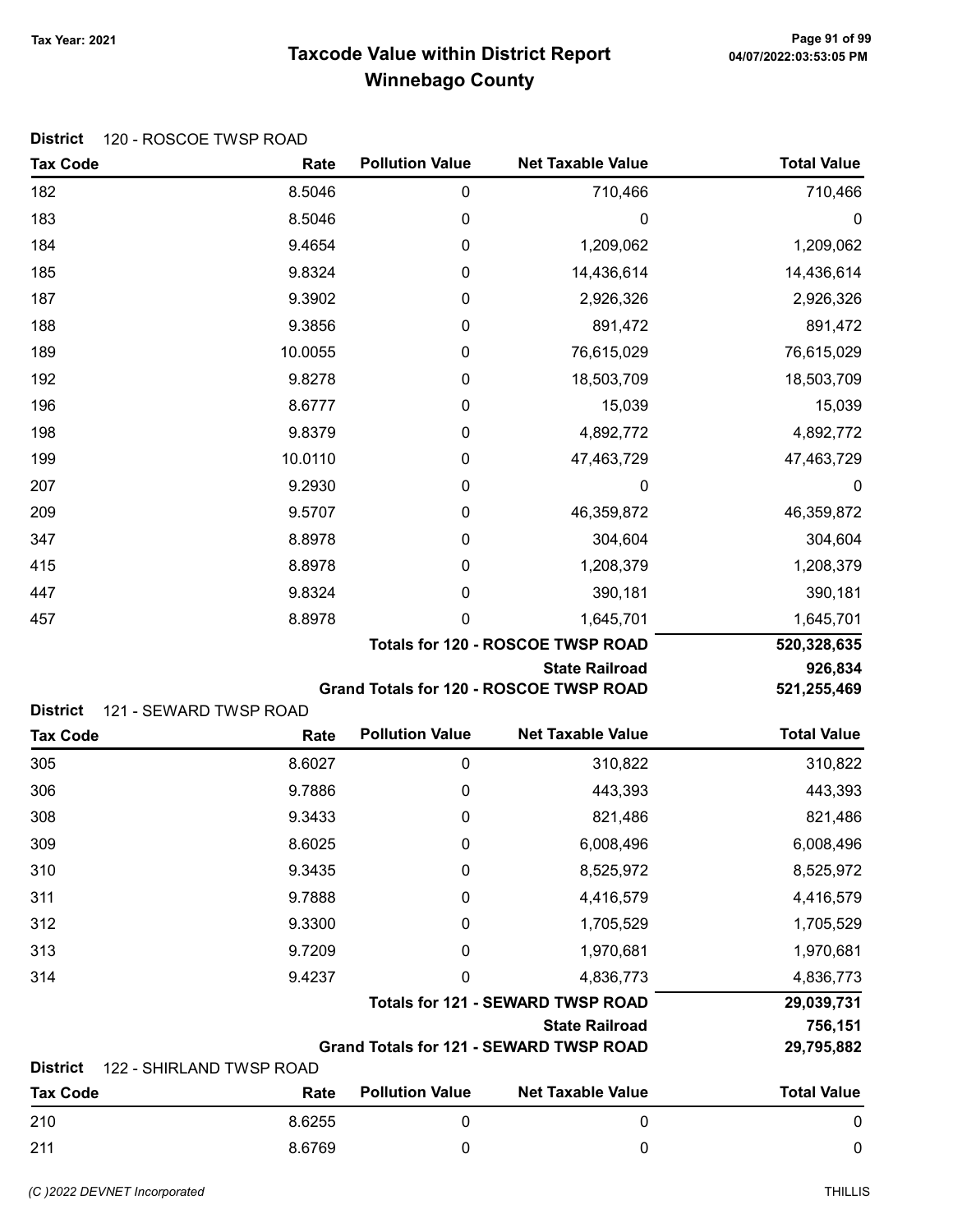# Taxcode Value within District Report
## Winnebago County

Tax Year: 2021

**District** 120 - ROSCOE TWSP ROAD

| Tax Code | Rate | Pollution Value | Net Taxable Value | Total Value |
|---|---|---|---|---|
| 182 | 8.5046 | 0 | 710,466 | 710,466 |
| 183 | 8.5046 | 0 | 0 | 0 |
| 184 | 9.4654 | 0 | 1,209,062 | 1,209,062 |
| 185 | 9.8324 | 0 | 14,436,614 | 14,436,614 |
| 187 | 9.3902 | 0 | 2,926,326 | 2,926,326 |
| 188 | 9.3856 | 0 | 891,472 | 891,472 |
| 189 | 10.0055 | 0 | 76,615,029 | 76,615,029 |
| 192 | 9.8278 | 0 | 18,503,709 | 18,503,709 |
| 196 | 8.6777 | 0 | 15,039 | 15,039 |
| 198 | 9.8379 | 0 | 4,892,772 | 4,892,772 |
| 199 | 10.0110 | 0 | 47,463,729 | 47,463,729 |
| 207 | 9.2930 | 0 | 0 | 0 |
| 209 | 9.5707 | 0 | 46,359,872 | 46,359,872 |
| 347 | 8.8978 | 0 | 304,604 | 304,604 |
| 415 | 8.8978 | 0 | 1,208,379 | 1,208,379 |
| 447 | 9.8324 | 0 | 390,181 | 390,181 |
| 457 | 8.8978 | 0 | 1,645,701 | 1,645,701 |
| | | | **Totals for 120 - ROSCOE TWSP ROAD** | **520,328,635** |
| | | | **State Railroad** | **926,834** |
| | | | **Grand Totals for 120 - ROSCOE TWSP ROAD** | **521,255,469** |

**District** 121 - SEWARD TWSP ROAD

| Tax Code | Rate | Pollution Value | Net Taxable Value | Total Value |
|---|---|---|---|---|
| 305 | 8.6027 | 0 | 310,822 | 310,822 |
| 306 | 9.7886 | 0 | 443,393 | 443,393 |
| 308 | 9.3433 | 0 | 821,486 | 821,486 |
| 309 | 8.6025 | 0 | 6,008,496 | 6,008,496 |
| 310 | 9.3435 | 0 | 8,525,972 | 8,525,972 |
| 311 | 9.7888 | 0 | 4,416,579 | 4,416,579 |
| 312 | 9.3300 | 0 | 1,705,529 | 1,705,529 |
| 313 | 9.7209 | 0 | 1,970,681 | 1,970,681 |
| 314 | 9.4237 | 0 | 4,836,773 | 4,836,773 |
| | | | **Totals for 121 - SEWARD TWSP ROAD** | **29,039,731** |
| | | | **State Railroad** | **756,151** |
| | | | **Grand Totals for 121 - SEWARD TWSP ROAD** | **29,795,882** |

**District** 122 - SHIRLAND TWSP ROAD

| Tax Code | Rate | Pollution Value | Net Taxable Value | Total Value |
|---|---|---|---|---|
| 210 | 8.6255 | 0 | 0 | 0 |
| 211 | 8.6769 | 0 | 0 | 0 |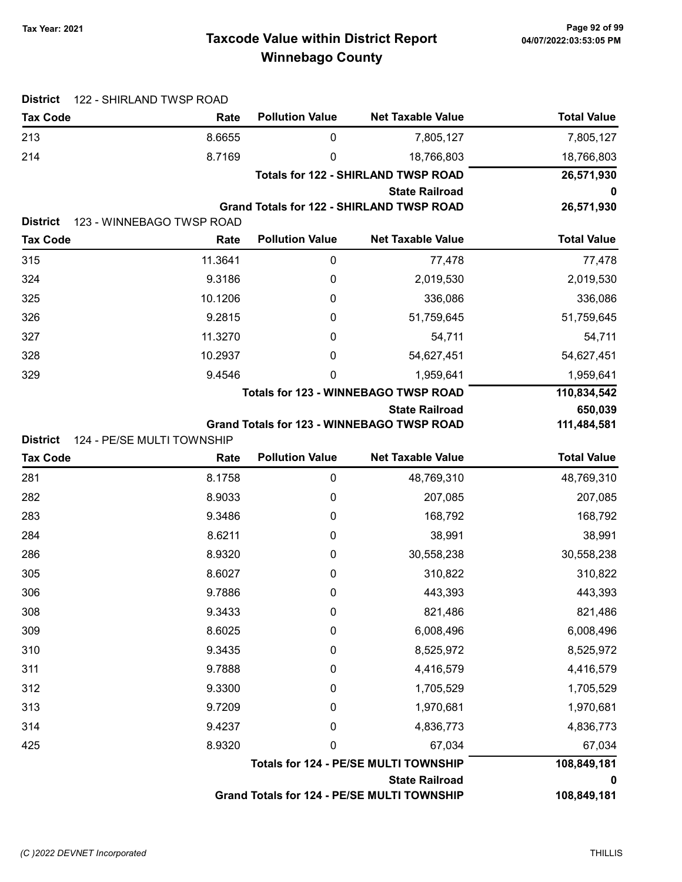**Tax Year: 2021**

# Taxcode Value within District Report
## Winnebago County

**District** 122 - SHIRLAND TWSP ROAD

| Tax Code | Rate | Pollution Value | Net Taxable Value | Total Value |
|---|---|---|---|---|
| 213 | 8.6655 | 0 | 7,805,127 | 7,805,127 |
| 214 | 8.7169 | 0 | 18,766,803 | 18,766,803 |
| | | | **Totals for 122 - SHIRLAND TWSP ROAD** | **26,571,930** |
| | | | **State Railroad** | **0** |
| | | | **Grand Totals for 122 - SHIRLAND TWSP ROAD** | **26,571,930** |

**District** 123 - WINNEBAGO TWSP ROAD

| Tax Code | Rate | Pollution Value | Net Taxable Value | Total Value |
|---|---|---|---|---|
| 315 | 11.3641 | 0 | 77,478 | 77,478 |
| 324 | 9.3186 | 0 | 2,019,530 | 2,019,530 |
| 325 | 10.1206 | 0 | 336,086 | 336,086 |
| 326 | 9.2815 | 0 | 51,759,645 | 51,759,645 |
| 327 | 11.3270 | 0 | 54,711 | 54,711 |
| 328 | 10.2937 | 0 | 54,627,451 | 54,627,451 |
| 329 | 9.4546 | 0 | 1,959,641 | 1,959,641 |
| | | | **Totals for 123 - WINNEBAGO TWSP ROAD** | **110,834,542** |
| | | | **State Railroad** | **650,039** |
| | | | **Grand Totals for 123 - WINNEBAGO TWSP ROAD** | **111,484,581** |

**District** 124 - PE/SE MULTI TOWNSHIP

| Tax Code | Rate | Pollution Value | Net Taxable Value | Total Value |
|---|---|---|---|---|
| 281 | 8.1758 | 0 | 48,769,310 | 48,769,310 |
| 282 | 8.9033 | 0 | 207,085 | 207,085 |
| 283 | 9.3486 | 0 | 168,792 | 168,792 |
| 284 | 8.6211 | 0 | 38,991 | 38,991 |
| 286 | 8.9320 | 0 | 30,558,238 | 30,558,238 |
| 305 | 8.6027 | 0 | 310,822 | 310,822 |
| 306 | 9.7886 | 0 | 443,393 | 443,393 |
| 308 | 9.3433 | 0 | 821,486 | 821,486 |
| 309 | 8.6025 | 0 | 6,008,496 | 6,008,496 |
| 310 | 9.3435 | 0 | 8,525,972 | 8,525,972 |
| 311 | 9.7888 | 0 | 4,416,579 | 4,416,579 |
| 312 | 9.3300 | 0 | 1,705,529 | 1,705,529 |
| 313 | 9.7209 | 0 | 1,970,681 | 1,970,681 |
| 314 | 9.4237 | 0 | 4,836,773 | 4,836,773 |
| 425 | 8.9320 | 0 | 67,034 | 67,034 |
| | | | **Totals for 124 - PE/SE MULTI TOWNSHIP** | **108,849,181** |
| | | | **State Railroad** | **0** |
| | | | **Grand Totals for 124 - PE/SE MULTI TOWNSHIP** | **108,849,181** |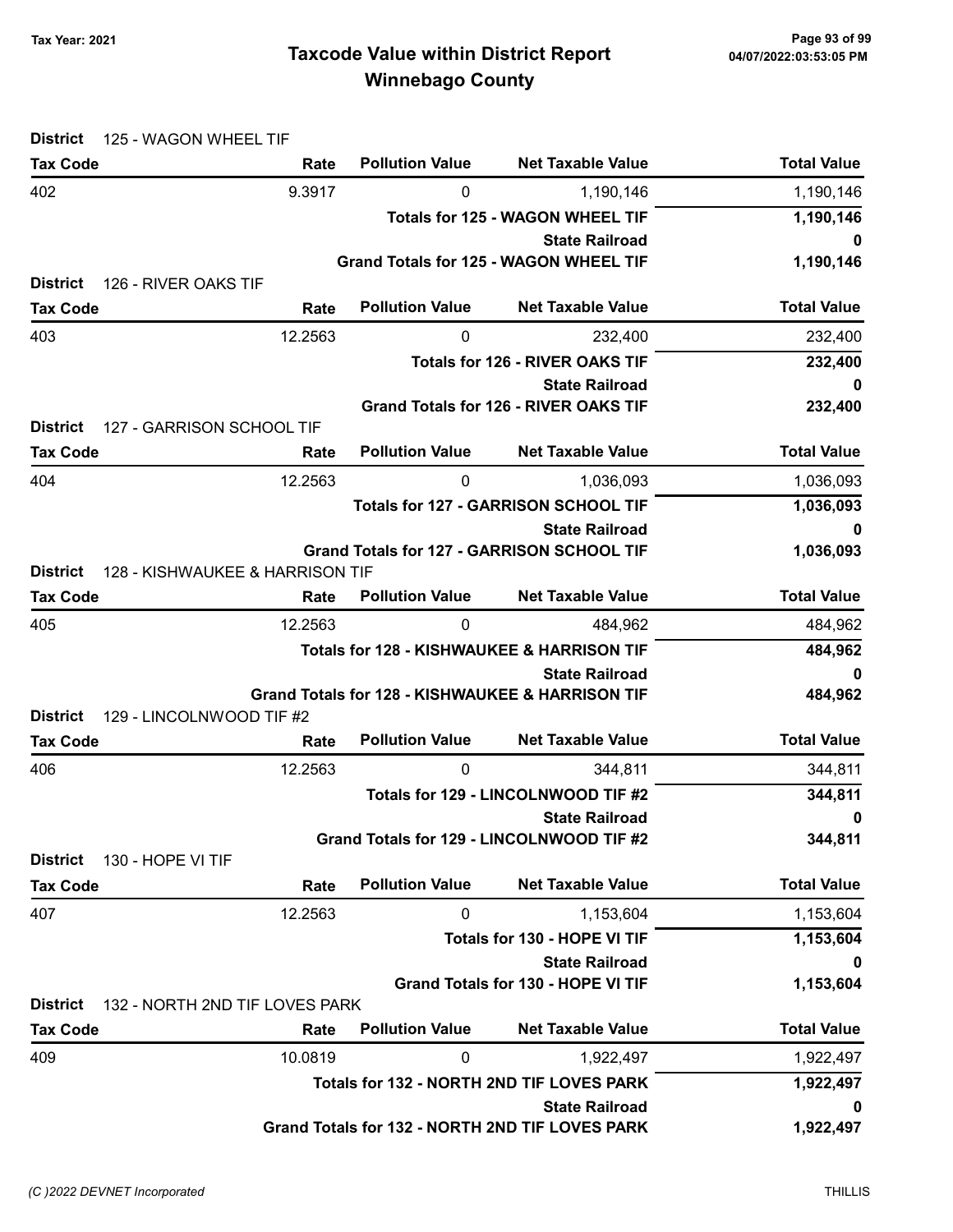# Taxcode Value within District Report
## Winnebago County

Tax Year: 2021

**District** 125 - WAGON WHEEL TIF

| Tax Code | Rate | Pollution Value | Net Taxable Value | Total Value |
|---|---|---|---|---|
| 402 | 9.3917 | 0 | 1,190,146 | 1,190,146 |
| | | | **Totals for 125 - WAGON WHEEL TIF** | **1,190,146** |
| | | | **State Railroad** | **0** |
| | | | **Grand Totals for 125 - WAGON WHEEL TIF** | **1,190,146** |

**District** 126 - RIVER OAKS TIF

| Tax Code | Rate | Pollution Value | Net Taxable Value | Total Value |
|---|---|---|---|---|
| 403 | 12.2563 | 0 | 232,400 | 232,400 |
| | | | **Totals for 126 - RIVER OAKS TIF** | **232,400** |
| | | | **State Railroad** | **0** |
| | | | **Grand Totals for 126 - RIVER OAKS TIF** | **232,400** |

**District** 127 - GARRISON SCHOOL TIF

| Tax Code | Rate | Pollution Value | Net Taxable Value | Total Value |
|---|---|---|---|---|
| 404 | 12.2563 | 0 | 1,036,093 | 1,036,093 |
| | | | **Totals for 127 - GARRISON SCHOOL TIF** | **1,036,093** |
| | | | **State Railroad** | **0** |
| | | | **Grand Totals for 127 - GARRISON SCHOOL TIF** | **1,036,093** |

**District** 128 - KISHWAUKEE & HARRISON TIF

| Tax Code | Rate | Pollution Value | Net Taxable Value | Total Value |
|---|---|---|---|---|
| 405 | 12.2563 | 0 | 484,962 | 484,962 |
| | | | **Totals for 128 - KISHWAUKEE & HARRISON TIF** | **484,962** |
| | | | **State Railroad** | **0** |
| | | | **Grand Totals for 128 - KISHWAUKEE & HARRISON TIF** | **484,962** |

**District** 129 - LINCOLNWOOD TIF #2

| Tax Code | Rate | Pollution Value | Net Taxable Value | Total Value |
|---|---|---|---|---|
| 406 | 12.2563 | 0 | 344,811 | 344,811 |
| | | | **Totals for 129 - LINCOLNWOOD TIF #2** | **344,811** |
| | | | **State Railroad** | **0** |
| | | | **Grand Totals for 129 - LINCOLNWOOD TIF #2** | **344,811** |

**District** 130 - HOPE VI TIF

| Tax Code | Rate | Pollution Value | Net Taxable Value | Total Value |
|---|---|---|---|---|
| 407 | 12.2563 | 0 | 1,153,604 | 1,153,604 |
| | | | **Totals for 130 - HOPE VI TIF** | **1,153,604** |
| | | | **State Railroad** | **0** |
| | | | **Grand Totals for 130 - HOPE VI TIF** | **1,153,604** |

**District** 132 - NORTH 2ND TIF LOVES PARK

| Tax Code | Rate | Pollution Value | Net Taxable Value | Total Value |
|---|---|---|---|---|
| 409 | 10.0819 | 0 | 1,922,497 | 1,922,497 |
| | | | **Totals for 132 - NORTH 2ND TIF LOVES PARK** | **1,922,497** |
| | | | **State Railroad** | **0** |
| | | | **Grand Totals for 132 - NORTH 2ND TIF LOVES PARK** | **1,922,497** |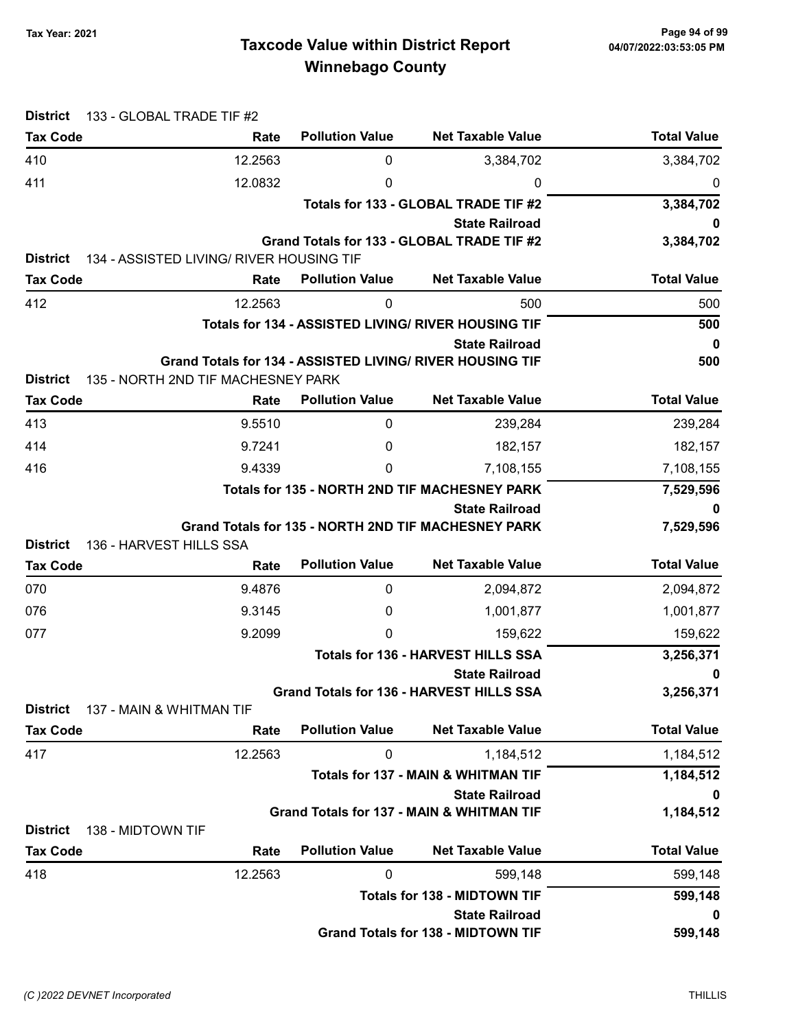# Taxcode Value within District Report
## Winnebago County

Tax Year: 2021

**District** 133 - GLOBAL TRADE TIF #2

| Tax Code | Rate | Pollution Value | Net Taxable Value | Total Value |
|---|---|---|---|---|
| 410 | 12.2563 | 0 | 3,384,702 | 3,384,702 |
| 411 | 12.0832 | 0 | 0 | 0 |
| | | | **Totals for 133 - GLOBAL TRADE TIF #2** | **3,384,702** |
| | | | **State Railroad** | **0** |
| | | | **Grand Totals for 133 - GLOBAL TRADE TIF #2** | **3,384,702** |

**District** 134 - ASSISTED LIVING/ RIVER HOUSING TIF

| Tax Code | Rate | Pollution Value | Net Taxable Value | Total Value |
|---|---|---|---|---|
| 412 | 12.2563 | 0 | 500 | 500 |
| | | | **Totals for 134 - ASSISTED LIVING/ RIVER HOUSING TIF** | **500** |
| | | | **State Railroad** | **0** |
| | | | **Grand Totals for 134 - ASSISTED LIVING/ RIVER HOUSING TIF** | **500** |

**District** 135 - NORTH 2ND TIF MACHESNEY PARK

| Tax Code | Rate | Pollution Value | Net Taxable Value | Total Value |
|---|---|---|---|---|
| 413 | 9.5510 | 0 | 239,284 | 239,284 |
| 414 | 9.7241 | 0 | 182,157 | 182,157 |
| 416 | 9.4339 | 0 | 7,108,155 | 7,108,155 |
| | | | **Totals for 135 - NORTH 2ND TIF MACHESNEY PARK** | **7,529,596** |
| | | | **State Railroad** | **0** |
| | | | **Grand Totals for 135 - NORTH 2ND TIF MACHESNEY PARK** | **7,529,596** |

**District** 136 - HARVEST HILLS SSA

| Tax Code | Rate | Pollution Value | Net Taxable Value | Total Value |
|---|---|---|---|---|
| 070 | 9.4876 | 0 | 2,094,872 | 2,094,872 |
| 076 | 9.3145 | 0 | 1,001,877 | 1,001,877 |
| 077 | 9.2099 | 0 | 159,622 | 159,622 |
| | | | **Totals for 136 - HARVEST HILLS SSA** | **3,256,371** |
| | | | **State Railroad** | **0** |
| | | | **Grand Totals for 136 - HARVEST HILLS SSA** | **3,256,371** |

**District** 137 - MAIN & WHITMAN TIF

| Tax Code | Rate | Pollution Value | Net Taxable Value | Total Value |
|---|---|---|---|---|
| 417 | 12.2563 | 0 | 1,184,512 | 1,184,512 |
| | | | **Totals for 137 - MAIN & WHITMAN TIF** | **1,184,512** |
| | | | **State Railroad** | **0** |
| | | | **Grand Totals for 137 - MAIN & WHITMAN TIF** | **1,184,512** |

**District** 138 - MIDTOWN TIF

| Tax Code | Rate | Pollution Value | Net Taxable Value | Total Value |
|---|---|---|---|---|
| 418 | 12.2563 | 0 | 599,148 | 599,148 |
| | | | **Totals for 138 - MIDTOWN TIF** | **599,148** |
| | | | **State Railroad** | **0** |
| | | | **Grand Totals for 138 - MIDTOWN TIF** | **599,148** |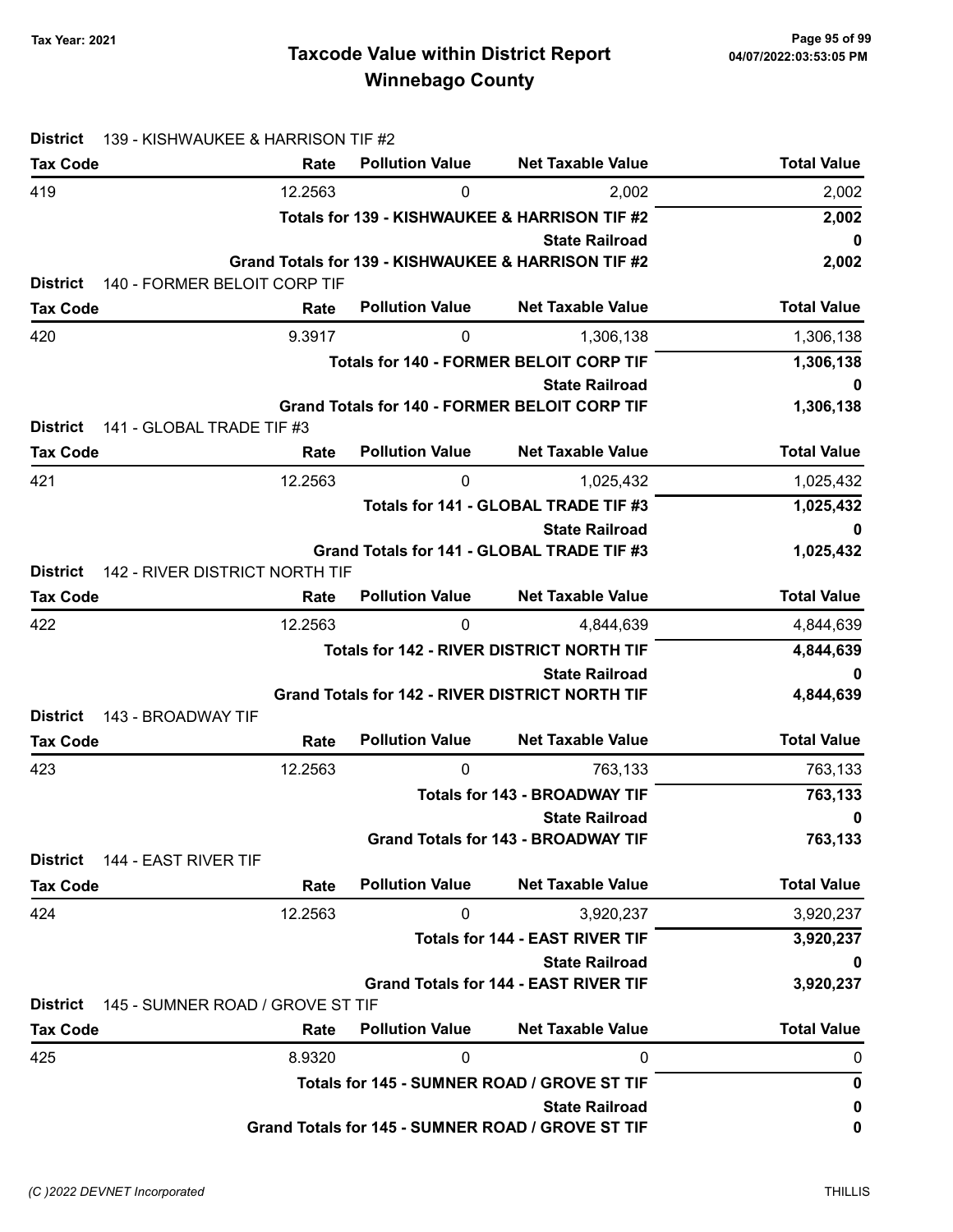# Taxcode Value within District Report
## Winnebago County

Tax Year: 2021

**District** 139 - KISHWAUKEE & HARRISON TIF #2

| Tax Code | Rate | Pollution Value | Net Taxable Value | Total Value |
|---|---|---|---|---|
| 419 | 12.2563 | 0 | 2,002 | 2,002 |
| | | | **Totals for 139 - KISHWAUKEE & HARRISON TIF #2** | **2,002** |
| | | | **State Railroad** | **0** |
| | | | **Grand Totals for 139 - KISHWAUKEE & HARRISON TIF #2** | **2,002** |

**District** 140 - FORMER BELOIT CORP TIF

| Tax Code | Rate | Pollution Value | Net Taxable Value | Total Value |
|---|---|---|---|---|
| 420 | 9.3917 | 0 | 1,306,138 | 1,306,138 |
| | | | **Totals for 140 - FORMER BELOIT CORP TIF** | **1,306,138** |
| | | | **State Railroad** | **0** |
| | | | **Grand Totals for 140 - FORMER BELOIT CORP TIF** | **1,306,138** |

**District** 141 - GLOBAL TRADE TIF #3

| Tax Code | Rate | Pollution Value | Net Taxable Value | Total Value |
|---|---|---|---|---|
| 421 | 12.2563 | 0 | 1,025,432 | 1,025,432 |
| | | | **Totals for 141 - GLOBAL TRADE TIF #3** | **1,025,432** |
| | | | **State Railroad** | **0** |
| | | | **Grand Totals for 141 - GLOBAL TRADE TIF #3** | **1,025,432** |

**District** 142 - RIVER DISTRICT NORTH TIF

| Tax Code | Rate | Pollution Value | Net Taxable Value | Total Value |
|---|---|---|---|---|
| 422 | 12.2563 | 0 | 4,844,639 | 4,844,639 |
| | | | **Totals for 142 - RIVER DISTRICT NORTH TIF** | **4,844,639** |
| | | | **State Railroad** | **0** |
| | | | **Grand Totals for 142 - RIVER DISTRICT NORTH TIF** | **4,844,639** |

**District** 143 - BROADWAY TIF

| Tax Code | Rate | Pollution Value | Net Taxable Value | Total Value |
|---|---|---|---|---|
| 423 | 12.2563 | 0 | 763,133 | 763,133 |
| | | | **Totals for 143 - BROADWAY TIF** | **763,133** |
| | | | **State Railroad** | **0** |
| | | | **Grand Totals for 143 - BROADWAY TIF** | **763,133** |

**District** 144 - EAST RIVER TIF

| Tax Code | Rate | Pollution Value | Net Taxable Value | Total Value |
|---|---|---|---|---|
| 424 | 12.2563 | 0 | 3,920,237 | 3,920,237 |
| | | | **Totals for 144 - EAST RIVER TIF** | **3,920,237** |
| | | | **State Railroad** | **0** |
| | | | **Grand Totals for 144 - EAST RIVER TIF** | **3,920,237** |

**District** 145 - SUMNER ROAD / GROVE ST TIF

| Tax Code | Rate | Pollution Value | Net Taxable Value | Total Value |
|---|---|---|---|---|
| 425 | 8.9320 | 0 | 0 | 0 |
| | | | **Totals for 145 - SUMNER ROAD / GROVE ST TIF** | **0** |
| | | | **State Railroad** | **0** |
| | | | **Grand Totals for 145 - SUMNER ROAD / GROVE ST TIF** | **0** |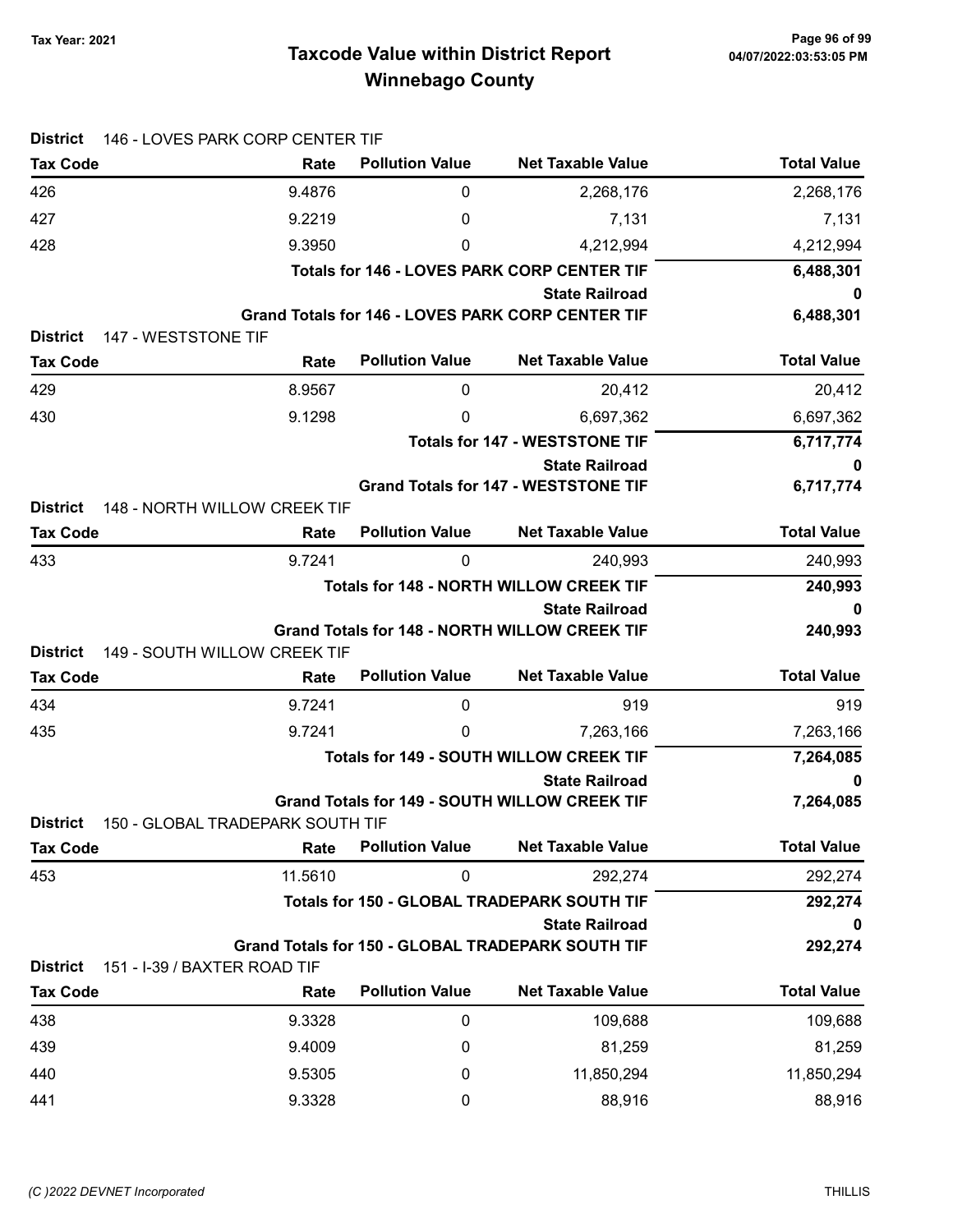# Taxcode Value within District Report
## Winnebago County

Tax Year: 2021

04/07/2022:03:53:05 PM

**District** 146 - LOVES PARK CORP CENTER TIF

| Tax Code | Rate | Pollution Value | Net Taxable Value | Total Value |
|---|---|---|---|---|
| 426 | 9.4876 | 0 | 2,268,176 | 2,268,176 |
| 427 | 9.2219 | 0 | 7,131 | 7,131 |
| 428 | 9.3950 | 0 | 4,212,994 | 4,212,994 |
| | | | **Totals for 146 - LOVES PARK CORP CENTER TIF** | **6,488,301** |
| | | | **State Railroad** | **0** |
| | | | **Grand Totals for 146 - LOVES PARK CORP CENTER TIF** | **6,488,301** |

**District** 147 - WESTSTONE TIF

| Tax Code | Rate | Pollution Value | Net Taxable Value | Total Value |
|---|---|---|---|---|
| 429 | 8.9567 | 0 | 20,412 | 20,412 |
| 430 | 9.1298 | 0 | 6,697,362 | 6,697,362 |
| | | | **Totals for 147 - WESTSTONE TIF** | **6,717,774** |
| | | | **State Railroad** | **0** |
| | | | **Grand Totals for 147 - WESTSTONE TIF** | **6,717,774** |

**District** 148 - NORTH WILLOW CREEK TIF

| Tax Code | Rate | Pollution Value | Net Taxable Value | Total Value |
|---|---|---|---|---|
| 433 | 9.7241 | 0 | 240,993 | 240,993 |
| | | | **Totals for 148 - NORTH WILLOW CREEK TIF** | **240,993** |
| | | | **State Railroad** | **0** |
| | | | **Grand Totals for 148 - NORTH WILLOW CREEK TIF** | **240,993** |

**District** 149 - SOUTH WILLOW CREEK TIF

| Tax Code | Rate | Pollution Value | Net Taxable Value | Total Value |
|---|---|---|---|---|
| 434 | 9.7241 | 0 | 919 | 919 |
| 435 | 9.7241 | 0 | 7,263,166 | 7,263,166 |
| | | | **Totals for 149 - SOUTH WILLOW CREEK TIF** | **7,264,085** |
| | | | **State Railroad** | **0** |
| | | | **Grand Totals for 149 - SOUTH WILLOW CREEK TIF** | **7,264,085** |

**District** 150 - GLOBAL TRADEPARK SOUTH TIF

| Tax Code | Rate | Pollution Value | Net Taxable Value | Total Value |
|---|---|---|---|---|
| 453 | 11.5610 | 0 | 292,274 | 292,274 |
| | | | **Totals for 150 - GLOBAL TRADEPARK SOUTH TIF** | **292,274** |
| | | | **State Railroad** | **0** |
| | | | **Grand Totals for 150 - GLOBAL TRADEPARK SOUTH TIF** | **292,274** |

**District** 151 - I-39 / BAXTER ROAD TIF

| Tax Code | Rate | Pollution Value | Net Taxable Value | Total Value |
|---|---|---|---|---|
| 438 | 9.3328 | 0 | 109,688 | 109,688 |
| 439 | 9.4009 | 0 | 81,259 | 81,259 |
| 440 | 9.5305 | 0 | 11,850,294 | 11,850,294 |
| 441 | 9.3328 | 0 | 88,916 | 88,916 |

(C )2022 DEVNET Incorporated

THILLIS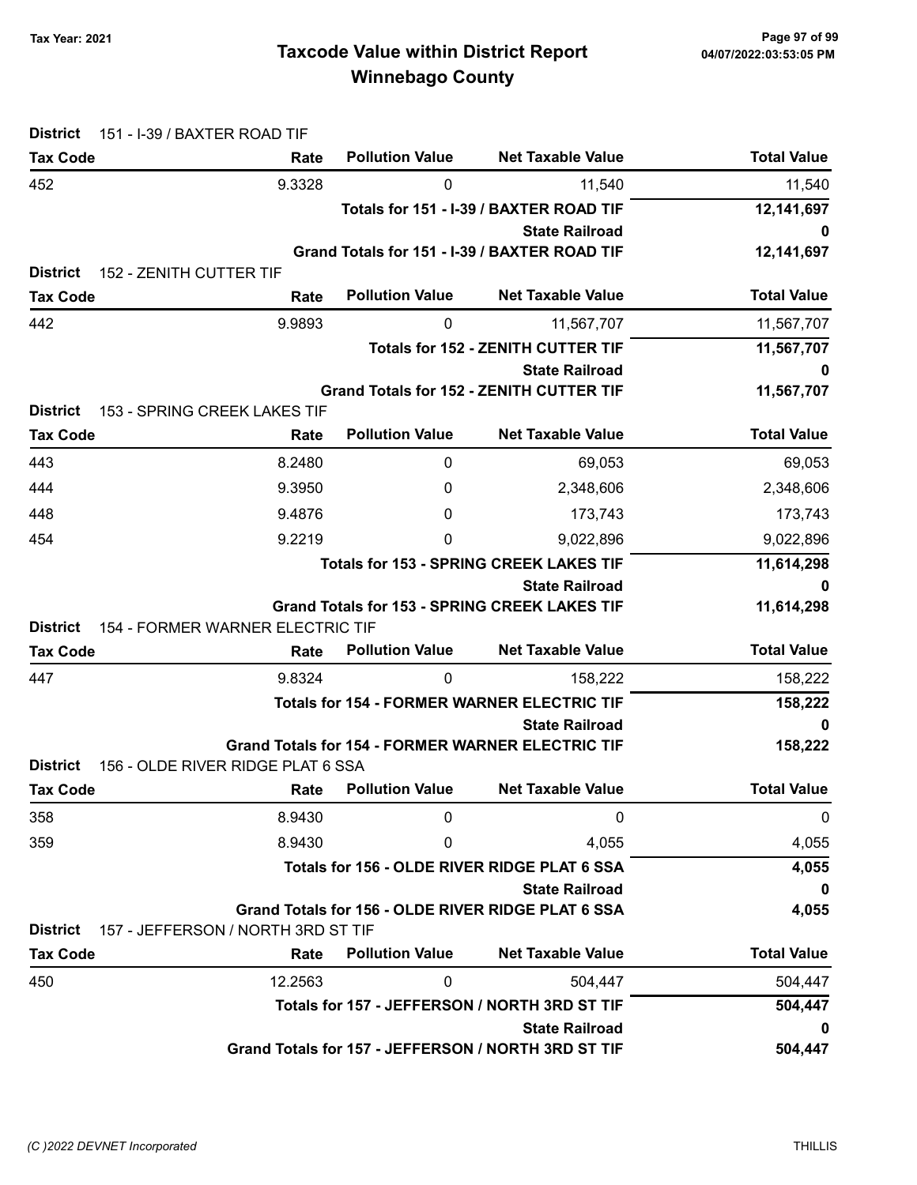# Taxcode Value within District Report
## Winnebago County

Tax Year: 2021

**District** 151 - I-39 / BAXTER ROAD TIF

| Tax Code | Rate | Pollution Value | Net Taxable Value | Total Value |
|---|---|---|---|---|
| 452 | 9.3328 | 0 | 11,540 | 11,540 |
| | | | **Totals for 151 - I-39 / BAXTER ROAD TIF** | **12,141,697** |
| | | | **State Railroad** | **0** |
| | | | **Grand Totals for 151 - I-39 / BAXTER ROAD TIF** | **12,141,697** |

**District** 152 - ZENITH CUTTER TIF

| Tax Code | Rate | Pollution Value | Net Taxable Value | Total Value |
|---|---|---|---|---|
| 442 | 9.9893 | 0 | 11,567,707 | 11,567,707 |
| | | | **Totals for 152 - ZENITH CUTTER TIF** | **11,567,707** |
| | | | **State Railroad** | **0** |
| | | | **Grand Totals for 152 - ZENITH CUTTER TIF** | **11,567,707** |

**District** 153 - SPRING CREEK LAKES TIF

| Tax Code | Rate | Pollution Value | Net Taxable Value | Total Value |
|---|---|---|---|---|
| 443 | 8.2480 | 0 | 69,053 | 69,053 |
| 444 | 9.3950 | 0 | 2,348,606 | 2,348,606 |
| 448 | 9.4876 | 0 | 173,743 | 173,743 |
| 454 | 9.2219 | 0 | 9,022,896 | 9,022,896 |
| | | | **Totals for 153 - SPRING CREEK LAKES TIF** | **11,614,298** |
| | | | **State Railroad** | **0** |
| | | | **Grand Totals for 153 - SPRING CREEK LAKES TIF** | **11,614,298** |

**District** 154 - FORMER WARNER ELECTRIC TIF

| Tax Code | Rate | Pollution Value | Net Taxable Value | Total Value |
|---|---|---|---|---|
| 447 | 9.8324 | 0 | 158,222 | 158,222 |
| | | | **Totals for 154 - FORMER WARNER ELECTRIC TIF** | **158,222** |
| | | | **State Railroad** | **0** |
| | | | **Grand Totals for 154 - FORMER WARNER ELECTRIC TIF** | **158,222** |

**District** 156 - OLDE RIVER RIDGE PLAT 6 SSA

| Tax Code | Rate | Pollution Value | Net Taxable Value | Total Value |
|---|---|---|---|---|
| 358 | 8.9430 | 0 | 0 | 0 |
| 359 | 8.9430 | 0 | 4,055 | 4,055 |
| | | | **Totals for 156 - OLDE RIVER RIDGE PLAT 6 SSA** | **4,055** |
| | | | **State Railroad** | **0** |
| | | | **Grand Totals for 156 - OLDE RIVER RIDGE PLAT 6 SSA** | **4,055** |

**District** 157 - JEFFERSON / NORTH 3RD ST TIF

| Tax Code | Rate | Pollution Value | Net Taxable Value | Total Value |
|---|---|---|---|---|
| 450 | 12.2563 | 0 | 504,447 | 504,447 |
| | | | **Totals for 157 - JEFFERSON / NORTH 3RD ST TIF** | **504,447** |
| | | | **State Railroad** | **0** |
| | | | **Grand Totals for 157 - JEFFERSON / NORTH 3RD ST TIF** | **504,447** |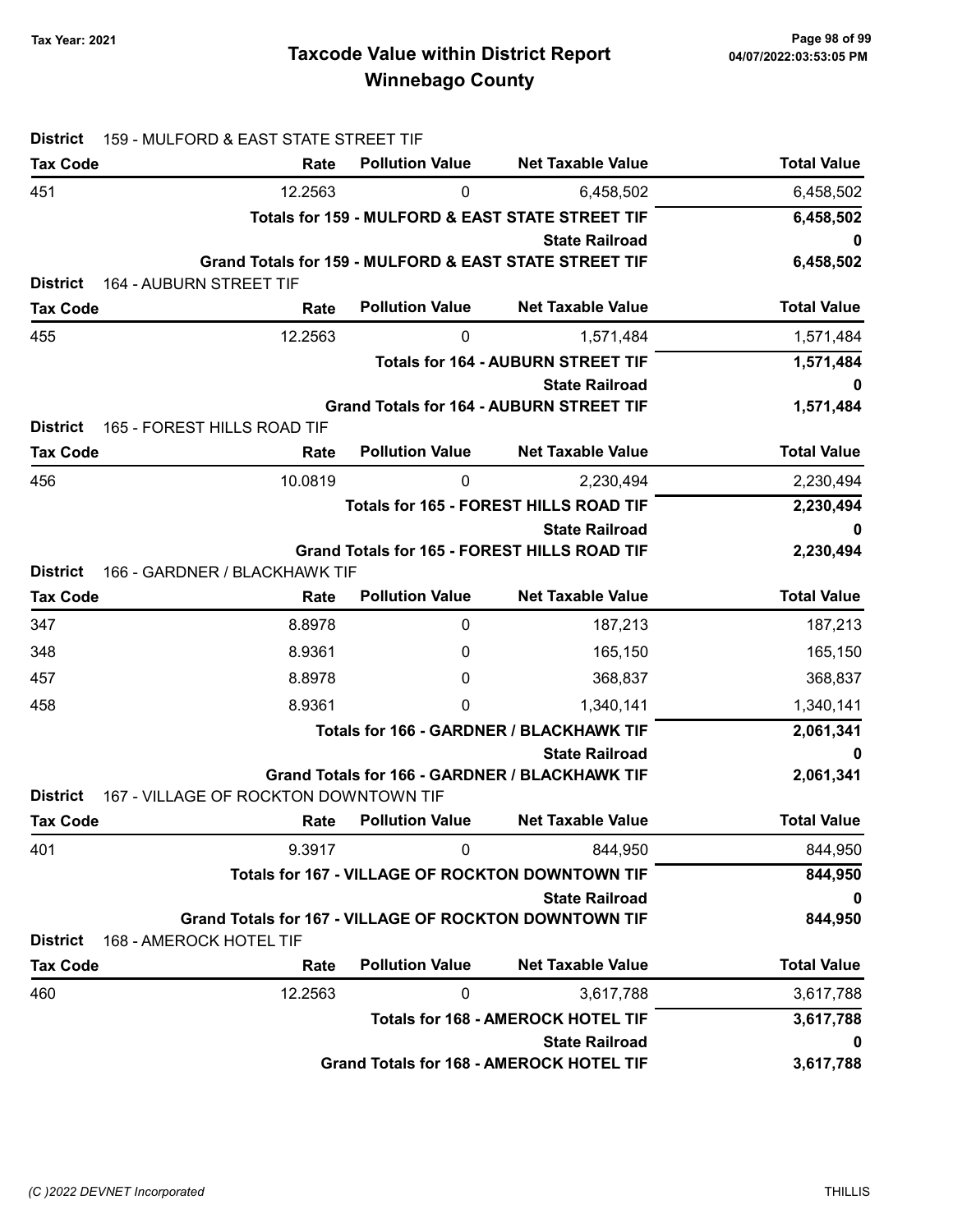**District** 159 - MULFORD & EAST STATE STREET TIF

| Tax Code | Rate | Pollution Value | Net Taxable Value | Total Value |
|---|---|---|---|---|
| 451 | 12.2563 | 0 | 6,458,502 | 6,458,502 |
| | | | **Totals for 159 - MULFORD & EAST STATE STREET TIF** | **6,458,502** |
| | | | **State Railroad** | **0** |
| | | | **Grand Totals for 159 - MULFORD & EAST STATE STREET TIF** | **6,458,502** |

**District** 164 - AUBURN STREET TIF

| Tax Code | Rate | Pollution Value | Net Taxable Value | Total Value |
|---|---|---|---|---|
| 455 | 12.2563 | 0 | 1,571,484 | 1,571,484 |
| | | | **Totals for 164 - AUBURN STREET TIF** | **1,571,484** |
| | | | **State Railroad** | **0** |
| | | | **Grand Totals for 164 - AUBURN STREET TIF** | **1,571,484** |

**District** 165 - FOREST HILLS ROAD TIF

| Tax Code | Rate | Pollution Value | Net Taxable Value | Total Value |
|---|---|---|---|---|
| 456 | 10.0819 | 0 | 2,230,494 | 2,230,494 |
| | | | **Totals for 165 - FOREST HILLS ROAD TIF** | **2,230,494** |
| | | | **State Railroad** | **0** |
| | | | **Grand Totals for 165 - FOREST HILLS ROAD TIF** | **2,230,494** |

**District** 166 - GARDNER / BLACKHAWK TIF

| Tax Code | Rate | Pollution Value | Net Taxable Value | Total Value |
|---|---|---|---|---|
| 347 | 8.8978 | 0 | 187,213 | 187,213 |
| 348 | 8.9361 | 0 | 165,150 | 165,150 |
| 457 | 8.8978 | 0 | 368,837 | 368,837 |
| 458 | 8.9361 | 0 | 1,340,141 | 1,340,141 |
| | | | **Totals for 166 - GARDNER / BLACKHAWK TIF** | **2,061,341** |
| | | | **State Railroad** | **0** |
| | | | **Grand Totals for 166 - GARDNER / BLACKHAWK TIF** | **2,061,341** |

**District** 167 - VILLAGE OF ROCKTON DOWNTOWN TIF

| Tax Code | Rate | Pollution Value | Net Taxable Value | Total Value |
|---|---|---|---|---|
| 401 | 9.3917 | 0 | 844,950 | 844,950 |
| | | | **Totals for 167 - VILLAGE OF ROCKTON DOWNTOWN TIF** | **844,950** |
| | | | **State Railroad** | **0** |
| | | | **Grand Totals for 167 - VILLAGE OF ROCKTON DOWNTOWN TIF** | **844,950** |

**District** 168 - AMEROCK HOTEL TIF

| Tax Code | Rate | Pollution Value | Net Taxable Value | Total Value |
|---|---|---|---|---|
| 460 | 12.2563 | 0 | 3,617,788 | 3,617,788 |
| | | | **Totals for 168 - AMEROCK HOTEL TIF** | **3,617,788** |
| | | | **State Railroad** | **0** |
| | | | **Grand Totals for 168 - AMEROCK HOTEL TIF** | **3,617,788** |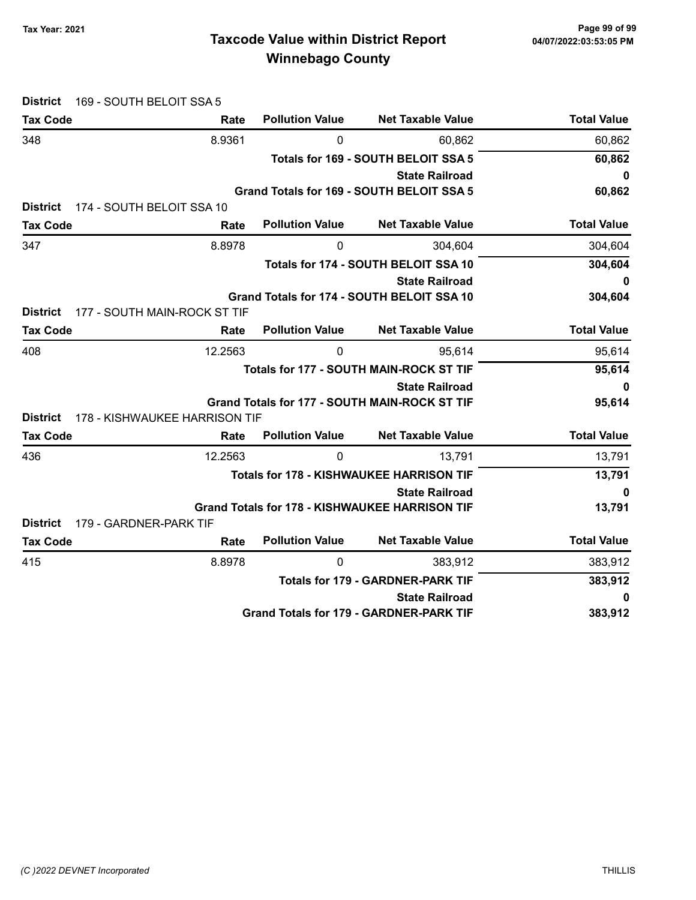**District** 169 - SOUTH BELOIT SSA 5

| Tax Code | Rate | Pollution Value | Net Taxable Value | Total Value |
|---|---|---|---|---|
| 348 | 8.9361 | 0 | 60,862 | 60,862 |
| | | | **Totals for 169 - SOUTH BELOIT SSA 5** | **60,862** |
| | | | **State Railroad** | **0** |
| | | | **Grand Totals for 169 - SOUTH BELOIT SSA 5** | **60,862** |

**District** 174 - SOUTH BELOIT SSA 10

| Tax Code | Rate | Pollution Value | Net Taxable Value | Total Value |
|---|---|---|---|---|
| 347 | 8.8978 | 0 | 304,604 | 304,604 |
| | | | **Totals for 174 - SOUTH BELOIT SSA 10** | **304,604** |
| | | | **State Railroad** | **0** |
| | | | **Grand Totals for 174 - SOUTH BELOIT SSA 10** | **304,604** |

**District** 177 - SOUTH MAIN-ROCK ST TIF

| Tax Code | Rate | Pollution Value | Net Taxable Value | Total Value |
|---|---|---|---|---|
| 408 | 12.2563 | 0 | 95,614 | 95,614 |
| | | | **Totals for 177 - SOUTH MAIN-ROCK ST TIF** | **95,614** |
| | | | **State Railroad** | **0** |
| | | | **Grand Totals for 177 - SOUTH MAIN-ROCK ST TIF** | **95,614** |

**District** 178 - KISHWAUKEE HARRISON TIF

| Tax Code | Rate | Pollution Value | Net Taxable Value | Total Value |
|---|---|---|---|---|
| 436 | 12.2563 | 0 | 13,791 | 13,791 |
| | | | **Totals for 178 - KISHWAUKEE HARRISON TIF** | **13,791** |
| | | | **State Railroad** | **0** |
| | | | **Grand Totals for 178 - KISHWAUKEE HARRISON TIF** | **13,791** |

**District** 179 - GARDNER-PARK TIF

| Tax Code | Rate | Pollution Value | Net Taxable Value | Total Value |
|---|---|---|---|---|
| 415 | 8.8978 | 0 | 383,912 | 383,912 |
| | | | **Totals for 179 - GARDNER-PARK TIF** | **383,912** |
| | | | **State Railroad** | **0** |
| | | | **Grand Totals for 179 - GARDNER-PARK TIF** | **383,912** |